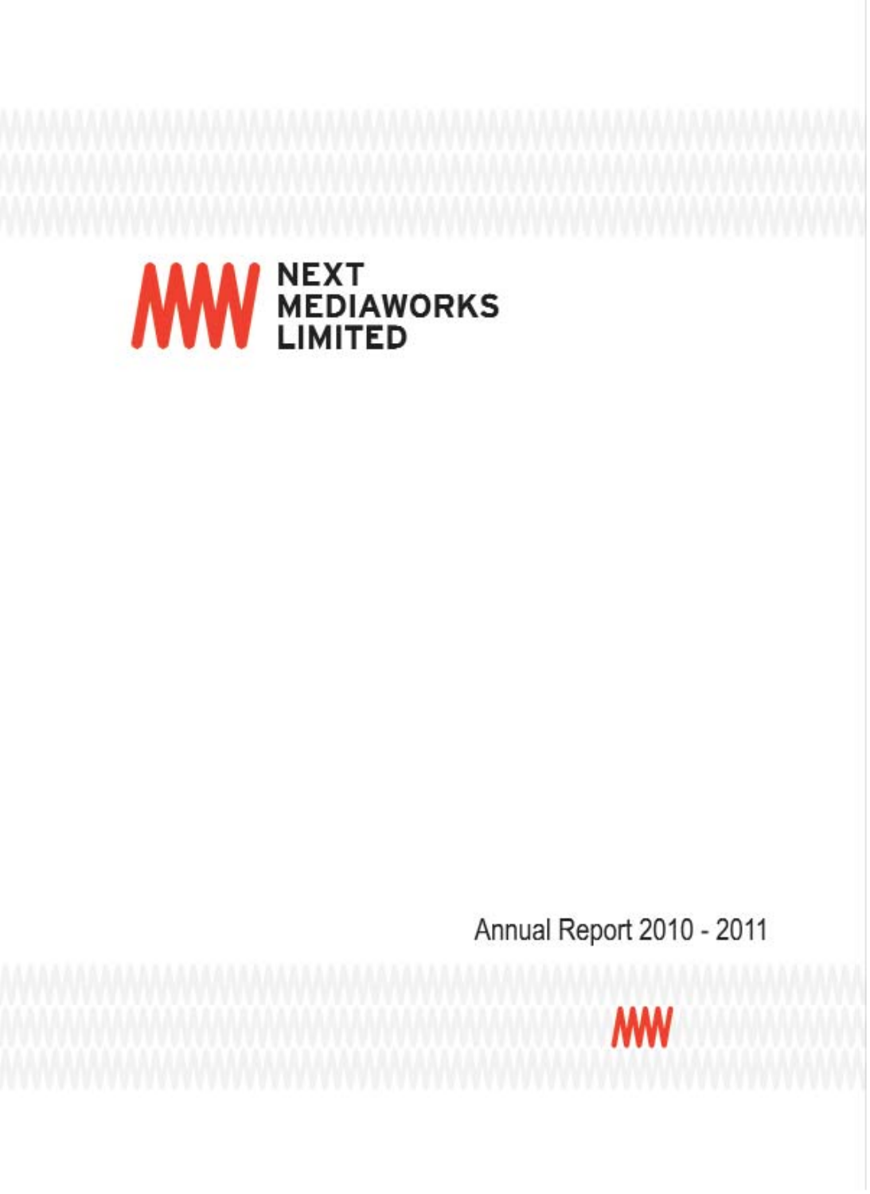# NEXT MEDIAWORKS LIMITED

Annual Report 2010 - 2011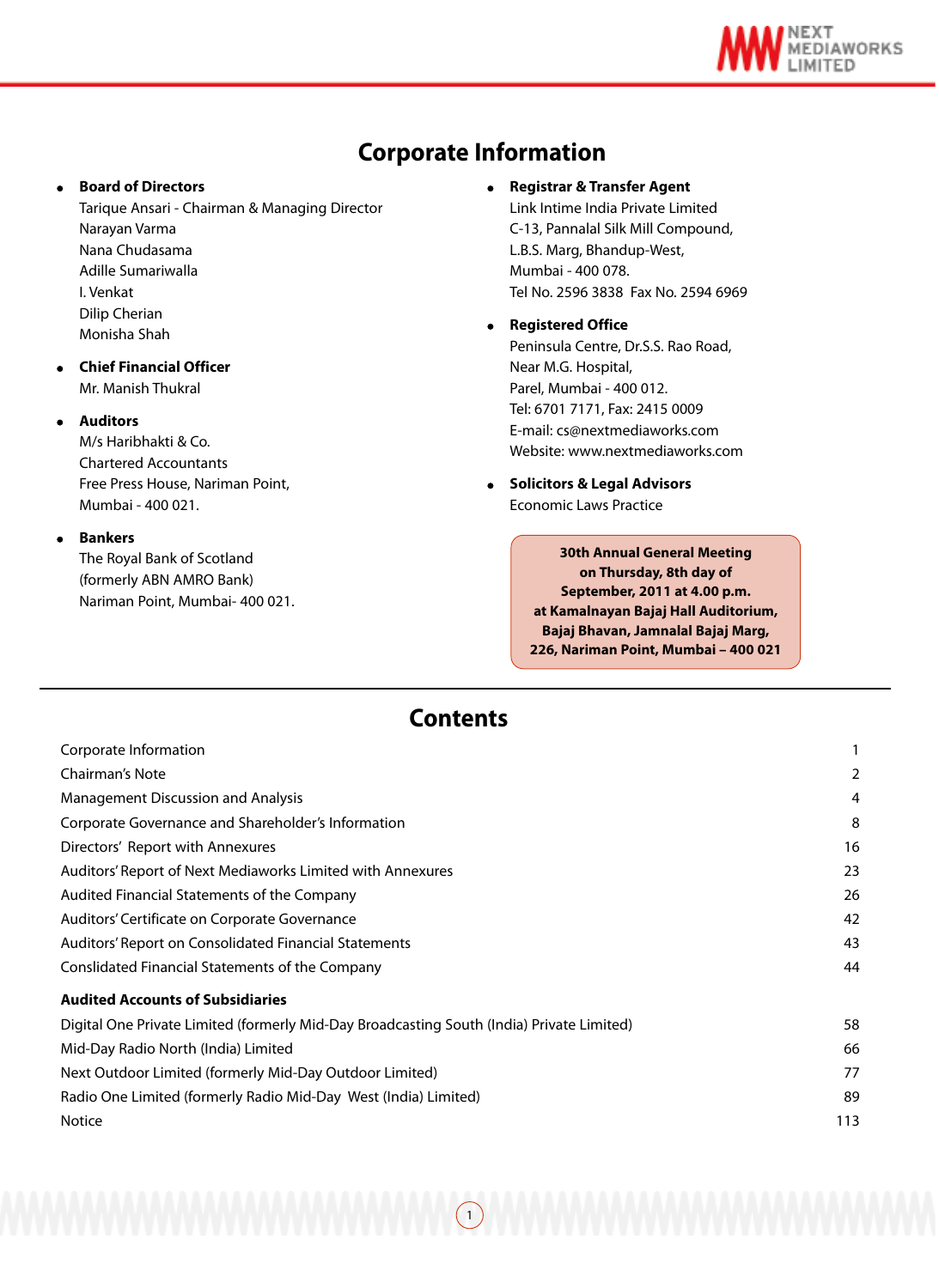# Corporate Information

- **Board of Directors**
  Tarique Ansari - Chairman & Managing Director
  Narayan Varma
  Nana Chudasama
  Adille Sumariwalla
  I. Venkat
  Dilip Cherian
  Monisha Shah

- **Chief Financial Officer**
  Mr. Manish Thukral

- **Auditors**
  M/s Haribhakti & Co.
  Chartered Accountants
  Free Press House, Nariman Point,
  Mumbai - 400 021.

- **Bankers**
  The Royal Bank of Scotland
  (formerly ABN AMRO Bank)
  Nariman Point, Mumbai- 400 021.

- **Registrar & Transfer Agent**
  Link Intime India Private Limited
  C-13, Pannalal Silk Mill Compound,
  L.B.S. Marg, Bhandup-West,
  Mumbai - 400 078.
  Tel No. 2596 3838 Fax No. 2594 6969

- **Registered Office**
  Peninsula Centre, Dr.S.S. Rao Road,
  Near M.G. Hospital,
  Parel, Mumbai - 400 012.
  Tel: 6701 7171, Fax: 2415 0009
  E-mail: cs@nextmediaworks.com
  Website: www.nextmediaworks.com

- **Solicitors & Legal Advisors**
  Economic Laws Practice

**30th Annual General Meeting on Thursday, 8th day of September, 2011 at 4.00 p.m. at Kamalnayan Bajaj Hall Auditorium, Bajaj Bhavan, Jamnalal Bajaj Marg, 226, Nariman Point, Mumbai – 400 021**

# Contents

| | |
|---|---|
| Corporate Information | 1 |
| Chairman's Note | 2 |
| Management Discussion and Analysis | 4 |
| Corporate Governance and Shareholder's Information | 8 |
| Directors' Report with Annexures | 16 |
| Auditors' Report of Next Mediaworks Limited with Annexures | 23 |
| Audited Financial Statements of the Company | 26 |
| Auditors' Certificate on Corporate Governance | 42 |
| Auditors' Report on Consolidated Financial Statements | 43 |
| Conslidated Financial Statements of the Company | 44 |
| **Audited Accounts of Subsidiaries** | |
| Digital One Private Limited (formerly Mid-Day Broadcasting South (India) Private Limited) | 58 |
| Mid-Day Radio North (India) Limited | 66 |
| Next Outdoor Limited (formerly Mid-Day Outdoor Limited) | 77 |
| Radio One Limited (formerly Radio Mid-Day West (India) Limited) | 89 |
| Notice | 113 |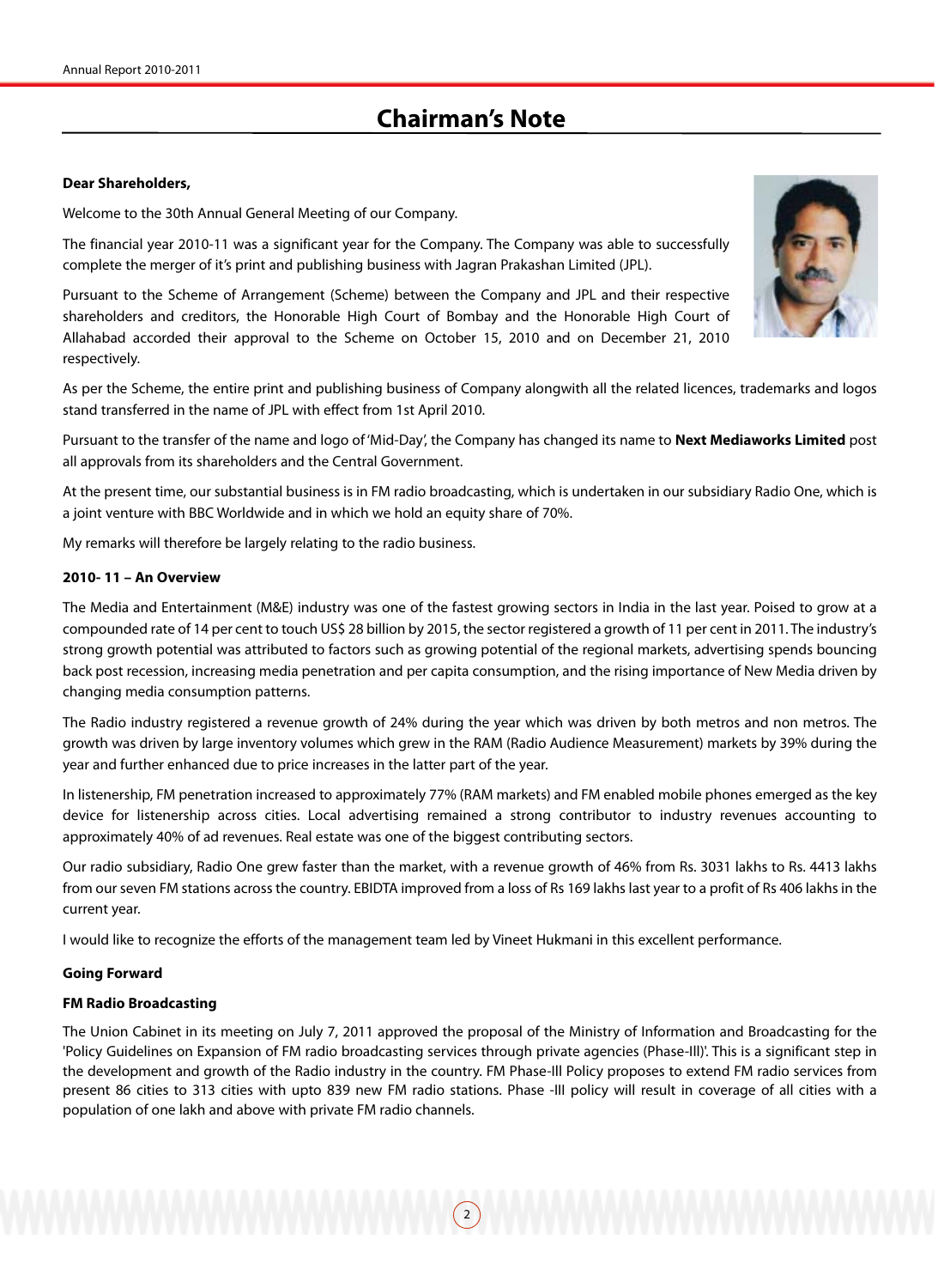# Chairman's Note

**Dear Shareholders,**

Welcome to the 30th Annual General Meeting of our Company.

The financial year 2010-11 was a significant year for the Company. The Company was able to successfully complete the merger of it's print and publishing business with Jagran Prakashan Limited (JPL).

Pursuant to the Scheme of Arrangement (Scheme) between the Company and JPL and their respective shareholders and creditors, the Honorable High Court of Bombay and the Honorable High Court of Allahabad accorded their approval to the Scheme on October 15, 2010 and on December 21, 2010 respectively.

As per the Scheme, the entire print and publishing business of Company alongwith all the related licences, trademarks and logos stand transferred in the name of JPL with effect from 1st April 2010.

Pursuant to the transfer of the name and logo of 'Mid-Day', the Company has changed its name to **Next Mediaworks Limited** post all approvals from its shareholders and the Central Government.

At the present time, our substantial business is in FM radio broadcasting, which is undertaken in our subsidiary Radio One, which is a joint venture with BBC Worldwide and in which we hold an equity share of 70%.

My remarks will therefore be largely relating to the radio business.

**2010- 11 – An Overview**

The Media and Entertainment (M&E) industry was one of the fastest growing sectors in India in the last year. Poised to grow at a compounded rate of 14 per cent to touch US$ 28 billion by 2015, the sector registered a growth of 11 per cent in 2011. The industry's strong growth potential was attributed to factors such as growing potential of the regional markets, advertising spends bouncing back post recession, increasing media penetration and per capita consumption, and the rising importance of New Media driven by changing media consumption patterns.

The Radio industry registered a revenue growth of 24% during the year which was driven by both metros and non metros. The growth was driven by large inventory volumes which grew in the RAM (Radio Audience Measurement) markets by 39% during the year and further enhanced due to price increases in the latter part of the year.

In listenership, FM penetration increased to approximately 77% (RAM markets) and FM enabled mobile phones emerged as the key device for listenership across cities. Local advertising remained a strong contributor to industry revenues accounting to approximately 40% of ad revenues. Real estate was one of the biggest contributing sectors.

Our radio subsidiary, Radio One grew faster than the market, with a revenue growth of 46% from Rs. 3031 lakhs to Rs. 4413 lakhs from our seven FM stations across the country. EBIDTA improved from a loss of Rs 169 lakhs last year to a profit of Rs 406 lakhs in the current year.

I would like to recognize the efforts of the management team led by Vineet Hukmani in this excellent performance.

**Going Forward**

**FM Radio Broadcasting**

The Union Cabinet in its meeting on July 7, 2011 approved the proposal of the Ministry of Information and Broadcasting for the 'Policy Guidelines on Expansion of FM radio broadcasting services through private agencies (Phase-III)'. This is a significant step in the development and growth of the Radio industry in the country. FM Phase-III Policy proposes to extend FM radio services from present 86 cities to 313 cities with upto 839 new FM radio stations. Phase -III policy will result in coverage of all cities with a population of one lakh and above with private FM radio channels.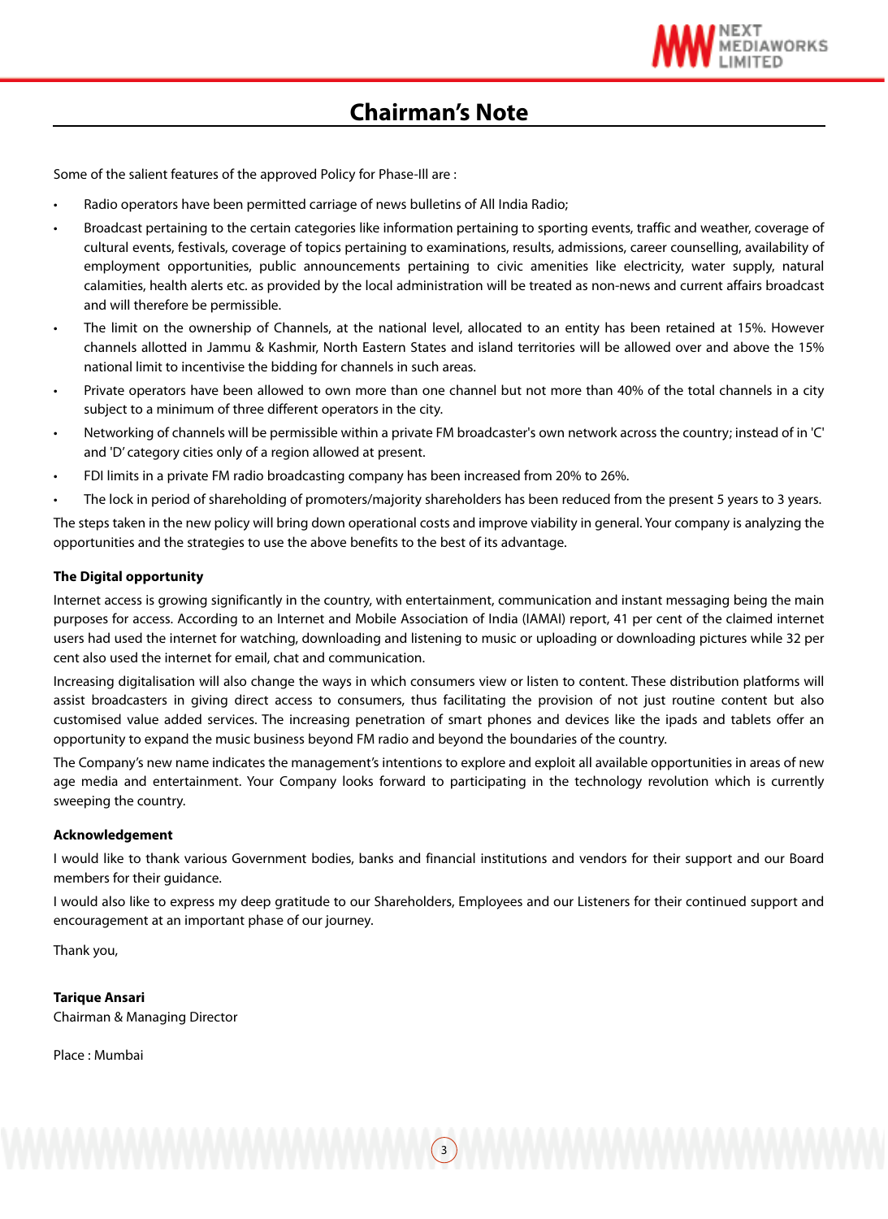## Chairman's Note

Some of the salient features of the approved Policy for Phase-III are :

- Radio operators have been permitted carriage of news bulletins of All India Radio;
- Broadcast pertaining to the certain categories like information pertaining to sporting events, traffic and weather, coverage of cultural events, festivals, coverage of topics pertaining to examinations, results, admissions, career counselling, availability of employment opportunities, public announcements pertaining to civic amenities like electricity, water supply, natural calamities, health alerts etc. as provided by the local administration will be treated as non-news and current affairs broadcast and will therefore be permissible.
- The limit on the ownership of Channels, at the national level, allocated to an entity has been retained at 15%. However channels allotted in Jammu & Kashmir, North Eastern States and island territories will be allowed over and above the 15% national limit to incentivise the bidding for channels in such areas.
- Private operators have been allowed to own more than one channel but not more than 40% of the total channels in a city subject to a minimum of three different operators in the city.
- Networking of channels will be permissible within a private FM broadcaster's own network across the country; instead of in 'C' and 'D' category cities only of a region allowed at present.
- FDI limits in a private FM radio broadcasting company has been increased from 20% to 26%.
- The lock in period of shareholding of promoters/majority shareholders has been reduced from the present 5 years to 3 years.

The steps taken in the new policy will bring down operational costs and improve viability in general. Your company is analyzing the opportunities and the strategies to use the above benefits to the best of its advantage.

**The Digital opportunity**

Internet access is growing significantly in the country, with entertainment, communication and instant messaging being the main purposes for access. According to an Internet and Mobile Association of India (IAMAI) report, 41 per cent of the claimed internet users had used the internet for watching, downloading and listening to music or uploading or downloading pictures while 32 per cent also used the internet for email, chat and communication.

Increasing digitalisation will also change the ways in which consumers view or listen to content. These distribution platforms will assist broadcasters in giving direct access to consumers, thus facilitating the provision of not just routine content but also customised value added services. The increasing penetration of smart phones and devices like the ipads and tablets offer an opportunity to expand the music business beyond FM radio and beyond the boundaries of the country.

The Company's new name indicates the management's intentions to explore and exploit all available opportunities in areas of new age media and entertainment. Your Company looks forward to participating in the technology revolution which is currently sweeping the country.

**Acknowledgement**

I would like to thank various Government bodies, banks and financial institutions and vendors for their support and our Board members for their guidance.

I would also like to express my deep gratitude to our Shareholders, Employees and our Listeners for their continued support and encouragement at an important phase of our journey.

Thank you,

**Tarique Ansari**
Chairman & Managing Director

Place : Mumbai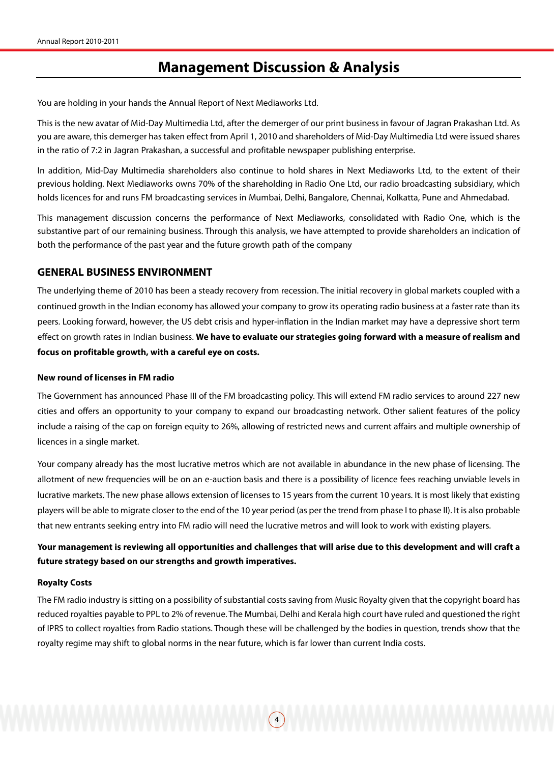# Management Discussion & Analysis

You are holding in your hands the Annual Report of Next Mediaworks Ltd.

This is the new avatar of Mid-Day Multimedia Ltd, after the demerger of our print business in favour of Jagran Prakashan Ltd. As you are aware, this demerger has taken effect from April 1, 2010 and shareholders of Mid-Day Multimedia Ltd were issued shares in the ratio of 7:2 in Jagran Prakashan, a successful and profitable newspaper publishing enterprise.

In addition, Mid-Day Multimedia shareholders also continue to hold shares in Next Mediaworks Ltd, to the extent of their previous holding. Next Mediaworks owns 70% of the shareholding in Radio One Ltd, our radio broadcasting subsidiary, which holds licences for and runs FM broadcasting services in Mumbai, Delhi, Bangalore, Chennai, Kolkatta, Pune and Ahmedabad.

This management discussion concerns the performance of Next Mediaworks, consolidated with Radio One, which is the substantive part of our remaining business. Through this analysis, we have attempted to provide shareholders an indication of both the performance of the past year and the future growth path of the company

## GENERAL BUSINESS ENVIRONMENT

The underlying theme of 2010 has been a steady recovery from recession. The initial recovery in global markets coupled with a continued growth in the Indian economy has allowed your company to grow its operating radio business at a faster rate than its peers. Looking forward, however, the US debt crisis and hyper-inflation in the Indian market may have a depressive short term effect on growth rates in Indian business. **We have to evaluate our strategies going forward with a measure of realism and focus on profitable growth, with a careful eye on costs.**

### New round of licenses in FM radio

The Government has announced Phase III of the FM broadcasting policy. This will extend FM radio services to around 227 new cities and offers an opportunity to your company to expand our broadcasting network. Other salient features of the policy include a raising of the cap on foreign equity to 26%, allowing of restricted news and current affairs and multiple ownership of licences in a single market.

Your company already has the most lucrative metros which are not available in abundance in the new phase of licensing. The allotment of new frequencies will be on an e-auction basis and there is a possibility of licence fees reaching unviable levels in lucrative markets. The new phase allows extension of licenses to 15 years from the current 10 years. It is most likely that existing players will be able to migrate closer to the end of the 10 year period (as per the trend from phase I to phase II). It is also probable that new entrants seeking entry into FM radio will need the lucrative metros and will look to work with existing players.

**Your management is reviewing all opportunities and challenges that will arise due to this development and will craft a future strategy based on our strengths and growth imperatives.**

### Royalty Costs

The FM radio industry is sitting on a possibility of substantial costs saving from Music Royalty given that the copyright board has reduced royalties payable to PPL to 2% of revenue. The Mumbai, Delhi and Kerala high court have ruled and questioned the right of IPRS to collect royalties from Radio stations. Though these will be challenged by the bodies in question, trends show that the royalty regime may shift to global norms in the near future, which is far lower than current India costs.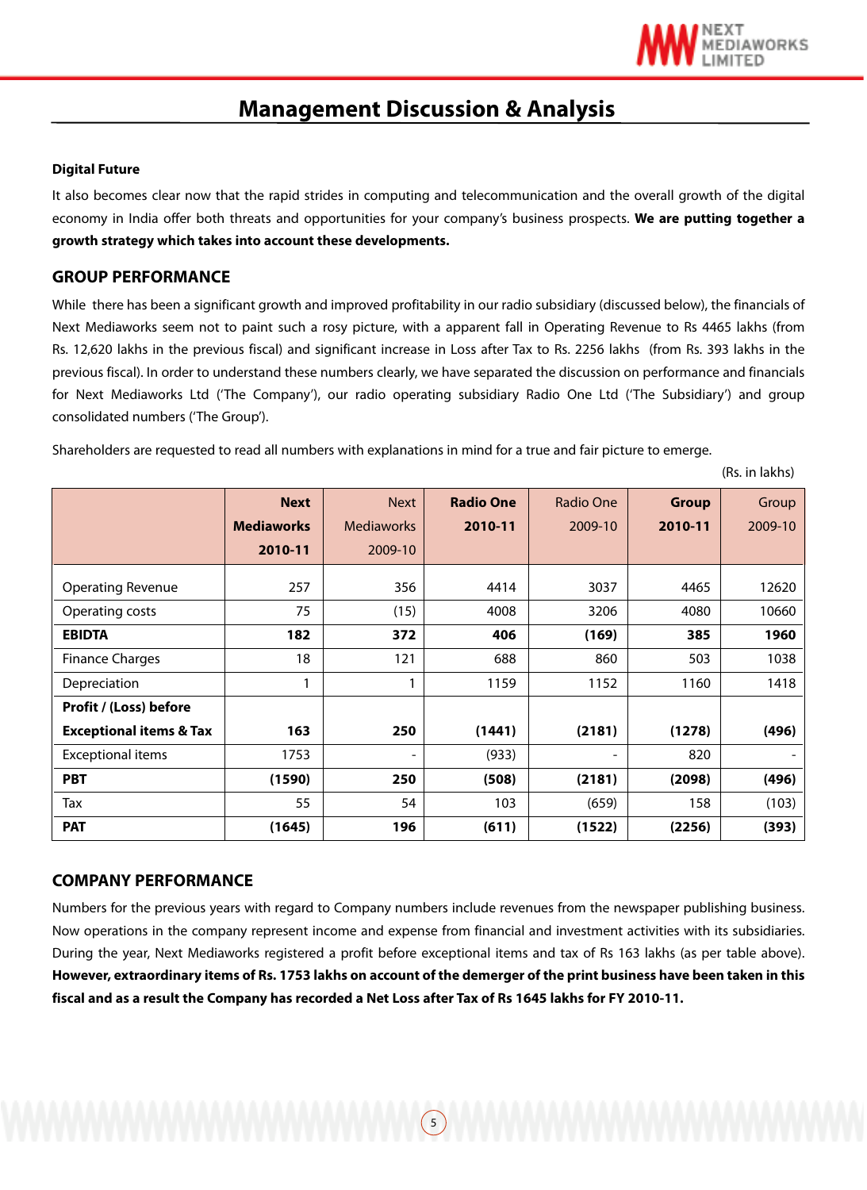# Management Discussion & Analysis

**Digital Future**

It also becomes clear now that the rapid strides in computing and telecommunication and the overall growth of the digital economy in India offer both threats and opportunities for your company's business prospects. **We are putting together a growth strategy which takes into account these developments.**

## GROUP PERFORMANCE

While there has been a significant growth and improved profitability in our radio subsidiary (discussed below), the financials of Next Mediaworks seem not to paint such a rosy picture, with a apparent fall in Operating Revenue to Rs 4465 lakhs (from Rs. 12,620 lakhs in the previous fiscal) and significant increase in Loss after Tax to Rs. 2256 lakhs (from Rs. 393 lakhs in the previous fiscal). In order to understand these numbers clearly, we have separated the discussion on performance and financials for Next Mediaworks Ltd ('The Company'), our radio operating subsidiary Radio One Ltd ('The Subsidiary') and group consolidated numbers ('The Group').

Shareholders are requested to read all numbers with explanations in mind for a true and fair picture to emerge.

(Rs. in lakhs)

| | **Next Mediaworks 2010-11** | Next Mediaworks 2009-10 | **Radio One 2010-11** | Radio One 2009-10 | **Group 2010-11** | Group 2009-10 |
|---|---|---|---|---|---|---|
| Operating Revenue | 257 | 356 | 4414 | 3037 | 4465 | 12620 |
| Operating costs | 75 | (15) | 4008 | 3206 | 4080 | 10660 |
| **EBIDTA** | **182** | **372** | **406** | **(169)** | **385** | **1960** |
| Finance Charges | 18 | 121 | 688 | 860 | 503 | 1038 |
| Depreciation | 1 | 1 | 1159 | 1152 | 1160 | 1418 |
| **Profit / (Loss) before Exceptional items & Tax** | **163** | **250** | **(1441)** | **(2181)** | **(1278)** | **(496)** |
| Exceptional items | 1753 | - | (933) | - | 820 | - |
| **PBT** | **(1590)** | **250** | **(508)** | **(2181)** | **(2098)** | **(496)** |
| Tax | 55 | 54 | 103 | (659) | 158 | (103) |
| **PAT** | **(1645)** | **196** | **(611)** | **(1522)** | **(2256)** | **(393)** |

## COMPANY PERFORMANCE

Numbers for the previous years with regard to Company numbers include revenues from the newspaper publishing business. Now operations in the company represent income and expense from financial and investment activities with its subsidiaries. During the year, Next Mediaworks registered a profit before exceptional items and tax of Rs 163 lakhs (as per table above). **However, extraordinary items of Rs. 1753 lakhs on account of the demerger of the print business have been taken in this fiscal and as a result the Company has recorded a Net Loss after Tax of Rs 1645 lakhs for FY 2010-11.**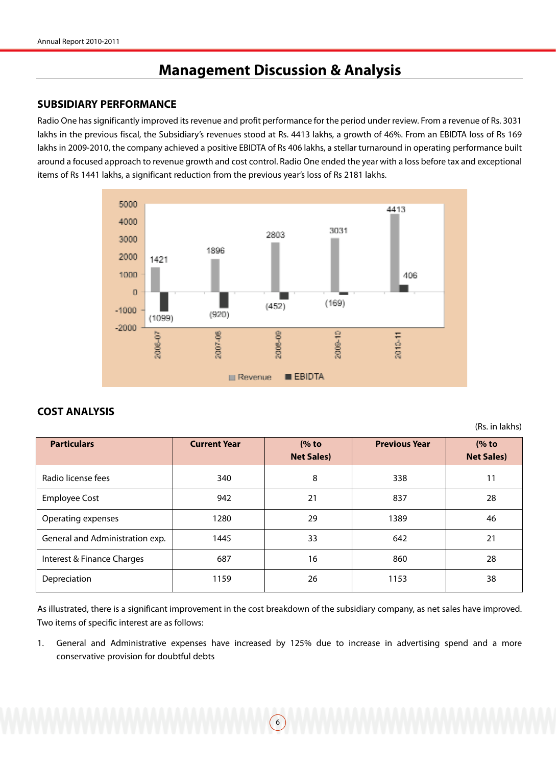# Management Discussion & Analysis

## SUBSIDIARY PERFORMANCE

Radio One has significantly improved its revenue and profit performance for the period under review. From a revenue of Rs. 3031 lakhs in the previous fiscal, the Subsidiary's revenues stood at Rs. 4413 lakhs, a growth of 46%. From an EBIDTA loss of Rs 169 lakhs in 2009-2010, the company achieved a positive EBIDTA of Rs 406 lakhs, a stellar turnaround in operating performance built around a focused approach to revenue growth and cost control. Radio One ended the year with a loss before tax and exceptional items of Rs 1441 lakhs, a significant reduction from the previous year's loss of Rs 2181 lakhs.

| Year | Revenue | EBIDTA |
|---|---|---|
| 2006-07 | 1421 | (1099) |
| 2007-08 | 1896 | (920) |
| 2008-09 | 2803 | (452) |
| 2009-10 | 3031 | (169) |
| 2010-11 | 4413 | 406 |

## COST ANALYSIS

(Rs. in lakhs)

| Particulars | Current Year | (% to Net Sales) | Previous Year | (% to Net Sales) |
|---|---|---|---|---|
| Radio license fees | 340 | 8 | 338 | 11 |
| Employee Cost | 942 | 21 | 837 | 28 |
| Operating expenses | 1280 | 29 | 1389 | 46 |
| General and Administration exp. | 1445 | 33 | 642 | 21 |
| Interest & Finance Charges | 687 | 16 | 860 | 28 |
| Depreciation | 1159 | 26 | 1153 | 38 |

As illustrated, there is a significant improvement in the cost breakdown of the subsidiary company, as net sales have improved. Two items of specific interest are as follows:

1. General and Administrative expenses have increased by 125% due to increase in advertising spend and a more conservative provision for doubtful debts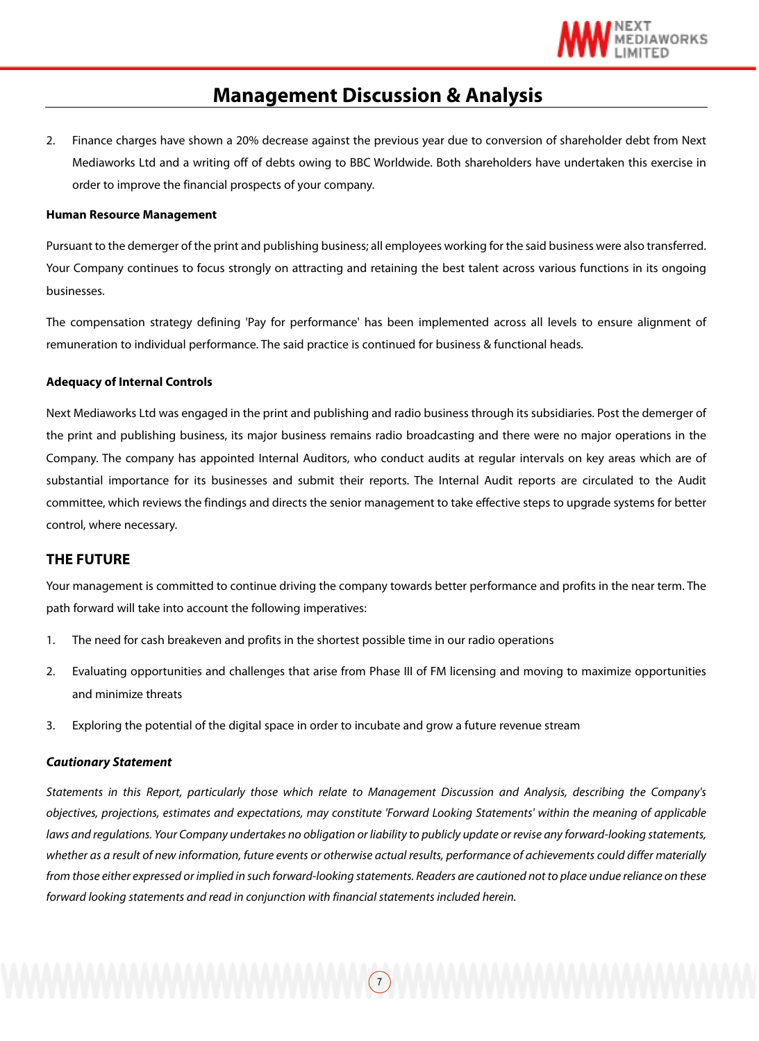# Management Discussion & Analysis

2. Finance charges have shown a 20% decrease against the previous year due to conversion of shareholder debt from Next Mediaworks Ltd and a writing off of debts owing to BBC Worldwide. Both shareholders have undertaken this exercise in order to improve the financial prospects of your company.

**Human Resource Management**

Pursuant to the demerger of the print and publishing business; all employees working for the said business were also transferred. Your Company continues to focus strongly on attracting and retaining the best talent across various functions in its ongoing businesses.

The compensation strategy defining 'Pay for performance' has been implemented across all levels to ensure alignment of remuneration to individual performance. The said practice is continued for business & functional heads.

**Adequacy of Internal Controls**

Next Mediaworks Ltd was engaged in the print and publishing and radio business through its subsidiaries. Post the demerger of the print and publishing business, its major business remains radio broadcasting and there were no major operations in the Company. The company has appointed Internal Auditors, who conduct audits at regular intervals on key areas which are of substantial importance for its businesses and submit their reports. The Internal Audit reports are circulated to the Audit committee, which reviews the findings and directs the senior management to take effective steps to upgrade systems for better control, where necessary.

## THE FUTURE

Your management is committed to continue driving the company towards better performance and profits in the near term. The path forward will take into account the following imperatives:

1. The need for cash breakeven and profits in the shortest possible time in our radio operations

2. Evaluating opportunities and challenges that arise from Phase III of FM licensing and moving to maximize opportunities and minimize threats

3. Exploring the potential of the digital space in order to incubate and grow a future revenue stream

***Cautionary Statement***

*Statements in this Report, particularly those which relate to Management Discussion and Analysis, describing the Company's objectives, projections, estimates and expectations, may constitute 'Forward Looking Statements' within the meaning of applicable laws and regulations. Your Company undertakes no obligation or liability to publicly update or revise any forward-looking statements, whether as a result of new information, future events or otherwise actual results, performance of achievements could differ materially from those either expressed or implied in such forward-looking statements. Readers are cautioned not to place undue reliance on these forward looking statements and read in conjunction with financial statements included herein.*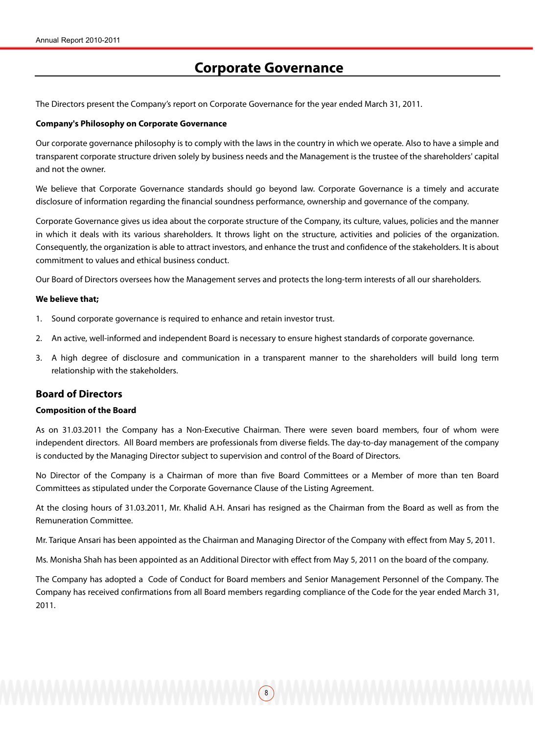# Corporate Governance

The Directors present the Company's report on Corporate Governance for the year ended March 31, 2011.

**Company's Philosophy on Corporate Governance**

Our corporate governance philosophy is to comply with the laws in the country in which we operate. Also to have a simple and transparent corporate structure driven solely by business needs and the Management is the trustee of the shareholders' capital and not the owner.

We believe that Corporate Governance standards should go beyond law. Corporate Governance is a timely and accurate disclosure of information regarding the financial soundness performance, ownership and governance of the company.

Corporate Governance gives us idea about the corporate structure of the Company, its culture, values, policies and the manner in which it deals with its various shareholders. It throws light on the structure, activities and policies of the organization. Consequently, the organization is able to attract investors, and enhance the trust and confidence of the stakeholders. It is about commitment to values and ethical business conduct.

Our Board of Directors oversees how the Management serves and protects the long-term interests of all our shareholders.

**We believe that;**

1. Sound corporate governance is required to enhance and retain investor trust.
2. An active, well-informed and independent Board is necessary to ensure highest standards of corporate governance.
3. A high degree of disclosure and communication in a transparent manner to the shareholders will build long term relationship with the stakeholders.

## Board of Directors

**Composition of the Board**

As on 31.03.2011 the Company has a Non-Executive Chairman. There were seven board members, four of whom were independent directors. All Board members are professionals from diverse fields. The day-to-day management of the company is conducted by the Managing Director subject to supervision and control of the Board of Directors.

No Director of the Company is a Chairman of more than five Board Committees or a Member of more than ten Board Committees as stipulated under the Corporate Governance Clause of the Listing Agreement.

At the closing hours of 31.03.2011, Mr. Khalid A.H. Ansari has resigned as the Chairman from the Board as well as from the Remuneration Committee.

Mr. Tarique Ansari has been appointed as the Chairman and Managing Director of the Company with effect from May 5, 2011.

Ms. Monisha Shah has been appointed as an Additional Director with effect from May 5, 2011 on the board of the company.

The Company has adopted a Code of Conduct for Board members and Senior Management Personnel of the Company. The Company has received confirmations from all Board members regarding compliance of the Code for the year ended March 31, 2011.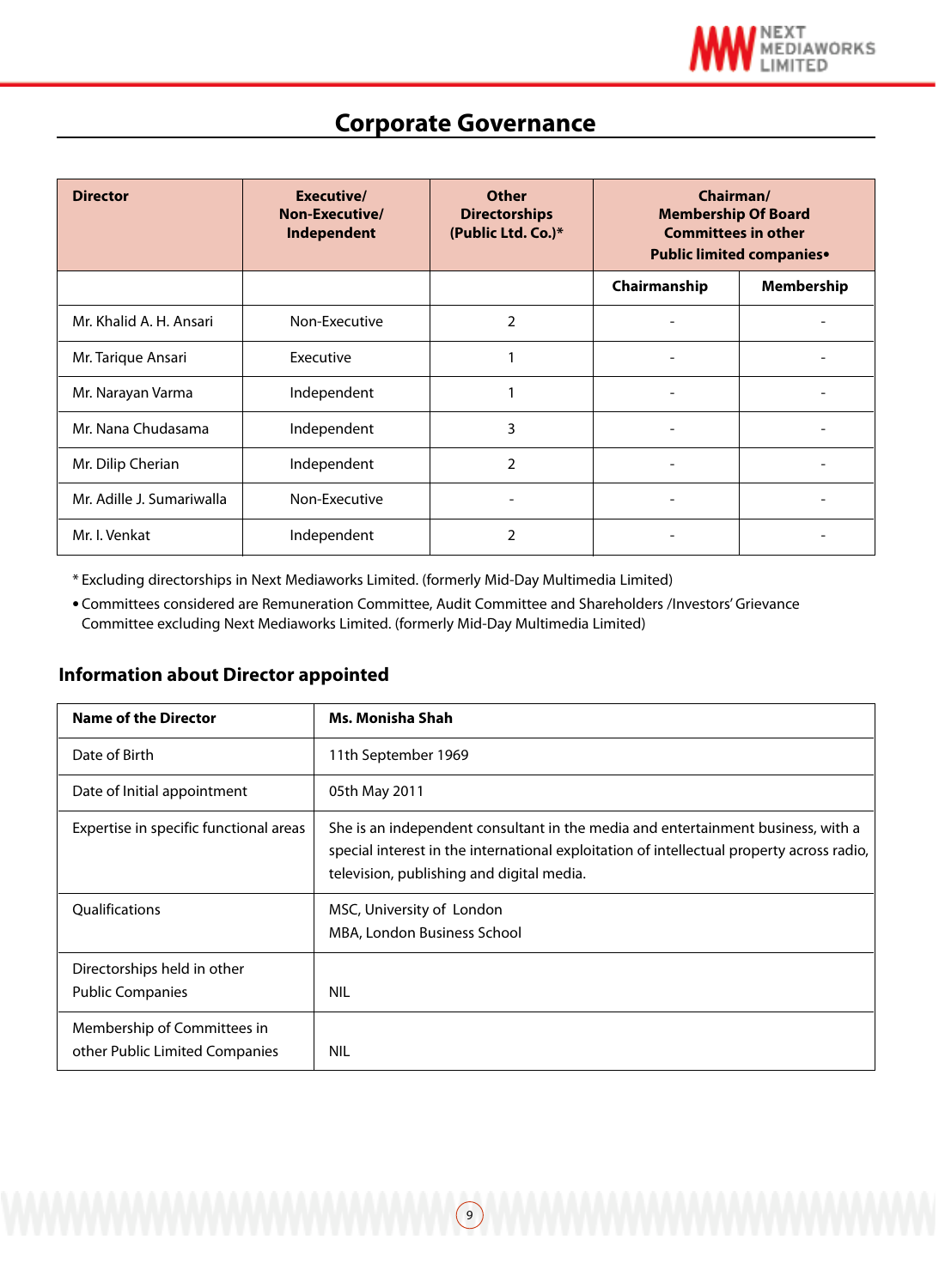# Corporate Governance

| Director | Executive/ Non-Executive/ Independent | Other Directorships (Public Ltd. Co.)* | Chairman/ Membership Of Board Committees in other Public limited companies• | |
|---|---|---|---|---|
| | | | Chairmanship | Membership |
| Mr. Khalid A. H. Ansari | Non-Executive | 2 | - | - |
| Mr. Tarique Ansari | Executive | 1 | - | - |
| Mr. Narayan Varma | Independent | 1 | - | - |
| Mr. Nana Chudasama | Independent | 3 | - | - |
| Mr. Dilip Cherian | Independent | 2 | - | - |
| Mr. Adille J. Sumariwalla | Non-Executive | - | - | - |
| Mr. I. Venkat | Independent | 2 | - | - |

* Excluding directorships in Next Mediaworks Limited. (formerly Mid-Day Multimedia Limited)

• Committees considered are Remuneration Committee, Audit Committee and Shareholders /Investors' Grievance Committee excluding Next Mediaworks Limited. (formerly Mid-Day Multimedia Limited)

## Information about Director appointed

| Name of the Director | Ms. Monisha Shah |
|---|---|
| Date of Birth | 11th September 1969 |
| Date of Initial appointment | 05th May 2011 |
| Expertise in specific functional areas | She is an independent consultant in the media and entertainment business, with a special interest in the international exploitation of intellectual property across radio, television, publishing and digital media. |
| Qualifications | MSC, University of London<br>MBA, London Business School |
| Directorships held in other Public Companies | NIL |
| Membership of Committees in other Public Limited Companies | NIL |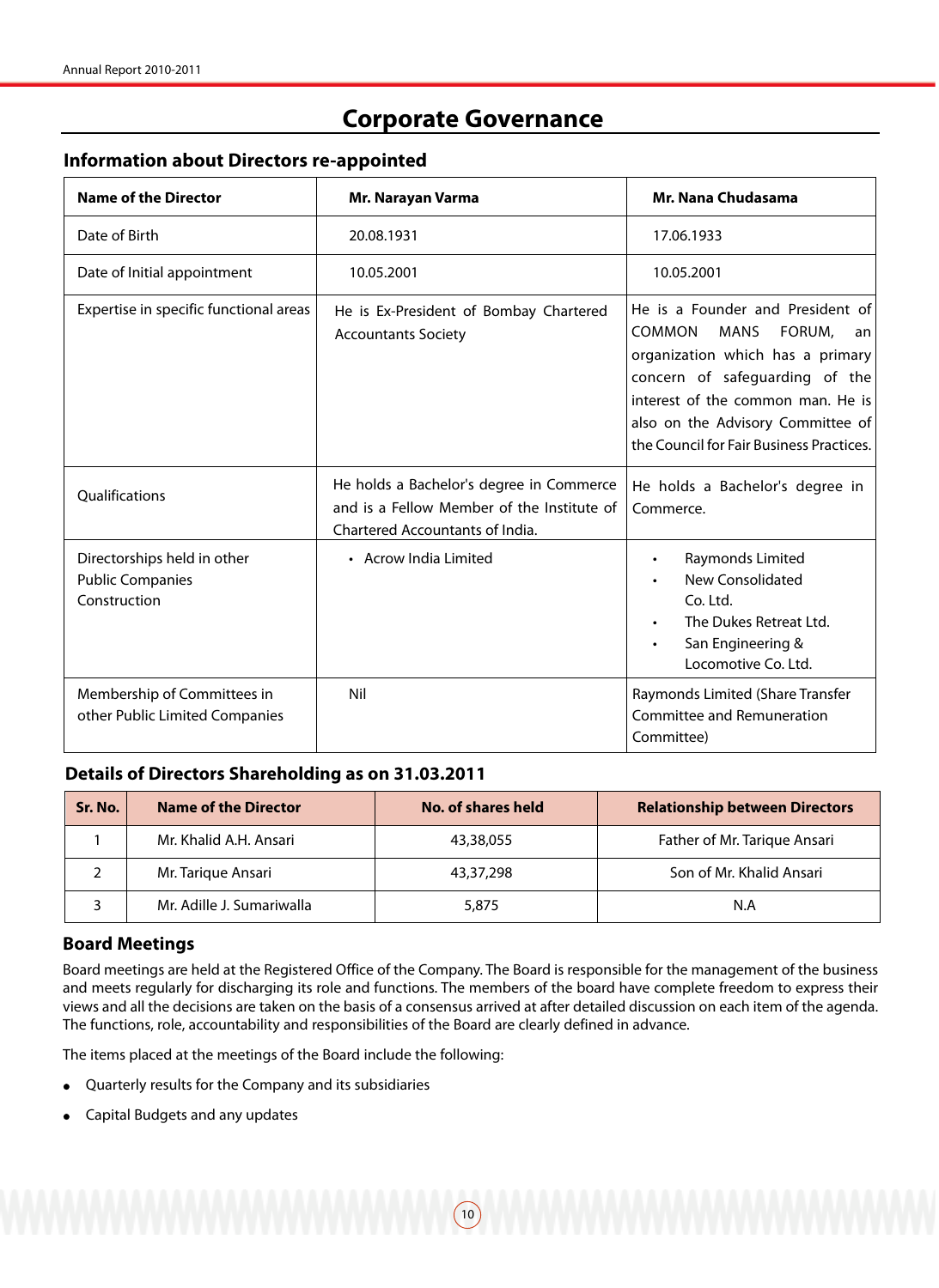# Corporate Governance

## Information about Directors re-appointed

| Name of the Director | Mr. Narayan Varma | Mr. Nana Chudasama |
|---|---|---|
| Date of Birth | 20.08.1931 | 17.06.1933 |
| Date of Initial appointment | 10.05.2001 | 10.05.2001 |
| Expertise in specific functional areas | He is Ex-President of Bombay Chartered Accountants Society | He is a Founder and President of COMMON MANS FORUM, an organization which has a primary concern of safeguarding of the interest of the common man. He is also on the Advisory Committee of the Council for Fair Business Practices. |
| Qualifications | He holds a Bachelor's degree in Commerce and is a Fellow Member of the Institute of Chartered Accountants of India. | He holds a Bachelor's degree in Commerce. |
| Directorships held in other Public Companies Construction | • Acrow India Limited | • Raymonds Limited<br>• New Consolidated Co. Ltd.<br>• The Dukes Retreat Ltd.<br>• San Engineering & Locomotive Co. Ltd. |
| Membership of Committees in other Public Limited Companies | Nil | Raymonds Limited (Share Transfer Committee and Remuneration Committee) |

## Details of Directors Shareholding as on 31.03.2011

| Sr. No. | Name of the Director | No. of shares held | Relationship between Directors |
|---|---|---|---|
| 1 | Mr. Khalid A.H. Ansari | 43,38,055 | Father of Mr. Tarique Ansari |
| 2 | Mr. Tarique Ansari | 43,37,298 | Son of Mr. Khalid Ansari |
| 3 | Mr. Adille J. Sumariwalla | 5,875 | N.A |

## Board Meetings

Board meetings are held at the Registered Office of the Company. The Board is responsible for the management of the business and meets regularly for discharging its role and functions. The members of the board have complete freedom to express their views and all the decisions are taken on the basis of a consensus arrived at after detailed discussion on each item of the agenda. The functions, role, accountability and responsibilities of the Board are clearly defined in advance.

The items placed at the meetings of the Board include the following:

- Quarterly results for the Company and its subsidiaries
- Capital Budgets and any updates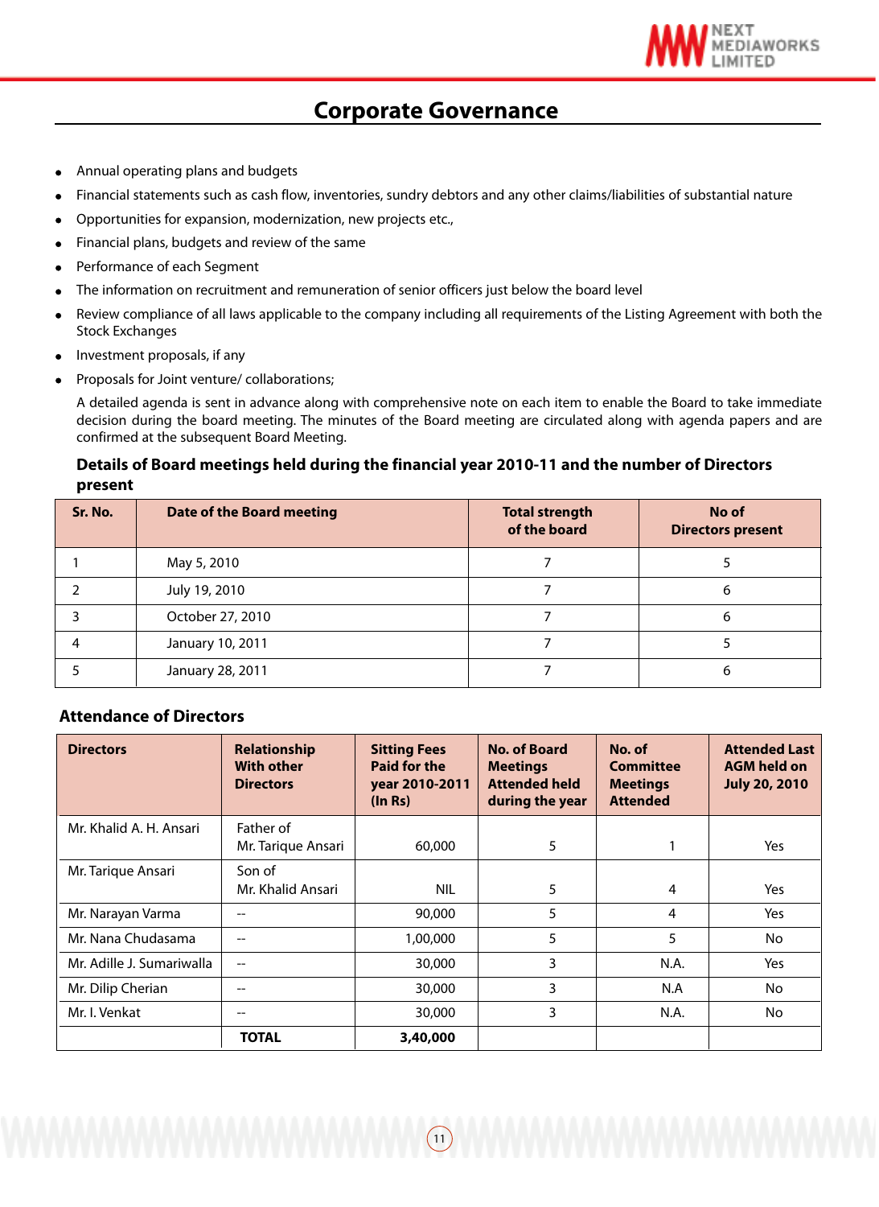# Corporate Governance

- Annual operating plans and budgets
- Financial statements such as cash flow, inventories, sundry debtors and any other claims/liabilities of substantial nature
- Opportunities for expansion, modernization, new projects etc.,
- Financial plans, budgets and review of the same
- Performance of each Segment
- The information on recruitment and remuneration of senior officers just below the board level
- Review compliance of all laws applicable to the company including all requirements of the Listing Agreement with both the Stock Exchanges
- Investment proposals, if any
- Proposals for Joint venture/ collaborations;

A detailed agenda is sent in advance along with comprehensive note on each item to enable the Board to take immediate decision during the board meeting. The minutes of the Board meeting are circulated along with agenda papers and are confirmed at the subsequent Board Meeting.

### Details of Board meetings held during the financial year 2010-11 and the number of Directors present

| Sr. No. | Date of the Board meeting | Total strength of the board | No of Directors present |
|---|---|---|---|
| 1 | May 5, 2010 | 7 | 5 |
| 2 | July 19, 2010 | 7 | 6 |
| 3 | October 27, 2010 | 7 | 6 |
| 4 | January 10, 2011 | 7 | 5 |
| 5 | January 28, 2011 | 7 | 6 |

### Attendance of Directors

| Directors | Relationship With other Directors | Sitting Fees Paid for the year 2010-2011 (In Rs) | No. of Board Meetings Attended held during the year | No. of Committee Meetings Attended | Attended Last AGM held on July 20, 2010 |
|---|---|---|---|---|---|
| Mr. Khalid A. H. Ansari | Father of Mr. Tarique Ansari | 60,000 | 5 | 1 | Yes |
| Mr. Tarique Ansari | Son of Mr. Khalid Ansari | NIL | 5 | 4 | Yes |
| Mr. Narayan Varma | -- | 90,000 | 5 | 4 | Yes |
| Mr. Nana Chudasama | -- | 1,00,000 | 5 | 5 | No |
| Mr. Adille J. Sumariwalla | -- | 30,000 | 3 | N.A. | Yes |
| Mr. Dilip Cherian | -- | 30,000 | 3 | N.A | No |
| Mr. I. Venkat | -- | 30,000 | 3 | N.A. | No |
| | **TOTAL** | **3,40,000** | | | |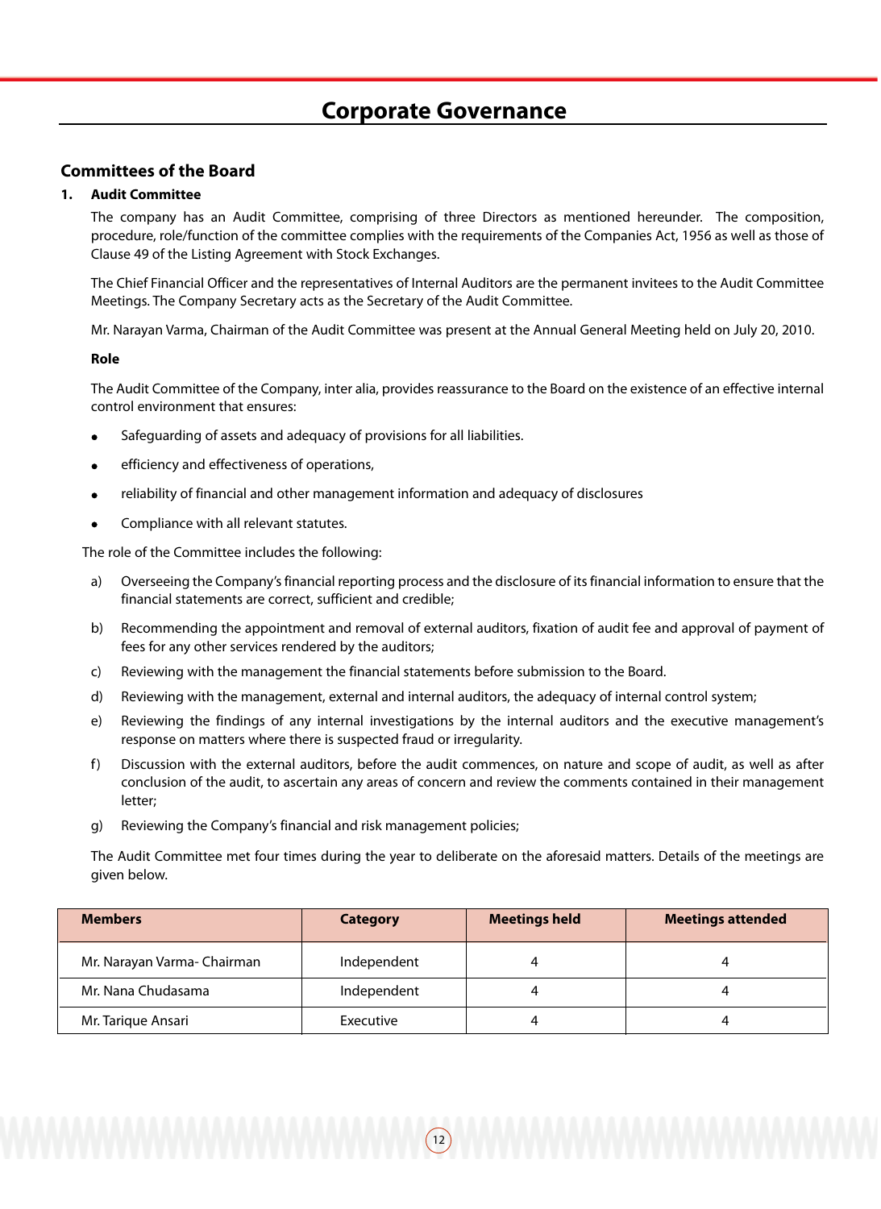# Corporate Governance

## Committees of the Board

### 1. Audit Committee

The company has an Audit Committee, comprising of three Directors as mentioned hereunder. The composition, procedure, role/function of the committee complies with the requirements of the Companies Act, 1956 as well as those of Clause 49 of the Listing Agreement with Stock Exchanges.

The Chief Financial Officer and the representatives of Internal Auditors are the permanent invitees to the Audit Committee Meetings. The Company Secretary acts as the Secretary of the Audit Committee.

Mr. Narayan Varma, Chairman of the Audit Committee was present at the Annual General Meeting held on July 20, 2010.

**Role**

The Audit Committee of the Company, inter alia, provides reassurance to the Board on the existence of an effective internal control environment that ensures:

- Safeguarding of assets and adequacy of provisions for all liabilities.
- efficiency and effectiveness of operations,
- reliability of financial and other management information and adequacy of disclosures
- Compliance with all relevant statutes.

The role of the Committee includes the following:

a) Overseeing the Company's financial reporting process and the disclosure of its financial information to ensure that the financial statements are correct, sufficient and credible;

b) Recommending the appointment and removal of external auditors, fixation of audit fee and approval of payment of fees for any other services rendered by the auditors;

c) Reviewing with the management the financial statements before submission to the Board.

d) Reviewing with the management, external and internal auditors, the adequacy of internal control system;

e) Reviewing the findings of any internal investigations by the internal auditors and the executive management's response on matters where there is suspected fraud or irregularity.

f) Discussion with the external auditors, before the audit commences, on nature and scope of audit, as well as after conclusion of the audit, to ascertain any areas of concern and review the comments contained in their management letter;

g) Reviewing the Company's financial and risk management policies;

The Audit Committee met four times during the year to deliberate on the aforesaid matters. Details of the meetings are given below.

| Members | Category | Meetings held | Meetings attended |
| --- | --- | --- | --- |
| Mr. Narayan Varma- Chairman | Independent | 4 | 4 |
| Mr. Nana Chudasama | Independent | 4 | 4 |
| Mr. Tarique Ansari | Executive | 4 | 4 |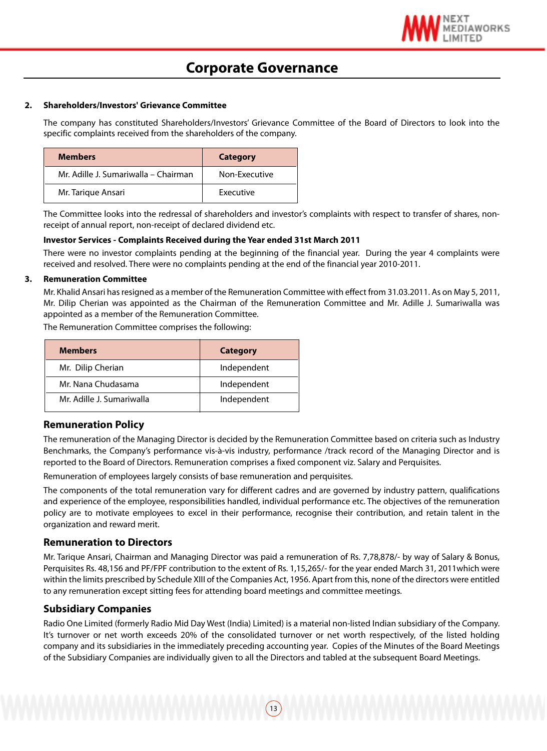# Corporate Governance

**2. Shareholders/Investors' Grievance Committee**

The company has constituted Shareholders/Investors' Grievance Committee of the Board of Directors to look into the specific complaints received from the shareholders of the company.

| Members | Category |
|---|---|
| Mr. Adille J. Sumariwalla – Chairman | Non-Executive |
| Mr. Tarique Ansari | Executive |

The Committee looks into the redressal of shareholders and investor's complaints with respect to transfer of shares, non-receipt of annual report, non-receipt of declared dividend etc.

**Investor Services - Complaints Received during the Year ended 31st March 2011**

There were no investor complaints pending at the beginning of the financial year. During the year 4 complaints were received and resolved. There were no complaints pending at the end of the financial year 2010-2011.

**3. Remuneration Committee**

Mr. Khalid Ansari has resigned as a member of the Remuneration Committee with effect from 31.03.2011. As on May 5, 2011, Mr. Dilip Cherian was appointed as the Chairman of the Remuneration Committee and Mr. Adille J. Sumariwalla was appointed as a member of the Remuneration Committee.

The Remuneration Committee comprises the following:

| Members | Category |
|---|---|
| Mr. Dilip Cherian | Independent |
| Mr. Nana Chudasama | Independent |
| Mr. Adille J. Sumariwalla | Independent |

## Remuneration Policy

The remuneration of the Managing Director is decided by the Remuneration Committee based on criteria such as Industry Benchmarks, the Company's performance vis-à-vis industry, performance /track record of the Managing Director and is reported to the Board of Directors. Remuneration comprises a fixed component viz. Salary and Perquisites.

Remuneration of employees largely consists of base remuneration and perquisites.

The components of the total remuneration vary for different cadres and are governed by industry pattern, qualifications and experience of the employee, responsibilities handled, individual performance etc. The objectives of the remuneration policy are to motivate employees to excel in their performance, recognise their contribution, and retain talent in the organization and reward merit.

## Remuneration to Directors

Mr. Tarique Ansari, Chairman and Managing Director was paid a remuneration of Rs. 7,78,878/- by way of Salary & Bonus, Perquisites Rs. 48,156 and PF/FPF contribution to the extent of Rs. 1,15,265/- for the year ended March 31, 2011which were within the limits prescribed by Schedule XIII of the Companies Act, 1956. Apart from this, none of the directors were entitled to any remuneration except sitting fees for attending board meetings and committee meetings.

## Subsidiary Companies

Radio One Limited (formerly Radio Mid Day West (India) Limited) is a material non-listed Indian subsidiary of the Company. It's turnover or net worth exceeds 20% of the consolidated turnover or net worth respectively, of the listed holding company and its subsidiaries in the immediately preceding accounting year. Copies of the Minutes of the Board Meetings of the Subsidiary Companies are individually given to all the Directors and tabled at the subsequent Board Meetings.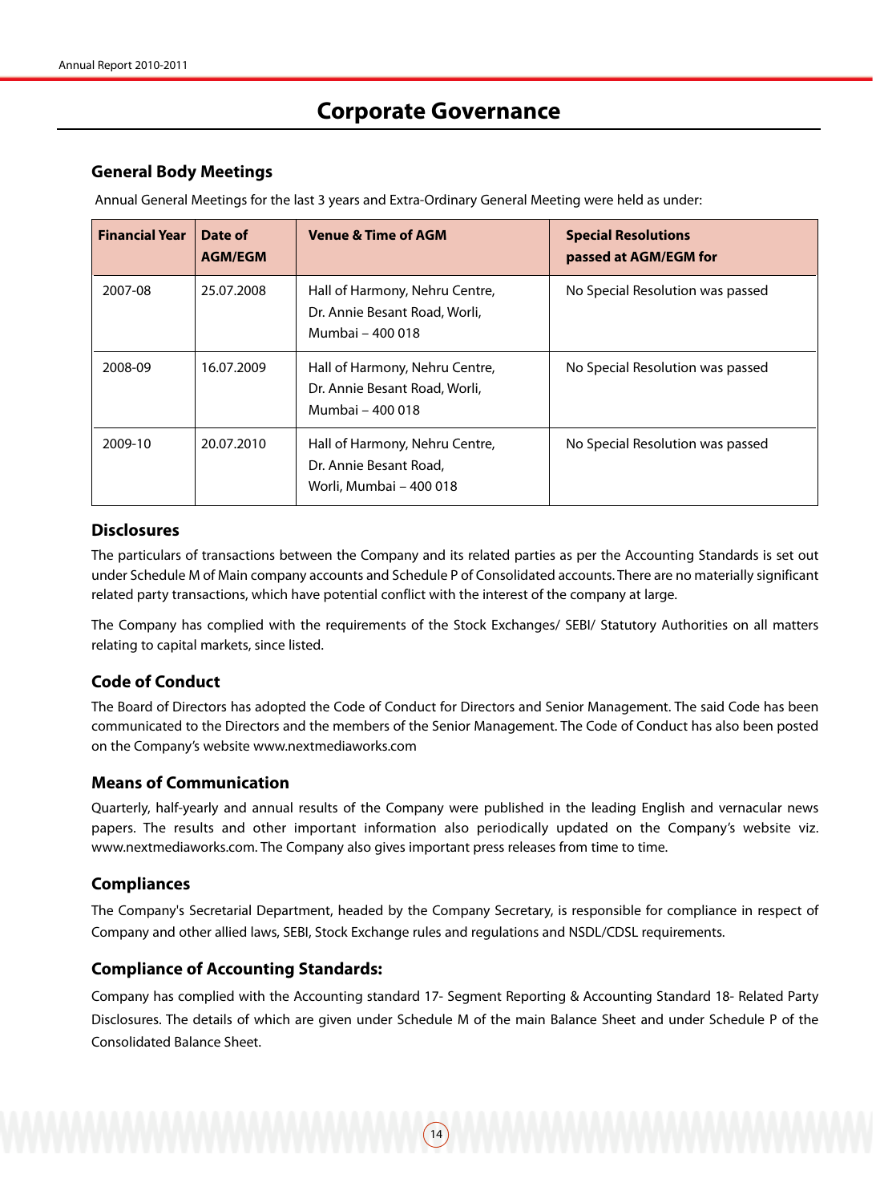# Corporate Governance

## General Body Meetings

Annual General Meetings for the last 3 years and Extra-Ordinary General Meeting were held as under:

| Financial Year | Date of AGM/EGM | Venue & Time of AGM | Special Resolutions passed at AGM/EGM for |
|---|---|---|---|
| 2007-08 | 25.07.2008 | Hall of Harmony, Nehru Centre, Dr. Annie Besant Road, Worli, Mumbai – 400 018 | No Special Resolution was passed |
| 2008-09 | 16.07.2009 | Hall of Harmony, Nehru Centre, Dr. Annie Besant Road, Worli, Mumbai – 400 018 | No Special Resolution was passed |
| 2009-10 | 20.07.2010 | Hall of Harmony, Nehru Centre, Dr. Annie Besant Road, Worli, Mumbai – 400 018 | No Special Resolution was passed |

## Disclosures

The particulars of transactions between the Company and its related parties as per the Accounting Standards is set out under Schedule M of Main company accounts and Schedule P of Consolidated accounts. There are no materially significant related party transactions, which have potential conflict with the interest of the company at large.

The Company has complied with the requirements of the Stock Exchanges/ SEBI/ Statutory Authorities on all matters relating to capital markets, since listed.

## Code of Conduct

The Board of Directors has adopted the Code of Conduct for Directors and Senior Management. The said Code has been communicated to the Directors and the members of the Senior Management. The Code of Conduct has also been posted on the Company's website www.nextmediaworks.com

## Means of Communication

Quarterly, half-yearly and annual results of the Company were published in the leading English and vernacular news papers. The results and other important information also periodically updated on the Company's website viz. www.nextmediaworks.com. The Company also gives important press releases from time to time.

## Compliances

The Company's Secretarial Department, headed by the Company Secretary, is responsible for compliance in respect of Company and other allied laws, SEBI, Stock Exchange rules and regulations and NSDL/CDSL requirements.

## Compliance of Accounting Standards:

Company has complied with the Accounting standard 17- Segment Reporting & Accounting Standard 18- Related Party Disclosures. The details of which are given under Schedule M of the main Balance Sheet and under Schedule P of the Consolidated Balance Sheet.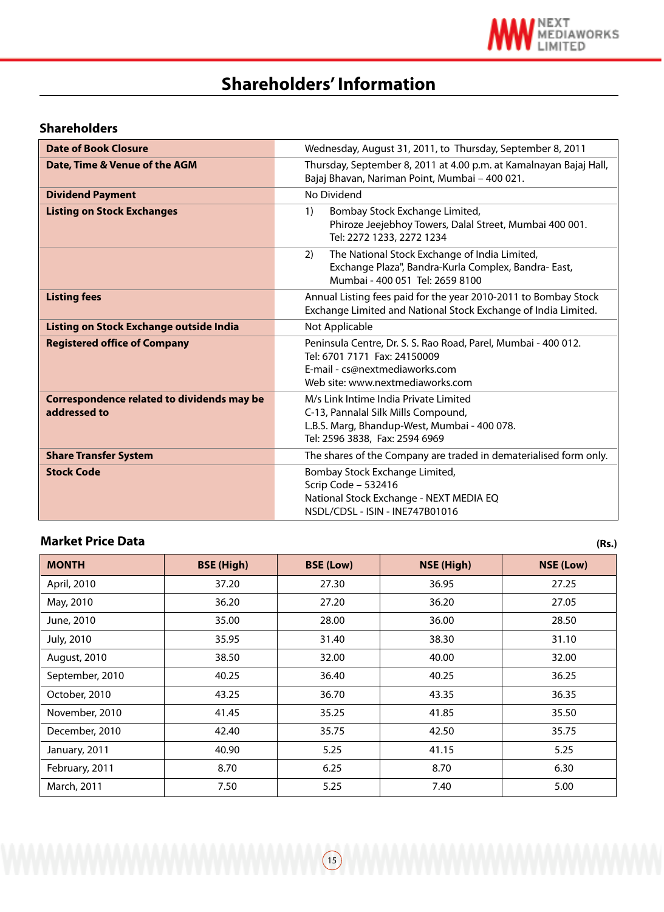# Shareholders' Information

## Shareholders

| | |
|---|---|
| **Date of Book Closure** | Wednesday, August 31, 2011, to Thursday, September 8, 2011 |
| **Date, Time & Venue of the AGM** | Thursday, September 8, 2011 at 4.00 p.m. at Kamalnayan Bajaj Hall, Bajaj Bhavan, Nariman Point, Mumbai – 400 021. |
| **Dividend Payment** | No Dividend |
| **Listing on Stock Exchanges** | 1) Bombay Stock Exchange Limited, Phiroze Jeejebhoy Towers, Dalal Street, Mumbai 400 001. Tel: 2272 1233, 2272 1234 |
| | 2) The National Stock Exchange of India Limited, Exchange Plaza", Bandra-Kurla Complex, Bandra- East, Mumbai - 400 051 Tel: 2659 8100 |
| **Listing fees** | Annual Listing fees paid for the year 2010-2011 to Bombay Stock Exchange Limited and National Stock Exchange of India Limited. |
| **Listing on Stock Exchange outside India** | Not Applicable |
| **Registered office of Company** | Peninsula Centre, Dr. S. S. Rao Road, Parel, Mumbai - 400 012. Tel: 6701 7171 Fax: 24150009 E-mail - cs@nextmediaworks.com Web site: www.nextmediaworks.com |
| **Correspondence related to dividends may be addressed to** | M/s Link Intime India Private Limited C-13, Pannalal Silk Mills Compound, L.B.S. Marg, Bhandup-West, Mumbai - 400 078. Tel: 2596 3838, Fax: 2594 6969 |
| **Share Transfer System** | The shares of the Company are traded in dematerialised form only. |
| **Stock Code** | Bombay Stock Exchange Limited, Scrip Code – 532416 National Stock Exchange - NEXT MEDIA EQ NSDL/CDSL - ISIN - INE747B01016 |

## Market Price Data

(Rs.)

| MONTH | BSE (High) | BSE (Low) | NSE (High) | NSE (Low) |
|---|---|---|---|---|
| April, 2010 | 37.20 | 27.30 | 36.95 | 27.25 |
| May, 2010 | 36.20 | 27.20 | 36.20 | 27.05 |
| June, 2010 | 35.00 | 28.00 | 36.00 | 28.50 |
| July, 2010 | 35.95 | 31.40 | 38.30 | 31.10 |
| August, 2010 | 38.50 | 32.00 | 40.00 | 32.00 |
| September, 2010 | 40.25 | 36.40 | 40.25 | 36.25 |
| October, 2010 | 43.25 | 36.70 | 43.35 | 36.35 |
| November, 2010 | 41.45 | 35.25 | 41.85 | 35.50 |
| December, 2010 | 42.40 | 35.75 | 42.50 | 35.75 |
| January, 2011 | 40.90 | 5.25 | 41.15 | 5.25 |
| February, 2011 | 8.70 | 6.25 | 8.70 | 6.30 |
| March, 2011 | 7.50 | 5.25 | 7.40 | 5.00 |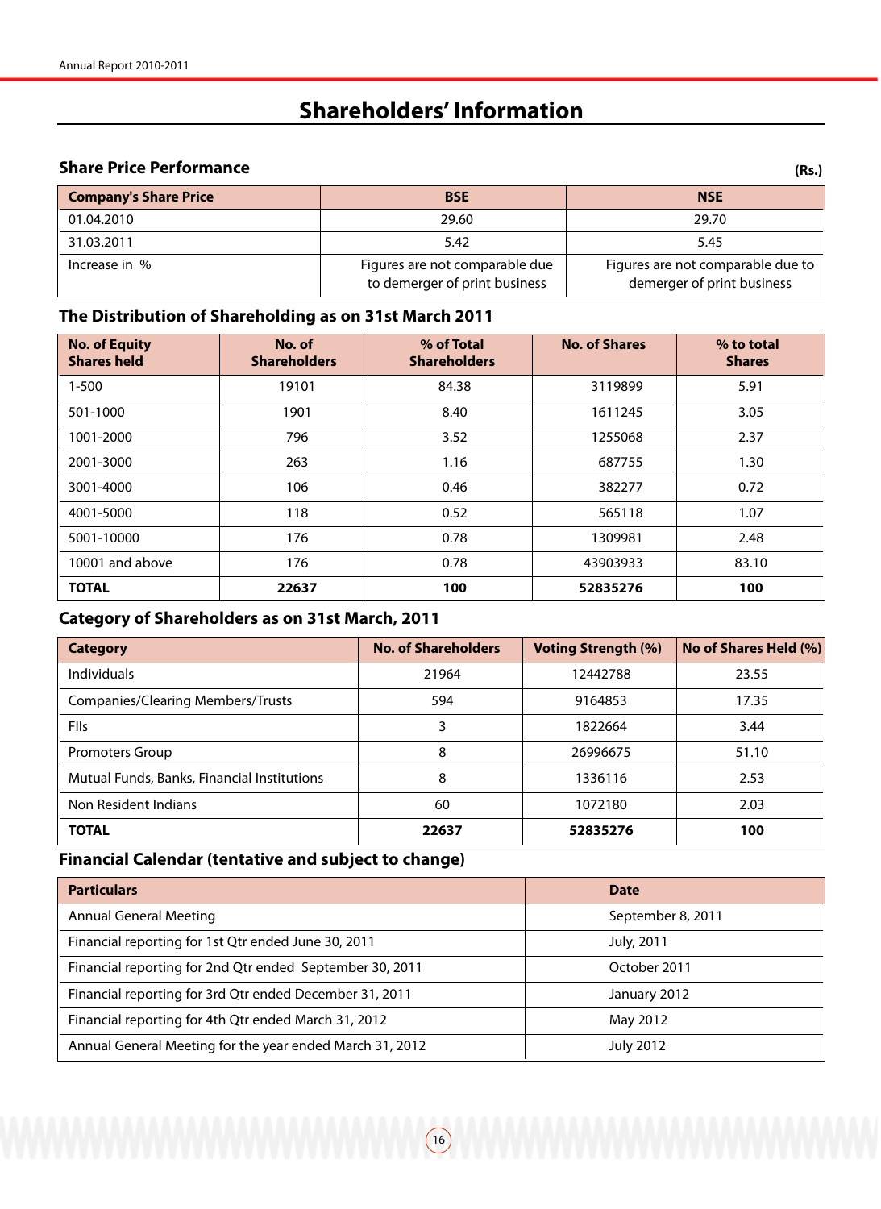# Shareholders' Information

### Share Price Performance

(Rs.)

| Company's Share Price | BSE | NSE |
|---|---|---|
| 01.04.2010 | 29.60 | 29.70 |
| 31.03.2011 | 5.42 | 5.45 |
| Increase in % | Figures are not comparable due to demerger of print business | Figures are not comparable due to demerger of print business |

### The Distribution of Shareholding as on 31st March 2011

| No. of Equity Shares held | No. of Shareholders | % of Total Shareholders | No. of Shares | % to total Shares |
|---|---|---|---|---|
| 1-500 | 19101 | 84.38 | 3119899 | 5.91 |
| 501-1000 | 1901 | 8.40 | 1611245 | 3.05 |
| 1001-2000 | 796 | 3.52 | 1255068 | 2.37 |
| 2001-3000 | 263 | 1.16 | 687755 | 1.30 |
| 3001-4000 | 106 | 0.46 | 382277 | 0.72 |
| 4001-5000 | 118 | 0.52 | 565118 | 1.07 |
| 5001-10000 | 176 | 0.78 | 1309981 | 2.48 |
| 10001 and above | 176 | 0.78 | 43903933 | 83.10 |
| **TOTAL** | **22637** | **100** | **52835276** | **100** |

### Category of Shareholders as on 31st March, 2011

| Category | No. of Shareholders | Voting Strength (%) | No of Shares Held (%) |
|---|---|---|---|
| Individuals | 21964 | 12442788 | 23.55 |
| Companies/Clearing Members/Trusts | 594 | 9164853 | 17.35 |
| FIIs | 3 | 1822664 | 3.44 |
| Promoters Group | 8 | 26996675 | 51.10 |
| Mutual Funds, Banks, Financial Institutions | 8 | 1336116 | 2.53 |
| Non Resident Indians | 60 | 1072180 | 2.03 |
| **TOTAL** | **22637** | **52835276** | **100** |

### Financial Calendar (tentative and subject to change)

| Particulars | Date |
|---|---|
| Annual General Meeting | September 8, 2011 |
| Financial reporting for 1st Qtr ended June 30, 2011 | July, 2011 |
| Financial reporting for 2nd Qtr ended September 30, 2011 | October 2011 |
| Financial reporting for 3rd Qtr ended December 31, 2011 | January 2012 |
| Financial reporting for 4th Qtr ended March 31, 2012 | May 2012 |
| Annual General Meeting for the year ended March 31, 2012 | July 2012 |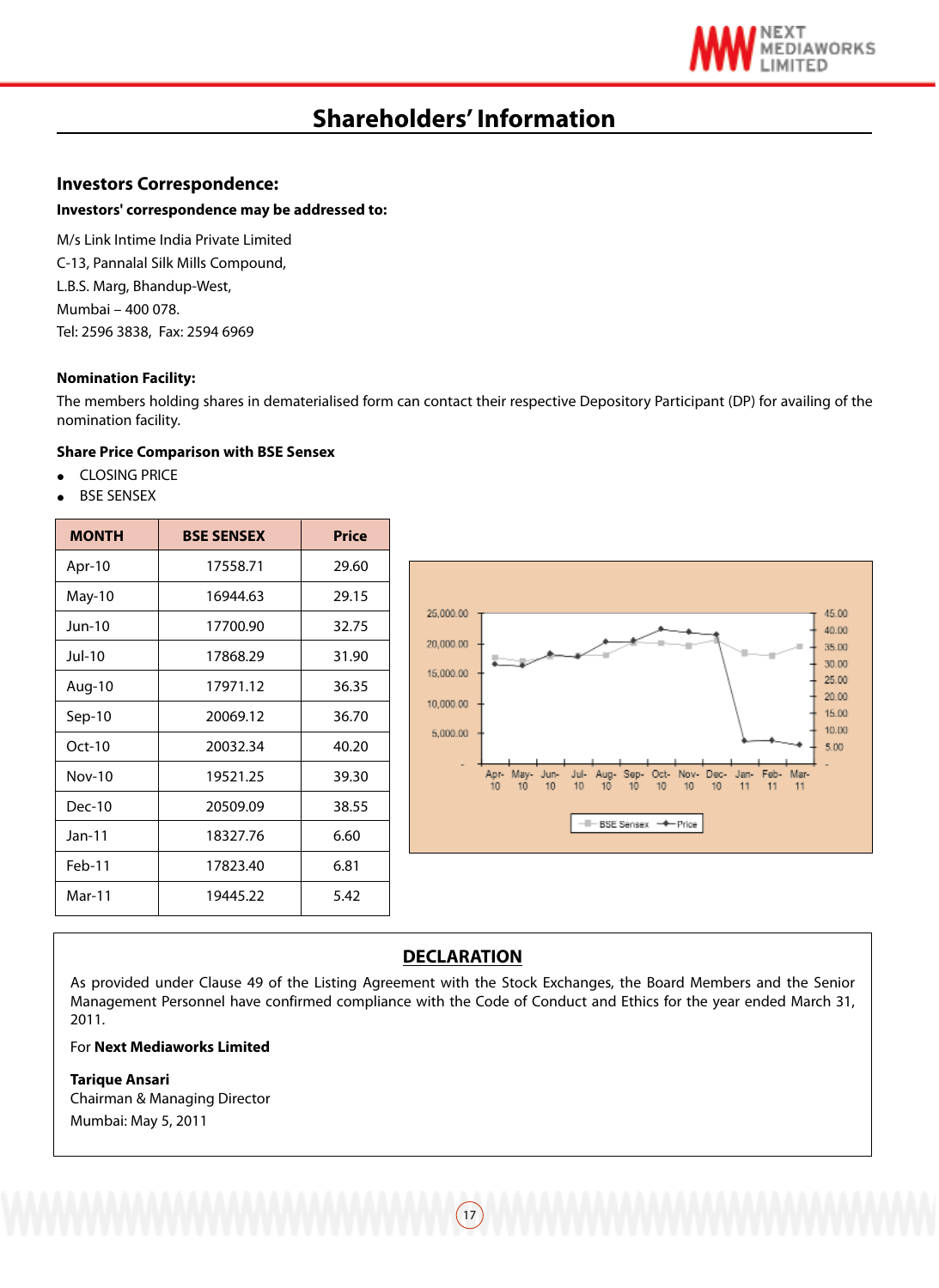# Shareholders' Information

## Investors Correspondence:

**Investors' correspondence may be addressed to:**

M/s Link Intime India Private Limited
C-13, Pannalal Silk Mills Compound,
L.B.S. Marg, Bhandup-West,
Mumbai – 400 078.
Tel: 2596 3838, Fax: 2594 6969

**Nomination Facility:**

The members holding shares in dematerialised form can contact their respective Depository Participant (DP) for availing of the nomination facility.

**Share Price Comparison with BSE Sensex**

- CLOSING PRICE
- BSE SENSEX

| MONTH | BSE SENSEX | Price |
|---|---|---|
| Apr-10 | 17558.71 | 29.60 |
| May-10 | 16944.63 | 29.15 |
| Jun-10 | 17700.90 | 32.75 |
| Jul-10 | 17868.29 | 31.90 |
| Aug-10 | 17971.12 | 36.35 |
| Sep-10 | 20069.12 | 36.70 |
| Oct-10 | 20032.34 | 40.20 |
| Nov-10 | 19521.25 | 39.30 |
| Dec-10 | 20509.09 | 38.55 |
| Jan-11 | 18327.76 | 6.60 |
| Feb-11 | 17823.40 | 6.81 |
| Mar-11 | 19445.22 | 5.42 |

## DECLARATION

As provided under Clause 49 of the Listing Agreement with the Stock Exchanges, the Board Members and the Senior Management Personnel have confirmed compliance with the Code of Conduct and Ethics for the year ended March 31, 2011.

For **Next Mediaworks Limited**

**Tarique Ansari**
Chairman & Managing Director
Mumbai: May 5, 2011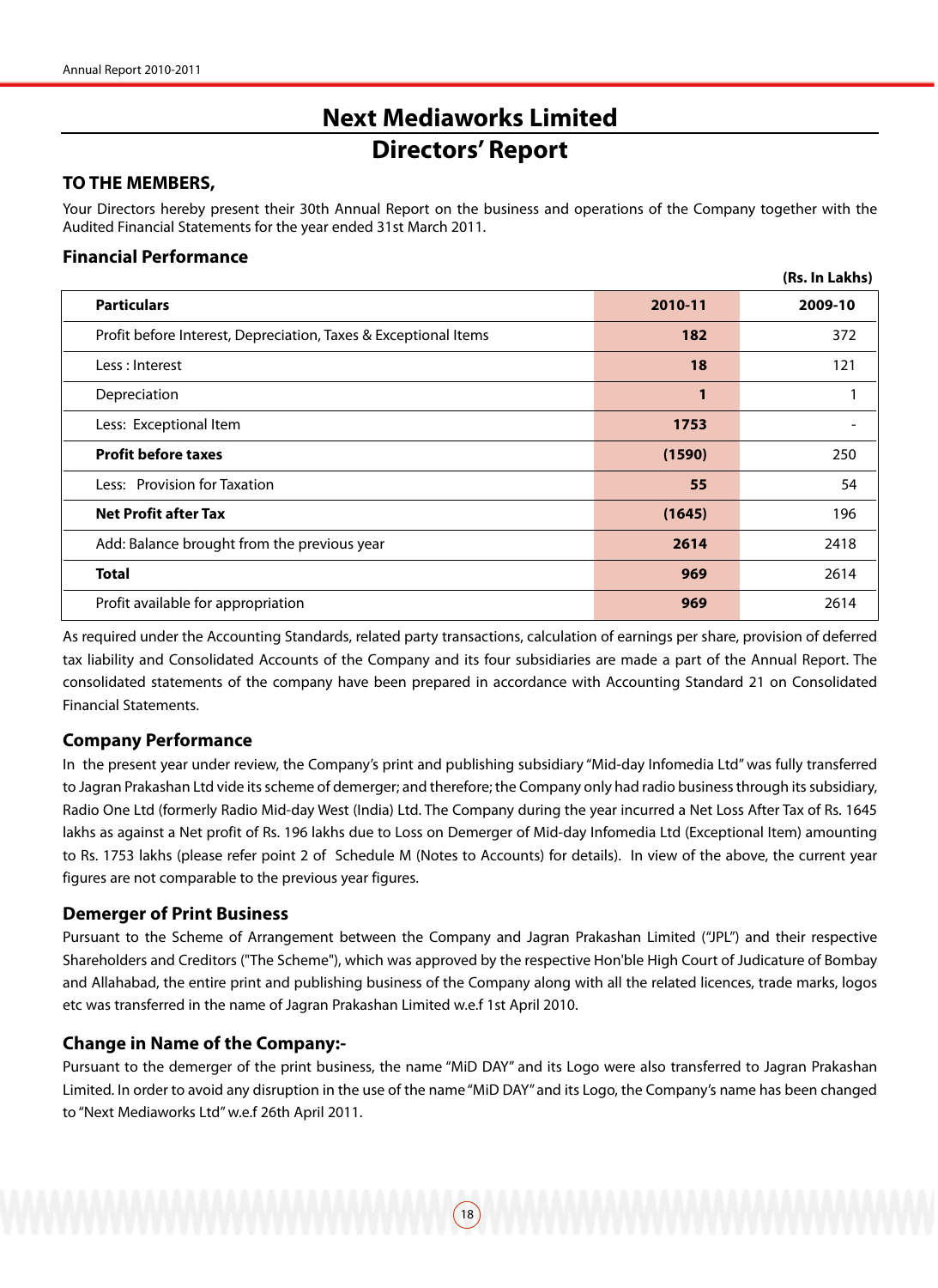# Next Mediaworks Limited

## Directors' Report

### TO THE MEMBERS,

Your Directors hereby present their 30th Annual Report on the business and operations of the Company together with the Audited Financial Statements for the year ended 31st March 2011.

### Financial Performance

(Rs. In Lakhs)

| Particulars | 2010-11 | 2009-10 |
|---|---|---|
| Profit before Interest, Depreciation, Taxes & Exceptional Items | 182 | 372 |
| Less : Interest | 18 | 121 |
| Depreciation | 1 | 1 |
| Less: Exceptional Item | 1753 | - |
| **Profit before taxes** | **(1590)** | 250 |
| Less: Provision for Taxation | 55 | 54 |
| **Net Profit after Tax** | **(1645)** | 196 |
| Add: Balance brought from the previous year | 2614 | 2418 |
| **Total** | **969** | 2614 |
| Profit available for appropriation | 969 | 2614 |

As required under the Accounting Standards, related party transactions, calculation of earnings per share, provision of deferred tax liability and Consolidated Accounts of the Company and its four subsidiaries are made a part of the Annual Report. The consolidated statements of the company have been prepared in accordance with Accounting Standard 21 on Consolidated Financial Statements.

### Company Performance

In the present year under review, the Company's print and publishing subsidiary "Mid-day Infomedia Ltd" was fully transferred to Jagran Prakashan Ltd vide its scheme of demerger; and therefore; the Company only had radio business through its subsidiary, Radio One Ltd (formerly Radio Mid-day West (India) Ltd. The Company during the year incurred a Net Loss After Tax of Rs. 1645 lakhs as against a Net profit of Rs. 196 lakhs due to Loss on Demerger of Mid-day Infomedia Ltd (Exceptional Item) amounting to Rs. 1753 lakhs (please refer point 2 of Schedule M (Notes to Accounts) for details). In view of the above, the current year figures are not comparable to the previous year figures.

### Demerger of Print Business

Pursuant to the Scheme of Arrangement between the Company and Jagran Prakashan Limited ("JPL") and their respective Shareholders and Creditors ("The Scheme"), which was approved by the respective Hon'ble High Court of Judicature of Bombay and Allahabad, the entire print and publishing business of the Company along with all the related licences, trade marks, logos etc was transferred in the name of Jagran Prakashan Limited w.e.f 1st April 2010.

### Change in Name of the Company:-

Pursuant to the demerger of the print business, the name "MiD DAY" and its Logo were also transferred to Jagran Prakashan Limited. In order to avoid any disruption in the use of the name "MiD DAY" and its Logo, the Company's name has been changed to "Next Mediaworks Ltd" w.e.f 26th April 2011.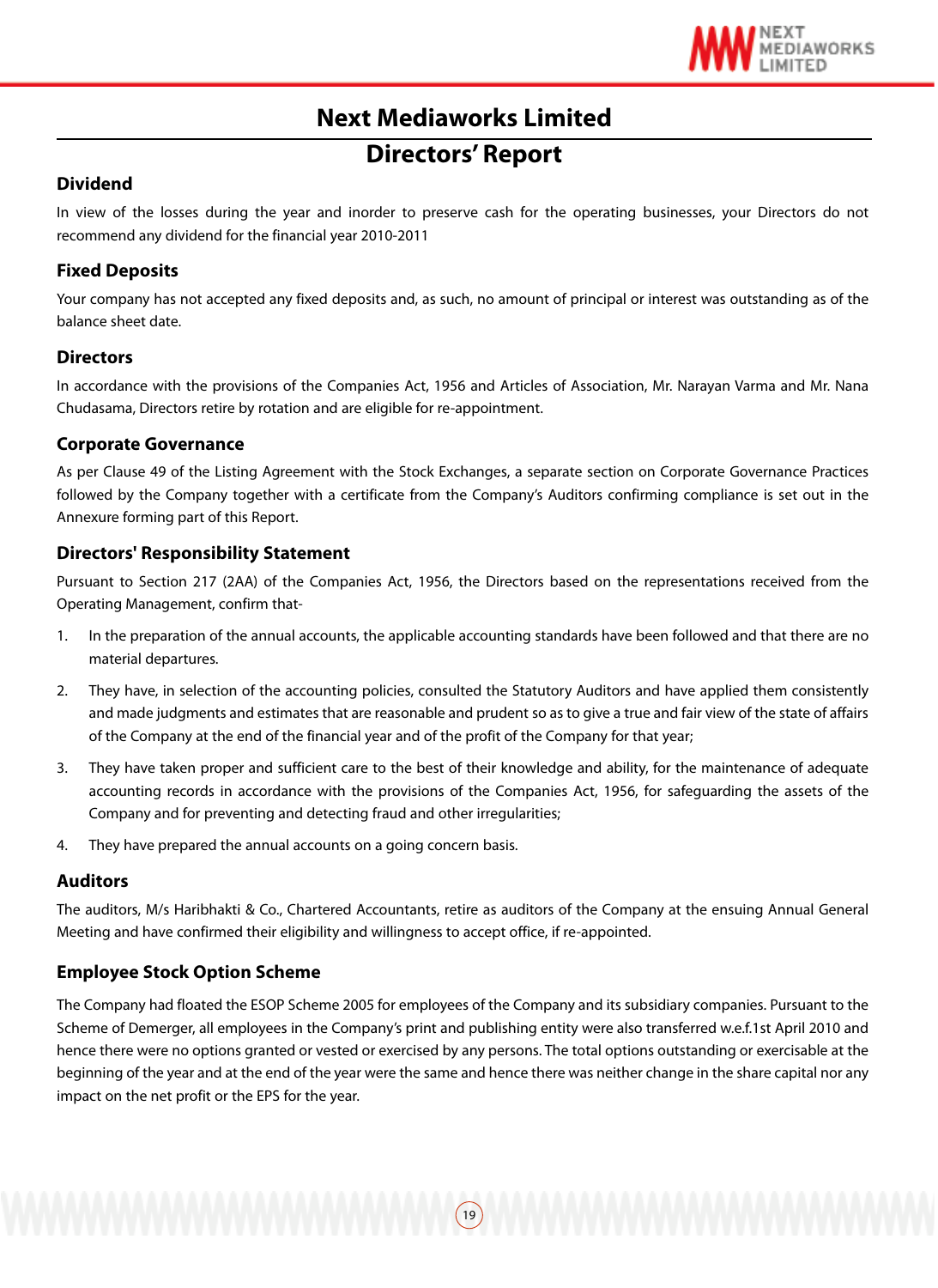# Next Mediaworks Limited

# Directors' Report

## Dividend

In view of the losses during the year and inorder to preserve cash for the operating businesses, your Directors do not recommend any dividend for the financial year 2010-2011

## Fixed Deposits

Your company has not accepted any fixed deposits and, as such, no amount of principal or interest was outstanding as of the balance sheet date.

## Directors

In accordance with the provisions of the Companies Act, 1956 and Articles of Association, Mr. Narayan Varma and Mr. Nana Chudasama, Directors retire by rotation and are eligible for re-appointment.

## Corporate Governance

As per Clause 49 of the Listing Agreement with the Stock Exchanges, a separate section on Corporate Governance Practices followed by the Company together with a certificate from the Company's Auditors confirming compliance is set out in the Annexure forming part of this Report.

## Directors' Responsibility Statement

Pursuant to Section 217 (2AA) of the Companies Act, 1956, the Directors based on the representations received from the Operating Management, confirm that-

1. In the preparation of the annual accounts, the applicable accounting standards have been followed and that there are no material departures.
2. They have, in selection of the accounting policies, consulted the Statutory Auditors and have applied them consistently and made judgments and estimates that are reasonable and prudent so as to give a true and fair view of the state of affairs of the Company at the end of the financial year and of the profit of the Company for that year;
3. They have taken proper and sufficient care to the best of their knowledge and ability, for the maintenance of adequate accounting records in accordance with the provisions of the Companies Act, 1956, for safeguarding the assets of the Company and for preventing and detecting fraud and other irregularities;
4. They have prepared the annual accounts on a going concern basis.

## Auditors

The auditors, M/s Haribhakti & Co., Chartered Accountants, retire as auditors of the Company at the ensuing Annual General Meeting and have confirmed their eligibility and willingness to accept office, if re-appointed.

## Employee Stock Option Scheme

The Company had floated the ESOP Scheme 2005 for employees of the Company and its subsidiary companies. Pursuant to the Scheme of Demerger, all employees in the Company's print and publishing entity were also transferred w.e.f.1st April 2010 and hence there were no options granted or vested or exercised by any persons. The total options outstanding or exercisable at the beginning of the year and at the end of the year were the same and hence there was neither change in the share capital nor any impact on the net profit or the EPS for the year.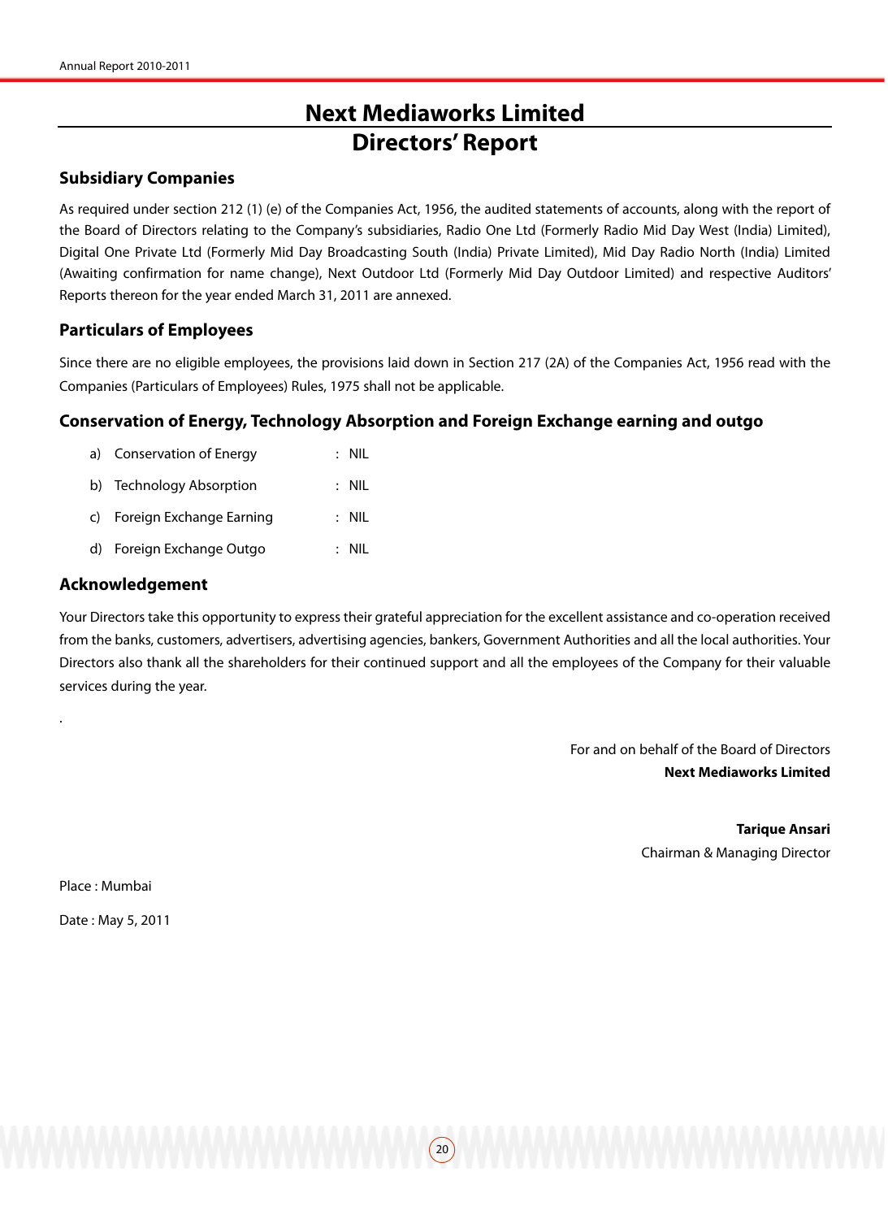# Next Mediaworks Limited
# Directors' Report

## Subsidiary Companies

As required under section 212 (1) (e) of the Companies Act, 1956, the audited statements of accounts, along with the report of the Board of Directors relating to the Company's subsidiaries, Radio One Ltd (Formerly Radio Mid Day West (India) Limited), Digital One Private Ltd (Formerly Mid Day Broadcasting South (India) Private Limited), Mid Day Radio North (India) Limited (Awaiting confirmation for name change), Next Outdoor Ltd (Formerly Mid Day Outdoor Limited) and respective Auditors' Reports thereon for the year ended March 31, 2011 are annexed.

## Particulars of Employees

Since there are no eligible employees, the provisions laid down in Section 217 (2A) of the Companies Act, 1956 read with the Companies (Particulars of Employees) Rules, 1975 shall not be applicable.

## Conservation of Energy, Technology Absorption and Foreign Exchange earning and outgo

a) Conservation of Energy : NIL

b) Technology Absorption : NIL

c) Foreign Exchange Earning : NIL

d) Foreign Exchange Outgo : NIL

## Acknowledgement

Your Directors take this opportunity to express their grateful appreciation for the excellent assistance and co-operation received from the banks, customers, advertisers, advertising agencies, bankers, Government Authorities and all the local authorities. Your Directors also thank all the shareholders for their continued support and all the employees of the Company for their valuable services during the year.

.

For and on behalf of the Board of Directors
**Next Mediaworks Limited**

**Tarique Ansari**
Chairman & Managing Director

Place : Mumbai

Date : May 5, 2011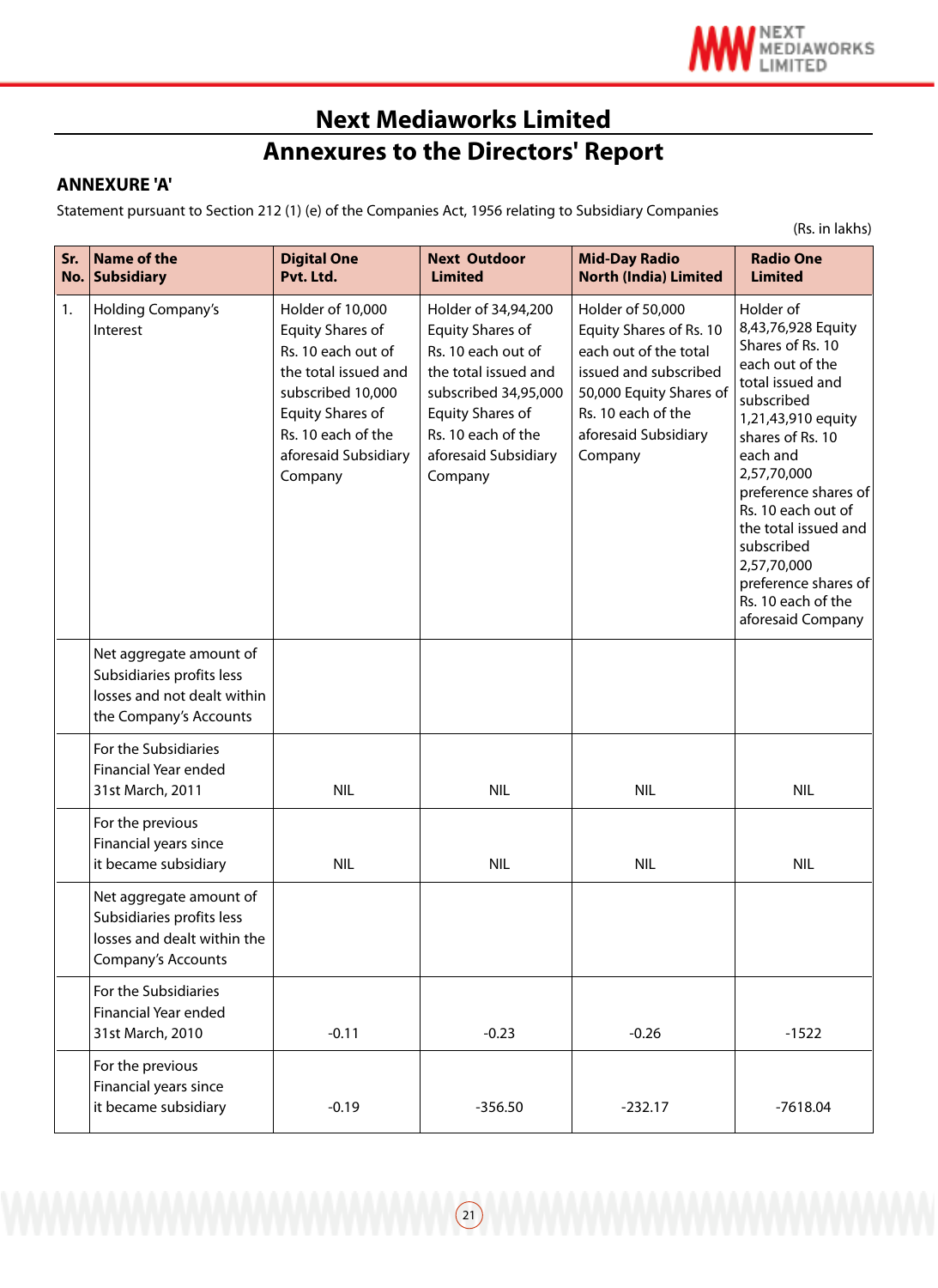# Next Mediaworks Limited

## Annexures to the Directors' Report

### ANNEXURE 'A'

Statement pursuant to Section 212 (1) (e) of the Companies Act, 1956 relating to Subsidiary Companies

(Rs. in lakhs)

| Sr. No. | Name of the Subsidiary | Digital One Pvt. Ltd. | Next Outdoor Limited | Mid-Day Radio North (India) Limited | Radio One Limited |
|---|---|---|---|---|---|
| 1. | Holding Company's Interest | Holder of 10,000 Equity Shares of Rs. 10 each out of the total issued and subscribed 10,000 Equity Shares of Rs. 10 each of the aforesaid Subsidiary Company | Holder of 34,94,200 Equity Shares of Rs. 10 each out of the total issued and subscribed 34,95,000 Equity Shares of Rs. 10 each of the aforesaid Subsidiary Company | Holder of 50,000 Equity Shares of Rs. 10 each out of the total issued and subscribed 50,000 Equity Shares of Rs. 10 each of the aforesaid Subsidiary Company | Holder of 8,43,76,928 Equity Shares of Rs. 10 each out of the total issued and subscribed 1,21,43,910 equity shares of Rs. 10 each and 2,57,70,000 preference shares of Rs. 10 each out of the total issued and subscribed 2,57,70,000 preference shares of Rs. 10 each of the aforesaid Company |
| | Net aggregate amount of Subsidiaries profits less losses and not dealt within the Company's Accounts | | | | |
| | For the Subsidiaries Financial Year ended 31st March, 2011 | NIL | NIL | NIL | NIL |
| | For the previous Financial years since it became subsidiary | NIL | NIL | NIL | NIL |
| | Net aggregate amount of Subsidiaries profits less losses and dealt within the Company's Accounts | | | | |
| | For the Subsidiaries Financial Year ended 31st March, 2010 | -0.11 | -0.23 | -0.26 | -1522 |
| | For the previous Financial years since it became subsidiary | -0.19 | -356.50 | -232.17 | -7618.04 |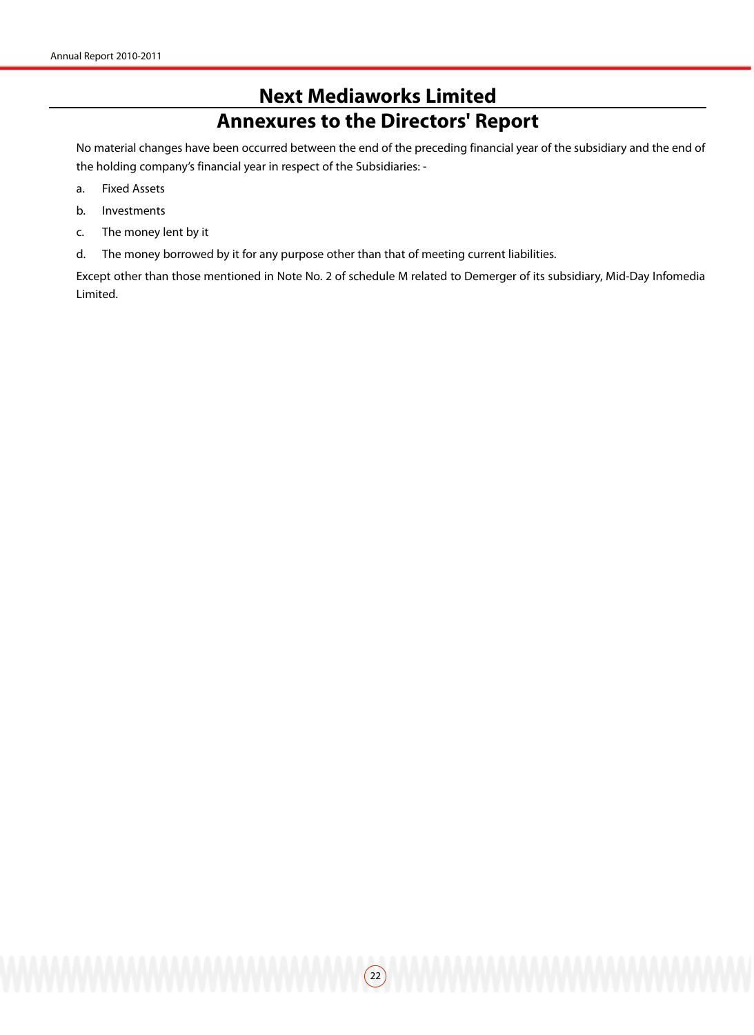# Next Mediaworks Limited

## Annexures to the Directors' Report

No material changes have been occurred between the end of the preceding financial year of the subsidiary and the end of the holding company's financial year in respect of the Subsidiaries: -

a. Fixed Assets

b. Investments

c. The money lent by it

d. The money borrowed by it for any purpose other than that of meeting current liabilities.

Except other than those mentioned in Note No. 2 of schedule M related to Demerger of its subsidiary, Mid-Day Infomedia Limited.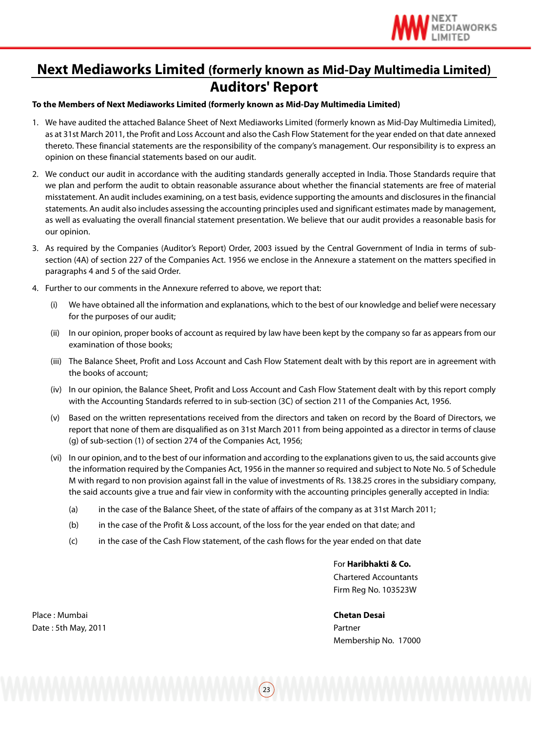# Next Mediaworks Limited (formerly known as Mid-Day Multimedia Limited)

## Auditors' Report

**To the Members of Next Mediaworks Limited (formerly known as Mid-Day Multimedia Limited)**

1. We have audited the attached Balance Sheet of Next Mediaworks Limited (formerly known as Mid-Day Multimedia Limited), as at 31st March 2011, the Profit and Loss Account and also the Cash Flow Statement for the year ended on that date annexed thereto. These financial statements are the responsibility of the company's management. Our responsibility is to express an opinion on these financial statements based on our audit.

2. We conduct our audit in accordance with the auditing standards generally accepted in India. Those Standards require that we plan and perform the audit to obtain reasonable assurance about whether the financial statements are free of material misstatement. An audit includes examining, on a test basis, evidence supporting the amounts and disclosures in the financial statements. An audit also includes assessing the accounting principles used and significant estimates made by management, as well as evaluating the overall financial statement presentation. We believe that our audit provides a reasonable basis for our opinion.

3. As required by the Companies (Auditor's Report) Order, 2003 issued by the Central Government of India in terms of sub-section (4A) of section 227 of the Companies Act. 1956 we enclose in the Annexure a statement on the matters specified in paragraphs 4 and 5 of the said Order.

4. Further to our comments in the Annexure referred to above, we report that:

   (i) We have obtained all the information and explanations, which to the best of our knowledge and belief were necessary for the purposes of our audit;

   (ii) In our opinion, proper books of account as required by law have been kept by the company so far as appears from our examination of those books;

   (iii) The Balance Sheet, Profit and Loss Account and Cash Flow Statement dealt with by this report are in agreement with the books of account;

   (iv) In our opinion, the Balance Sheet, Profit and Loss Account and Cash Flow Statement dealt with by this report comply with the Accounting Standards referred to in sub-section (3C) of section 211 of the Companies Act, 1956.

   (v) Based on the written representations received from the directors and taken on record by the Board of Directors, we report that none of them are disqualified as on 31st March 2011 from being appointed as a director in terms of clause (g) of sub-section (1) of section 274 of the Companies Act, 1956;

   (vi) In our opinion, and to the best of our information and according to the explanations given to us, the said accounts give the information required by the Companies Act, 1956 in the manner so required and subject to Note No. 5 of Schedule M with regard to non provision against fall in the value of investments of Rs. 138.25 crores in the subsidiary company, the said accounts give a true and fair view in conformity with the accounting principles generally accepted in India:

      (a) in the case of the Balance Sheet, of the state of affairs of the company as at 31st March 2011;

      (b) in the case of the Profit & Loss account, of the loss for the year ended on that date; and

      (c) in the case of the Cash Flow statement, of the cash flows for the year ended on that date

For **Haribhakti & Co.**
Chartered Accountants
Firm Reg No. 103523W

**Chetan Desai**
Partner
Membership No. 17000

Place : Mumbai
Date : 5th May, 2011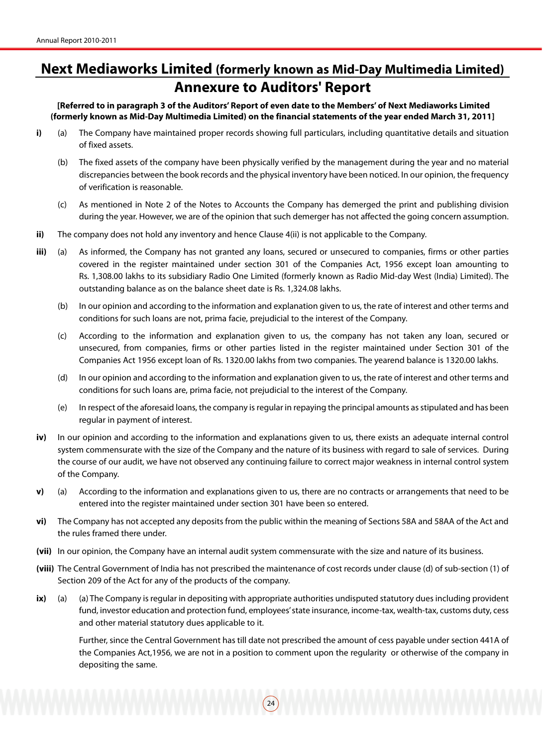# Next Mediaworks Limited (formerly known as Mid-Day Multimedia Limited)

## Annexure to Auditors' Report

**[Referred to in paragraph 3 of the Auditors' Report of even date to the Members' of Next Mediaworks Limited (formerly known as Mid-Day Multimedia Limited) on the financial statements of the year ended March 31, 2011]**

**i)** (a) The Company have maintained proper records showing full particulars, including quantitative details and situation of fixed assets.

(b) The fixed assets of the company have been physically verified by the management during the year and no material discrepancies between the book records and the physical inventory have been noticed. In our opinion, the frequency of verification is reasonable.

(c) As mentioned in Note 2 of the Notes to Accounts the Company has demerged the print and publishing division during the year. However, we are of the opinion that such demerger has not affected the going concern assumption.

**ii)** The company does not hold any inventory and hence Clause 4(ii) is not applicable to the Company.

**iii)** (a) As informed, the Company has not granted any loans, secured or unsecured to companies, firms or other parties covered in the register maintained under section 301 of the Companies Act, 1956 except loan amounting to Rs. 1,308.00 lakhs to its subsidiary Radio One Limited (formerly known as Radio Mid-day West (India) Limited). The outstanding balance as on the balance sheet date is Rs. 1,324.08 lakhs.

(b) In our opinion and according to the information and explanation given to us, the rate of interest and other terms and conditions for such loans are not, prima facie, prejudicial to the interest of the Company.

(c) According to the information and explanation given to us, the company has not taken any loan, secured or unsecured, from companies, firms or other parties listed in the register maintained under Section 301 of the Companies Act 1956 except loan of Rs. 1320.00 lakhs from two companies. The yearend balance is 1320.00 lakhs.

(d) In our opinion and according to the information and explanation given to us, the rate of interest and other terms and conditions for such loans are, prima facie, not prejudicial to the interest of the Company.

(e) In respect of the aforesaid loans, the company is regular in repaying the principal amounts as stipulated and has been regular in payment of interest.

**iv)** In our opinion and according to the information and explanations given to us, there exists an adequate internal control system commensurate with the size of the Company and the nature of its business with regard to sale of services. During the course of our audit, we have not observed any continuing failure to correct major weakness in internal control system of the Company.

**v)** (a) According to the information and explanations given to us, there are no contracts or arrangements that need to be entered into the register maintained under section 301 have been so entered.

**vi)** The Company has not accepted any deposits from the public within the meaning of Sections 58A and 58AA of the Act and the rules framed there under.

**(vii)** In our opinion, the Company have an internal audit system commensurate with the size and nature of its business.

**(viii)** The Central Government of India has not prescribed the maintenance of cost records under clause (d) of sub-section (1) of Section 209 of the Act for any of the products of the company.

**ix)** (a) (a) The Company is regular in depositing with appropriate authorities undisputed statutory dues including provident fund, investor education and protection fund, employees' state insurance, income-tax, wealth-tax, customs duty, cess and other material statutory dues applicable to it.

Further, since the Central Government has till date not prescribed the amount of cess payable under section 441A of the Companies Act,1956, we are not in a position to comment upon the regularity or otherwise of the company in depositing the same.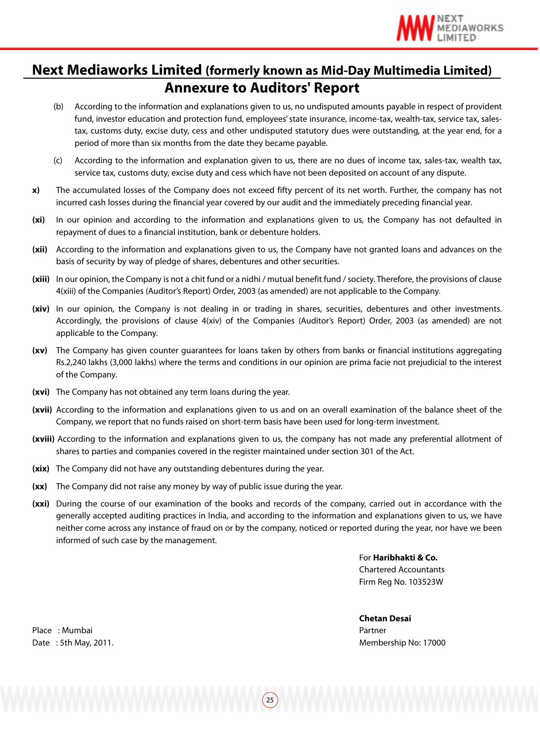# Next Mediaworks Limited (formerly known as Mid-Day Multimedia Limited)

## Annexure to Auditors' Report

(b) According to the information and explanations given to us, no undisputed amounts payable in respect of provident fund, investor education and protection fund, employees' state insurance, income-tax, wealth-tax, service tax, sales-tax, customs duty, excise duty, cess and other undisputed statutory dues were outstanding, at the year end, for a period of more than six months from the date they became payable.

(c) According to the information and explanation given to us, there are no dues of income tax, sales-tax, wealth tax, service tax, customs duty, excise duty and cess which have not been deposited on account of any dispute.

**x)** The accumulated losses of the Company does not exceed fifty percent of its net worth. Further, the company has not incurred cash losses during the financial year covered by our audit and the immediately preceding financial year.

**(xi)** In our opinion and according to the information and explanations given to us, the Company has not defaulted in repayment of dues to a financial institution, bank or debenture holders.

**(xii)** According to the information and explanations given to us, the Company have not granted loans and advances on the basis of security by way of pledge of shares, debentures and other securities.

**(xiii)** In our opinion, the Company is not a chit fund or a nidhi / mutual benefit fund / society. Therefore, the provisions of clause 4(xiii) of the Companies (Auditor's Report) Order, 2003 (as amended) are not applicable to the Company.

**(xiv)** In our opinion, the Company is not dealing in or trading in shares, securities, debentures and other investments. Accordingly, the provisions of clause 4(xiv) of the Companies (Auditor's Report) Order, 2003 (as amended) are not applicable to the Company.

**(xv)** The Company has given counter guarantees for loans taken by others from banks or financial institutions aggregating Rs.2,240 lakhs (3,000 lakhs) where the terms and conditions in our opinion are prima facie not prejudicial to the interest of the Company.

**(xvi)** The Company has not obtained any term loans during the year.

**(xvii)** According to the information and explanations given to us and on an overall examination of the balance sheet of the Company, we report that no funds raised on short-term basis have been used for long-term investment.

**(xviii)** According to the information and explanations given to us, the company has not made any preferential allotment of shares to parties and companies covered in the register maintained under section 301 of the Act.

**(xix)** The Company did not have any outstanding debentures during the year.

**(xx)** The Company did not raise any money by way of public issue during the year.

**(xxi)** During the course of our examination of the books and records of the company, carried out in accordance with the generally accepted auditing practices in India, and according to the information and explanations given to us, we have neither come across any instance of fraud on or by the company, noticed or reported during the year, nor have we been informed of such case by the management.

For **Haribhakti & Co.**
Chartered Accountants
Firm Reg No. 103523W

**Chetan Desai**
Partner
Membership No: 17000

Place : Mumbai
Date : 5th May, 2011.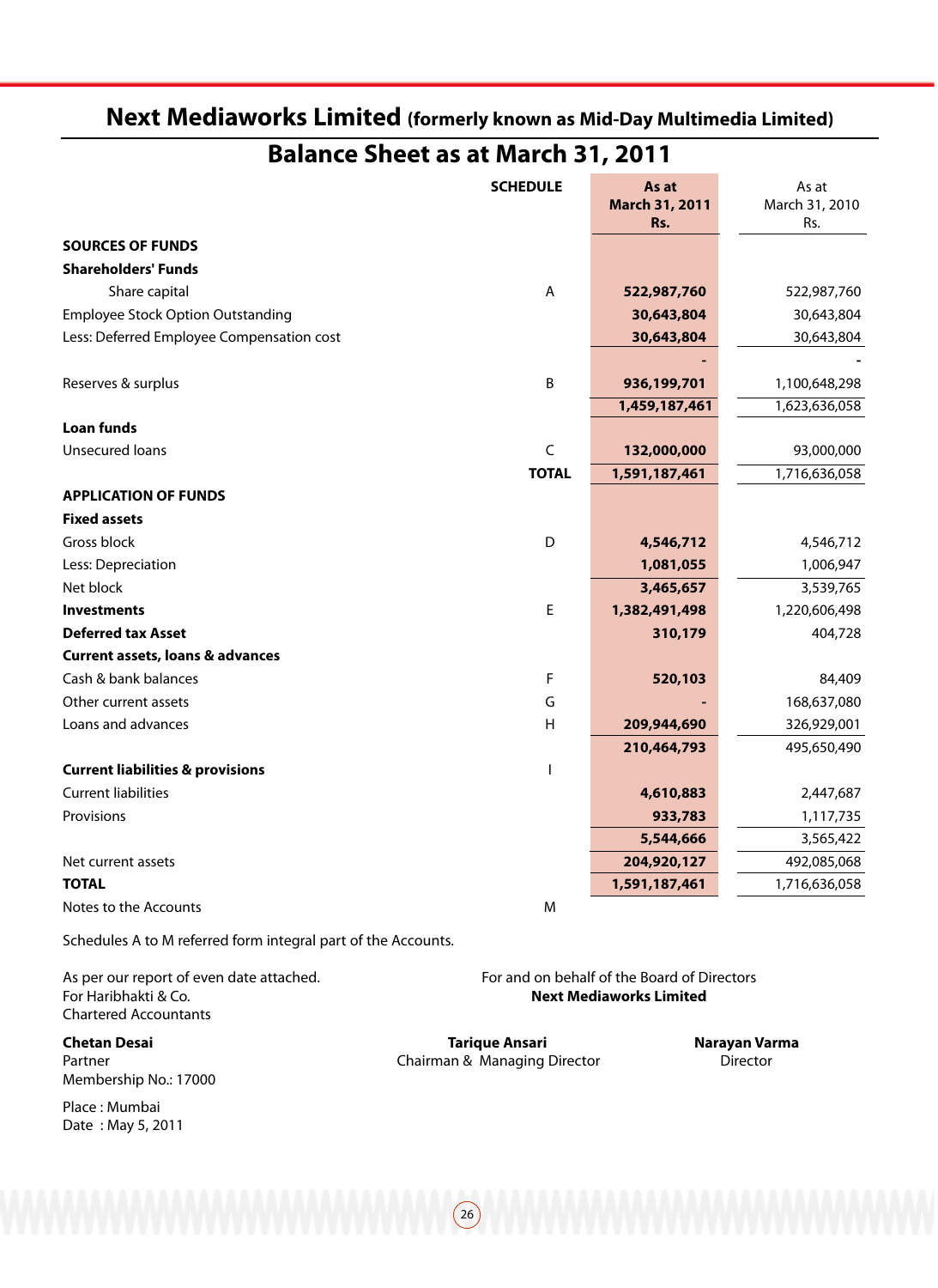# Next Mediaworks Limited (formerly known as Mid-Day Multimedia Limited)

## Balance Sheet as at March 31, 2011

| | SCHEDULE | As at March 31, 2011 Rs. | As at March 31, 2010 Rs. |
|---|---|---|---|
| **SOURCES OF FUNDS** | | | |
| **Shareholders' Funds** | | | |
| Share capital | A | **522,987,760** | 522,987,760 |
| Employee Stock Option Outstanding | | **30,643,804** | 30,643,804 |
| Less: Deferred Employee Compensation cost | | **30,643,804** | 30,643,804 |
| | | **-** | - |
| Reserves & surplus | B | **936,199,701** | 1,100,648,298 |
| | | **1,459,187,461** | 1,623,636,058 |
| **Loan funds** | | | |
| Unsecured loans | C | **132,000,000** | 93,000,000 |
| | **TOTAL** | **1,591,187,461** | 1,716,636,058 |
| **APPLICATION OF FUNDS** | | | |
| **Fixed assets** | | | |
| Gross block | D | **4,546,712** | 4,546,712 |
| Less: Depreciation | | **1,081,055** | 1,006,947 |
| Net block | | **3,465,657** | 3,539,765 |
| **Investments** | E | **1,382,491,498** | 1,220,606,498 |
| **Deferred tax Asset** | | **310,179** | 404,728 |
| **Current assets, loans & advances** | | | |
| Cash & bank balances | F | **520,103** | 84,409 |
| Other current assets | G | **-** | 168,637,080 |
| Loans and advances | H | **209,944,690** | 326,929,001 |
| | | **210,464,793** | 495,650,490 |
| **Current liabilities & provisions** | I | | |
| Current liabilities | | **4,610,883** | 2,447,687 |
| Provisions | | **933,783** | 1,117,735 |
| | | **5,544,666** | 3,565,422 |
| Net current assets | | **204,920,127** | 492,085,068 |
| **TOTAL** | | **1,591,187,461** | 1,716,636,058 |
| Notes to the Accounts | M | | |

Schedules A to M referred form integral part of the Accounts.

As per our report of even date attached.
For Haribhakti & Co.
Chartered Accountants

**Chetan Desai**
Partner
Membership No.: 17000

Place : Mumbai
Date : May 5, 2011

For and on behalf of the Board of Directors
**Next Mediaworks Limited**

**Tarique Ansari**
Chairman & Managing Director

**Narayan Varma**
Director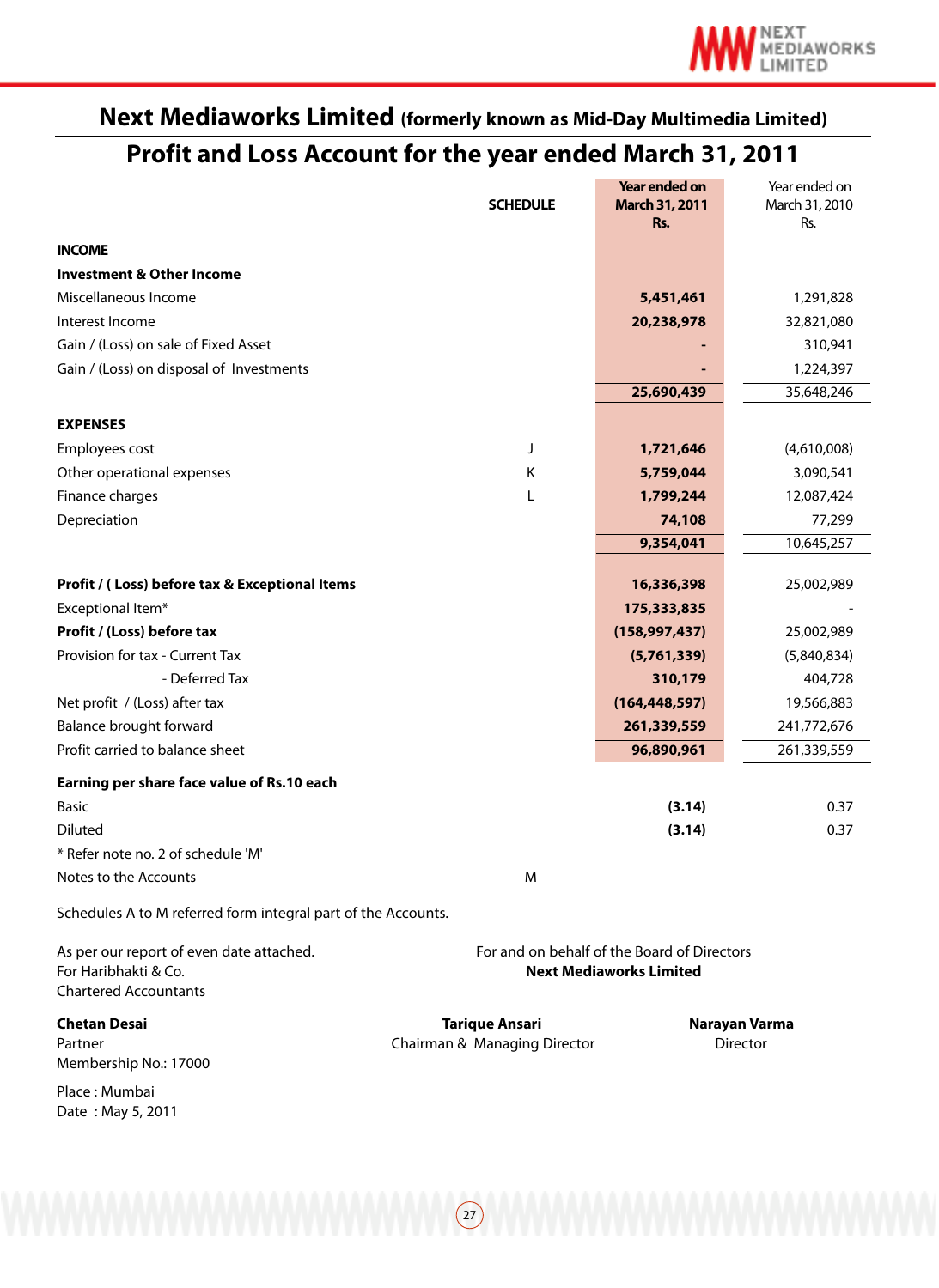# Next Mediaworks Limited (formerly known as Mid-Day Multimedia Limited)

## Profit and Loss Account for the year ended March 31, 2011

| | SCHEDULE | Year ended on March 31, 2011 Rs. | Year ended on March 31, 2010 Rs. |
|---|---|---|---|
| **INCOME** | | | |
| **Investment & Other Income** | | | |
| Miscellaneous Income | | **5,451,461** | 1,291,828 |
| Interest Income | | **20,238,978** | 32,821,080 |
| Gain / (Loss) on sale of Fixed Asset | | **-** | 310,941 |
| Gain / (Loss) on disposal of Investments | | **-** | 1,224,397 |
| | | **25,690,439** | 35,648,246 |
| **EXPENSES** | | | |
| Employees cost | J | **1,721,646** | (4,610,008) |
| Other operational expenses | K | **5,759,044** | 3,090,541 |
| Finance charges | L | **1,799,244** | 12,087,424 |
| Depreciation | | **74,108** | 77,299 |
| | | **9,354,041** | 10,645,257 |
| **Profit / ( Loss) before tax & Exceptional Items** | | **16,336,398** | 25,002,989 |
| Exceptional Item* | | **175,333,835** | - |
| **Profit / (Loss) before tax** | | **(158,997,437)** | 25,002,989 |
| Provision for tax - Current Tax | | **(5,761,339)** | (5,840,834) |
| - Deferred Tax | | **310,179** | 404,728 |
| Net profit / (Loss) after tax | | **(164,448,597)** | 19,566,883 |
| Balance brought forward | | **261,339,559** | 241,772,676 |
| Profit carried to balance sheet | | **96,890,961** | 261,339,559 |
| **Earning per share face value of Rs.10 each** | | | |
| Basic | | **(3.14)** | 0.37 |
| Diluted | | **(3.14)** | 0.37 |
| * Refer note no. 2 of schedule 'M' | | | |
| Notes to the Accounts | M | | |

Schedules A to M referred form integral part of the Accounts.

As per our report of even date attached.
For Haribhakti & Co.
Chartered Accountants

For and on behalf of the Board of Directors
**Next Mediaworks Limited**

**Chetan Desai**
Partner
Membership No.: 17000

**Tarique Ansari**
Chairman & Managing Director

**Narayan Varma**
Director

Place : Mumbai
Date : May 5, 2011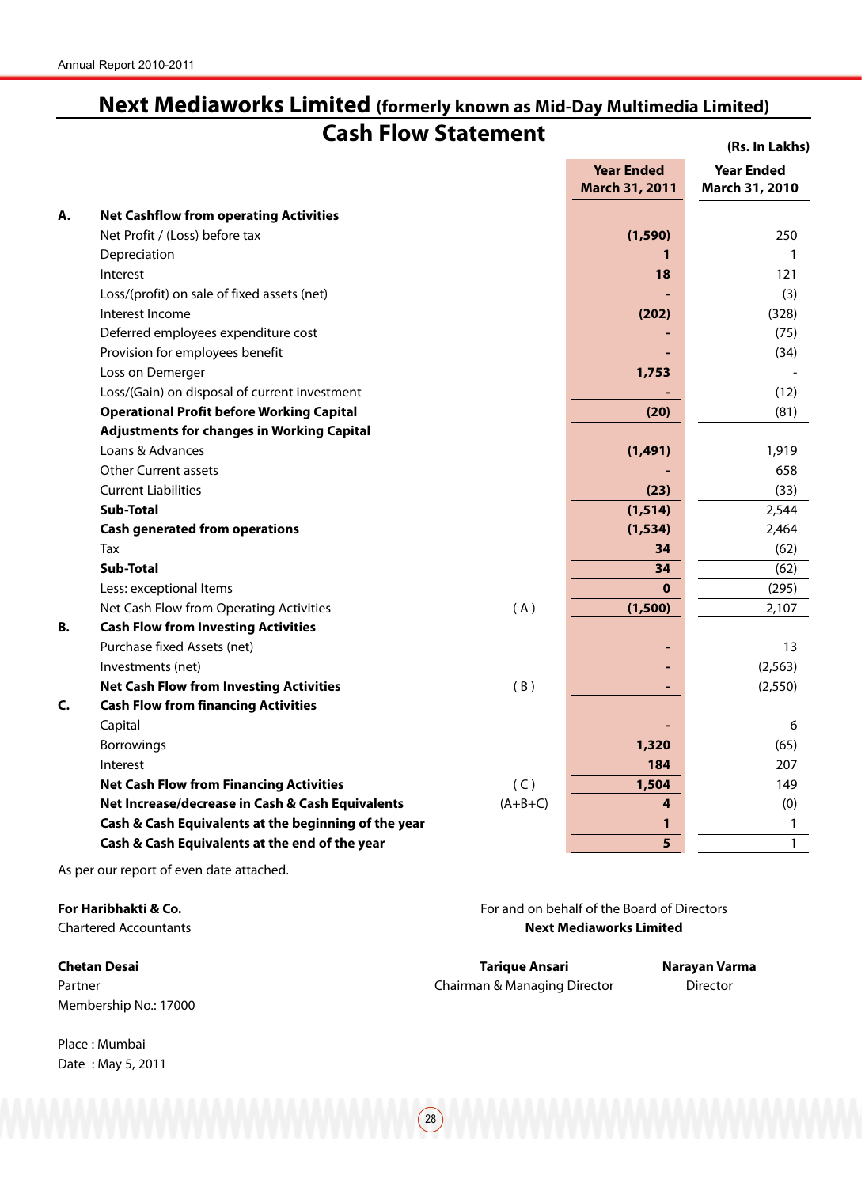# Next Mediaworks Limited (formerly known as Mid-Day Multimedia Limited)

## Cash Flow Statement

(Rs. In Lakhs)

| | | | Year Ended March 31, 2011 | Year Ended March 31, 2010 |
|---|---|---|---|---|
| **A.** | **Net Cashflow from operating Activities** | | | |
| | Net Profit / (Loss) before tax | | **(1,590)** | 250 |
| | Depreciation | | **1** | 1 |
| | Interest | | **18** | 121 |
| | Loss/(profit) on sale of fixed assets (net) | | **-** | (3) |
| | Interest Income | | **(202)** | (328) |
| | Deferred employees expenditure cost | | **-** | (75) |
| | Provision for employees benefit | | **-** | (34) |
| | Loss on Demerger | | **1,753** | - |
| | Loss/(Gain) on disposal of current investment | | **-** | (12) |
| | **Operational Profit before Working Capital** | | **(20)** | (81) |
| | **Adjustments for changes in Working Capital** | | | |
| | Loans & Advances | | **(1,491)** | 1,919 |
| | Other Current assets | | **-** | 658 |
| | Current Liabilities | | **(23)** | (33) |
| | **Sub-Total** | | **(1,514)** | 2,544 |
| | **Cash generated from operations** | | **(1,534)** | 2,464 |
| | Tax | | **34** | (62) |
| | **Sub-Total** | | **34** | (62) |
| | Less: exceptional Items | | **0** | (295) |
| | Net Cash Flow from Operating Activities | ( A ) | **(1,500)** | 2,107 |
| **B.** | **Cash Flow from Investing Activities** | | | |
| | Purchase fixed Assets (net) | | **-** | 13 |
| | Investments (net) | | **-** | (2,563) |
| | **Net Cash Flow from Investing Activities** | ( B ) | **-** | (2,550) |
| **C.** | **Cash Flow from financing Activities** | | | |
| | Capital | | **-** | 6 |
| | Borrowings | | **1,320** | (65) |
| | Interest | | **184** | 207 |
| | **Net Cash Flow from Financing Activities** | ( C ) | **1,504** | 149 |
| | **Net Increase/decrease in Cash & Cash Equivalents** | (A+B+C) | **4** | (0) |
| | **Cash & Cash Equivalents at the beginning of the year** | | **1** | 1 |
| | **Cash & Cash Equivalents at the end of the year** | | **5** | 1 |

As per our report of even date attached.

**For Haribhakti & Co.**
Chartered Accountants

**Chetan Desai**
Partner
Membership No.: 17000

Place : Mumbai
Date : May 5, 2011

For and on behalf of the Board of Directors
**Next Mediaworks Limited**

**Tarique Ansari**
Chairman & Managing Director

**Narayan Varma**
Director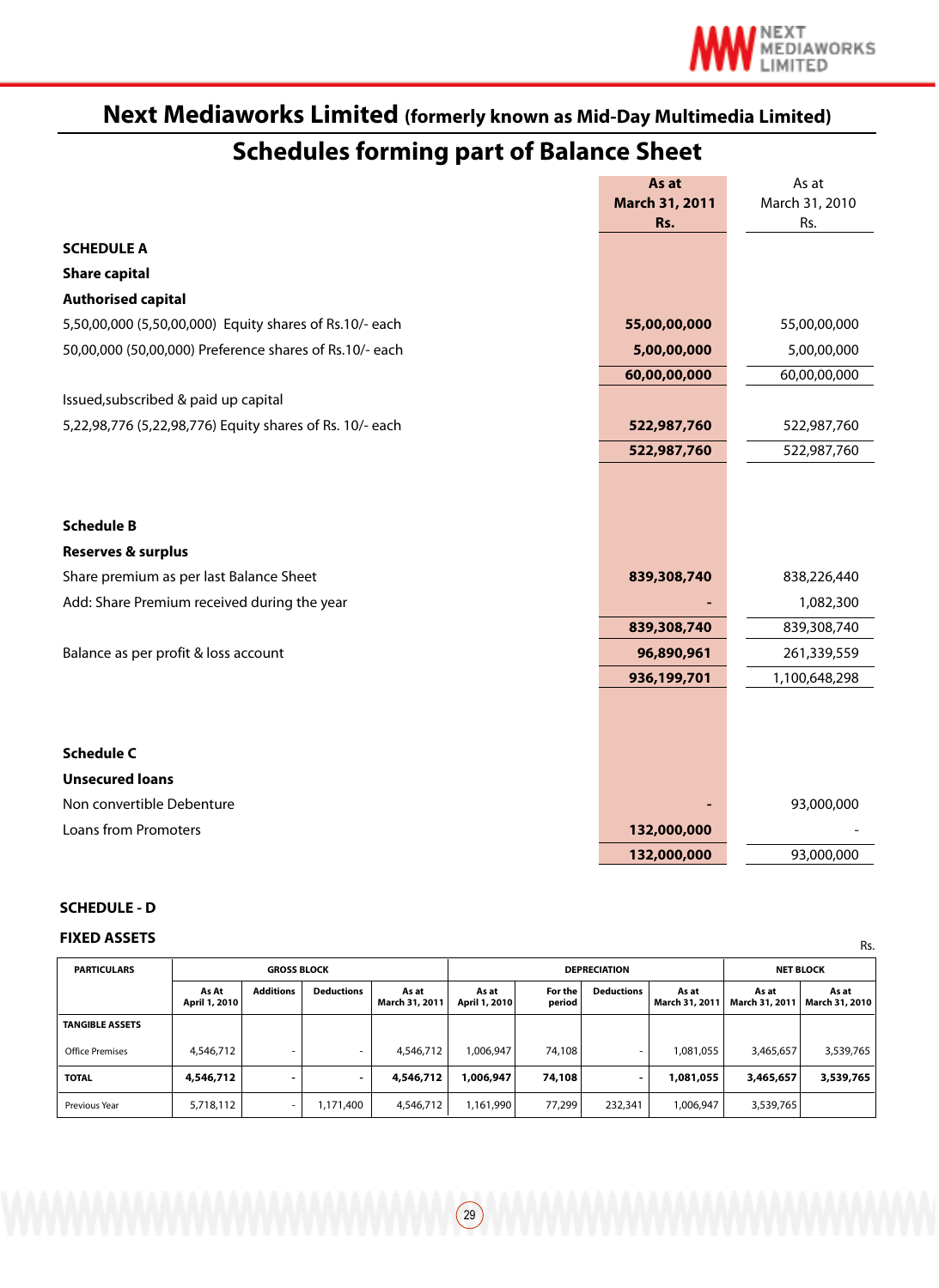# Next Mediaworks Limited (formerly known as Mid-Day Multimedia Limited)

## Schedules forming part of Balance Sheet

| | As at March 31, 2011 Rs. | As at March 31, 2010 Rs. |
|---|---|---|
| **SCHEDULE A** | | |
| **Share capital** | | |
| **Authorised capital** | | |
| 5,50,00,000 (5,50,00,000) Equity shares of Rs.10/- each | **55,00,00,000** | 55,00,00,000 |
| 50,00,000 (50,00,000) Preference shares of Rs.10/- each | **5,00,00,000** | 5,00,00,000 |
| | **60,00,00,000** | 60,00,00,000 |
| Issued,subscribed & paid up capital | | |
| 5,22,98,776 (5,22,98,776) Equity shares of Rs. 10/- each | **522,987,760** | 522,987,760 |
| | **522,987,760** | 522,987,760 |
| **Schedule B** | | |
| **Reserves & surplus** | | |
| Share premium as per last Balance Sheet | **839,308,740** | 838,226,440 |
| Add: Share Premium received during the year | **-** | 1,082,300 |
| | **839,308,740** | 839,308,740 |
| Balance as per profit & loss account | **96,890,961** | 261,339,559 |
| | **936,199,701** | 1,100,648,298 |
| **Schedule C** | | |
| **Unsecured loans** | | |
| Non convertible Debenture | **-** | 93,000,000 |
| Loans from Promoters | **132,000,000** | - |
| | **132,000,000** | 93,000,000 |

### SCHEDULE - D

### FIXED ASSETS

Rs.

| PARTICULARS | GROSS BLOCK | | | | DEPRECIATION | | | | NET BLOCK | |
|---|---|---|---|---|---|---|---|---|---|---|
| | As At April 1, 2010 | Additions | Deductions | As at March 31, 2011 | As at April 1, 2010 | For the period | Deductions | As at March 31, 2011 | As at March 31, 2011 | As at March 31, 2010 |
| **TANGIBLE ASSETS** | | | | | | | | | | |
| Office Premises | 4,546,712 | - | - | 4,546,712 | 1,006,947 | 74,108 | - | 1,081,055 | 3,465,657 | 3,539,765 |
| **TOTAL** | **4,546,712** | **-** | **-** | **4,546,712** | **1,006,947** | **74,108** | **-** | **1,081,055** | **3,465,657** | **3,539,765** |
| Previous Year | 5,718,112 | - | 1,171,400 | 4,546,712 | 1,161,990 | 77,299 | 232,341 | 1,006,947 | 3,539,765 | |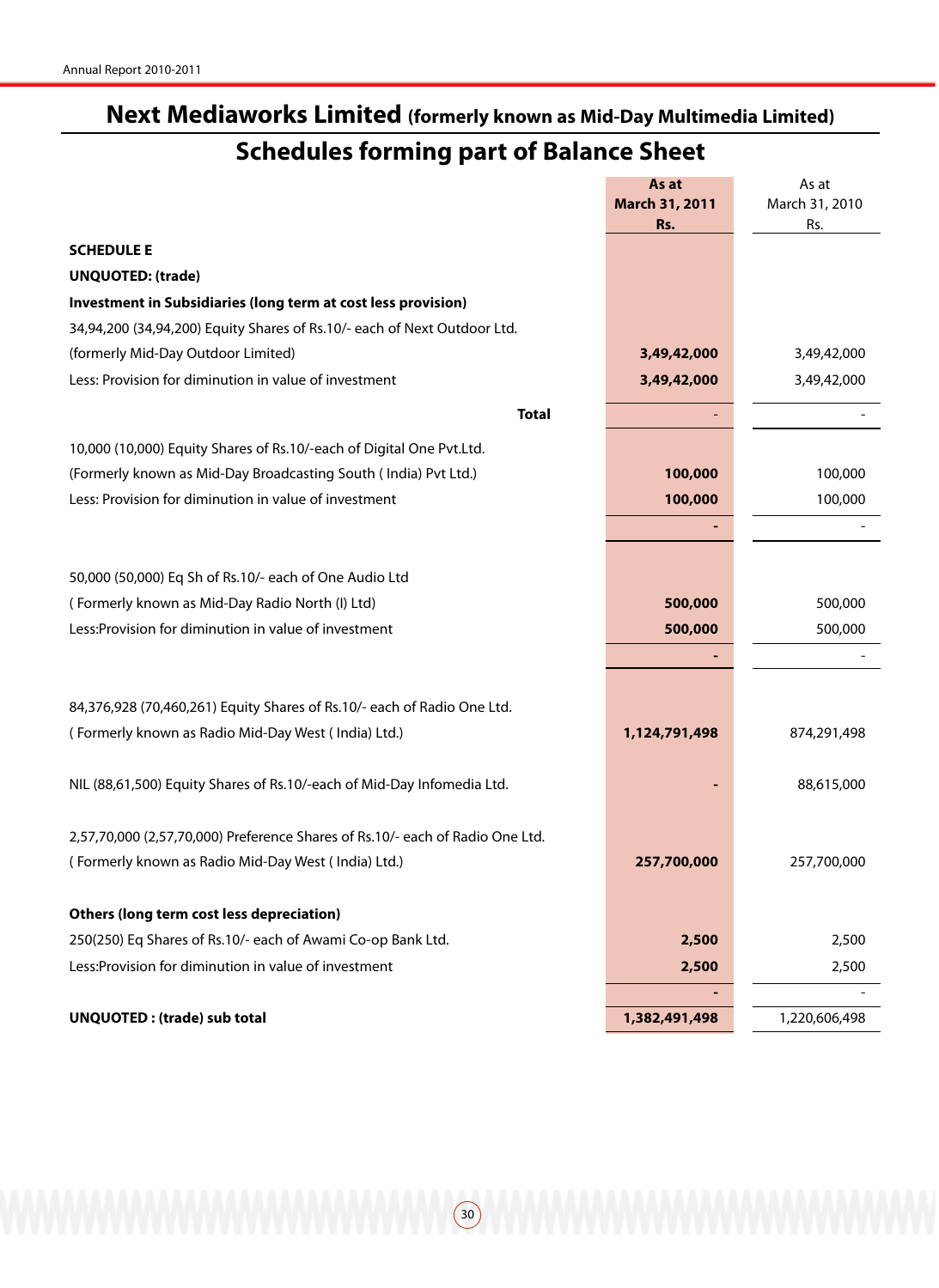# Next Mediaworks Limited (formerly known as Mid-Day Multimedia Limited)

## Schedules forming part of Balance Sheet

| | As at March 31, 2011 Rs. | As at March 31, 2010 Rs. |
|---|---|---|
| **SCHEDULE E** | | |
| **UNQUOTED: (trade)** | | |
| **Investment in Subsidiaries (long term at cost less provision)** | | |
| 34,94,200 (34,94,200) Equity Shares of Rs.10/- each of Next Outdoor Ltd. | | |
| (formerly Mid-Day Outdoor Limited) | **3,49,42,000** | 3,49,42,000 |
| Less: Provision for diminution in value of investment | **3,49,42,000** | 3,49,42,000 |
| **Total** | - | - |
| 10,000 (10,000) Equity Shares of Rs.10/-each of Digital One Pvt.Ltd. | | |
| (Formerly known as Mid-Day Broadcasting South ( India) Pvt Ltd.) | **100,000** | 100,000 |
| Less: Provision for diminution in value of investment | **100,000** | 100,000 |
| | **-** | - |
| 50,000 (50,000) Eq Sh of Rs.10/- each of One Audio Ltd | | |
| ( Formerly known as Mid-Day Radio North (I) Ltd) | **500,000** | 500,000 |
| Less:Provision for diminution in value of investment | **500,000** | 500,000 |
| | **-** | - |
| 84,376,928 (70,460,261) Equity Shares of Rs.10/- each of Radio One Ltd. | | |
| ( Formerly known as Radio Mid-Day West ( India) Ltd.) | **1,124,791,498** | 874,291,498 |
| NIL (88,61,500) Equity Shares of Rs.10/-each of Mid-Day Infomedia Ltd. | **-** | 88,615,000 |
| 2,57,70,000 (2,57,70,000) Preference Shares of Rs.10/- each of Radio One Ltd. | | |
| ( Formerly known as Radio Mid-Day West ( India) Ltd.) | **257,700,000** | 257,700,000 |
| **Others (long term cost less depreciation)** | | |
| 250(250) Eq Shares of Rs.10/- each of Awami Co-op Bank Ltd. | **2,500** | 2,500 |
| Less:Provision for diminution in value of investment | **2,500** | 2,500 |
| | **-** | - |
| **UNQUOTED : (trade) sub total** | **1,382,491,498** | 1,220,606,498 |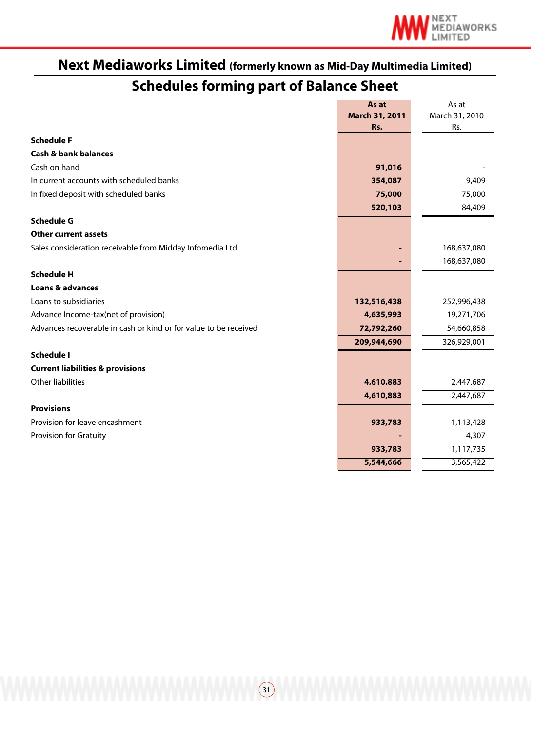# Next Mediaworks Limited (formerly known as Mid-Day Multimedia Limited)

## Schedules forming part of Balance Sheet

| | As at March 31, 2011 Rs. | As at March 31, 2010 Rs. |
|---|---|---|
| **Schedule F** | | |
| **Cash & bank balances** | | |
| Cash on hand | **91,016** | - |
| In current accounts with scheduled banks | **354,087** | 9,409 |
| In fixed deposit with scheduled banks | **75,000** | 75,000 |
| | **520,103** | 84,409 |
| **Schedule G** | | |
| **Other current assets** | | |
| Sales consideration receivable from Midday Infomedia Ltd | **-** | 168,637,080 |
| | **-** | 168,637,080 |
| **Schedule H** | | |
| **Loans & advances** | | |
| Loans to subsidiaries | **132,516,438** | 252,996,438 |
| Advance Income-tax(net of provision) | **4,635,993** | 19,271,706 |
| Advances recoverable in cash or kind or for value to be received | **72,792,260** | 54,660,858 |
| | **209,944,690** | 326,929,001 |
| **Schedule I** | | |
| **Current liabilities & provisions** | | |
| Other liabilities | **4,610,883** | 2,447,687 |
| | **4,610,883** | 2,447,687 |
| **Provisions** | | |
| Provision for leave encashment | **933,783** | 1,113,428 |
| Provision for Gratuity | **-** | 4,307 |
| | **933,783** | 1,117,735 |
| | **5,544,666** | 3,565,422 |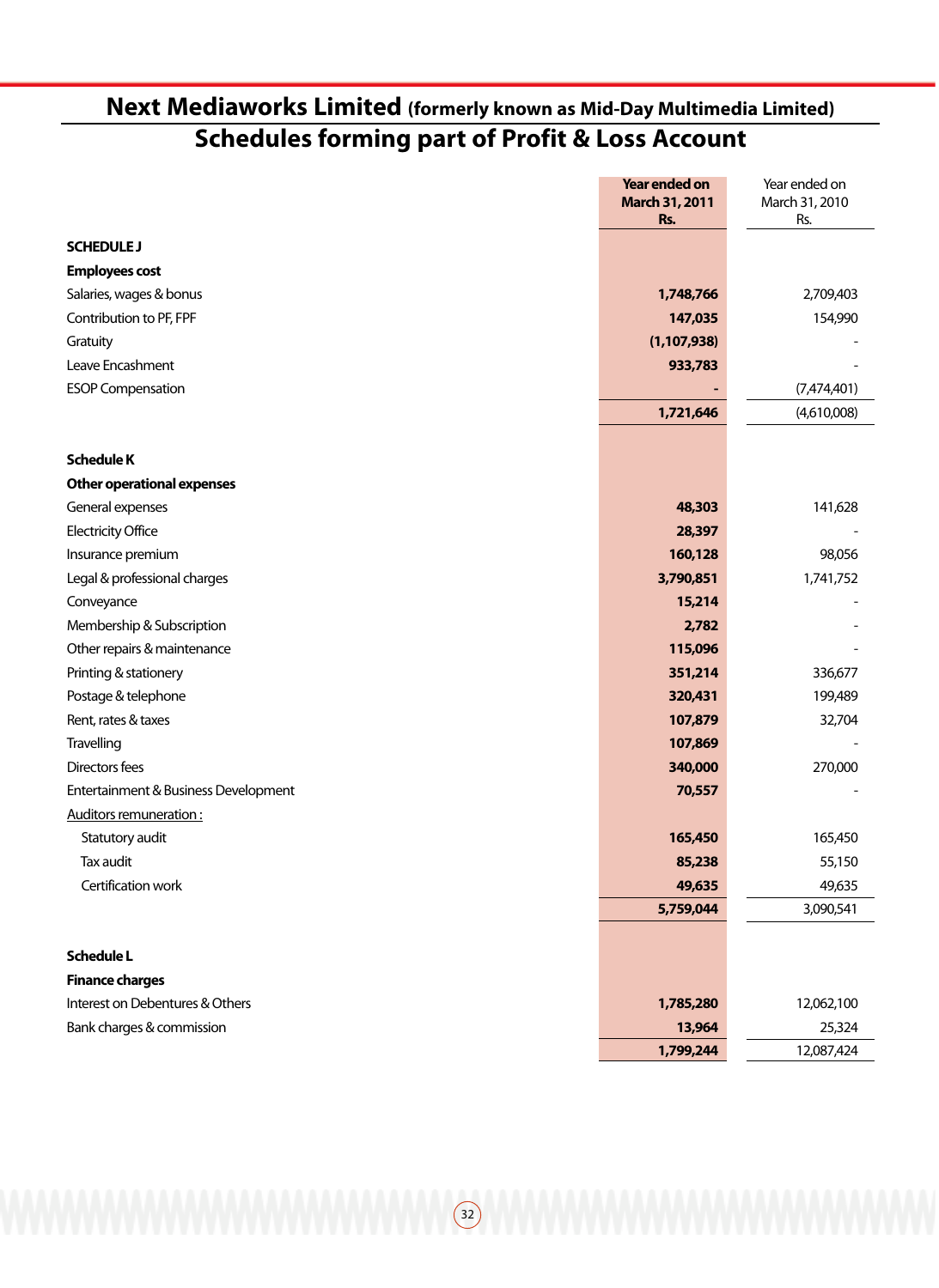# Next Mediaworks Limited (formerly known as Mid-Day Multimedia Limited)

## Schedules forming part of Profit & Loss Account

| | Year ended on March 31, 2011 Rs. | Year ended on March 31, 2010 Rs. |
|---|---|---|
| **SCHEDULE J** | | |
| **Employees cost** | | |
| Salaries, wages & bonus | 1,748,766 | 2,709,403 |
| Contribution to PF, FPF | 147,035 | 154,990 |
| Gratuity | (1,107,938) | - |
| Leave Encashment | 933,783 | - |
| ESOP Compensation | - | (7,474,401) |
| | 1,721,646 | (4,610,008) |
| **Schedule K** | | |
| **Other operational expenses** | | |
| General expenses | 48,303 | 141,628 |
| Electricity Office | 28,397 | - |
| Insurance premium | 160,128 | 98,056 |
| Legal & professional charges | 3,790,851 | 1,741,752 |
| Conveyance | 15,214 | - |
| Membership & Subscription | 2,782 | - |
| Other repairs & maintenance | 115,096 | - |
| Printing & stationery | 351,214 | 336,677 |
| Postage & telephone | 320,431 | 199,489 |
| Rent, rates & taxes | 107,879 | 32,704 |
| Travelling | 107,869 | - |
| Directors fees | 340,000 | 270,000 |
| Entertainment & Business Development | 70,557 | - |
| Auditors remuneration : | | |
| Statutory audit | 165,450 | 165,450 |
| Tax audit | 85,238 | 55,150 |
| Certification work | 49,635 | 49,635 |
| | 5,759,044 | 3,090,541 |
| **Schedule L** | | |
| **Finance charges** | | |
| Interest on Debentures & Others | 1,785,280 | 12,062,100 |
| Bank charges & commission | 13,964 | 25,324 |
| | 1,799,244 | 12,087,424 |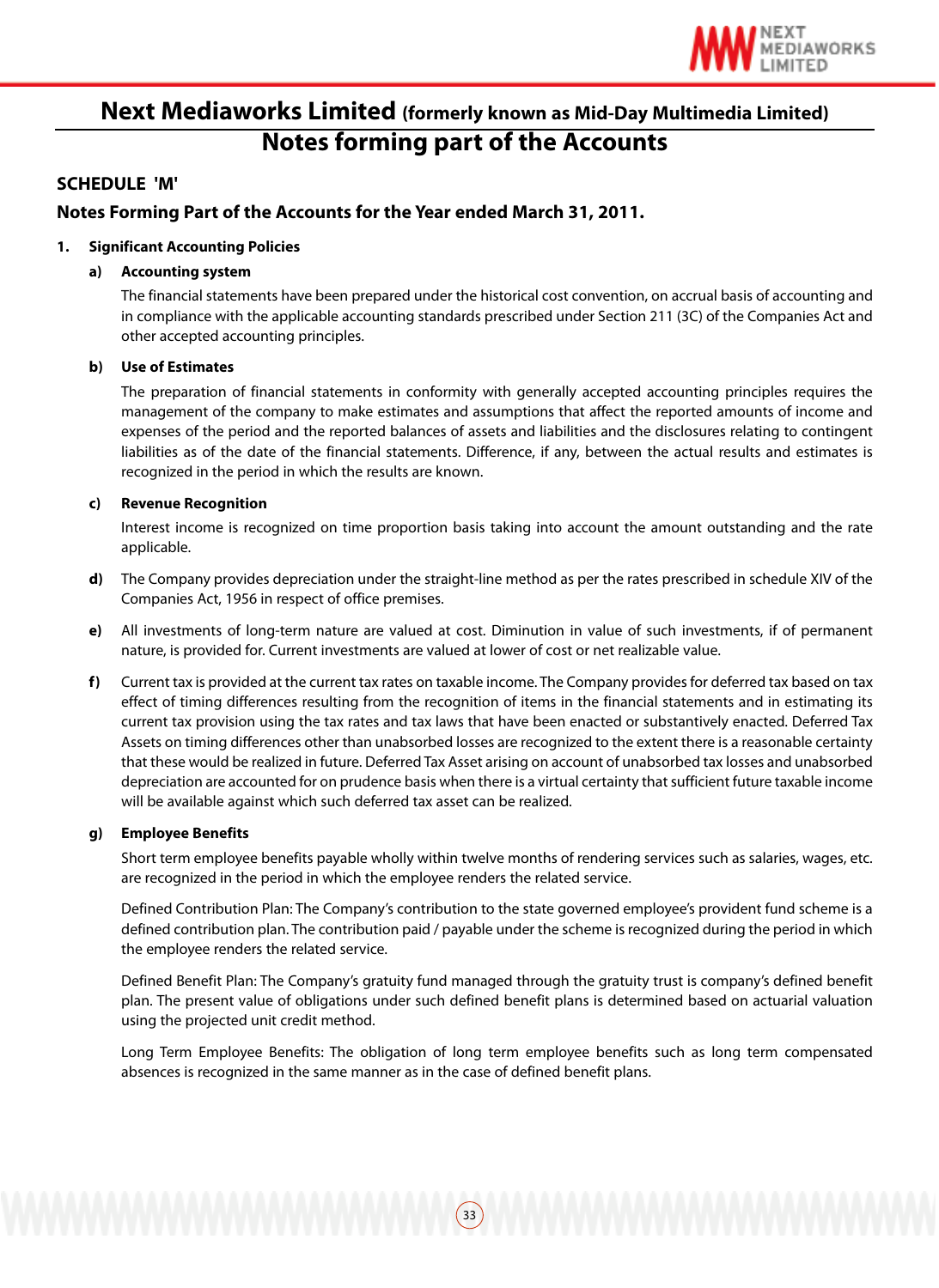# Next Mediaworks Limited (formerly known as Mid-Day Multimedia Limited)

## Notes forming part of the Accounts

### SCHEDULE 'M'

### Notes Forming Part of the Accounts for the Year ended March 31, 2011.

1. **Significant Accounting Policies**

   a) **Accounting system**

   The financial statements have been prepared under the historical cost convention, on accrual basis of accounting and in compliance with the applicable accounting standards prescribed under Section 211 (3C) of the Companies Act and other accepted accounting principles.

   b) **Use of Estimates**

   The preparation of financial statements in conformity with generally accepted accounting principles requires the management of the company to make estimates and assumptions that affect the reported amounts of income and expenses of the period and the reported balances of assets and liabilities and the disclosures relating to contingent liabilities as of the date of the financial statements. Difference, if any, between the actual results and estimates is recognized in the period in which the results are known.

   c) **Revenue Recognition**

   Interest income is recognized on time proportion basis taking into account the amount outstanding and the rate applicable.

   d) The Company provides depreciation under the straight-line method as per the rates prescribed in schedule XIV of the Companies Act, 1956 in respect of office premises.

   e) All investments of long-term nature are valued at cost. Diminution in value of such investments, if of permanent nature, is provided for. Current investments are valued at lower of cost or net realizable value.

   f) Current tax is provided at the current tax rates on taxable income. The Company provides for deferred tax based on tax effect of timing differences resulting from the recognition of items in the financial statements and in estimating its current tax provision using the tax rates and tax laws that have been enacted or substantively enacted. Deferred Tax Assets on timing differences other than unabsorbed losses are recognized to the extent there is a reasonable certainty that these would be realized in future. Deferred Tax Asset arising on account of unabsorbed tax losses and unabsorbed depreciation are accounted for on prudence basis when there is a virtual certainty that sufficient future taxable income will be available against which such deferred tax asset can be realized.

   g) **Employee Benefits**

   Short term employee benefits payable wholly within twelve months of rendering services such as salaries, wages, etc. are recognized in the period in which the employee renders the related service.

   Defined Contribution Plan: The Company's contribution to the state governed employee's provident fund scheme is a defined contribution plan. The contribution paid / payable under the scheme is recognized during the period in which the employee renders the related service.

   Defined Benefit Plan: The Company's gratuity fund managed through the gratuity trust is company's defined benefit plan. The present value of obligations under such defined benefit plans is determined based on actuarial valuation using the projected unit credit method.

   Long Term Employee Benefits: The obligation of long term employee benefits such as long term compensated absences is recognized in the same manner as in the case of defined benefit plans.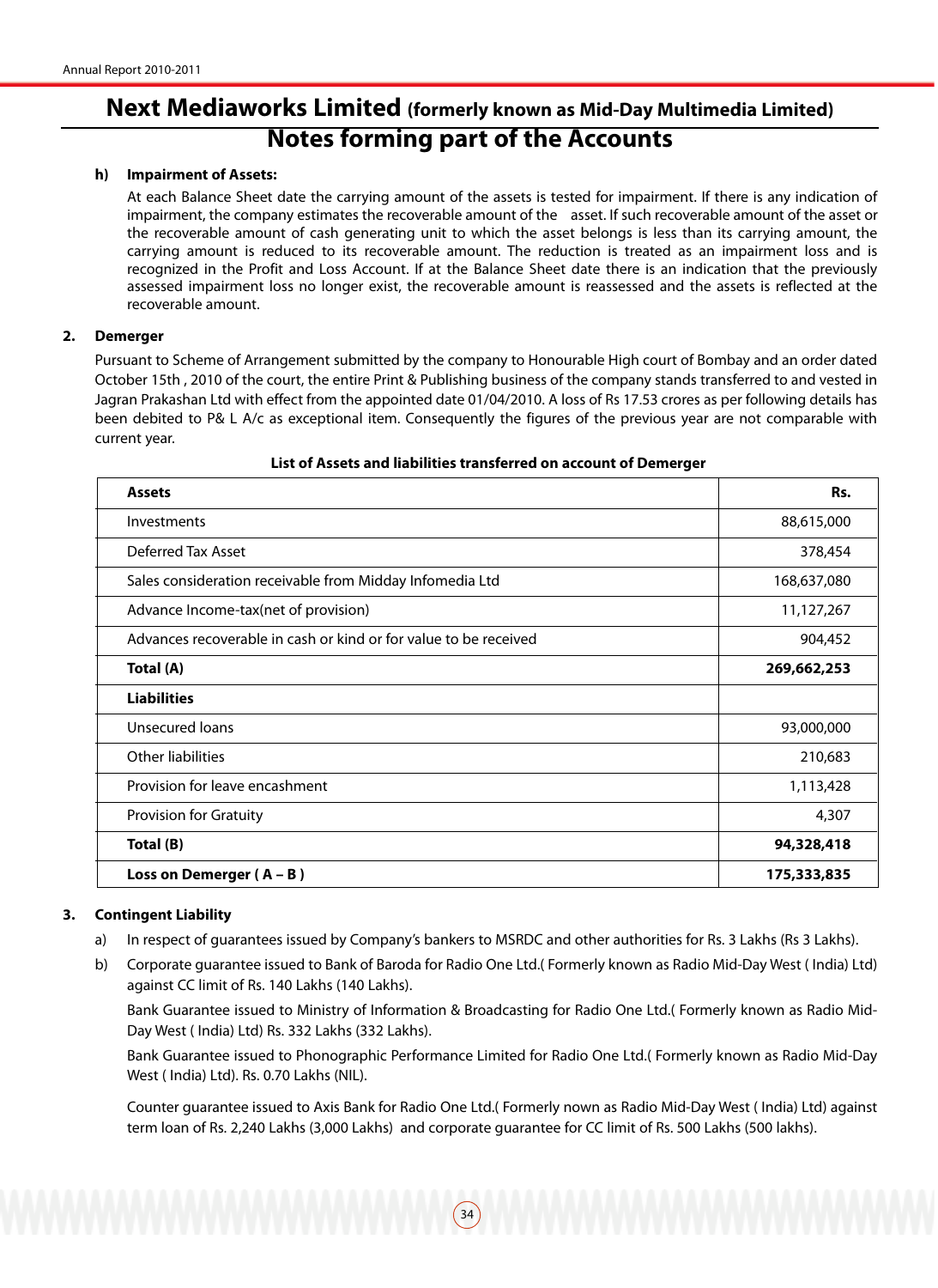# Next Mediaworks Limited (formerly known as Mid-Day Multimedia Limited)

## Notes forming part of the Accounts

**h) Impairment of Assets:**

At each Balance Sheet date the carrying amount of the assets is tested for impairment. If there is any indication of impairment, the company estimates the recoverable amount of the asset. If such recoverable amount of the asset or the recoverable amount of cash generating unit to which the asset belongs is less than its carrying amount, the carrying amount is reduced to its recoverable amount. The reduction is treated as an impairment loss and is recognized in the Profit and Loss Account. If at the Balance Sheet date there is an indication that the previously assessed impairment loss no longer exist, the recoverable amount is reassessed and the assets is reflected at the recoverable amount.

**2. Demerger**

Pursuant to Scheme of Arrangement submitted by the company to Honourable High court of Bombay and an order dated October 15th , 2010 of the court, the entire Print & Publishing business of the company stands transferred to and vested in Jagran Prakashan Ltd with effect from the appointed date 01/04/2010. A loss of Rs 17.53 crores as per following details has been debited to P& L A/c as exceptional item. Consequently the figures of the previous year are not comparable with current year.

**List of Assets and liabilities transferred on account of Demerger**

| **Assets** | **Rs.** |
|---|---|
| Investments | 88,615,000 |
| Deferred Tax Asset | 378,454 |
| Sales consideration receivable from Midday Infomedia Ltd | 168,637,080 |
| Advance Income-tax(net of provision) | 11,127,267 |
| Advances recoverable in cash or kind or for value to be received | 904,452 |
| **Total (A)** | **269,662,253** |
| **Liabilities** | |
| Unsecured loans | 93,000,000 |
| Other liabilities | 210,683 |
| Provision for leave encashment | 1,113,428 |
| Provision for Gratuity | 4,307 |
| **Total (B)** | **94,328,418** |
| **Loss on Demerger ( A – B )** | **175,333,835** |

**3. Contingent Liability**

a) In respect of guarantees issued by Company's bankers to MSRDC and other authorities for Rs. 3 Lakhs (Rs 3 Lakhs).

b) Corporate guarantee issued to Bank of Baroda for Radio One Ltd.( Formerly known as Radio Mid-Day West ( India) Ltd) against CC limit of Rs. 140 Lakhs (140 Lakhs).

Bank Guarantee issued to Ministry of Information & Broadcasting for Radio One Ltd.( Formerly known as Radio Mid-Day West ( India) Ltd) Rs. 332 Lakhs (332 Lakhs).

Bank Guarantee issued to Phonographic Performance Limited for Radio One Ltd.( Formerly known as Radio Mid-Day West ( India) Ltd). Rs. 0.70 Lakhs (NIL).

Counter guarantee issued to Axis Bank for Radio One Ltd.( Formerly nown as Radio Mid-Day West ( India) Ltd) against term loan of Rs. 2,240 Lakhs (3,000 Lakhs) and corporate guarantee for CC limit of Rs. 500 Lakhs (500 lakhs).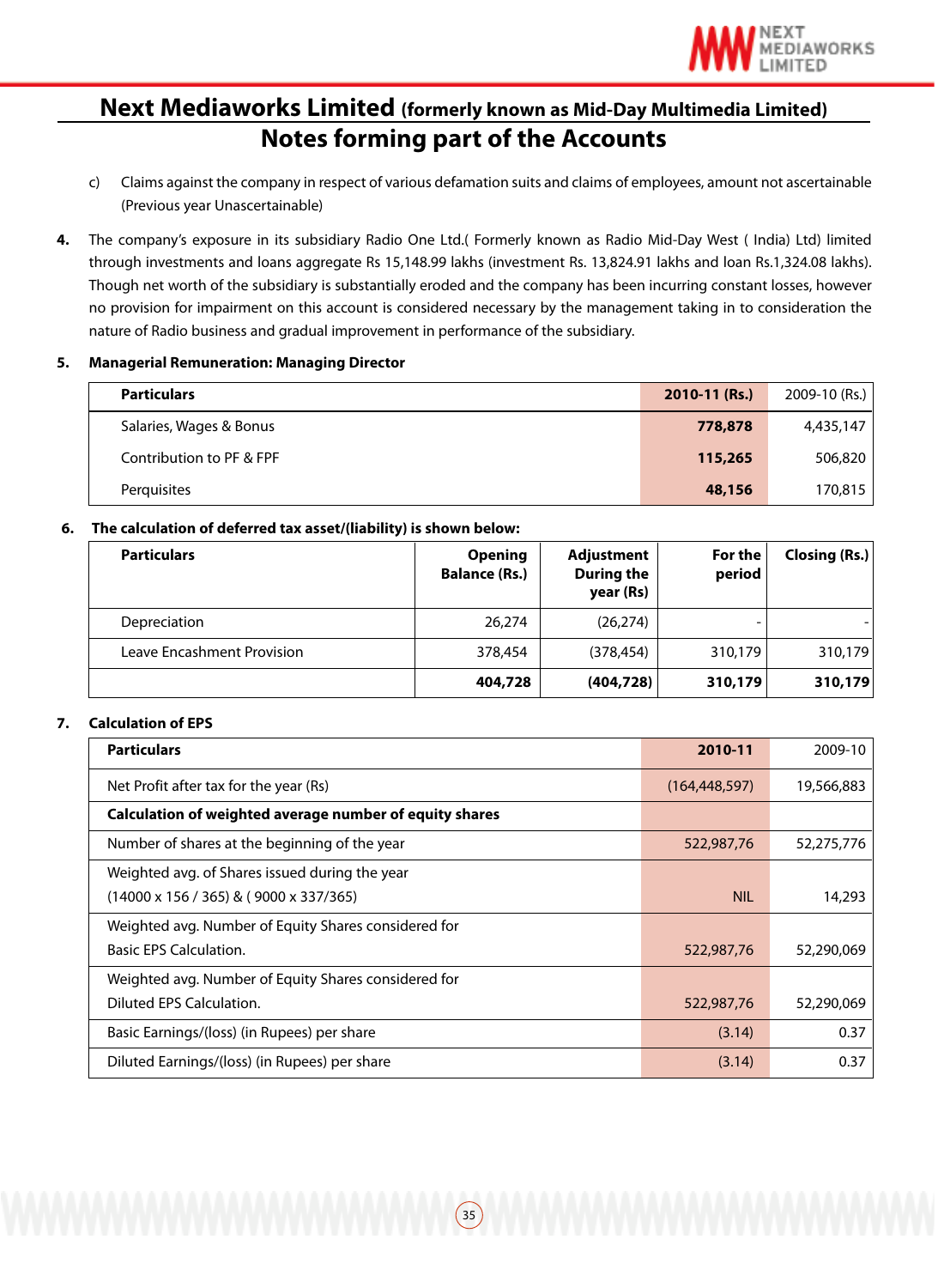# Next Mediaworks Limited (formerly known as Mid-Day Multimedia Limited)

## Notes forming part of the Accounts

c) Claims against the company in respect of various defamation suits and claims of employees, amount not ascertainable (Previous year Unascertainable)

**4.** The company's exposure in its subsidiary Radio One Ltd.( Formerly known as Radio Mid-Day West ( India) Ltd) limited through investments and loans aggregate Rs 15,148.99 lakhs (investment Rs. 13,824.91 lakhs and loan Rs.1,324.08 lakhs). Though net worth of the subsidiary is substantially eroded and the company has been incurring constant losses, however no provision for impairment on this account is considered necessary by the management taking in to consideration the nature of Radio business and gradual improvement in performance of the subsidiary.

**5. Managerial Remuneration: Managing Director**

| Particulars | 2010-11 (Rs.) | 2009-10 (Rs.) |
|---|---|---|
| Salaries, Wages & Bonus | 778,878 | 4,435,147 |
| Contribution to PF & FPF | 115,265 | 506,820 |
| Perquisites | 48,156 | 170,815 |

**6. The calculation of deferred tax asset/(liability) is shown below:**

| Particulars | Opening Balance (Rs.) | Adjustment During the year (Rs) | For the period | Closing (Rs.) |
|---|---|---|---|---|
| Depreciation | 26,274 | (26,274) | - | - |
| Leave Encashment Provision | 378,454 | (378,454) | 310,179 | 310,179 |
| | **404,728** | **(404,728)** | **310,179** | **310,179** |

**7. Calculation of EPS**

| Particulars | 2010-11 | 2009-10 |
|---|---|---|
| Net Profit after tax for the year (Rs) | (164,448,597) | 19,566,883 |
| **Calculation of weighted average number of equity shares** | | |
| Number of shares at the beginning of the year | 522,987,76 | 52,275,776 |
| Weighted avg. of Shares issued during the year (14000 x 156 / 365) & ( 9000 x 337/365) | NIL | 14,293 |
| Weighted avg. Number of Equity Shares considered for Basic EPS Calculation. | 522,987,76 | 52,290,069 |
| Weighted avg. Number of Equity Shares considered for Diluted EPS Calculation. | 522,987,76 | 52,290,069 |
| Basic Earnings/(loss) (in Rupees) per share | (3.14) | 0.37 |
| Diluted Earnings/(loss) (in Rupees) per share | (3.14) | 0.37 |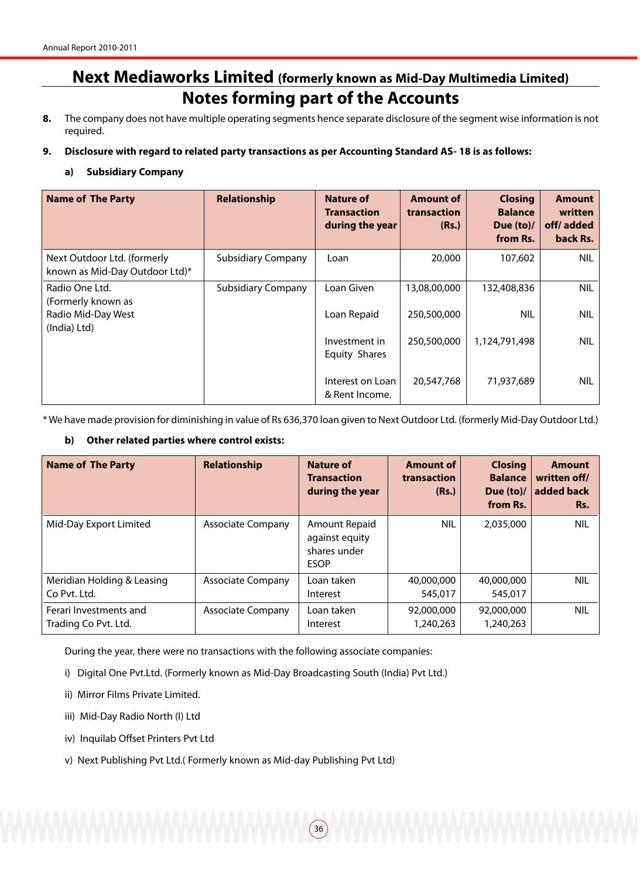# Next Mediaworks Limited (formerly known as Mid-Day Multimedia Limited)

## Notes forming part of the Accounts

8. The company does not have multiple operating segments hence separate disclosure of the segment wise information is not required.

9. **Disclosure with regard to related party transactions as per Accounting Standard AS- 18 is as follows:**

   a) **Subsidiary Company**

| Name of The Party | Relationship | Nature of Transaction during the year | Amount of transaction (Rs.) | Closing Balance Due (to)/ from Rs. | Amount written off/ added back Rs. |
|---|---|---|---|---|---|
| Next Outdoor Ltd. (formerly known as Mid-Day Outdoor Ltd)* | Subsidiary Company | Loan | 20,000 | 107,602 | NIL |
| Radio One Ltd. (Formerly known as Radio Mid-Day West (India) Ltd) | Subsidiary Company | Loan Given | 13,08,00,000 | 132,408,836 | NIL |
| | | Loan Repaid | 250,500,000 | NIL | NIL |
| | | Investment in Equity Shares | 250,500,000 | 1,124,791,498 | NIL |
| | | Interest on Loan & Rent Income. | 20,547,768 | 71,937,689 | NIL |

\* We have made provision for diminishing in value of Rs 636,370 loan given to Next Outdoor Ltd. (formerly Mid-Day Outdoor Ltd.)

   b) **Other related parties where control exists:**

| Name of The Party | Relationship | Nature of Transaction during the year | Amount of transaction (Rs.) | Closing Balance Due (to)/ from Rs. | Amount written off/ added back Rs. |
|---|---|---|---|---|---|
| Mid-Day Export Limited | Associate Company | Amount Repaid against equity shares under ESOP | NIL | 2,035,000 | NIL |
| Meridian Holding & Leasing Co Pvt. Ltd. | Associate Company | Loan taken<br>Interest | 40,000,000<br>545,017 | 40,000,000<br>545,017 | NIL |
| Ferari Investments and Trading Co Pvt. Ltd. | Associate Company | Loan taken<br>Interest | 92,000,000<br>1,240,263 | 92,000,000<br>1,240,263 | NIL |

During the year, there were no transactions with the following associate companies:

i) Digital One Pvt.Ltd. (Formerly known as Mid-Day Broadcasting South (India) Pvt Ltd.)

ii) Mirror Films Private Limited.

iii) Mid-Day Radio North (I) Ltd

iv) Inquilab Offset Printers Pvt Ltd

v) Next Publishing Pvt Ltd.( Formerly known as Mid-day Publishing Pvt Ltd)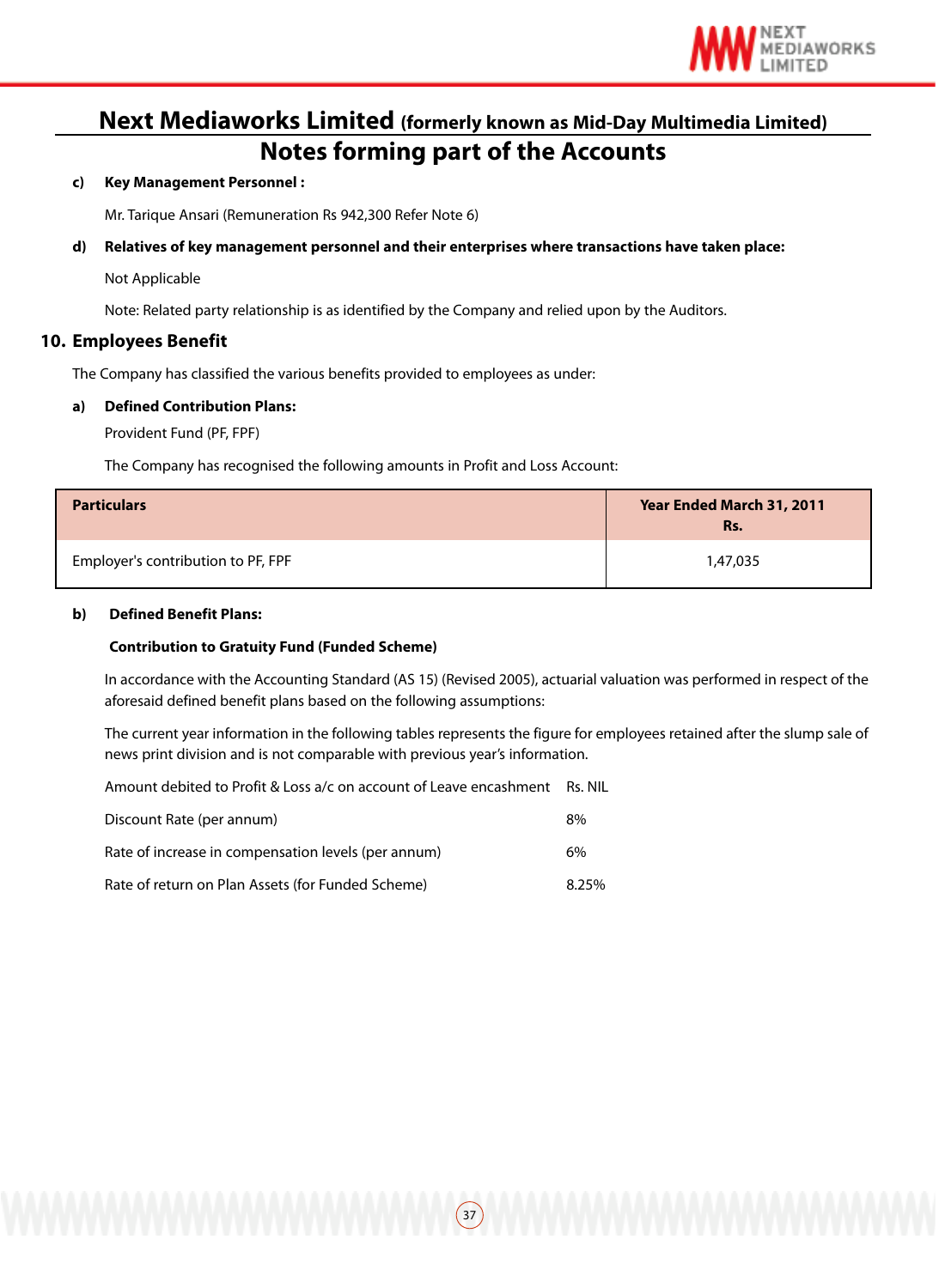# Next Mediaworks Limited (formerly known as Mid-Day Multimedia Limited)

## Notes forming part of the Accounts

**c) Key Management Personnel :**

Mr. Tarique Ansari (Remuneration Rs 942,300 Refer Note 6)

**d) Relatives of key management personnel and their enterprises where transactions have taken place:**

Not Applicable

Note: Related party relationship is as identified by the Company and relied upon by the Auditors.

### 10. Employees Benefit

The Company has classified the various benefits provided to employees as under:

**a) Defined Contribution Plans:**

Provident Fund (PF, FPF)

The Company has recognised the following amounts in Profit and Loss Account:

| Particulars | Year Ended March 31, 2011 Rs. |
|---|---|
| Employer's contribution to PF, FPF | 1,47,035 |

**b) Defined Benefit Plans:**

**Contribution to Gratuity Fund (Funded Scheme)**

In accordance with the Accounting Standard (AS 15) (Revised 2005), actuarial valuation was performed in respect of the aforesaid defined benefit plans based on the following assumptions:

The current year information in the following tables represents the figure for employees retained after the slump sale of news print division and is not comparable with previous year's information.

| | |
|---|---|
| Amount debited to Profit & Loss a/c on account of Leave encashment | Rs. NIL |
| Discount Rate (per annum) | 8% |
| Rate of increase in compensation levels (per annum) | 6% |
| Rate of return on Plan Assets (for Funded Scheme) | 8.25% |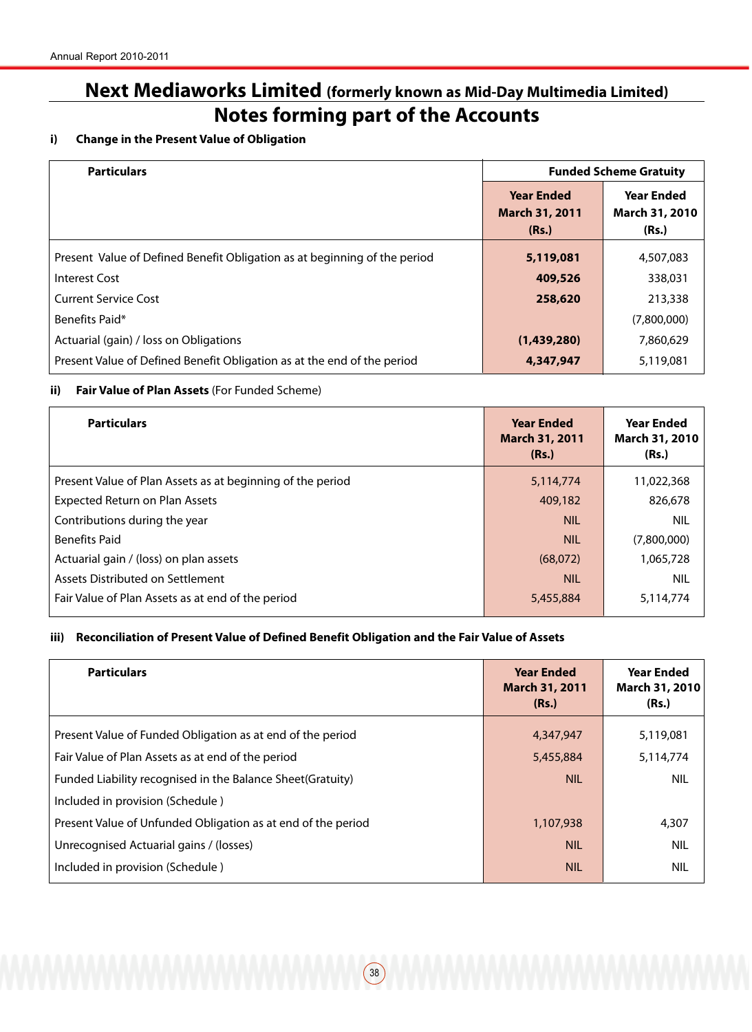# Next Mediaworks Limited (formerly known as Mid-Day Multimedia Limited)

## Notes forming part of the Accounts

**i) Change in the Present Value of Obligation**

| Particulars | Funded Scheme Gratuity | |
|---|---|---|
| | **Year Ended March 31, 2011 (Rs.)** | **Year Ended March 31, 2010 (Rs.)** |
| Present Value of Defined Benefit Obligation as at beginning of the period | **5,119,081** | 4,507,083 |
| Interest Cost | **409,526** | 338,031 |
| Current Service Cost | **258,620** | 213,338 |
| Benefits Paid* | | (7,800,000) |
| Actuarial (gain) / loss on Obligations | **(1,439,280)** | 7,860,629 |
| Present Value of Defined Benefit Obligation as at the end of the period | **4,347,947** | 5,119,081 |

**ii) Fair Value of Plan Assets** (For Funded Scheme)

| Particulars | Year Ended March 31, 2011 (Rs.) | Year Ended March 31, 2010 (Rs.) |
|---|---|---|
| Present Value of Plan Assets as at beginning of the period | 5,114,774 | 11,022,368 |
| Expected Return on Plan Assets | 409,182 | 826,678 |
| Contributions during the year | NIL | NIL |
| Benefits Paid | NIL | (7,800,000) |
| Actuarial gain / (loss) on plan assets | (68,072) | 1,065,728 |
| Assets Distributed on Settlement | NIL | NIL |
| Fair Value of Plan Assets as at end of the period | 5,455,884 | 5,114,774 |

**iii) Reconciliation of Present Value of Defined Benefit Obligation and the Fair Value of Assets**

| Particulars | Year Ended March 31, 2011 (Rs.) | Year Ended March 31, 2010 (Rs.) |
|---|---|---|
| Present Value of Funded Obligation as at end of the period | 4,347,947 | 5,119,081 |
| Fair Value of Plan Assets as at end of the period | 5,455,884 | 5,114,774 |
| Funded Liability recognised in the Balance Sheet(Gratuity) | NIL | NIL |
| Included in provision (Schedule ) | | |
| Present Value of Unfunded Obligation as at end of the period | 1,107,938 | 4,307 |
| Unrecognised Actuarial gains / (losses) | NIL | NIL |
| Included in provision (Schedule ) | NIL | NIL |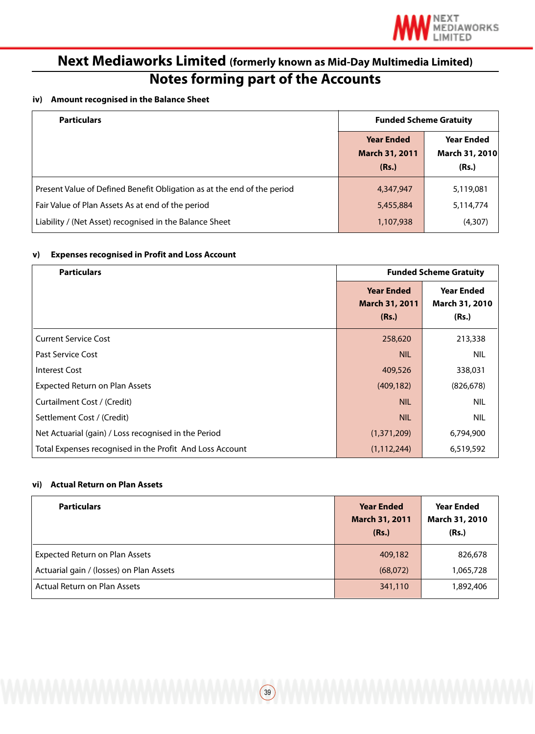# Next Mediaworks Limited (formerly known as Mid-Day Multimedia Limited)

## Notes forming part of the Accounts

**iv) Amount recognised in the Balance Sheet**

| Particulars | Funded Scheme Gratuity | |
|---|---|---|
| | Year Ended March 31, 2011 (Rs.) | Year Ended March 31, 2010 (Rs.) |
| Present Value of Defined Benefit Obligation as at the end of the period | 4,347,947 | 5,119,081 |
| Fair Value of Plan Assets As at end of the period | 5,455,884 | 5,114,774 |
| Liability / (Net Asset) recognised in the Balance Sheet | 1,107,938 | (4,307) |

**v) Expenses recognised in Profit and Loss Account**

| Particulars | Funded Scheme Gratuity | |
|---|---|---|
| | Year Ended March 31, 2011 (Rs.) | Year Ended March 31, 2010 (Rs.) |
| Current Service Cost | 258,620 | 213,338 |
| Past Service Cost | NIL | NIL |
| Interest Cost | 409,526 | 338,031 |
| Expected Return on Plan Assets | (409,182) | (826,678) |
| Curtailment Cost / (Credit) | NIL | NIL |
| Settlement Cost / (Credit) | NIL | NIL |
| Net Actuarial (gain) / Loss recognised in the Period | (1,371,209) | 6,794,900 |
| Total Expenses recognised in the Profit And Loss Account | (1,112,244) | 6,519,592 |

**vi) Actual Return on Plan Assets**

| Particulars | Year Ended March 31, 2011 (Rs.) | Year Ended March 31, 2010 (Rs.) |
|---|---|---|
| Expected Return on Plan Assets | 409,182 | 826,678 |
| Actuarial gain / (losses) on Plan Assets | (68,072) | 1,065,728 |
| Actual Return on Plan Assets | 341,110 | 1,892,406 |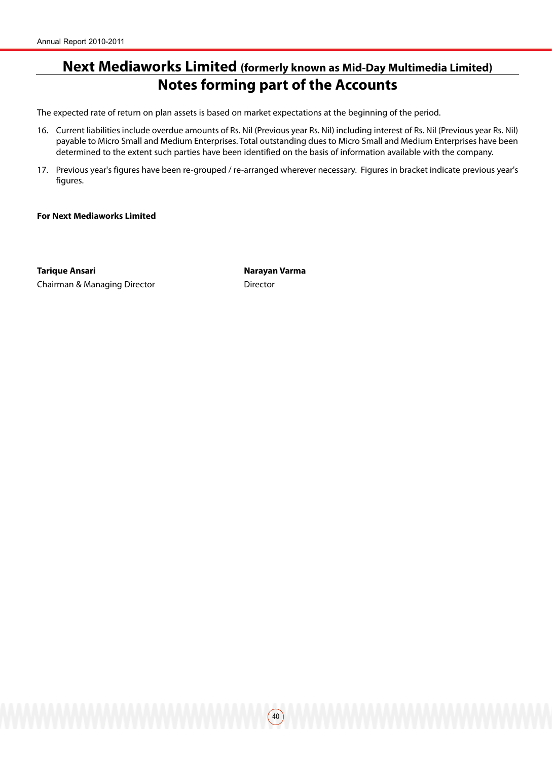# Next Mediaworks Limited (formerly known as Mid-Day Multimedia Limited)

## Notes forming part of the Accounts

The expected rate of return on plan assets is based on market expectations at the beginning of the period.

16. Current liabilities include overdue amounts of Rs. Nil (Previous year Rs. Nil) including interest of Rs. Nil (Previous year Rs. Nil) payable to Micro Small and Medium Enterprises. Total outstanding dues to Micro Small and Medium Enterprises have been determined to the extent such parties have been identified on the basis of information available with the company.

17. Previous year's figures have been re-grouped / re-arranged wherever necessary. Figures in bracket indicate previous year's figures.

**For Next Mediaworks Limited**

**Tarique Ansari**
Chairman & Managing Director

**Narayan Varma**
Director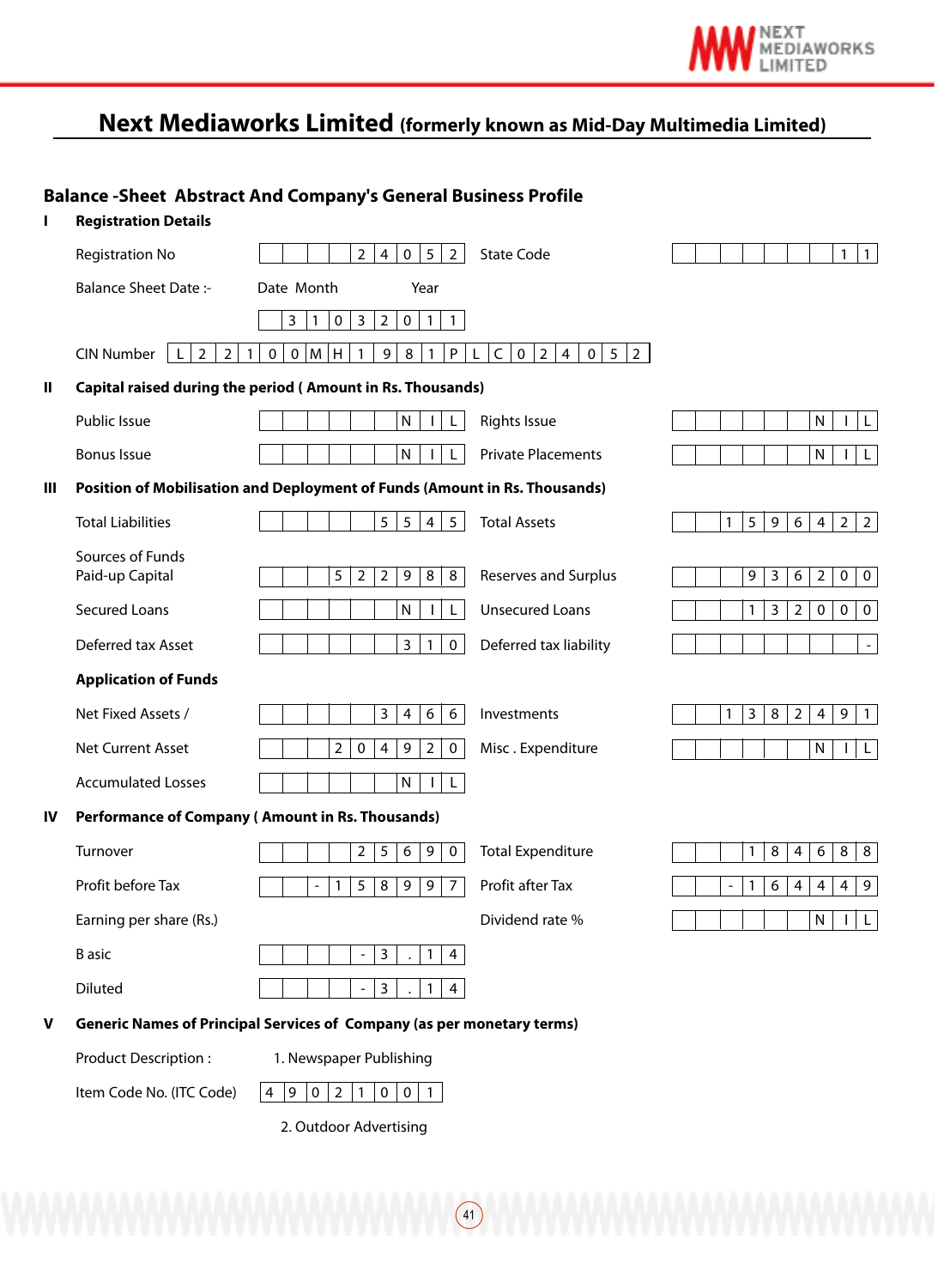# Next Mediaworks Limited (formerly known as Mid-Day Multimedia Limited)

## Balance -Sheet Abstract And Company's General Business Profile

### I Registration Details

| | | | |
|---|---|---|---|
| Registration No | 24052 | State Code | 11 |
| Balance Sheet Date :- | Date Month Year 31032011 | | |
| CIN Number | L22100MH1981PLC024052 | | |

### II Capital raised during the period ( Amount in Rs. Thousands)

| | | | |
|---|---|---|---|
| Public Issue | NIL | Rights Issue | NIL |
| Bonus Issue | NIL | Private Placements | NIL |

### III Position of Mobilisation and Deployment of Funds (Amount in Rs. Thousands)

| | | | |
|---|---|---|---|
| Total Liabilities | 5545 | Total Assets | 1596422 |
| **Sources of Funds** | | | |
| Paid-up Capital | 522988 | Reserves and Surplus | 936200 |
| Secured Loans | NIL | Unsecured Loans | 132000 |
| Deferred tax Asset | 310 | Deferred tax liability | - |
| **Application of Funds** | | | |
| Net Fixed Assets / | 3466 | Investments | 1382491 |
| Net Current Asset | 204920 | Misc . Expenditure | NIL |
| Accumulated Losses | NIL | | |

### IV Performance of Company ( Amount in Rs. Thousands)

| | | | |
|---|---|---|---|
| Turnover | 25690 | Total Expenditure | 184688 |
| Profit before Tax | -158997 | Profit after Tax | -164449 |
| Earning per share (Rs.) | | Dividend rate % | NIL |
| Basic | -3.14 | | |
| Diluted | -3.14 | | |

### V Generic Names of Principal Services of Company (as per monetary terms)

Product Description : 1. Newspaper Publishing

Item Code No. (ITC Code) 49021001

2. Outdoor Advertising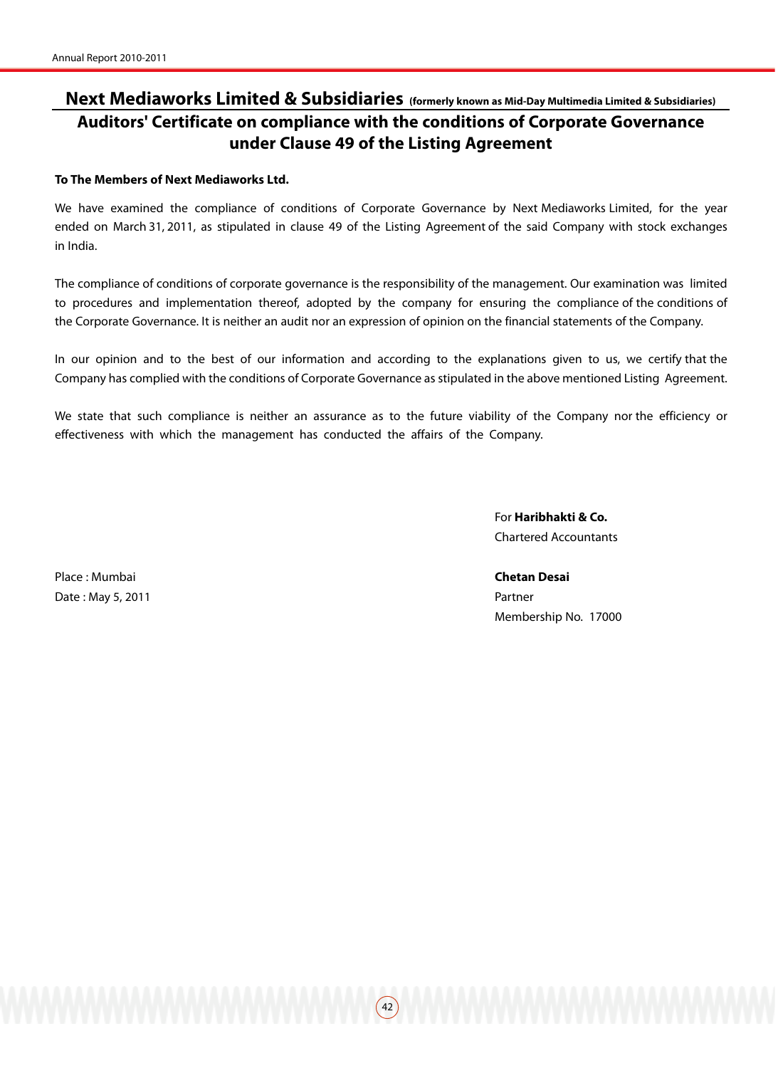# Next Mediaworks Limited & Subsidiaries (formerly known as Mid-Day Multimedia Limited & Subsidiaries)

## Auditors' Certificate on compliance with the conditions of Corporate Governance under Clause 49 of the Listing Agreement

**To The Members of Next Mediaworks Ltd.**

We have examined the compliance of conditions of Corporate Governance by Next Mediaworks Limited, for the year ended on March 31, 2011, as stipulated in clause 49 of the Listing Agreement of the said Company with stock exchanges in India.

The compliance of conditions of corporate governance is the responsibility of the management. Our examination was limited to procedures and implementation thereof, adopted by the company for ensuring the compliance of the conditions of the Corporate Governance. It is neither an audit nor an expression of opinion on the financial statements of the Company.

In our opinion and to the best of our information and according to the explanations given to us, we certify that the Company has complied with the conditions of Corporate Governance as stipulated in the above mentioned Listing Agreement.

We state that such compliance is neither an assurance as to the future viability of the Company nor the efficiency or effectiveness with which the management has conducted the affairs of the Company.

For **Haribhakti & Co.**
Chartered Accountants

Place : Mumbai
Date : May 5, 2011

**Chetan Desai**
Partner
Membership No. 17000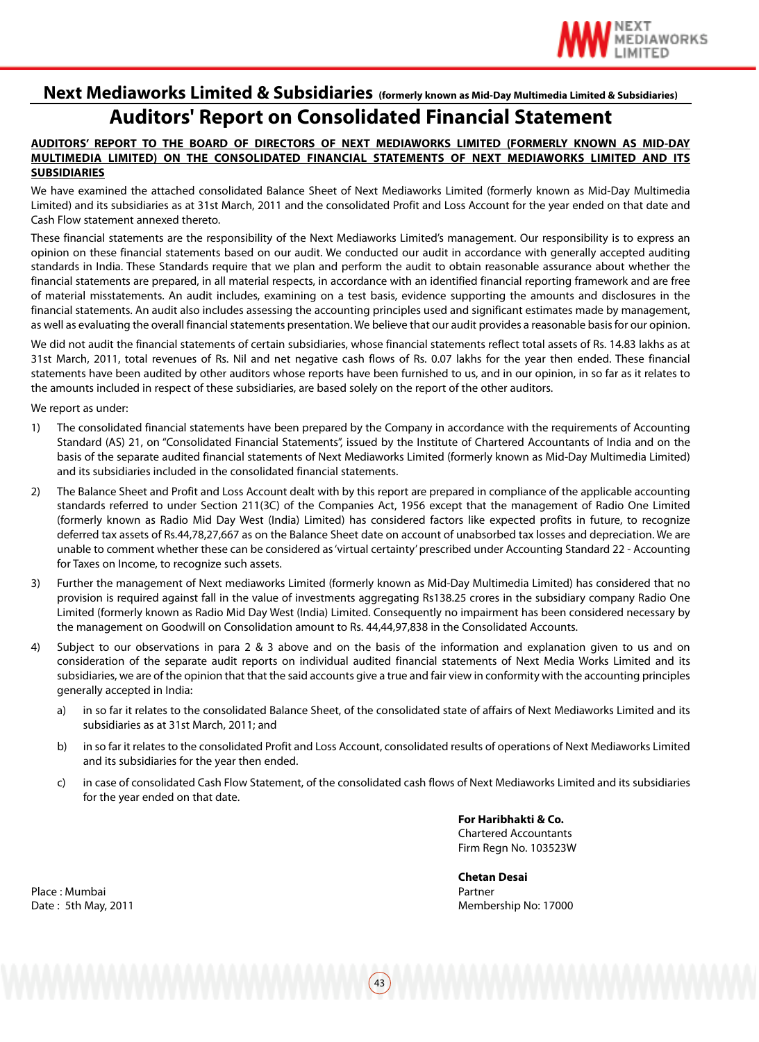## Next Mediaworks Limited & Subsidiaries (formerly known as Mid-Day Multimedia Limited & Subsidiaries)

# Auditors' Report on Consolidated Financial Statement

**AUDITORS' REPORT TO THE BOARD OF DIRECTORS OF NEXT MEDIAWORKS LIMITED (FORMERLY KNOWN AS MID-DAY MULTIMEDIA LIMITED) ON THE CONSOLIDATED FINANCIAL STATEMENTS OF NEXT MEDIAWORKS LIMITED AND ITS SUBSIDIARIES**

We have examined the attached consolidated Balance Sheet of Next Mediaworks Limited (formerly known as Mid-Day Multimedia Limited) and its subsidiaries as at 31st March, 2011 and the consolidated Profit and Loss Account for the year ended on that date and Cash Flow statement annexed thereto.

These financial statements are the responsibility of the Next Mediaworks Limited's management. Our responsibility is to express an opinion on these financial statements based on our audit. We conducted our audit in accordance with generally accepted auditing standards in India. These Standards require that we plan and perform the audit to obtain reasonable assurance about whether the financial statements are prepared, in all material respects, in accordance with an identified financial reporting framework and are free of material misstatements. An audit includes, examining on a test basis, evidence supporting the amounts and disclosures in the financial statements. An audit also includes assessing the accounting principles used and significant estimates made by management, as well as evaluating the overall financial statements presentation. We believe that our audit provides a reasonable basis for our opinion.

We did not audit the financial statements of certain subsidiaries, whose financial statements reflect total assets of Rs. 14.83 lakhs as at 31st March, 2011, total revenues of Rs. Nil and net negative cash flows of Rs. 0.07 lakhs for the year then ended. These financial statements have been audited by other auditors whose reports have been furnished to us, and in our opinion, in so far as it relates to the amounts included in respect of these subsidiaries, are based solely on the report of the other auditors.

We report as under:

1) The consolidated financial statements have been prepared by the Company in accordance with the requirements of Accounting Standard (AS) 21, on "Consolidated Financial Statements", issued by the Institute of Chartered Accountants of India and on the basis of the separate audited financial statements of Next Mediaworks Limited (formerly known as Mid-Day Multimedia Limited) and its subsidiaries included in the consolidated financial statements.

2) The Balance Sheet and Profit and Loss Account dealt with by this report are prepared in compliance of the applicable accounting standards referred to under Section 211(3C) of the Companies Act, 1956 except that the management of Radio One Limited (formerly known as Radio Mid Day West (India) Limited) has considered factors like expected profits in future, to recognize deferred tax assets of Rs.44,78,27,667 as on the Balance Sheet date on account of unabsorbed tax losses and depreciation. We are unable to comment whether these can be considered as 'virtual certainty' prescribed under Accounting Standard 22 - Accounting for Taxes on Income, to recognize such assets.

3) Further the management of Next mediaworks Limited (formerly known as Mid-Day Multimedia Limited) has considered that no provision is required against fall in the value of investments aggregating Rs138.25 crores in the subsidiary company Radio One Limited (formerly known as Radio Mid Day West (India) Limited. Consequently no impairment has been considered necessary by the management on Goodwill on Consolidation amount to Rs. 44,44,97,838 in the Consolidated Accounts.

4) Subject to our observations in para 2 & 3 above and on the basis of the information and explanation given to us and on consideration of the separate audit reports on individual audited financial statements of Next Media Works Limited and its subsidiaries, we are of the opinion that that the said accounts give a true and fair view in conformity with the accounting principles generally accepted in India:

   a) in so far it relates to the consolidated Balance Sheet, of the consolidated state of affairs of Next Mediaworks Limited and its subsidiaries as at 31st March, 2011; and

   b) in so far it relates to the consolidated Profit and Loss Account, consolidated results of operations of Next Mediaworks Limited and its subsidiaries for the year then ended.

   c) in case of consolidated Cash Flow Statement, of the consolidated cash flows of Next Mediaworks Limited and its subsidiaries for the year ended on that date.

**For Haribhakti & Co.**
Chartered Accountants
Firm Regn No. 103523W

**Chetan Desai**
Partner
Membership No: 17000

Place : Mumbai
Date : 5th May, 2011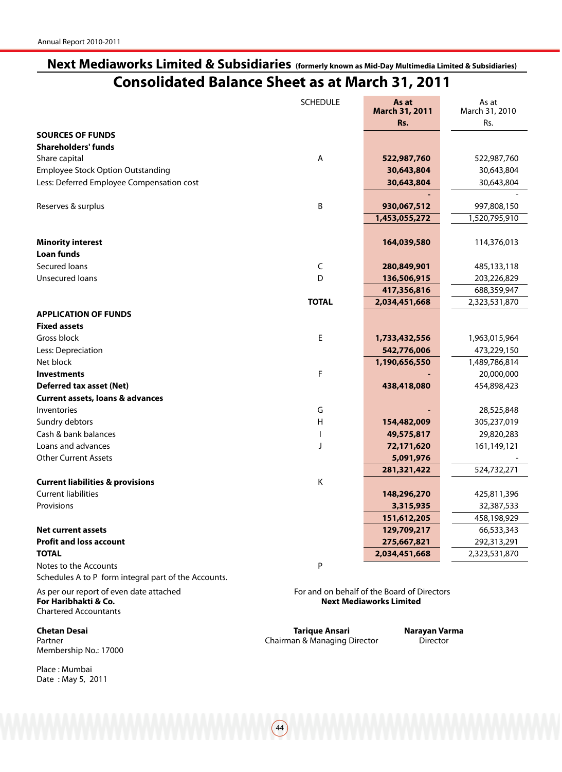## Next Mediaworks Limited & Subsidiaries (formerly known as Mid-Day Multimedia Limited & Subsidiaries)

# Consolidated Balance Sheet as at March 31, 2011

| | SCHEDULE | As at March 31, 2011 Rs. | As at March 31, 2010 Rs. |
|---|---|---|---|
| **SOURCES OF FUNDS** | | | |
| **Shareholders' funds** | | | |
| Share capital | A | **522,987,760** | 522,987,760 |
| Employee Stock Option Outstanding | | **30,643,804** | 30,643,804 |
| Less: Deferred Employee Compensation cost | | **30,643,804** | 30,643,804 |
| | | **-** | - |
| Reserves & surplus | B | **930,067,512** | 997,808,150 |
| | | **1,453,055,272** | 1,520,795,910 |
| **Minority interest** | | **164,039,580** | 114,376,013 |
| **Loan funds** | | | |
| Secured loans | C | **280,849,901** | 485,133,118 |
| Unsecured loans | D | **136,506,915** | 203,226,829 |
| | | **417,356,816** | 688,359,947 |
| | **TOTAL** | **2,034,451,668** | 2,323,531,870 |
| **APPLICATION OF FUNDS** | | | |
| **Fixed assets** | | | |
| Gross block | E | **1,733,432,556** | 1,963,015,964 |
| Less: Depreciation | | **542,776,006** | 473,229,150 |
| Net block | | **1,190,656,550** | 1,489,786,814 |
| **Investments** | F | **-** | 20,000,000 |
| **Deferred tax asset (Net)** | | **438,418,080** | 454,898,423 |
| **Current assets, loans & advances** | | | |
| Inventories | G | **-** | 28,525,848 |
| Sundry debtors | H | **154,482,009** | 305,237,019 |
| Cash & bank balances | I | **49,575,817** | 29,820,283 |
| Loans and advances | J | **72,171,620** | 161,149,121 |
| Other Current Assets | | **5,091,976** | - |
| | | **281,321,422** | 524,732,271 |
| **Current liabilities & provisions** | K | | |
| Current liabilities | | **148,296,270** | 425,811,396 |
| Provisions | | **3,315,935** | 32,387,533 |
| | | **151,612,205** | 458,198,929 |
| **Net current assets** | | **129,709,217** | 66,533,343 |
| **Profit and loss account** | | **275,667,821** | 292,313,291 |
| **TOTAL** | | **2,034,451,668** | 2,323,531,870 |
| Notes to the Accounts | P | | |

Schedules A to P form integral part of the Accounts.

As per our report of even date attached
**For Haribhakti & Co.**
Chartered Accountants

**Chetan Desai**
Partner
Membership No.: 17000

Place : Mumbai
Date : May 5, 2011

For and on behalf of the Board of Directors
**Next Mediaworks Limited**

**Tarique Ansari**
Chairman & Managing Director

**Narayan Varma**
Director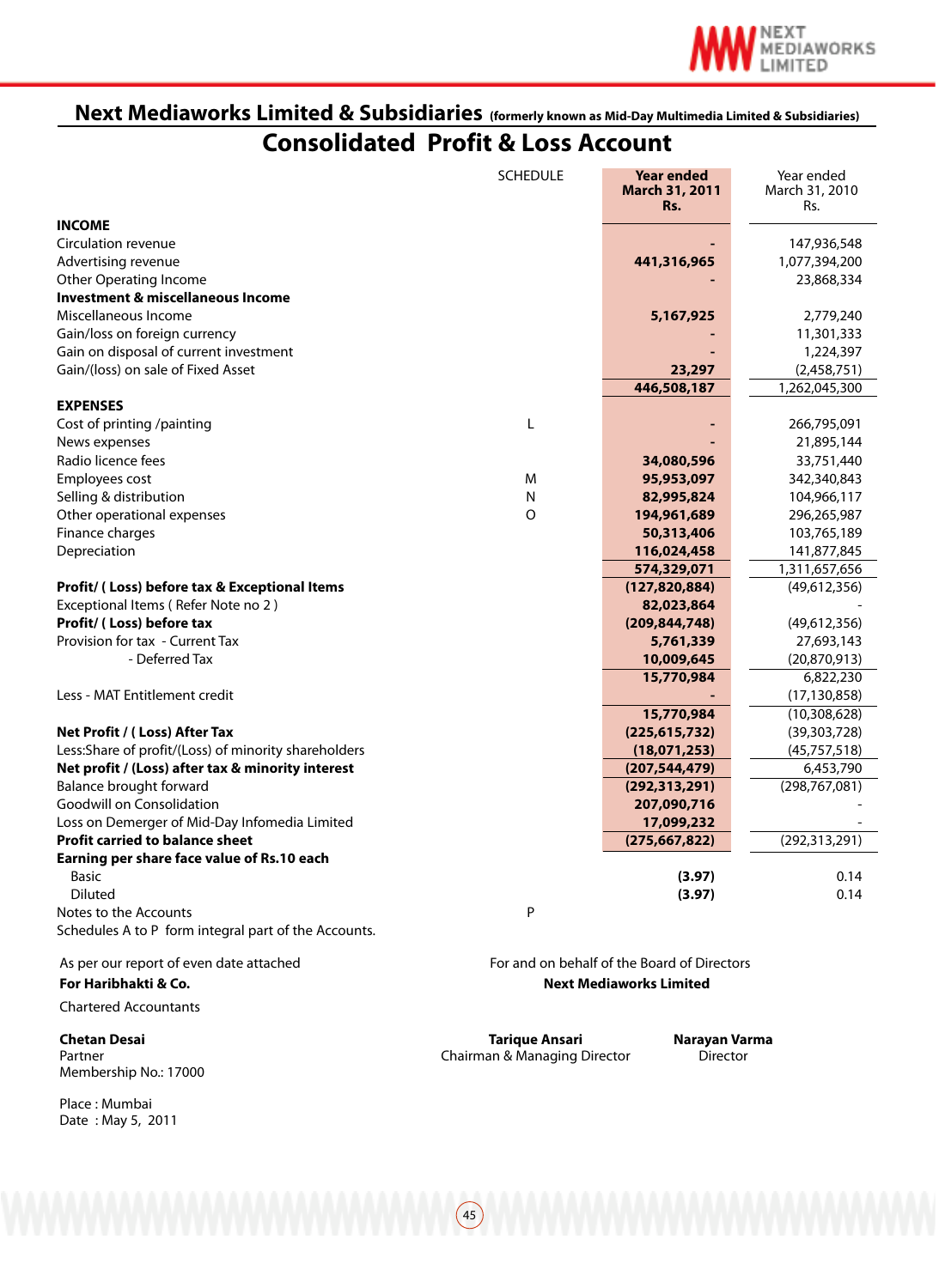# Next Mediaworks Limited & Subsidiaries (formerly known as Mid-Day Multimedia Limited & Subsidiaries)

## Consolidated Profit & Loss Account

| | SCHEDULE | **Year ended March 31, 2011 Rs.** | Year ended March 31, 2010 Rs. |
|---|---|---|---|
| **INCOME** | | | |
| Circulation revenue | | - | 147,936,548 |
| Advertising revenue | | **441,316,965** | 1,077,394,200 |
| Other Operating Income | | - | 23,868,334 |
| **Investment & miscellaneous Income** | | | |
| Miscellaneous Income | | **5,167,925** | 2,779,240 |
| Gain/loss on foreign currency | | - | 11,301,333 |
| Gain on disposal of current investment | | - | 1,224,397 |
| Gain/(loss) on sale of Fixed Asset | | **23,297** | (2,458,751) |
| | | **446,508,187** | 1,262,045,300 |
| **EXPENSES** | | | |
| Cost of printing /painting | L | - | 266,795,091 |
| News expenses | | - | 21,895,144 |
| Radio licence fees | | **34,080,596** | 33,751,440 |
| Employees cost | M | **95,953,097** | 342,340,843 |
| Selling & distribution | N | **82,995,824** | 104,966,117 |
| Other operational expenses | O | **194,961,689** | 296,265,987 |
| Finance charges | | **50,313,406** | 103,765,189 |
| Depreciation | | **116,024,458** | 141,877,845 |
| | | **574,329,071** | 1,311,657,656 |
| **Profit/ ( Loss) before tax & Exceptional Items** | | **(127,820,884)** | (49,612,356) |
| Exceptional Items ( Refer Note no 2 ) | | **82,023,864** | - |
| **Profit/ ( Loss) before tax** | | **(209,844,748)** | (49,612,356) |
| Provision for tax - Current Tax | | **5,761,339** | 27,693,143 |
| - Deferred Tax | | **10,009,645** | (20,870,913) |
| | | **15,770,984** | 6,822,230 |
| Less - MAT Entitlement credit | | - | (17,130,858) |
| | | **15,770,984** | (10,308,628) |
| **Net Profit / ( Loss) After Tax** | | **(225,615,732)** | (39,303,728) |
| Less:Share of profit/(Loss) of minority shareholders | | **(18,071,253)** | (45,757,518) |
| **Net profit / (Loss) after tax & minority interest** | | **(207,544,479)** | 6,453,790 |
| Balance brought forward | | **(292,313,291)** | (298,767,081) |
| Goodwill on Consolidation | | **207,090,716** | - |
| Loss on Demerger of Mid-Day Infomedia Limited | | **17,099,232** | - |
| **Profit carried to balance sheet** | | **(275,667,822)** | (292,313,291) |
| **Earning per share face value of Rs.10 each** | | | |
| Basic | | **(3.97)** | 0.14 |
| Diluted | | **(3.97)** | 0.14 |
| Notes to the Accounts | P | | |

Schedules A to P form integral part of the Accounts.

As per our report of even date attached

**For Haribhakti & Co.**

Chartered Accountants

**Chetan Desai**
Partner
Membership No.: 17000

Place : Mumbai
Date : May 5, 2011

For and on behalf of the Board of Directors
**Next Mediaworks Limited**

**Tarique Ansari**
Chairman & Managing Director

**Narayan Varma**
Director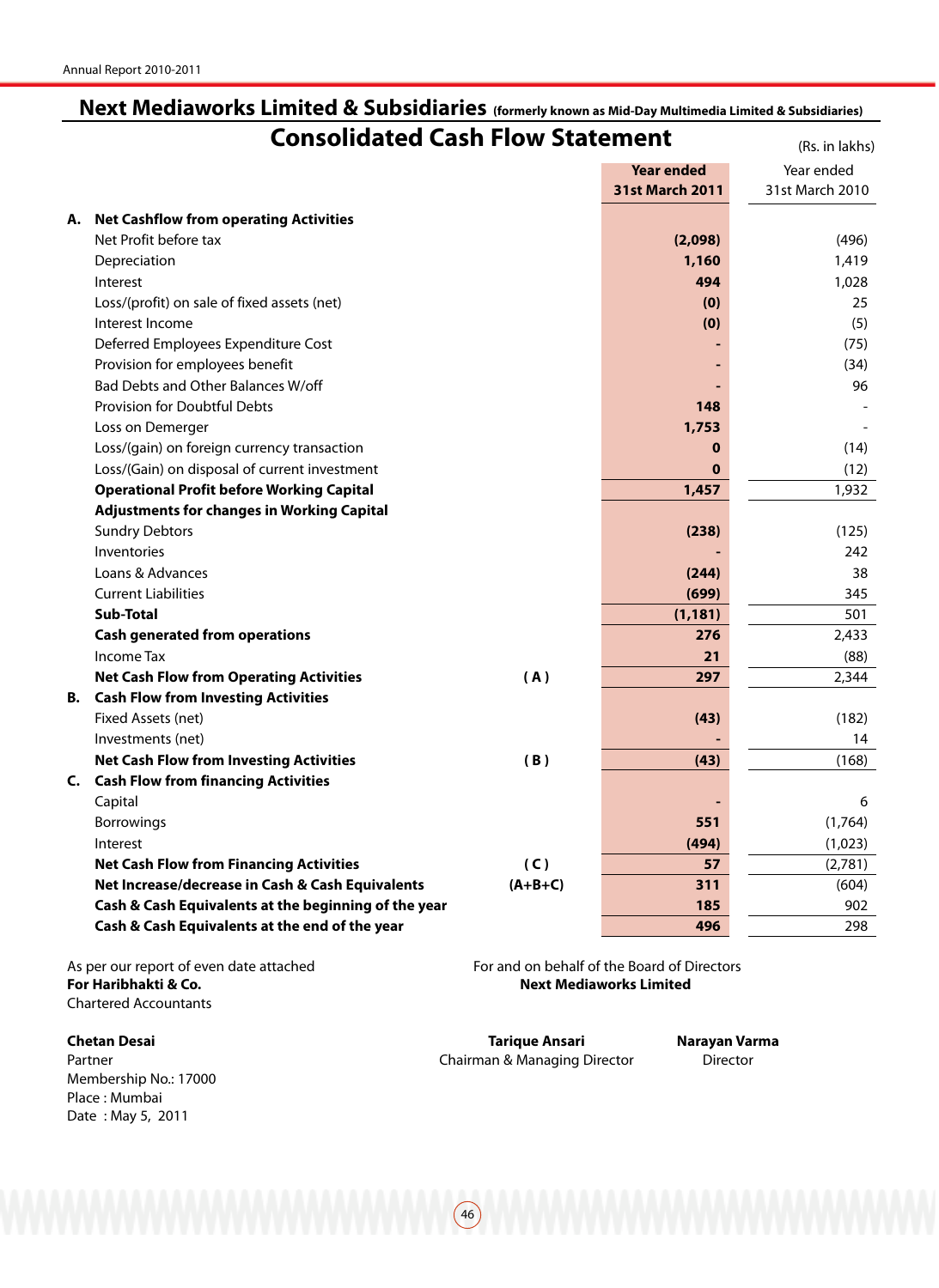# Next Mediaworks Limited & Subsidiaries (formerly known as Mid-Day Multimedia Limited & Subsidiaries)

## Consolidated Cash Flow Statement

(Rs. in lakhs)

| | | | Year ended 31st March 2011 | Year ended 31st March 2010 |
|---|---|---|---|---|
| **A.** | **Net Cashflow from operating Activities** | | | |
| | Net Profit before tax | | **(2,098)** | (496) |
| | Depreciation | | **1,160** | 1,419 |
| | Interest | | **494** | 1,028 |
| | Loss/(profit) on sale of fixed assets (net) | | **(0)** | 25 |
| | Interest Income | | **(0)** | (5) |
| | Deferred Employees Expenditure Cost | | **-** | (75) |
| | Provision for employees benefit | | **-** | (34) |
| | Bad Debts and Other Balances W/off | | **-** | 96 |
| | Provision for Doubtful Debts | | **148** | - |
| | Loss on Demerger | | **1,753** | - |
| | Loss/(gain) on foreign currency transaction | | **0** | (14) |
| | Loss/(Gain) on disposal of current investment | | **0** | (12) |
| | **Operational Profit before Working Capital** | | **1,457** | 1,932 |
| | **Adjustments for changes in Working Capital** | | | |
| | Sundry Debtors | | **(238)** | (125) |
| | Inventories | | **-** | 242 |
| | Loans & Advances | | **(244)** | 38 |
| | Current Liabilities | | **(699)** | 345 |
| | **Sub-Total** | | **(1,181)** | 501 |
| | **Cash generated from operations** | | **276** | 2,433 |
| | Income Tax | | **21** | (88) |
| | **Net Cash Flow from Operating Activities** | **( A )** | **297** | 2,344 |
| **B.** | **Cash Flow from Investing Activities** | | | |
| | Fixed Assets (net) | | **(43)** | (182) |
| | Investments (net) | | **-** | 14 |
| | **Net Cash Flow from Investing Activities** | **( B )** | **(43)** | (168) |
| **C.** | **Cash Flow from financing Activities** | | | |
| | Capital | | **-** | 6 |
| | Borrowings | | **551** | (1,764) |
| | Interest | | **(494)** | (1,023) |
| | **Net Cash Flow from Financing Activities** | **( C )** | **57** | (2,781) |
| | **Net Increase/decrease in Cash & Cash Equivalents** | **(A+B+C)** | **311** | (604) |
| | **Cash & Cash Equivalents at the beginning of the year** | | **185** | 902 |
| | **Cash & Cash Equivalents at the end of the year** | | **496** | 298 |

As per our report of even date attached
**For Haribhakti & Co.**
Chartered Accountants

**Chetan Desai**
Partner
Membership No.: 17000
Place : Mumbai
Date : May 5, 2011

For and on behalf of the Board of Directors
**Next Mediaworks Limited**

**Tarique Ansari**
Chairman & Managing Director

**Narayan Varma**
Director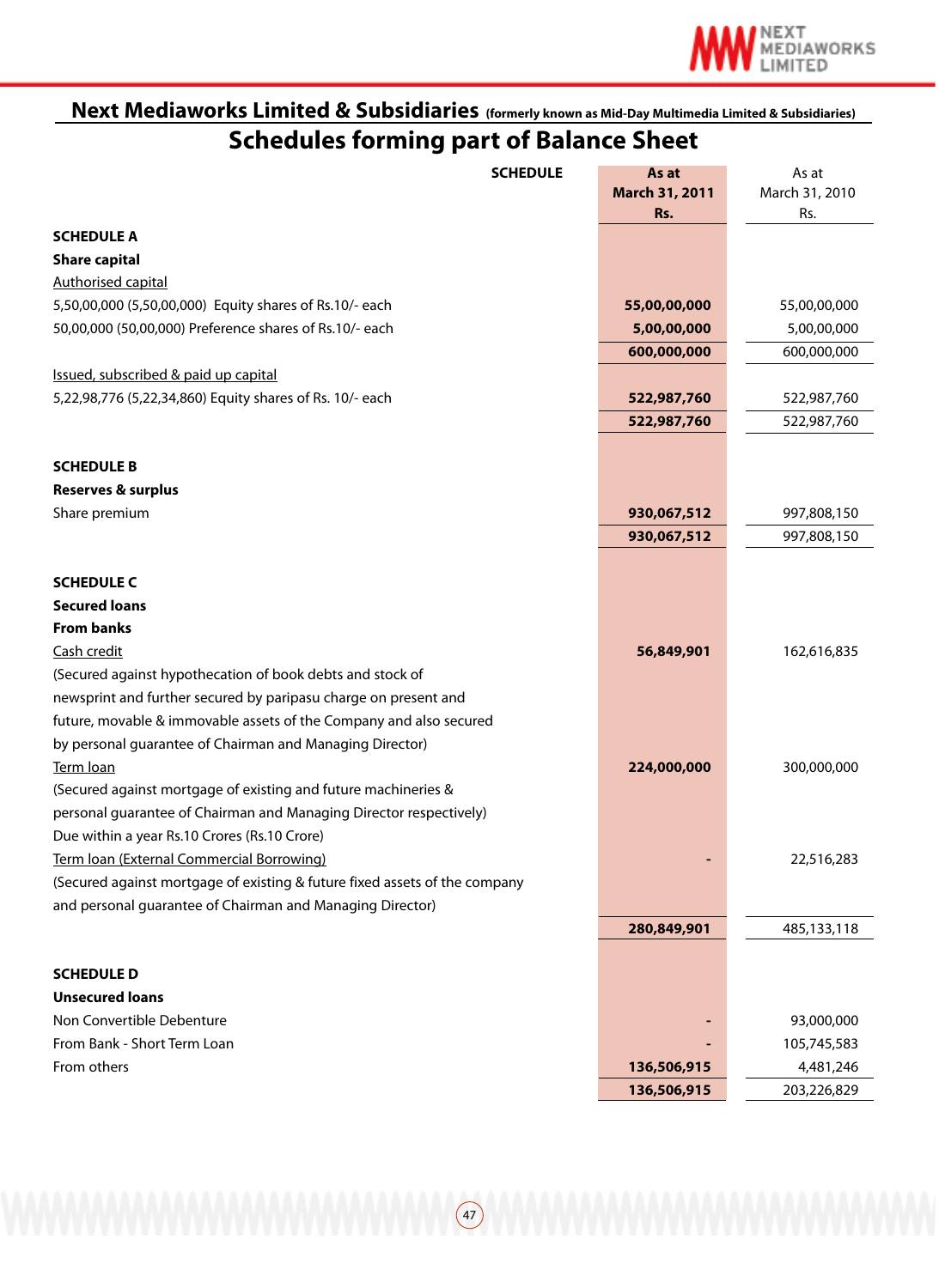## Next Mediaworks Limited & Subsidiaries (formerly known as Mid-Day Multimedia Limited & Subsidiaries)

# Schedules forming part of Balance Sheet

| | SCHEDULE | **As at March 31, 2011 Rs.** | As at March 31, 2010 Rs. |
|---|---|---|---|
| **SCHEDULE A** | | | |
| **Share capital** | | | |
| Authorised capital | | | |
| 5,50,00,000 (5,50,00,000) Equity shares of Rs.10/- each | | **55,00,00,000** | 55,00,00,000 |
| 50,00,000 (50,00,000) Preference shares of Rs.10/- each | | **5,00,00,000** | 5,00,00,000 |
| | | **600,000,000** | 600,000,000 |
| Issued, subscribed & paid up capital | | | |
| 5,22,98,776 (5,22,34,860) Equity shares of Rs. 10/- each | | **522,987,760** | 522,987,760 |
| | | **522,987,760** | 522,987,760 |
| **SCHEDULE B** | | | |
| **Reserves & surplus** | | | |
| Share premium | | **930,067,512** | 997,808,150 |
| | | **930,067,512** | 997,808,150 |
| **SCHEDULE C** | | | |
| **Secured loans** | | | |
| **From banks** | | | |
| Cash credit | | **56,849,901** | 162,616,835 |
| (Secured against hypothecation of book debts and stock of newsprint and further secured by paripasu charge on present and future, movable & immovable assets of the Company and also secured by personal guarantee of Chairman and Managing Director) | | | |
| Term loan | | **224,000,000** | 300,000,000 |
| (Secured against mortgage of existing and future machineries & personal guarantee of Chairman and Managing Director respectively) | | | |
| Due within a year Rs.10 Crores (Rs.10 Crore) | | | |
| Term loan (External Commercial Borrowing) | | **-** | 22,516,283 |
| (Secured against mortgage of existing & future fixed assets of the company and personal guarantee of Chairman and Managing Director) | | | |
| | | **280,849,901** | 485,133,118 |
| **SCHEDULE D** | | | |
| **Unsecured loans** | | | |
| Non Convertible Debenture | | **-** | 93,000,000 |
| From Bank - Short Term Loan | | **-** | 105,745,583 |
| From others | | **136,506,915** | 4,481,246 |
| | | **136,506,915** | 203,226,829 |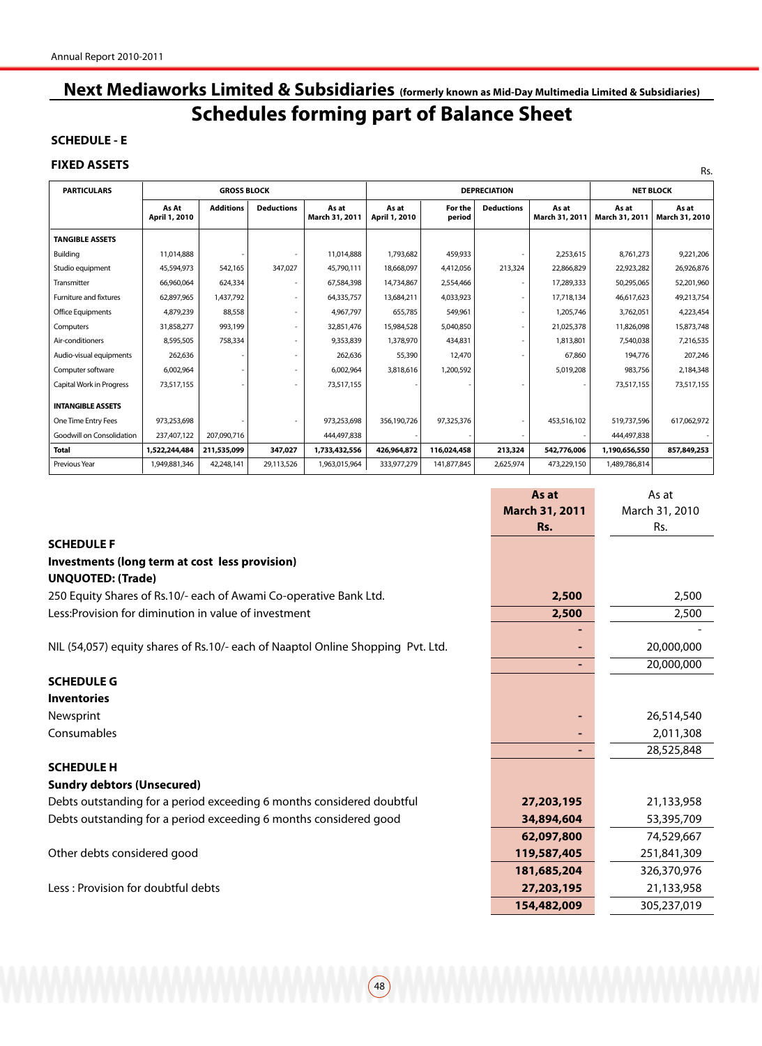# Next Mediaworks Limited & Subsidiaries (formerly known as Mid-Day Multimedia Limited & Subsidiaries)

## Schedules forming part of Balance Sheet

### SCHEDULE - E

### FIXED ASSETS

Rs.

| PARTICULARS | GROSS BLOCK | | | | DEPRECIATION | | | | NET BLOCK | |
|---|---|---|---|---|---|---|---|---|---|---|
| | As At April 1, 2010 | Additions | Deductions | As at March 31, 2011 | As at April 1, 2010 | For the period | Deductions | As at March 31, 2011 | As at March 31, 2011 | As at March 31, 2010 |
| **TANGIBLE ASSETS** | | | | | | | | | | |
| Building | 11,014,888 | - | - | 11,014,888 | 1,793,682 | 459,933 | - | 2,253,615 | 8,761,273 | 9,221,206 |
| Studio equipment | 45,594,973 | 542,165 | 347,027 | 45,790,111 | 18,668,097 | 4,412,056 | 213,324 | 22,866,829 | 22,923,282 | 26,926,876 |
| Transmitter | 66,960,064 | 624,334 | - | 67,584,398 | 14,734,867 | 2,554,466 | - | 17,289,333 | 50,295,065 | 52,201,960 |
| Furniture and fixtures | 62,897,965 | 1,437,792 | - | 64,335,757 | 13,684,211 | 4,033,923 | - | 17,718,134 | 46,617,623 | 49,213,754 |
| Office Equipments | 4,879,239 | 88,558 | - | 4,967,797 | 655,785 | 549,961 | - | 1,205,746 | 3,762,051 | 4,223,454 |
| Computers | 31,858,277 | 993,199 | - | 32,851,476 | 15,984,528 | 5,040,850 | - | 21,025,378 | 11,826,098 | 15,873,748 |
| Air-conditioners | 8,595,505 | 758,334 | - | 9,353,839 | 1,378,970 | 434,831 | - | 1,813,801 | 7,540,038 | 7,216,535 |
| Audio-visual equipments | 262,636 | - | - | 262,636 | 55,390 | 12,470 | - | 67,860 | 194,776 | 207,246 |
| Computer software | 6,002,964 | - | - | 6,002,964 | 3,818,616 | 1,200,592 | - | 5,019,208 | 983,756 | 2,184,348 |
| Capital Work in Progress | 73,517,155 | - | - | 73,517,155 | - | - | - | - | 73,517,155 | 73,517,155 |
| **INTANGIBLE ASSETS** | | | | | | | | | | |
| One Time Entry Fees | 973,253,698 | - | - | 973,253,698 | 356,190,726 | 97,325,376 | - | 453,516,102 | 519,737,596 | 617,062,972 |
| Goodwill on Consolidation | 237,407,122 | 207,090,716 | | 444,497,838 | - | - | - | - | 444,497,838 | - |
| **Total** | **1,522,244,484** | **211,535,099** | **347,027** | **1,733,432,556** | **426,964,872** | **116,024,458** | **213,324** | **542,776,006** | **1,190,656,550** | **857,849,253** |
| Previous Year | 1,949,881,346 | 42,248,141 | 29,113,526 | 1,963,015,964 | 333,977,279 | 141,877,845 | 2,625,974 | 473,229,150 | 1,489,786,814 | |

| | As at March 31, 2011 Rs. | As at March 31, 2010 Rs. |
|---|---|---|
| **SCHEDULE F** | | |
| **Investments (long term at cost less provision)** | | |
| **UNQUOTED: (Trade)** | | |
| 250 Equity Shares of Rs.10/- each of Awami Co-operative Bank Ltd. | **2,500** | 2,500 |
| Less:Provision for diminution in value of investment | **2,500** | 2,500 |
| | **-** | - |
| NIL (54,057) equity shares of Rs.10/- each of Naaptol Online Shopping Pvt. Ltd. | **-** | 20,000,000 |
| | **-** | 20,000,000 |
| **SCHEDULE G** | | |
| **Inventories** | | |
| Newsprint | **-** | 26,514,540 |
| Consumables | **-** | 2,011,308 |
| | **-** | 28,525,848 |
| **SCHEDULE H** | | |
| **Sundry debtors (Unsecured)** | | |
| Debts outstanding for a period exceeding 6 months considered doubtful | **27,203,195** | 21,133,958 |
| Debts outstanding for a period exceeding 6 months considered good | **34,894,604** | 53,395,709 |
| | **62,097,800** | 74,529,667 |
| Other debts considered good | **119,587,405** | 251,841,309 |
| | **181,685,204** | 326,370,976 |
| Less : Provision for doubtful debts | **27,203,195** | 21,133,958 |
| | **154,482,009** | 305,237,019 |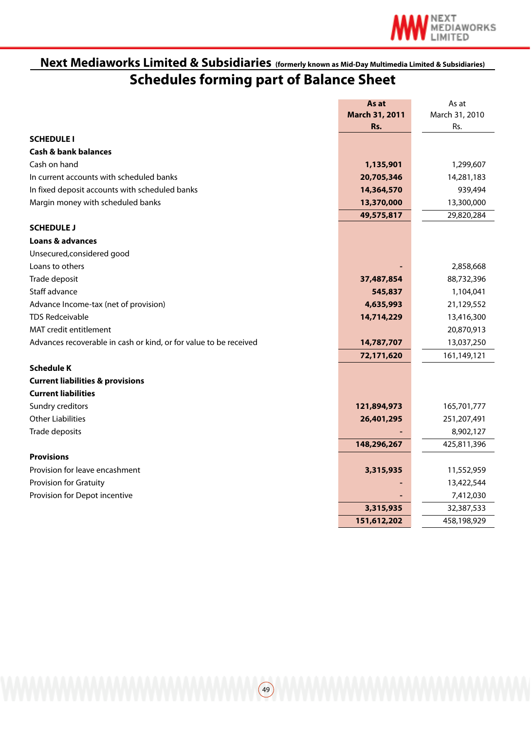# Next Mediaworks Limited & Subsidiaries (formerly known as Mid-Day Multimedia Limited & Subsidiaries)

## Schedules forming part of Balance Sheet

| | As at March 31, 2011 Rs. | As at March 31, 2010 Rs. |
|---|---|---|
| **SCHEDULE I** | | |
| **Cash & bank balances** | | |
| Cash on hand | **1,135,901** | 1,299,607 |
| In current accounts with scheduled banks | **20,705,346** | 14,281,183 |
| In fixed deposit accounts with scheduled banks | **14,364,570** | 939,494 |
| Margin money with scheduled banks | **13,370,000** | 13,300,000 |
| | **49,575,817** | 29,820,284 |
| **SCHEDULE J** | | |
| **Loans & advances** | | |
| Unsecured,considered good | | |
| Loans to others | **-** | 2,858,668 |
| Trade deposit | **37,487,854** | 88,732,396 |
| Staff advance | **545,837** | 1,104,041 |
| Advance Income-tax (net of provision) | **4,635,993** | 21,129,552 |
| TDS Redceivable | **14,714,229** | 13,416,300 |
| MAT credit entitlement | | 20,870,913 |
| Advances recoverable in cash or kind, or for value to be received | **14,787,707** | 13,037,250 |
| | **72,171,620** | 161,149,121 |
| **Schedule K** | | |
| **Current liabilities & provisions** | | |
| **Current liabilities** | | |
| Sundry creditors | **121,894,973** | 165,701,777 |
| Other Liabilities | **26,401,295** | 251,207,491 |
| Trade deposits | **-** | 8,902,127 |
| | **148,296,267** | 425,811,396 |
| **Provisions** | | |
| Provision for leave encashment | **3,315,935** | 11,552,959 |
| Provision for Gratuity | **-** | 13,422,544 |
| Provision for Depot incentive | **-** | 7,412,030 |
| | **3,315,935** | 32,387,533 |
| | **151,612,202** | 458,198,929 |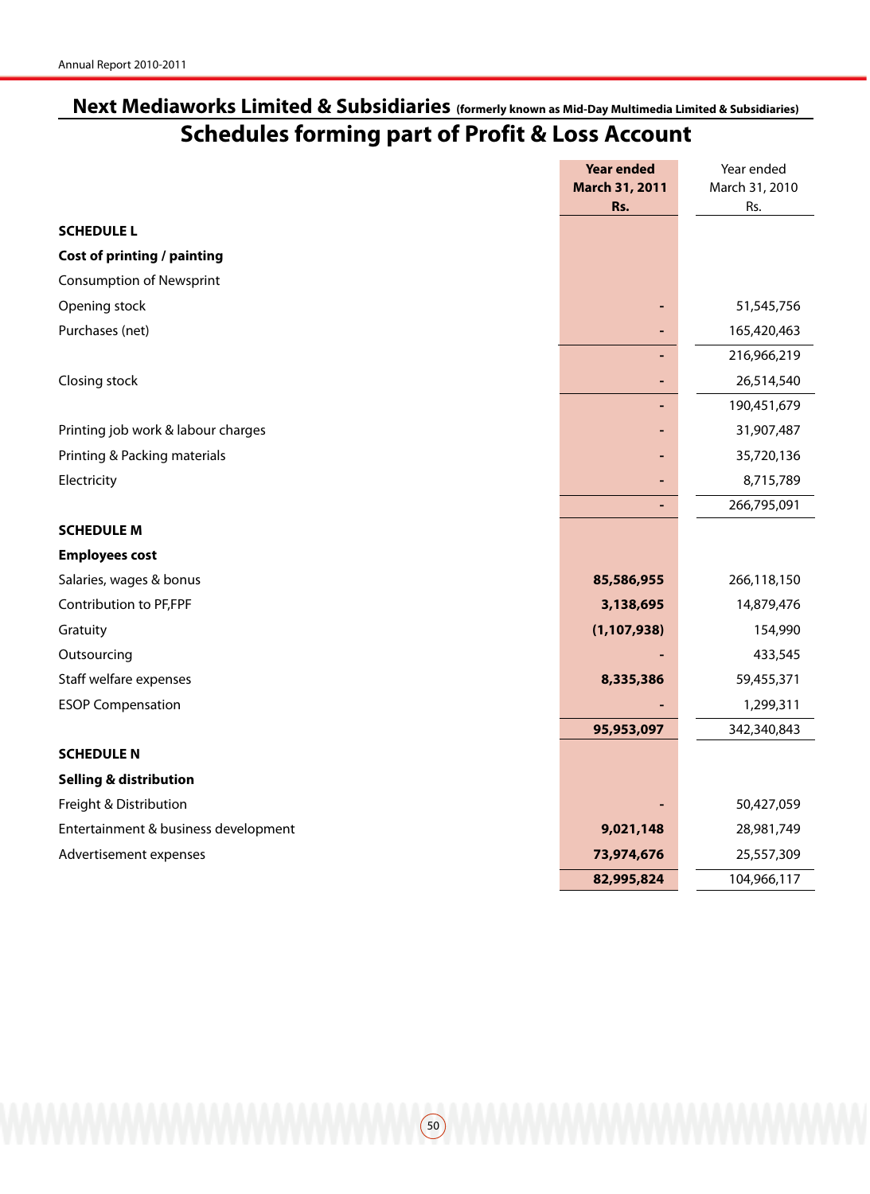## Next Mediaworks Limited & Subsidiaries (formerly known as Mid-Day Multimedia Limited & Subsidiaries)

# Schedules forming part of Profit & Loss Account

| | **Year ended March 31, 2011 Rs.** | Year ended March 31, 2010 Rs. |
|---|---|---|
| **SCHEDULE L** | | |
| **Cost of printing / painting** | | |
| Consumption of Newsprint | | |
| Opening stock | - | 51,545,756 |
| Purchases (net) | - | 165,420,463 |
| | - | 216,966,219 |
| Closing stock | - | 26,514,540 |
| | - | 190,451,679 |
| Printing job work & labour charges | - | 31,907,487 |
| Printing & Packing materials | - | 35,720,136 |
| Electricity | - | 8,715,789 |
| | - | 266,795,091 |
| **SCHEDULE M** | | |
| **Employees cost** | | |
| Salaries, wages & bonus | **85,586,955** | 266,118,150 |
| Contribution to PF,FPF | **3,138,695** | 14,879,476 |
| Gratuity | **(1,107,938)** | 154,990 |
| Outsourcing | - | 433,545 |
| Staff welfare expenses | **8,335,386** | 59,455,371 |
| ESOP Compensation | - | 1,299,311 |
| | **95,953,097** | 342,340,843 |
| **SCHEDULE N** | | |
| **Selling & distribution** | | |
| Freight & Distribution | - | 50,427,059 |
| Entertainment & business development | **9,021,148** | 28,981,749 |
| Advertisement expenses | **73,974,676** | 25,557,309 |
| | **82,995,824** | 104,966,117 |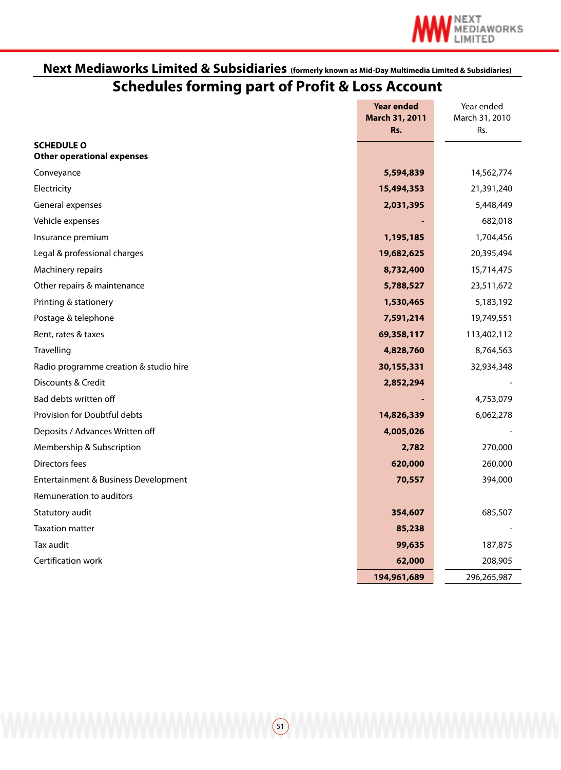# Next Mediaworks Limited & Subsidiaries (formerly known as Mid-Day Multimedia Limited & Subsidiaries)

## Schedules forming part of Profit & Loss Account

| | **Year ended March 31, 2011 Rs.** | Year ended March 31, 2010 Rs. |
|---|---|---|
| **SCHEDULE O** | | |
| **Other operational expenses** | | |
| Conveyance | **5,594,839** | 14,562,774 |
| Electricity | **15,494,353** | 21,391,240 |
| General expenses | **2,031,395** | 5,448,449 |
| Vehicle expenses | **-** | 682,018 |
| Insurance premium | **1,195,185** | 1,704,456 |
| Legal & professional charges | **19,682,625** | 20,395,494 |
| Machinery repairs | **8,732,400** | 15,714,475 |
| Other repairs & maintenance | **5,788,527** | 23,511,672 |
| Printing & stationery | **1,530,465** | 5,183,192 |
| Postage & telephone | **7,591,214** | 19,749,551 |
| Rent, rates & taxes | **69,358,117** | 113,402,112 |
| Travelling | **4,828,760** | 8,764,563 |
| Radio programme creation & studio hire | **30,155,331** | 32,934,348 |
| Discounts & Credit | **2,852,294** | - |
| Bad debts written off | **-** | 4,753,079 |
| Provision for Doubtful debts | **14,826,339** | 6,062,278 |
| Deposits / Advances Written off | **4,005,026** | - |
| Membership & Subscription | **2,782** | 270,000 |
| Directors fees | **620,000** | 260,000 |
| Entertainment & Business Development | **70,557** | 394,000 |
| Remuneration to auditors | | |
| Statutory audit | **354,607** | 685,507 |
| Taxation matter | **85,238** | - |
| Tax audit | **99,635** | 187,875 |
| Certification work | **62,000** | 208,905 |
| | **194,961,689** | 296,265,987 |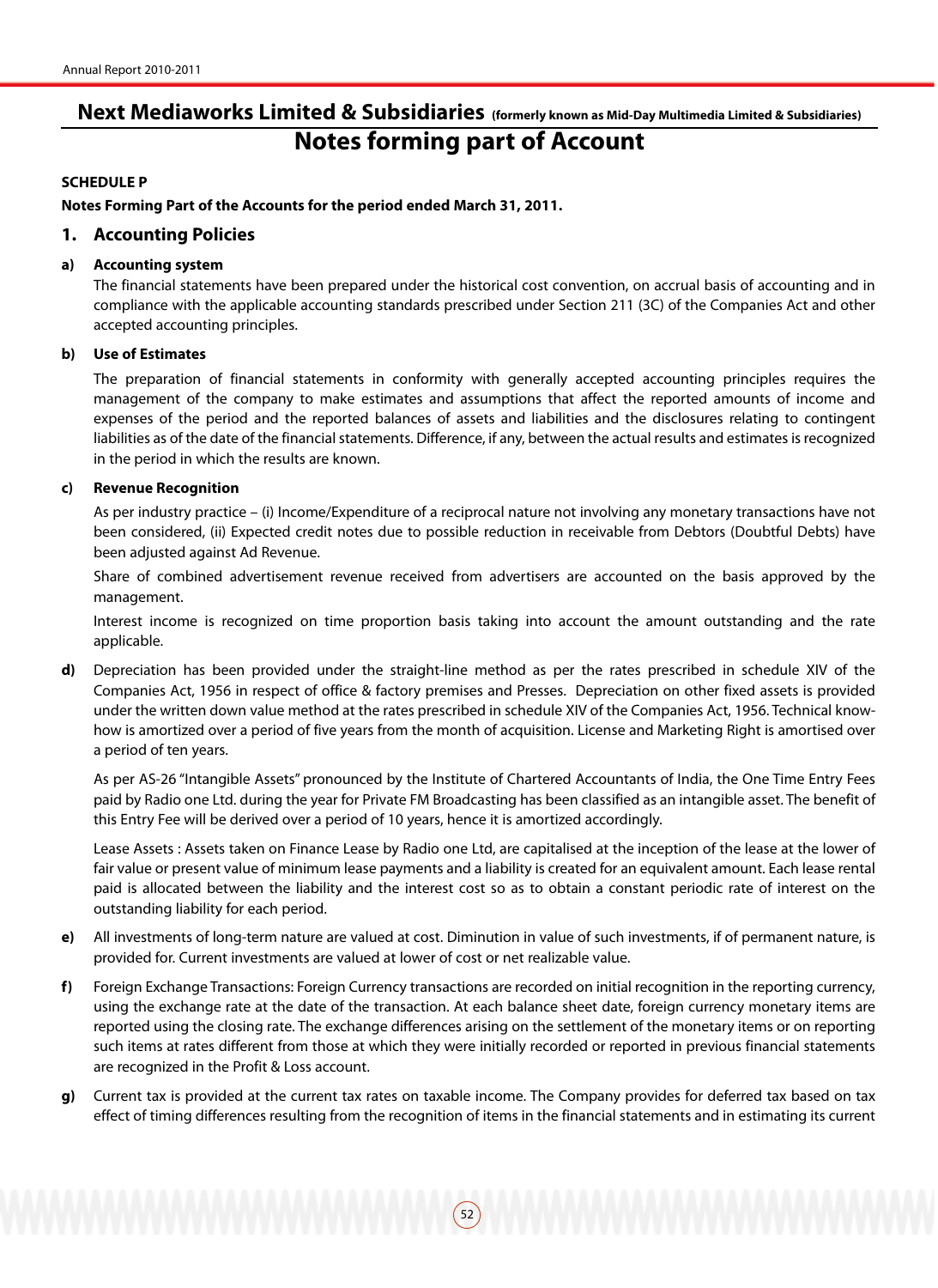# Next Mediaworks Limited & Subsidiaries (formerly known as Mid-Day Multimedia Limited & Subsidiaries)

## Notes forming part of Account

**SCHEDULE P**

**Notes Forming Part of the Accounts for the period ended March 31, 2011.**

### 1. Accounting Policies

**a) Accounting system**

The financial statements have been prepared under the historical cost convention, on accrual basis of accounting and in compliance with the applicable accounting standards prescribed under Section 211 (3C) of the Companies Act and other accepted accounting principles.

**b) Use of Estimates**

The preparation of financial statements in conformity with generally accepted accounting principles requires the management of the company to make estimates and assumptions that affect the reported amounts of income and expenses of the period and the reported balances of assets and liabilities and the disclosures relating to contingent liabilities as of the date of the financial statements. Difference, if any, between the actual results and estimates is recognized in the period in which the results are known.

**c) Revenue Recognition**

As per industry practice – (i) Income/Expenditure of a reciprocal nature not involving any monetary transactions have not been considered, (ii) Expected credit notes due to possible reduction in receivable from Debtors (Doubtful Debts) have been adjusted against Ad Revenue.

Share of combined advertisement revenue received from advertisers are accounted on the basis approved by the management.

Interest income is recognized on time proportion basis taking into account the amount outstanding and the rate applicable.

**d)** Depreciation has been provided under the straight-line method as per the rates prescribed in schedule XIV of the Companies Act, 1956 in respect of office & factory premises and Presses. Depreciation on other fixed assets is provided under the written down value method at the rates prescribed in schedule XIV of the Companies Act, 1956. Technical know-how is amortized over a period of five years from the month of acquisition. License and Marketing Right is amortised over a period of ten years.

As per AS-26 "Intangible Assets" pronounced by the Institute of Chartered Accountants of India, the One Time Entry Fees paid by Radio one Ltd. during the year for Private FM Broadcasting has been classified as an intangible asset. The benefit of this Entry Fee will be derived over a period of 10 years, hence it is amortized accordingly.

Lease Assets : Assets taken on Finance Lease by Radio one Ltd, are capitalised at the inception of the lease at the lower of fair value or present value of minimum lease payments and a liability is created for an equivalent amount. Each lease rental paid is allocated between the liability and the interest cost so as to obtain a constant periodic rate of interest on the outstanding liability for each period.

**e)** All investments of long-term nature are valued at cost. Diminution in value of such investments, if of permanent nature, is provided for. Current investments are valued at lower of cost or net realizable value.

**f)** Foreign Exchange Transactions: Foreign Currency transactions are recorded on initial recognition in the reporting currency, using the exchange rate at the date of the transaction. At each balance sheet date, foreign currency monetary items are reported using the closing rate. The exchange differences arising on the settlement of the monetary items or on reporting such items at rates different from those at which they were initially recorded or reported in previous financial statements are recognized in the Profit & Loss account.

**g)** Current tax is provided at the current tax rates on taxable income. The Company provides for deferred tax based on tax effect of timing differences resulting from the recognition of items in the financial statements and in estimating its current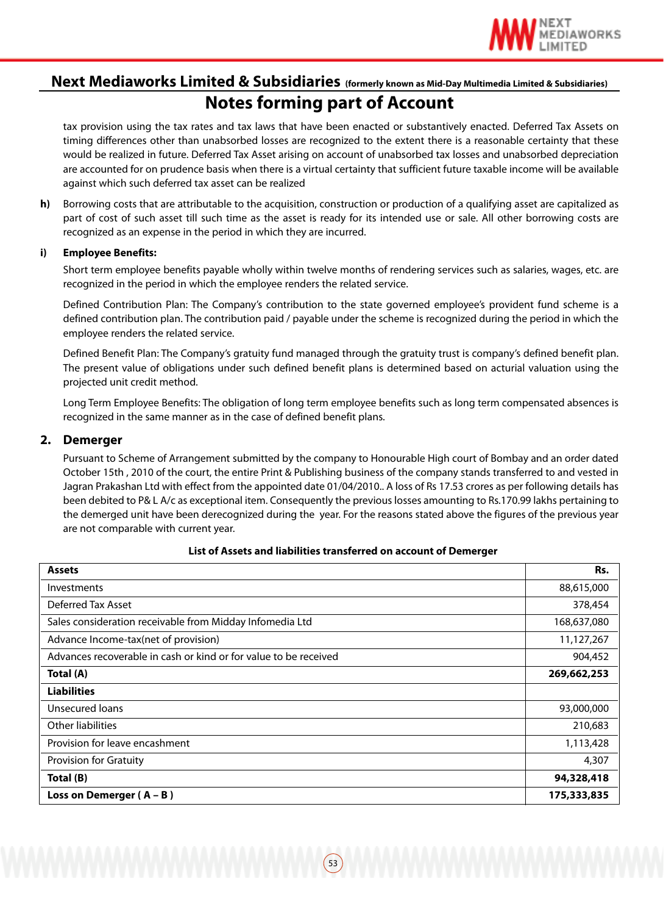## Next Mediaworks Limited & Subsidiaries (formerly known as Mid-Day Multimedia Limited & Subsidiaries)

# Notes forming part of Account

tax provision using the tax rates and tax laws that have been enacted or substantively enacted. Deferred Tax Assets on timing differences other than unabsorbed losses are recognized to the extent there is a reasonable certainty that these would be realized in future. Deferred Tax Asset arising on account of unabsorbed tax losses and unabsorbed depreciation are accounted for on prudence basis when there is a virtual certainty that sufficient future taxable income will be available against which such deferred tax asset can be realized

**h)** Borrowing costs that are attributable to the acquisition, construction or production of a qualifying asset are capitalized as part of cost of such asset till such time as the asset is ready for its intended use or sale. All other borrowing costs are recognized as an expense in the period in which they are incurred.

**i) Employee Benefits:**

Short term employee benefits payable wholly within twelve months of rendering services such as salaries, wages, etc. are recognized in the period in which the employee renders the related service.

Defined Contribution Plan: The Company's contribution to the state governed employee's provident fund scheme is a defined contribution plan. The contribution paid / payable under the scheme is recognized during the period in which the employee renders the related service.

Defined Benefit Plan: The Company's gratuity fund managed through the gratuity trust is company's defined benefit plan. The present value of obligations under such defined benefit plans is determined based on acturial valuation using the projected unit credit method.

Long Term Employee Benefits: The obligation of long term employee benefits such as long term compensated absences is recognized in the same manner as in the case of defined benefit plans.

## 2. Demerger

Pursuant to Scheme of Arrangement submitted by the company to Honourable High court of Bombay and an order dated October 15th , 2010 of the court, the entire Print & Publishing business of the company stands transferred to and vested in Jagran Prakashan Ltd with effect from the appointed date 01/04/2010.. A loss of Rs 17.53 crores as per following details has been debited to P& L A/c as exceptional item. Consequently the previous losses amounting to Rs.170.99 lakhs pertaining to the demerged unit have been derecognized during the year. For the reasons stated above the figures of the previous year are not comparable with current year.

**List of Assets and liabilities transferred on account of Demerger**

| **Assets** | **Rs.** |
|---|---|
| Investments | 88,615,000 |
| Deferred Tax Asset | 378,454 |
| Sales consideration receivable from Midday Infomedia Ltd | 168,637,080 |
| Advance Income-tax(net of provision) | 11,127,267 |
| Advances recoverable in cash or kind or for value to be received | 904,452 |
| **Total (A)** | **269,662,253** |
| **Liabilities** | |
| Unsecured loans | 93,000,000 |
| Other liabilities | 210,683 |
| Provision for leave encashment | 1,113,428 |
| Provision for Gratuity | 4,307 |
| **Total (B)** | **94,328,418** |
| **Loss on Demerger ( A – B )** | **175,333,835** |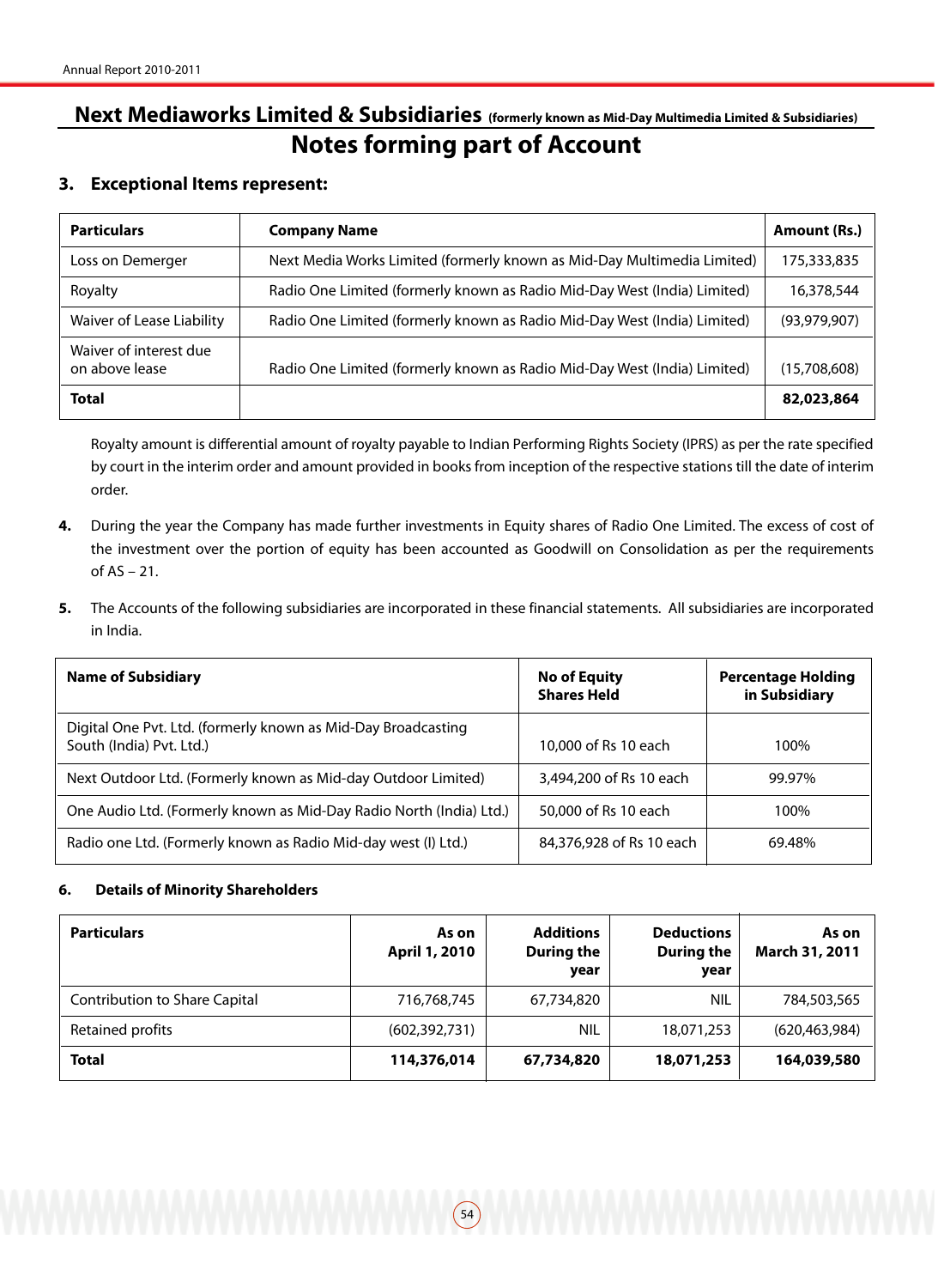## Next Mediaworks Limited & Subsidiaries (formerly known as Mid-Day Multimedia Limited & Subsidiaries)

# Notes forming part of Account

### 3. Exceptional Items represent:

| Particulars | Company Name | Amount (Rs.) |
|---|---|---|
| Loss on Demerger | Next Media Works Limited (formerly known as Mid-Day Multimedia Limited) | 175,333,835 |
| Royalty | Radio One Limited (formerly known as Radio Mid-Day West (India) Limited) | 16,378,544 |
| Waiver of Lease Liability | Radio One Limited (formerly known as Radio Mid-Day West (India) Limited) | (93,979,907) |
| Waiver of interest due on above lease | Radio One Limited (formerly known as Radio Mid-Day West (India) Limited) | (15,708,608) |
| **Total** | | **82,023,864** |

Royalty amount is differential amount of royalty payable to Indian Performing Rights Society (IPRS) as per the rate specified by court in the interim order and amount provided in books from inception of the respective stations till the date of interim order.

**4.** During the year the Company has made further investments in Equity shares of Radio One Limited. The excess of cost of the investment over the portion of equity has been accounted as Goodwill on Consolidation as per the requirements of AS – 21.

**5.** The Accounts of the following subsidiaries are incorporated in these financial statements. All subsidiaries are incorporated in India.

| Name of Subsidiary | No of Equity Shares Held | Percentage Holding in Subsidiary |
|---|---|---|
| Digital One Pvt. Ltd. (formerly known as Mid-Day Broadcasting South (India) Pvt. Ltd.) | 10,000 of Rs 10 each | 100% |
| Next Outdoor Ltd. (Formerly known as Mid-day Outdoor Limited) | 3,494,200 of Rs 10 each | 99.97% |
| One Audio Ltd. (Formerly known as Mid-Day Radio North (India) Ltd.) | 50,000 of Rs 10 each | 100% |
| Radio one Ltd. (Formerly known as Radio Mid-day west (I) Ltd.) | 84,376,928 of Rs 10 each | 69.48% |

### 6. Details of Minority Shareholders

| Particulars | As on April 1, 2010 | Additions During the year | Deductions During the year | As on March 31, 2011 |
|---|---|---|---|---|
| Contribution to Share Capital | 716,768,745 | 67,734,820 | NIL | 784,503,565 |
| Retained profits | (602,392,731) | NIL | 18,071,253 | (620,463,984) |
| **Total** | **114,376,014** | **67,734,820** | **18,071,253** | **164,039,580** |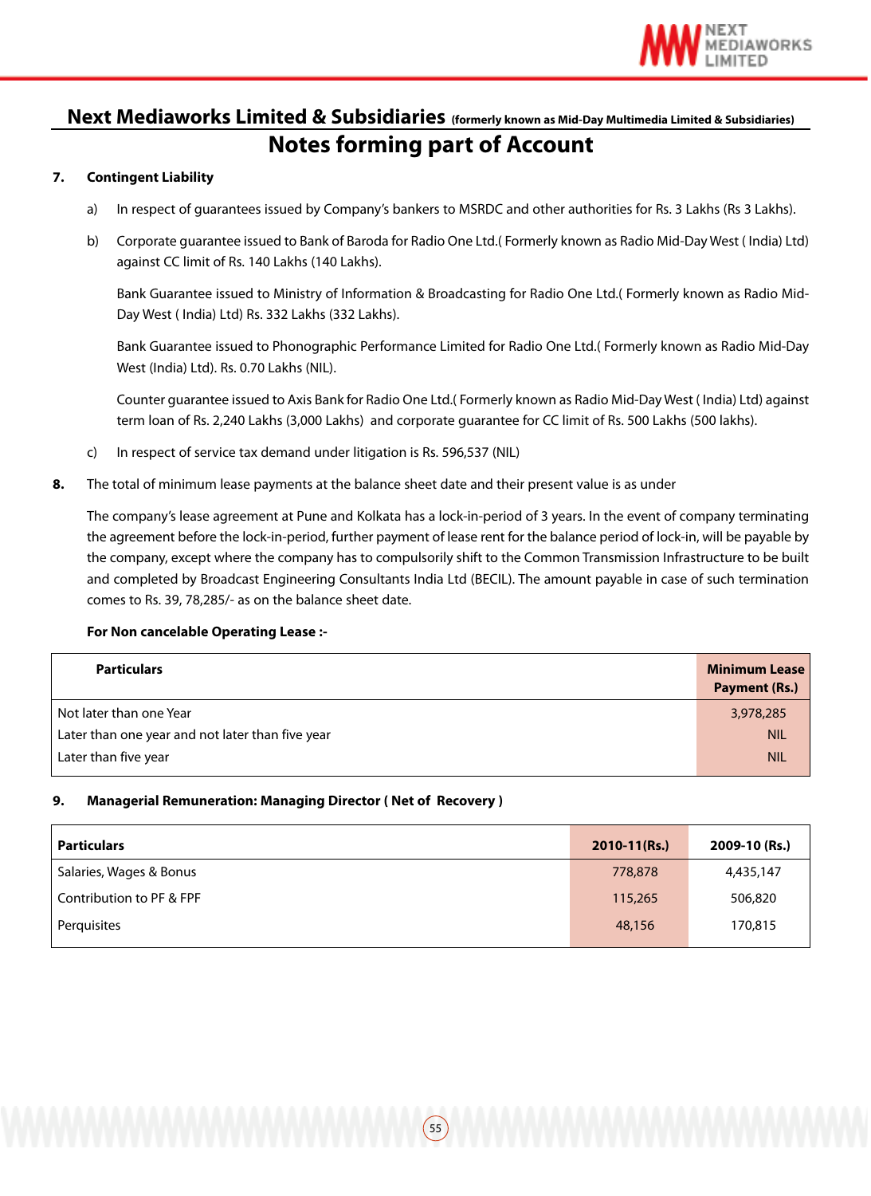## Next Mediaworks Limited & Subsidiaries (formerly known as Mid-Day Multimedia Limited & Subsidiaries)

# Notes forming part of Account

**7. Contingent Liability**

a) In respect of guarantees issued by Company's bankers to MSRDC and other authorities for Rs. 3 Lakhs (Rs 3 Lakhs).

b) Corporate guarantee issued to Bank of Baroda for Radio One Ltd.( Formerly known as Radio Mid-Day West ( India) Ltd) against CC limit of Rs. 140 Lakhs (140 Lakhs).

Bank Guarantee issued to Ministry of Information & Broadcasting for Radio One Ltd.( Formerly known as Radio Mid-Day West ( India) Ltd) Rs. 332 Lakhs (332 Lakhs).

Bank Guarantee issued to Phonographic Performance Limited for Radio One Ltd.( Formerly known as Radio Mid-Day West (India) Ltd). Rs. 0.70 Lakhs (NIL).

Counter guarantee issued to Axis Bank for Radio One Ltd.( Formerly known as Radio Mid-Day West ( India) Ltd) against term loan of Rs. 2,240 Lakhs (3,000 Lakhs) and corporate guarantee for CC limit of Rs. 500 Lakhs (500 lakhs).

c) In respect of service tax demand under litigation is Rs. 596,537 (NIL)

**8.** The total of minimum lease payments at the balance sheet date and their present value is as under

The company's lease agreement at Pune and Kolkata has a lock-in-period of 3 years. In the event of company terminating the agreement before the lock-in-period, further payment of lease rent for the balance period of lock-in, will be payable by the company, except where the company has to compulsorily shift to the Common Transmission Infrastructure to be built and completed by Broadcast Engineering Consultants India Ltd (BECIL). The amount payable in case of such termination comes to Rs. 39, 78,285/- as on the balance sheet date.

**For Non cancelable Operating Lease :-**

| Particulars | Minimum Lease Payment (Rs.) |
|---|---|
| Not later than one Year | 3,978,285 |
| Later than one year and not later than five year | NIL |
| Later than five year | NIL |

**9. Managerial Remuneration: Managing Director ( Net of Recovery )**

| Particulars | 2010-11(Rs.) | 2009-10 (Rs.) |
|---|---|---|
| Salaries, Wages & Bonus | 778,878 | 4,435,147 |
| Contribution to PF & FPF | 115,265 | 506,820 |
| Perquisites | 48,156 | 170,815 |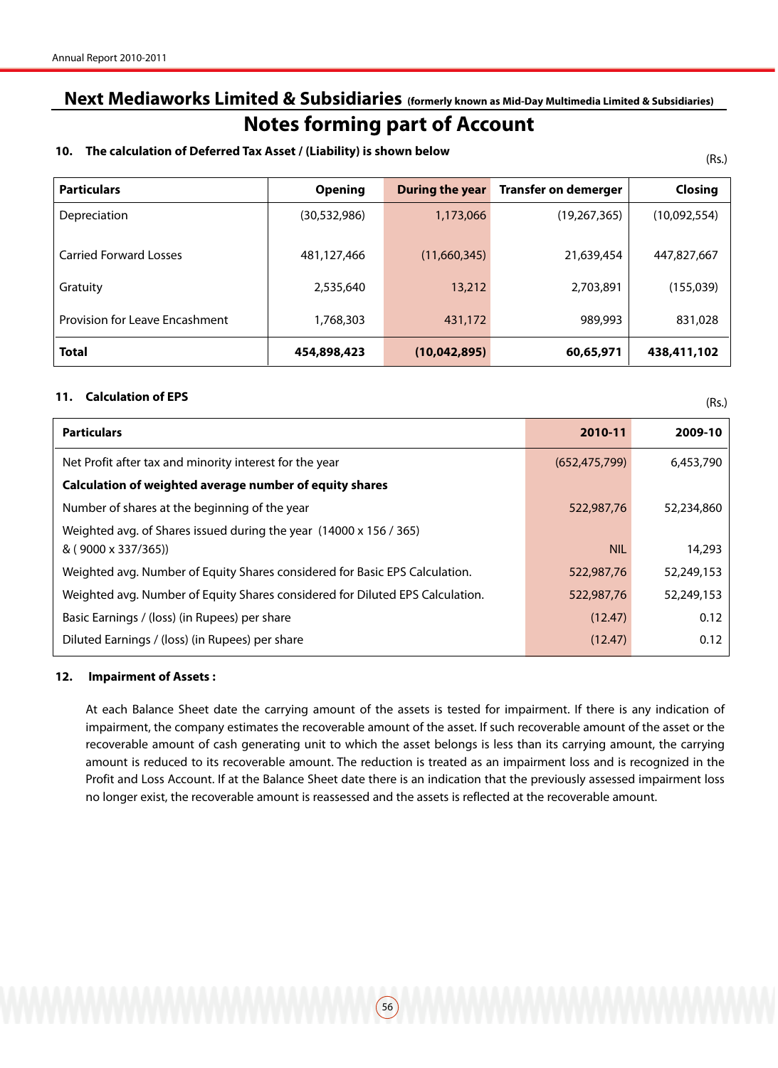## Next Mediaworks Limited & Subsidiaries (formerly known as Mid-Day Multimedia Limited & Subsidiaries)

# Notes forming part of Account

**10. The calculation of Deferred Tax Asset / (Liability) is shown below**

(Rs.)

| Particulars | Opening | During the year | Transfer on demerger | Closing |
|---|---|---|---|---|
| Depreciation | (30,532,986) | 1,173,066 | (19,267,365) | (10,092,554) |
| Carried Forward Losses | 481,127,466 | (11,660,345) | 21,639,454 | 447,827,667 |
| Gratuity | 2,535,640 | 13,212 | 2,703,891 | (155,039) |
| Provision for Leave Encashment | 1,768,303 | 431,172 | 989,993 | 831,028 |
| **Total** | **454,898,423** | **(10,042,895)** | **60,65,971** | **438,411,102** |

**11. Calculation of EPS**

(Rs.)

| Particulars | 2010-11 | 2009-10 |
|---|---|---|
| Net Profit after tax and minority interest for the year | (652,475,799) | 6,453,790 |
| **Calculation of weighted average number of equity shares** | | |
| Number of shares at the beginning of the year | 522,987,76 | 52,234,860 |
| Weighted avg. of Shares issued during the year (14000 x 156 / 365) & ( 9000 x 337/365)) | NIL | 14,293 |
| Weighted avg. Number of Equity Shares considered for Basic EPS Calculation. | 522,987,76 | 52,249,153 |
| Weighted avg. Number of Equity Shares considered for Diluted EPS Calculation. | 522,987,76 | 52,249,153 |
| Basic Earnings / (loss) (in Rupees) per share | (12.47) | 0.12 |
| Diluted Earnings / (loss) (in Rupees) per share | (12.47) | 0.12 |

**12. Impairment of Assets :**

At each Balance Sheet date the carrying amount of the assets is tested for impairment. If there is any indication of impairment, the company estimates the recoverable amount of the asset. If such recoverable amount of the asset or the recoverable amount of cash generating unit to which the asset belongs is less than its carrying amount, the carrying amount is reduced to its recoverable amount. The reduction is treated as an impairment loss and is recognized in the Profit and Loss Account. If at the Balance Sheet date there is an indication that the previously assessed impairment loss no longer exist, the recoverable amount is reassessed and the assets is reflected at the recoverable amount.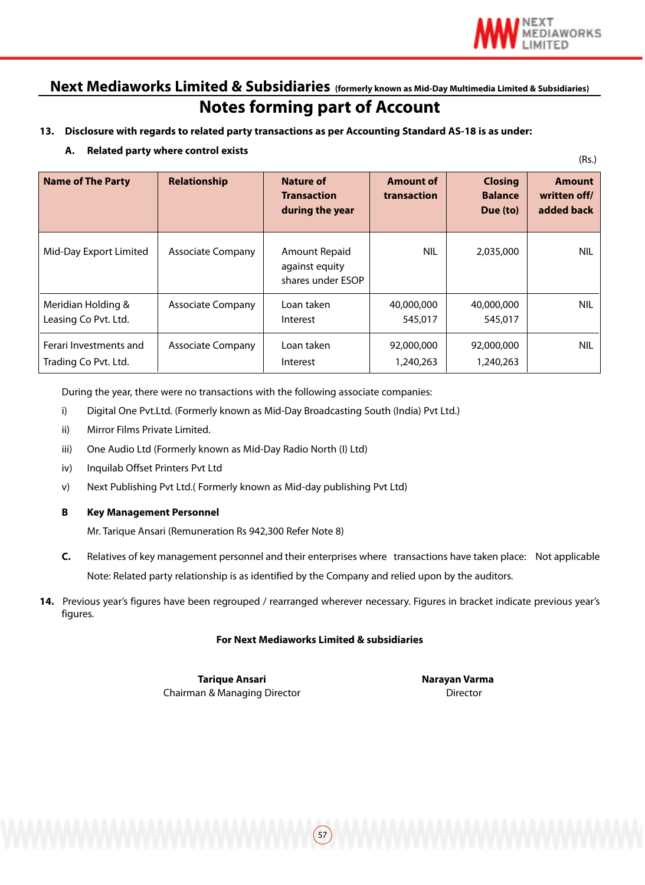## Next Mediaworks Limited & Subsidiaries (formerly known as Mid-Day Multimedia Limited & Subsidiaries)

# Notes forming part of Account

**13. Disclosure with regards to related party transactions as per Accounting Standard AS-18 is as under:**

**A. Related party where control exists**

(Rs.)

| Name of The Party | Relationship | Nature of Transaction during the year | Amount of transaction | Closing Balance Due (to) | Amount written off/ added back |
|---|---|---|---|---|---|
| Mid-Day Export Limited | Associate Company | Amount Repaid against equity shares under ESOP | NIL | 2,035,000 | NIL |
| Meridian Holding & Leasing Co Pvt. Ltd. | Associate Company | Loan taken<br>Interest | 40,000,000<br>545,017 | 40,000,000<br>545,017 | NIL |
| Ferari Investments and Trading Co Pvt. Ltd. | Associate Company | Loan taken<br>Interest | 92,000,000<br>1,240,263 | 92,000,000<br>1,240,263 | NIL |

During the year, there were no transactions with the following associate companies:

i) Digital One Pvt.Ltd. (Formerly known as Mid-Day Broadcasting South (India) Pvt Ltd.)

ii) Mirror Films Private Limited.

iii) One Audio Ltd (Formerly known as Mid-Day Radio North (I) Ltd)

iv) Inquilab Offset Printers Pvt Ltd

v) Next Publishing Pvt Ltd.( Formerly known as Mid-day publishing Pvt Ltd)

**B Key Management Personnel**

Mr. Tarique Ansari (Remuneration Rs 942,300 Refer Note 8)

**C.** Relatives of key management personnel and their enterprises where transactions have taken place: Not applicable

Note: Related party relationship is as identified by the Company and relied upon by the auditors.

**14.** Previous year's figures have been regrouped / rearranged wherever necessary. Figures in bracket indicate previous year's figures.

**For Next Mediaworks Limited & subsidiaries**

**Tarique Ansari**
Chairman & Managing Director

**Narayan Varma**
Director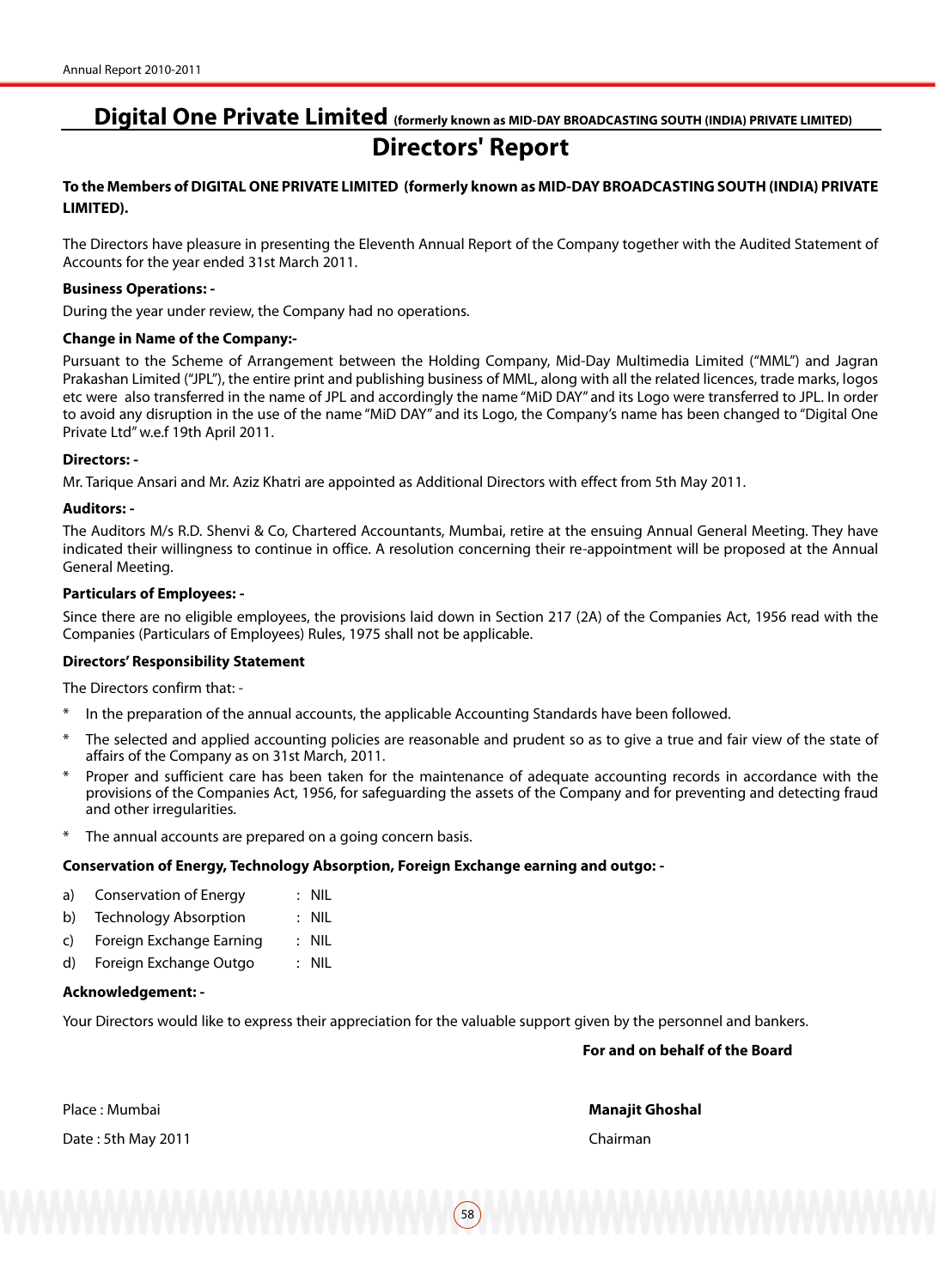# Digital One Private Limited (formerly known as MID-DAY BROADCASTING SOUTH (INDIA) PRIVATE LIMITED)

## Directors' Report

**To the Members of DIGITAL ONE PRIVATE LIMITED (formerly known as MID-DAY BROADCASTING SOUTH (INDIA) PRIVATE LIMITED).**

The Directors have pleasure in presenting the Eleventh Annual Report of the Company together with the Audited Statement of Accounts for the year ended 31st March 2011.

**Business Operations: -**

During the year under review, the Company had no operations.

**Change in Name of the Company:-**

Pursuant to the Scheme of Arrangement between the Holding Company, Mid-Day Multimedia Limited ("MML") and Jagran Prakashan Limited ("JPL"), the entire print and publishing business of MML, along with all the related licences, trade marks, logos etc were also transferred in the name of JPL and accordingly the name "MiD DAY" and its Logo were transferred to JPL. In order to avoid any disruption in the use of the name "MiD DAY" and its Logo, the Company's name has been changed to "Digital One Private Ltd" w.e.f 19th April 2011.

**Directors: -**

Mr. Tarique Ansari and Mr. Aziz Khatri are appointed as Additional Directors with effect from 5th May 2011.

**Auditors: -**

The Auditors M/s R.D. Shenvi & Co, Chartered Accountants, Mumbai, retire at the ensuing Annual General Meeting. They have indicated their willingness to continue in office. A resolution concerning their re-appointment will be proposed at the Annual General Meeting.

**Particulars of Employees: -**

Since there are no eligible employees, the provisions laid down in Section 217 (2A) of the Companies Act, 1956 read with the Companies (Particulars of Employees) Rules, 1975 shall not be applicable.

**Directors' Responsibility Statement**

The Directors confirm that: -

* In the preparation of the annual accounts, the applicable Accounting Standards have been followed.
* The selected and applied accounting policies are reasonable and prudent so as to give a true and fair view of the state of affairs of the Company as on 31st March, 2011.
* Proper and sufficient care has been taken for the maintenance of adequate accounting records in accordance with the provisions of the Companies Act, 1956, for safeguarding the assets of the Company and for preventing and detecting fraud and other irregularities.
* The annual accounts are prepared on a going concern basis.

**Conservation of Energy, Technology Absorption, Foreign Exchange earning and outgo: -**

a) Conservation of Energy : NIL

b) Technology Absorption : NIL

c) Foreign Exchange Earning : NIL

d) Foreign Exchange Outgo : NIL

**Acknowledgement: -**

Your Directors would like to express their appreciation for the valuable support given by the personnel and bankers.

**For and on behalf of the Board**

Place : Mumbai

Date : 5th May 2011

**Manajit Ghoshal**

Chairman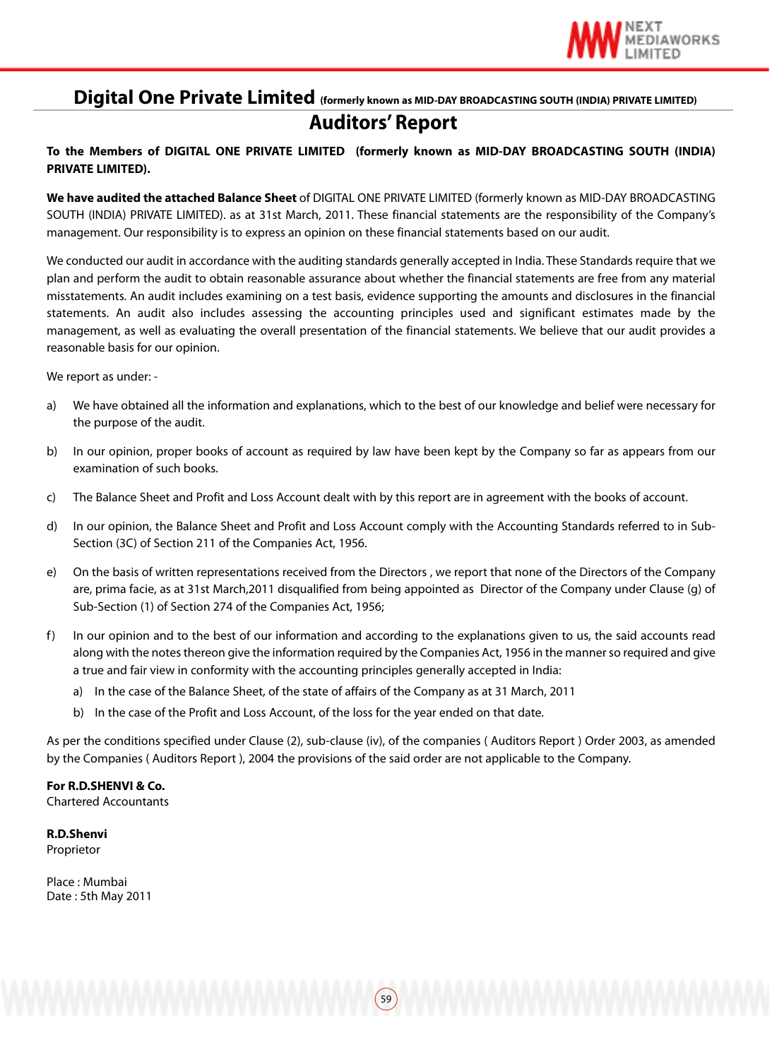# Digital One Private Limited (formerly known as MID-DAY BROADCASTING SOUTH (INDIA) PRIVATE LIMITED)

## Auditors' Report

**To the Members of DIGITAL ONE PRIVATE LIMITED (formerly known as MID-DAY BROADCASTING SOUTH (INDIA) PRIVATE LIMITED).**

**We have audited the attached Balance Sheet** of DIGITAL ONE PRIVATE LIMITED (formerly known as MID-DAY BROADCASTING SOUTH (INDIA) PRIVATE LIMITED). as at 31st March, 2011. These financial statements are the responsibility of the Company's management. Our responsibility is to express an opinion on these financial statements based on our audit.

We conducted our audit in accordance with the auditing standards generally accepted in India. These Standards require that we plan and perform the audit to obtain reasonable assurance about whether the financial statements are free from any material misstatements. An audit includes examining on a test basis, evidence supporting the amounts and disclosures in the financial statements. An audit also includes assessing the accounting principles used and significant estimates made by the management, as well as evaluating the overall presentation of the financial statements. We believe that our audit provides a reasonable basis for our opinion.

We report as under: -

a) We have obtained all the information and explanations, which to the best of our knowledge and belief were necessary for the purpose of the audit.

b) In our opinion, proper books of account as required by law have been kept by the Company so far as appears from our examination of such books.

c) The Balance Sheet and Profit and Loss Account dealt with by this report are in agreement with the books of account.

d) In our opinion, the Balance Sheet and Profit and Loss Account comply with the Accounting Standards referred to in Sub-Section (3C) of Section 211 of the Companies Act, 1956.

e) On the basis of written representations received from the Directors , we report that none of the Directors of the Company are, prima facie, as at 31st March,2011 disqualified from being appointed as Director of the Company under Clause (g) of Sub-Section (1) of Section 274 of the Companies Act, 1956;

f) In our opinion and to the best of our information and according to the explanations given to us, the said accounts read along with the notes thereon give the information required by the Companies Act, 1956 in the manner so required and give a true and fair view in conformity with the accounting principles generally accepted in India:

   a) In the case of the Balance Sheet, of the state of affairs of the Company as at 31 March, 2011

   b) In the case of the Profit and Loss Account, of the loss for the year ended on that date.

As per the conditions specified under Clause (2), sub-clause (iv), of the companies ( Auditors Report ) Order 2003, as amended by the Companies ( Auditors Report ), 2004 the provisions of the said order are not applicable to the Company.

**For R.D.SHENVI & Co.**
Chartered Accountants

**R.D.Shenvi**
Proprietor

Place : Mumbai
Date : 5th May 2011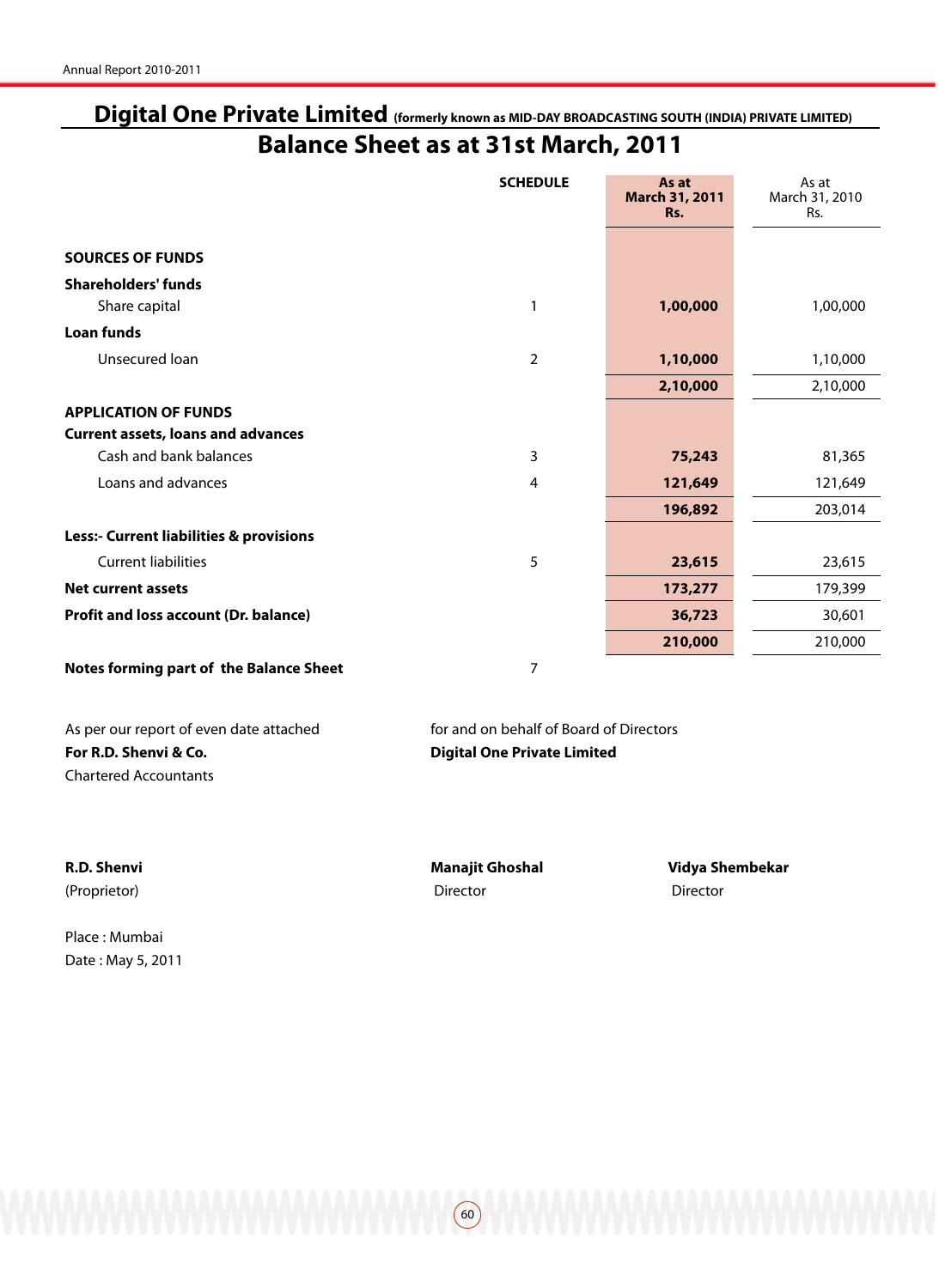# Digital One Private Limited (formerly known as MID-DAY BROADCASTING SOUTH (INDIA) PRIVATE LIMITED)

## Balance Sheet as at 31st March, 2011

| | SCHEDULE | As at March 31, 2011 Rs. | As at March 31, 2010 Rs. |
|---|---|---|---|
| **SOURCES OF FUNDS** | | | |
| **Shareholders' funds** | | | |
| Share capital | 1 | **1,00,000** | 1,00,000 |
| **Loan funds** | | | |
| Unsecured loan | 2 | **1,10,000** | 1,10,000 |
| | | **2,10,000** | 2,10,000 |
| **APPLICATION OF FUNDS** | | | |
| **Current assets, loans and advances** | | | |
| Cash and bank balances | 3 | **75,243** | 81,365 |
| Loans and advances | 4 | **121,649** | 121,649 |
| | | **196,892** | 203,014 |
| **Less:- Current liabilities & provisions** | | | |
| Current liabilities | 5 | **23,615** | 23,615 |
| **Net current assets** | | **173,277** | 179,399 |
| **Profit and loss account (Dr. balance)** | | **36,723** | 30,601 |
| | | **210,000** | 210,000 |
| **Notes forming part of the Balance Sheet** | 7 | | |

As per our report of even date attached
**For R.D. Shenvi & Co.**
Chartered Accountants

for and on behalf of Board of Directors
**Digital One Private Limited**

**R.D. Shenvi**
(Proprietor)

**Manajit Ghoshal**
Director

**Vidya Shembekar**
Director

Place : Mumbai
Date : May 5, 2011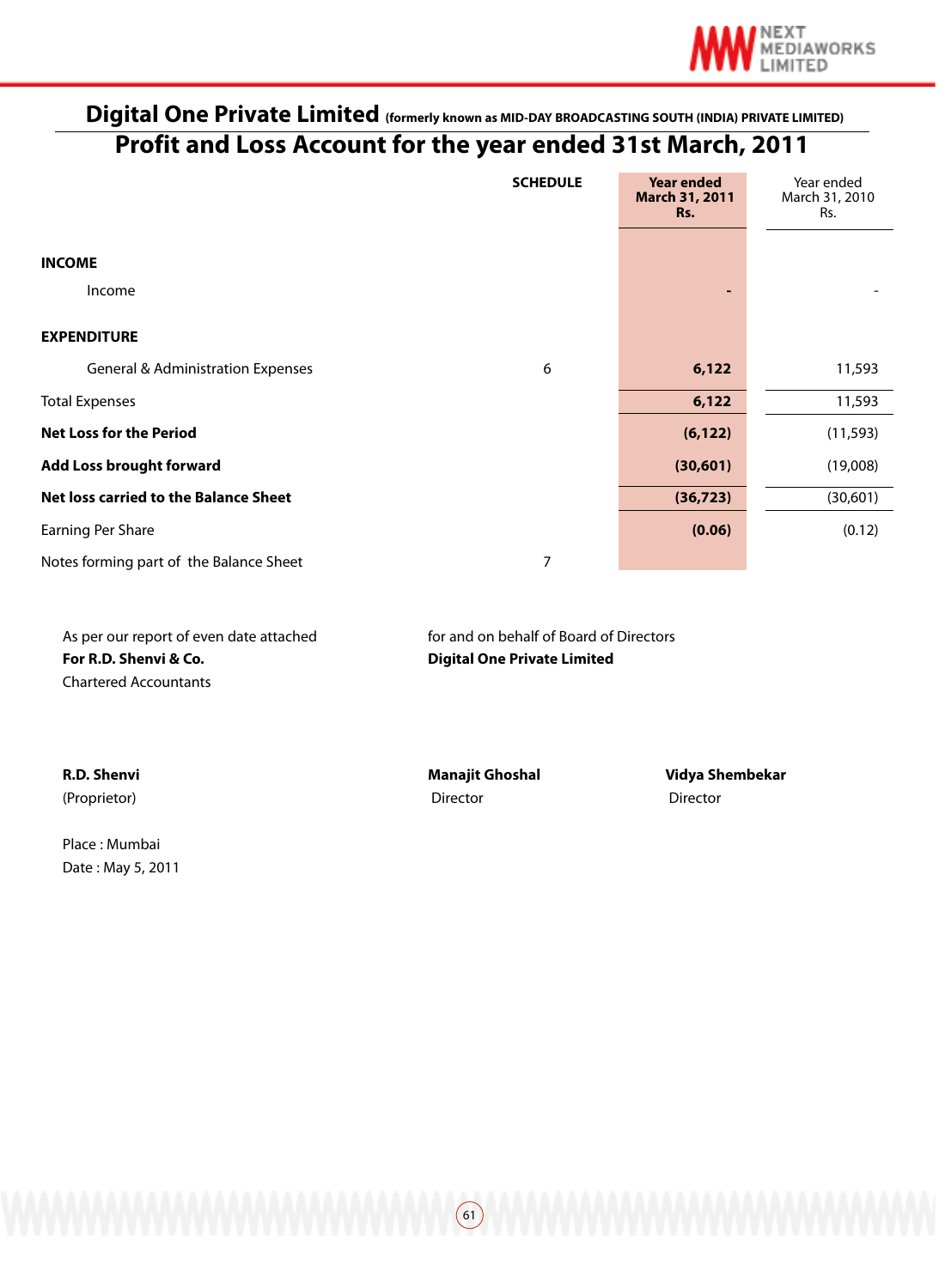# Digital One Private Limited (formerly known as MID-DAY BROADCASTING SOUTH (INDIA) PRIVATE LIMITED)

## Profit and Loss Account for the year ended 31st March, 2011

| | SCHEDULE | **Year ended March 31, 2011 Rs.** | Year ended March 31, 2010 Rs. |
|---|---|---|---|
| **INCOME** | | | |
| Income | | **-** | - |
| **EXPENDITURE** | | | |
| General & Administration Expenses | 6 | **6,122** | 11,593 |
| Total Expenses | | **6,122** | 11,593 |
| **Net Loss for the Period** | | **(6,122)** | (11,593) |
| **Add Loss brought forward** | | **(30,601)** | (19,008) |
| **Net loss carried to the Balance Sheet** | | **(36,723)** | (30,601) |
| Earning Per Share | | **(0.06)** | (0.12) |
| Notes forming part of the Balance Sheet | 7 | | |

As per our report of even date attached
**For R.D. Shenvi & Co.**
Chartered Accountants

for and on behalf of Board of Directors
**Digital One Private Limited**

**R.D. Shenvi**
(Proprietor)

**Manajit Ghoshal**
Director

**Vidya Shembekar**
Director

Place : Mumbai
Date : May 5, 2011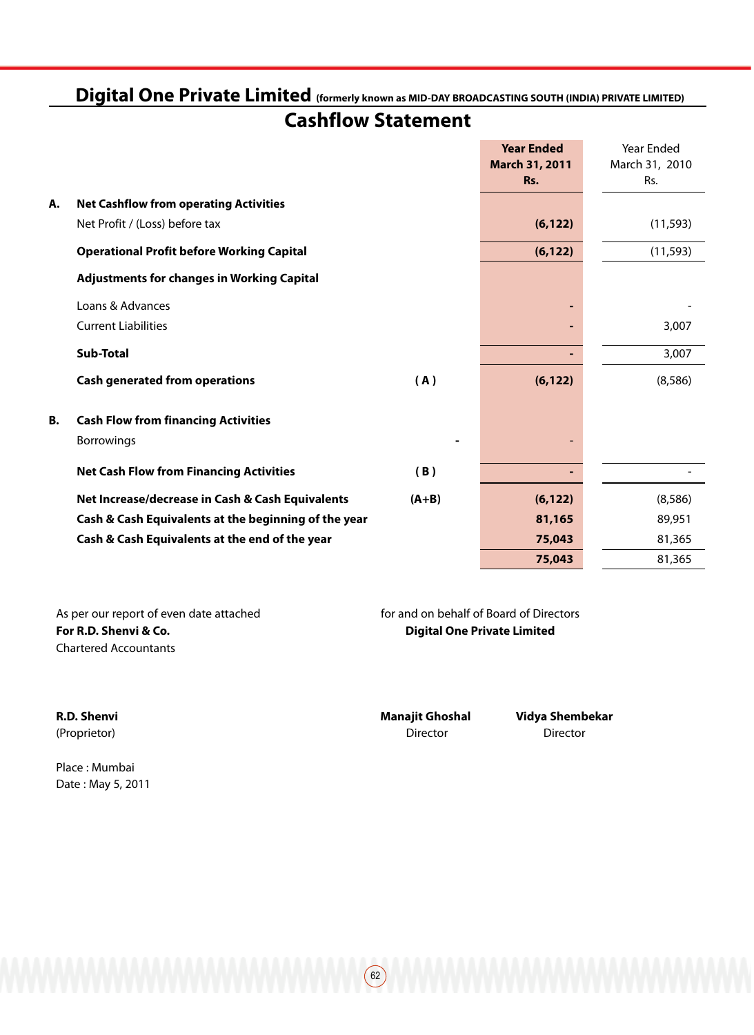# Digital One Private Limited (formerly known as MID-DAY BROADCASTING SOUTH (INDIA) PRIVATE LIMITED)

## Cashflow Statement

| | | | Year Ended March 31, 2011 Rs. | Year Ended March 31, 2010 Rs. |
|---|---|---|---|---|
| **A.** | **Net Cashflow from operating Activities** | | | |
| | Net Profit / (Loss) before tax | | **(6,122)** | (11,593) |
| | **Operational Profit before Working Capital** | | **(6,122)** | (11,593) |
| | **Adjustments for changes in Working Capital** | | | |
| | Loans & Advances | | **-** | - |
| | Current Liabilities | | **-** | 3,007 |
| | **Sub-Total** | | **-** | 3,007 |
| | **Cash generated from operations** | **( A )** | **(6,122)** | (8,586) |
| **B.** | **Cash Flow from financing Activities** | | | |
| | Borrowings | **-** | - | |
| | **Net Cash Flow from Financing Activities** | **( B )** | **-** | - |
| | **Net Increase/decrease in Cash & Cash Equivalents** | **(A+B)** | **(6,122)** | (8,586) |
| | **Cash & Cash Equivalents at the beginning of the year** | | **81,165** | 89,951 |
| | **Cash & Cash Equivalents at the end of the year** | | **75,043** | 81,365 |
| | | | **75,043** | 81,365 |

As per our report of even date attached
**For R.D. Shenvi & Co.**
Chartered Accountants

for and on behalf of Board of Directors
**Digital One Private Limited**

**R.D. Shenvi**
(Proprietor)

**Manajit Ghoshal**
Director

**Vidya Shembekar**
Director

Place : Mumbai
Date : May 5, 2011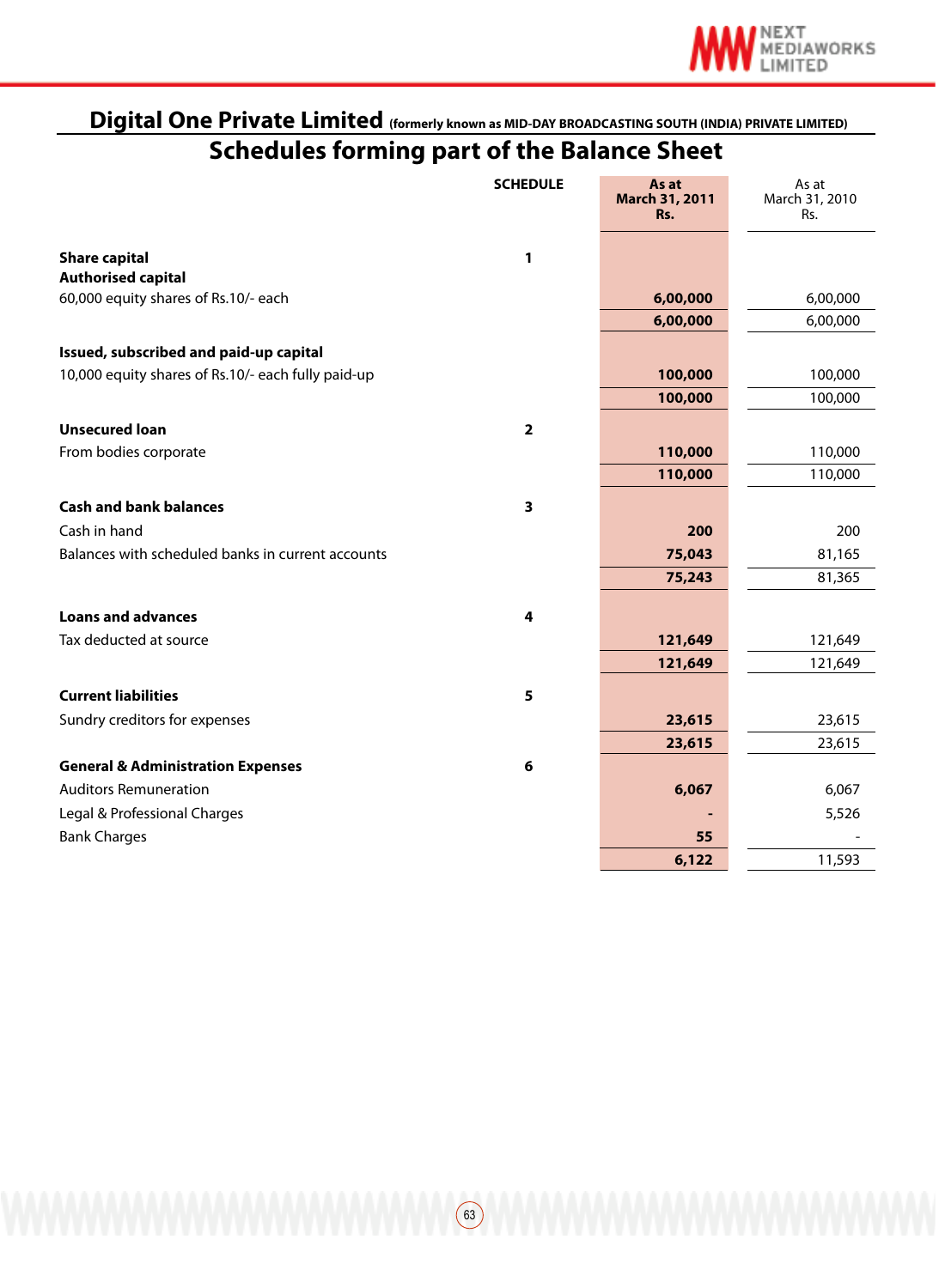# Digital One Private Limited (formerly known as MID-DAY BROADCASTING SOUTH (INDIA) PRIVATE LIMITED)

## Schedules forming part of the Balance Sheet

| | SCHEDULE | As at March 31, 2011 Rs. | As at March 31, 2010 Rs. |
|---|---|---|---|
| **Share capital** | **1** | | |
| **Authorised capital** | | | |
| 60,000 equity shares of Rs.10/- each | | **6,00,000** | 6,00,000 |
| | | **6,00,000** | 6,00,000 |
| **Issued, subscribed and paid-up capital** | | | |
| 10,000 equity shares of Rs.10/- each fully paid-up | | **100,000** | 100,000 |
| | | **100,000** | 100,000 |
| **Unsecured loan** | **2** | | |
| From bodies corporate | | **110,000** | 110,000 |
| | | **110,000** | 110,000 |
| **Cash and bank balances** | **3** | | |
| Cash in hand | | **200** | 200 |
| Balances with scheduled banks in current accounts | | **75,043** | 81,165 |
| | | **75,243** | 81,365 |
| **Loans and advances** | **4** | | |
| Tax deducted at source | | **121,649** | 121,649 |
| | | **121,649** | 121,649 |
| **Current liabilities** | **5** | | |
| Sundry creditors for expenses | | **23,615** | 23,615 |
| | | **23,615** | 23,615 |
| **General & Administration Expenses** | **6** | | |
| Auditors Remuneration | | **6,067** | 6,067 |
| Legal & Professional Charges | | **-** | 5,526 |
| Bank Charges | | **55** | - |
| | | **6,122** | 11,593 |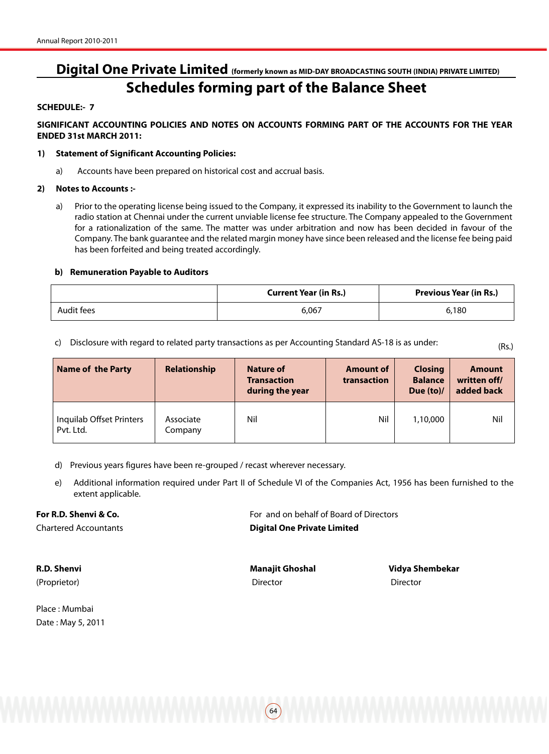# Digital One Private Limited (formerly known as MID-DAY BROADCASTING SOUTH (INDIA) PRIVATE LIMITED)

## Schedules forming part of the Balance Sheet

**SCHEDULE:- 7**

**SIGNIFICANT ACCOUNTING POLICIES AND NOTES ON ACCOUNTS FORMING PART OF THE ACCOUNTS FOR THE YEAR ENDED 31st MARCH 2011:**

**1) Statement of Significant Accounting Policies:**

a) Accounts have been prepared on historical cost and accrual basis.

**2) Notes to Accounts :-**

a) Prior to the operating license being issued to the Company, it expressed its inability to the Government to launch the radio station at Chennai under the current unviable license fee structure. The Company appealed to the Government for a rationalization of the same. The matter was under arbitration and now has been decided in favour of the Company. The bank guarantee and the related margin money have since been released and the license fee being paid has been forfeited and being treated accordingly.

**b) Remuneration Payable to Auditors**

| | Current Year (in Rs.) | Previous Year (in Rs.) |
|---|---|---|
| Audit fees | 6,067 | 6,180 |

c) Disclosure with regard to related party transactions as per Accounting Standard AS-18 is as under:

(Rs.)

| Name of the Party | Relationship | Nature of Transaction during the year | Amount of transaction | Closing Balance Due (to)/ | Amount written off/ added back |
|---|---|---|---|---|---|
| Inquilab Offset Printers Pvt. Ltd. | Associate Company | Nil | Nil | 1,10,000 | Nil |

d) Previous years figures have been re-grouped / recast wherever necessary.

e) Additional information required under Part II of Schedule VI of the Companies Act, 1956 has been furnished to the extent applicable.

**For R.D. Shenvi & Co.**
Chartered Accountants

For and on behalf of Board of Directors
**Digital One Private Limited**

**R.D. Shenvi**
(Proprietor)

**Manajit Ghoshal**
Director

**Vidya Shembekar**
Director

Place : Mumbai
Date : May 5, 2011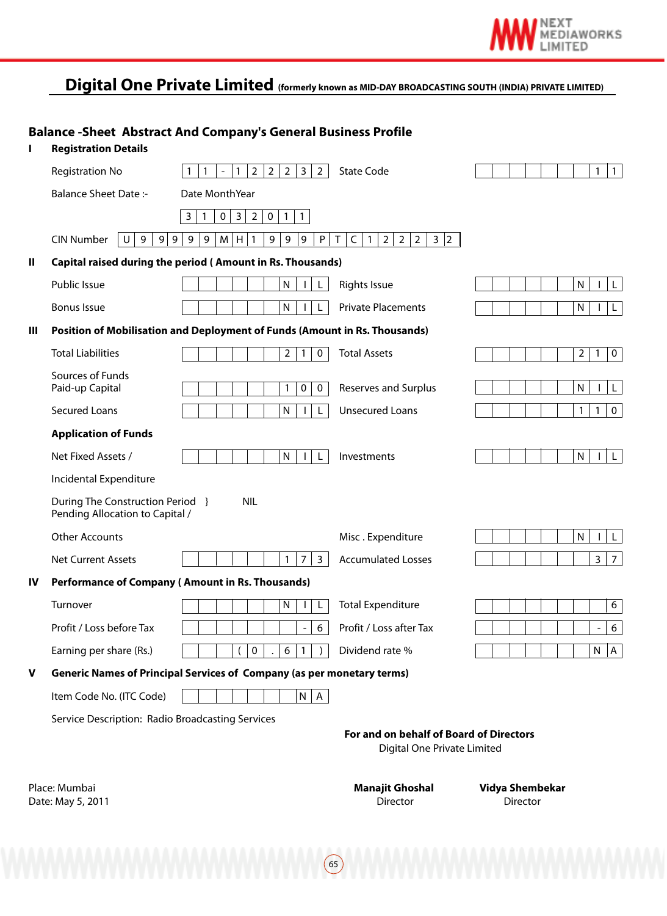# Digital One Private Limited (formerly known as MID-DAY BROADCASTING SOUTH (INDIA) PRIVATE LIMITED)

## Balance -Sheet Abstract And Company's General Business Profile

**I Registration Details**

| | | | |
|---|---|---|---|
| Registration No | 11-122232 | State Code | 11 |
| Balance Sheet Date :- | Date MonthYear 31032011 | | |
| CIN Number | U99999MH1999PTC122232 | | |

**II Capital raised during the period ( Amount in Rs. Thousands)**

| | | | |
|---|---|---|---|
| Public Issue | NIL | Rights Issue | NIL |
| Bonus Issue | NIL | Private Placements | NIL |

**III Position of Mobilisation and Deployment of Funds (Amount in Rs. Thousands)**

| | | | |
|---|---|---|---|
| Total Liabilities | 210 | Total Assets | 210 |
| Sources of Funds Paid-up Capital | 100 | Reserves and Surplus | NIL |
| Secured Loans | NIL | Unsecured Loans | 110 |

**Application of Funds**

| | | | |
|---|---|---|---|
| Net Fixed Assets / | NIL | Investments | NIL |
| Incidental Expenditure During The Construction Period Pending Allocation to Capital / | NIL | | |
| Other Accounts | | Misc . Expenditure | NIL |
| Net Current Assets | 173 | Accumulated Losses | 37 |

**IV Performance of Company ( Amount in Rs. Thousands)**

| | | | |
|---|---|---|---|
| Turnover | NIL | Total Expenditure | 6 |
| Profit / Loss before Tax | -6 | Profit / Loss after Tax | -6 |
| Earning per share (Rs.) | (0.61) | Dividend rate % | NA |

**V Generic Names of Principal Services of Company (as per monetary terms)**

Item Code No. (ITC Code) NA

Service Description: Radio Broadcasting Services

**For and on behalf of Board of Directors**
Digital One Private Limited

Place: Mumbai
Date: May 5, 2011

**Manajit Ghoshal**
Director

**Vidya Shembekar**
Director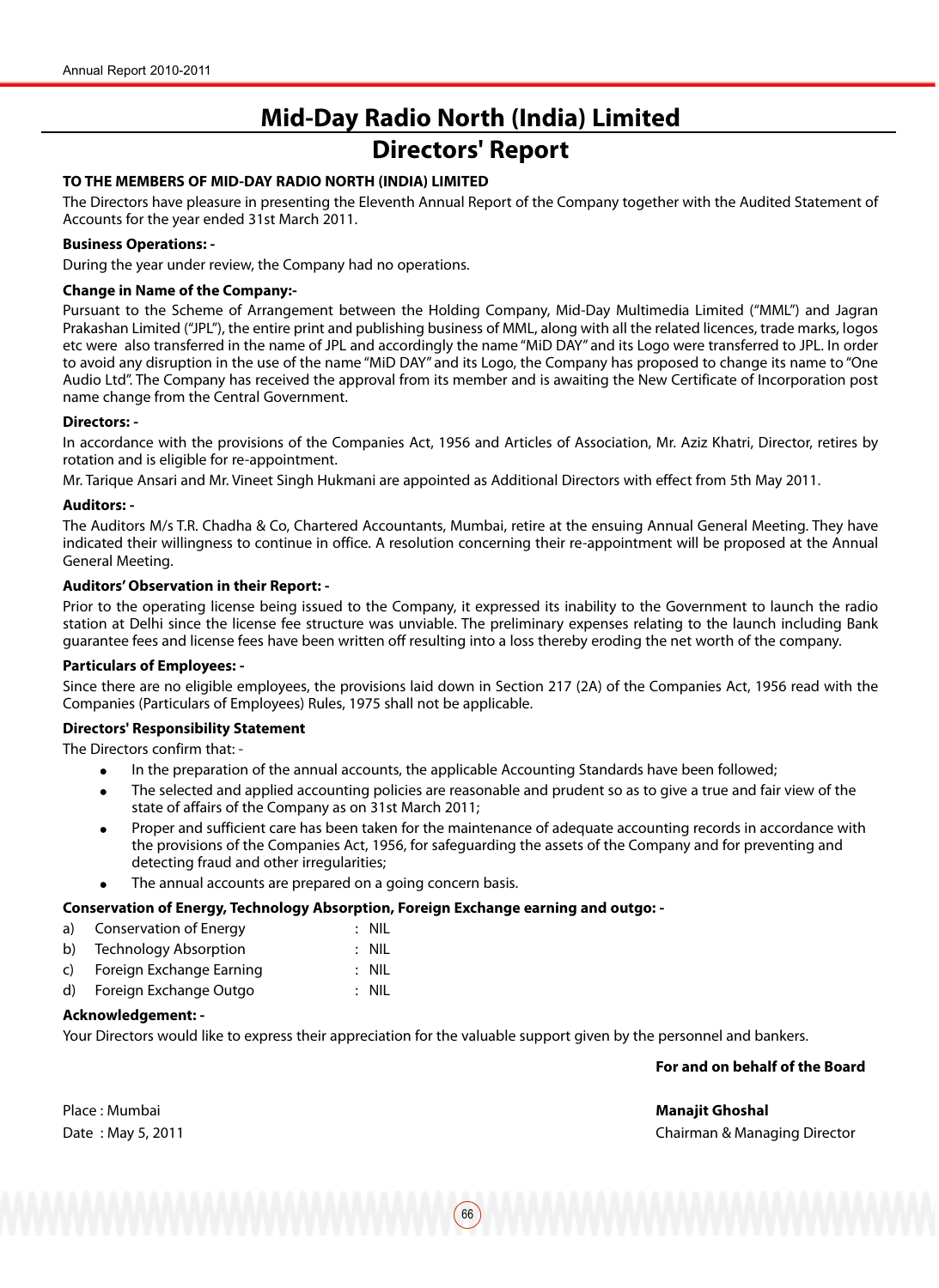# Mid-Day Radio North (India) Limited

## Directors' Report

**TO THE MEMBERS OF MID-DAY RADIO NORTH (INDIA) LIMITED**

The Directors have pleasure in presenting the Eleventh Annual Report of the Company together with the Audited Statement of Accounts for the year ended 31st March 2011.

**Business Operations: -**

During the year under review, the Company had no operations.

**Change in Name of the Company:-**

Pursuant to the Scheme of Arrangement between the Holding Company, Mid-Day Multimedia Limited ("MML") and Jagran Prakashan Limited ("JPL"), the entire print and publishing business of MML, along with all the related licences, trade marks, logos etc were also transferred in the name of JPL and accordingly the name "MiD DAY" and its Logo were transferred to JPL. In order to avoid any disruption in the use of the name "MiD DAY" and its Logo, the Company has proposed to change its name to "One Audio Ltd". The Company has received the approval from its member and is awaiting the New Certificate of Incorporation post name change from the Central Government.

**Directors: -**

In accordance with the provisions of the Companies Act, 1956 and Articles of Association, Mr. Aziz Khatri, Director, retires by rotation and is eligible for re-appointment.

Mr. Tarique Ansari and Mr. Vineet Singh Hukmani are appointed as Additional Directors with effect from 5th May 2011.

**Auditors: -**

The Auditors M/s T.R. Chadha & Co, Chartered Accountants, Mumbai, retire at the ensuing Annual General Meeting. They have indicated their willingness to continue in office. A resolution concerning their re-appointment will be proposed at the Annual General Meeting.

**Auditors' Observation in their Report: -**

Prior to the operating license being issued to the Company, it expressed its inability to the Government to launch the radio station at Delhi since the license fee structure was unviable. The preliminary expenses relating to the launch including Bank guarantee fees and license fees have been written off resulting into a loss thereby eroding the net worth of the company.

**Particulars of Employees: -**

Since there are no eligible employees, the provisions laid down in Section 217 (2A) of the Companies Act, 1956 read with the Companies (Particulars of Employees) Rules, 1975 shall not be applicable.

**Directors' Responsibility Statement**

The Directors confirm that: -

- In the preparation of the annual accounts, the applicable Accounting Standards have been followed;
- The selected and applied accounting policies are reasonable and prudent so as to give a true and fair view of the state of affairs of the Company as on 31st March 2011;
- Proper and sufficient care has been taken for the maintenance of adequate accounting records in accordance with the provisions of the Companies Act, 1956, for safeguarding the assets of the Company and for preventing and detecting fraud and other irregularities;
- The annual accounts are prepared on a going concern basis.

**Conservation of Energy, Technology Absorption, Foreign Exchange earning and outgo: -**

a) Conservation of Energy : NIL

b) Technology Absorption : NIL

c) Foreign Exchange Earning : NIL

d) Foreign Exchange Outgo : NIL

**Acknowledgement: -**

Your Directors would like to express their appreciation for the valuable support given by the personnel and bankers.

**For and on behalf of the Board**

Place : Mumbai
Date : May 5, 2011

**Manajit Ghoshal**
Chairman & Managing Director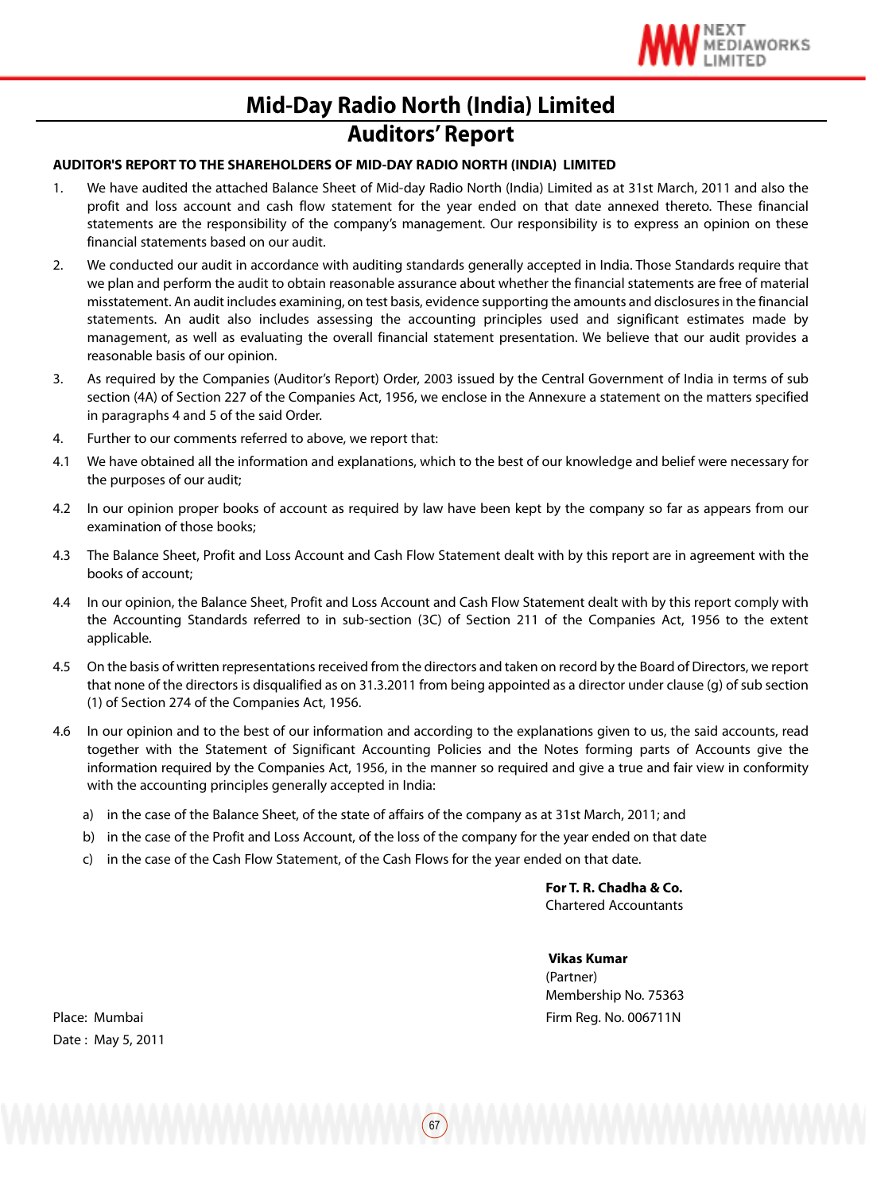# Mid-Day Radio North (India) Limited

## Auditors' Report

**AUDITOR'S REPORT TO THE SHAREHOLDERS OF MID-DAY RADIO NORTH (INDIA) LIMITED**

1. We have audited the attached Balance Sheet of Mid-day Radio North (India) Limited as at 31st March, 2011 and also the profit and loss account and cash flow statement for the year ended on that date annexed thereto. These financial statements are the responsibility of the company's management. Our responsibility is to express an opinion on these financial statements based on our audit.

2. We conducted our audit in accordance with auditing standards generally accepted in India. Those Standards require that we plan and perform the audit to obtain reasonable assurance about whether the financial statements are free of material misstatement. An audit includes examining, on test basis, evidence supporting the amounts and disclosures in the financial statements. An audit also includes assessing the accounting principles used and significant estimates made by management, as well as evaluating the overall financial statement presentation. We believe that our audit provides a reasonable basis of our opinion.

3. As required by the Companies (Auditor's Report) Order, 2003 issued by the Central Government of India in terms of sub section (4A) of Section 227 of the Companies Act, 1956, we enclose in the Annexure a statement on the matters specified in paragraphs 4 and 5 of the said Order.

4. Further to our comments referred to above, we report that:

4.1 We have obtained all the information and explanations, which to the best of our knowledge and belief were necessary for the purposes of our audit;

4.2 In our opinion proper books of account as required by law have been kept by the company so far as appears from our examination of those books;

4.3 The Balance Sheet, Profit and Loss Account and Cash Flow Statement dealt with by this report are in agreement with the books of account;

4.4 In our opinion, the Balance Sheet, Profit and Loss Account and Cash Flow Statement dealt with by this report comply with the Accounting Standards referred to in sub-section (3C) of Section 211 of the Companies Act, 1956 to the extent applicable.

4.5 On the basis of written representations received from the directors and taken on record by the Board of Directors, we report that none of the directors is disqualified as on 31.3.2011 from being appointed as a director under clause (g) of sub section (1) of Section 274 of the Companies Act, 1956.

4.6 In our opinion and to the best of our information and according to the explanations given to us, the said accounts, read together with the Statement of Significant Accounting Policies and the Notes forming parts of Accounts give the information required by the Companies Act, 1956, in the manner so required and give a true and fair view in conformity with the accounting principles generally accepted in India:

a) in the case of the Balance Sheet, of the state of affairs of the company as at 31st March, 2011; and

b) in the case of the Profit and Loss Account, of the loss of the company for the year ended on that date

c) in the case of the Cash Flow Statement, of the Cash Flows for the year ended on that date.

**For T. R. Chadha & Co.**
Chartered Accountants

**Vikas Kumar**
(Partner)
Membership No. 75363
Firm Reg. No. 006711N

Place: Mumbai
Date : May 5, 2011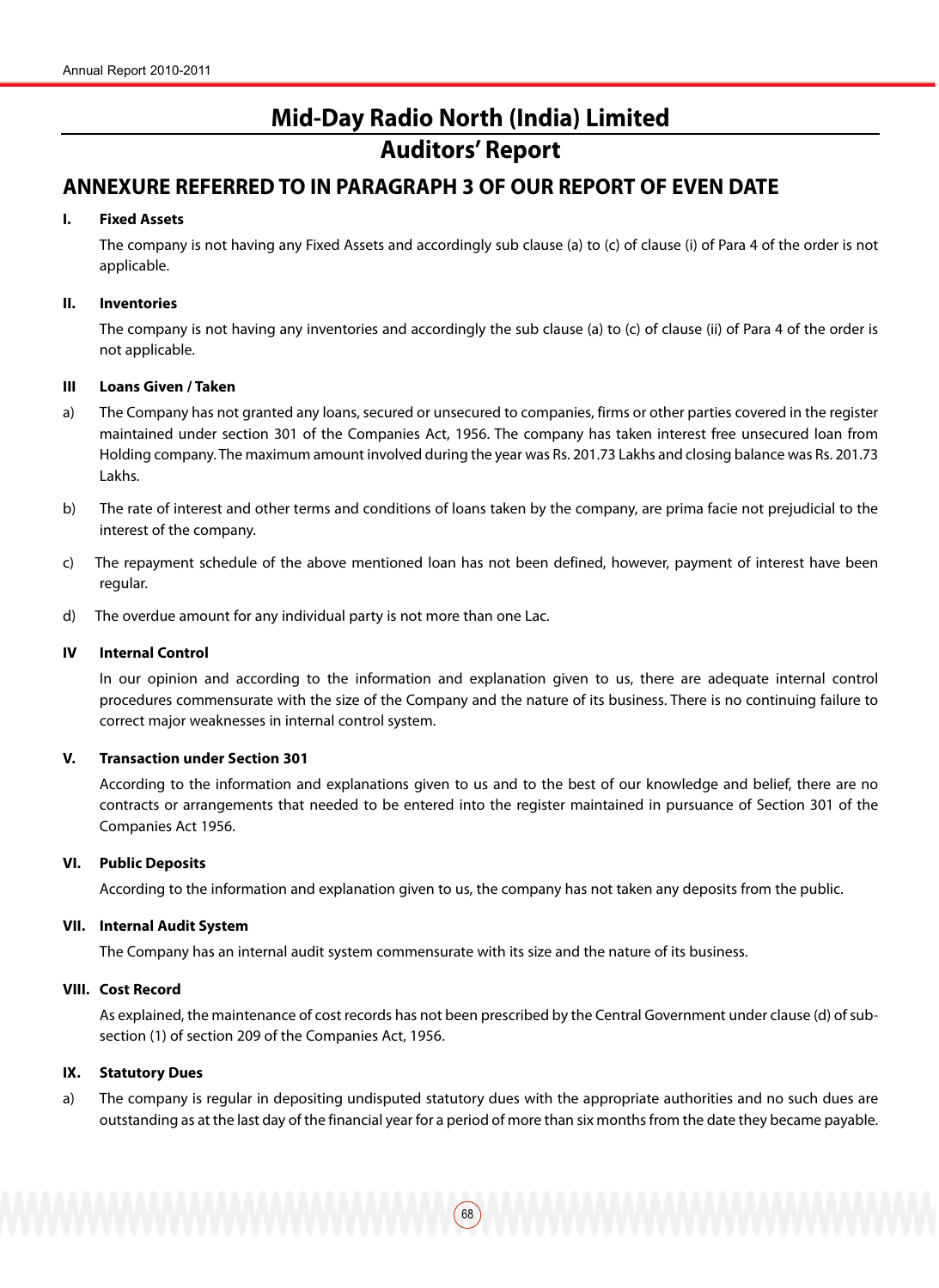# Mid-Day Radio North (India) Limited

## Auditors' Report

## ANNEXURE REFERRED TO IN PARAGRAPH 3 OF OUR REPORT OF EVEN DATE

**I. Fixed Assets**

The company is not having any Fixed Assets and accordingly sub clause (a) to (c) of clause (i) of Para 4 of the order is not applicable.

**II. Inventories**

The company is not having any inventories and accordingly the sub clause (a) to (c) of clause (ii) of Para 4 of the order is not applicable.

**III Loans Given / Taken**

a) The Company has not granted any loans, secured or unsecured to companies, firms or other parties covered in the register maintained under section 301 of the Companies Act, 1956. The company has taken interest free unsecured loan from Holding company. The maximum amount involved during the year was Rs. 201.73 Lakhs and closing balance was Rs. 201.73 Lakhs.

b) The rate of interest and other terms and conditions of loans taken by the company, are prima facie not prejudicial to the interest of the company.

c) The repayment schedule of the above mentioned loan has not been defined, however, payment of interest have been regular.

d) The overdue amount for any individual party is not more than one Lac.

**IV Internal Control**

In our opinion and according to the information and explanation given to us, there are adequate internal control procedures commensurate with the size of the Company and the nature of its business. There is no continuing failure to correct major weaknesses in internal control system.

**V. Transaction under Section 301**

According to the information and explanations given to us and to the best of our knowledge and belief, there are no contracts or arrangements that needed to be entered into the register maintained in pursuance of Section 301 of the Companies Act 1956.

**VI. Public Deposits**

According to the information and explanation given to us, the company has not taken any deposits from the public.

**VII. Internal Audit System**

The Company has an internal audit system commensurate with its size and the nature of its business.

**VIII. Cost Record**

As explained, the maintenance of cost records has not been prescribed by the Central Government under clause (d) of sub-section (1) of section 209 of the Companies Act, 1956.

**IX. Statutory Dues**

a) The company is regular in depositing undisputed statutory dues with the appropriate authorities and no such dues are outstanding as at the last day of the financial year for a period of more than six months from the date they became payable.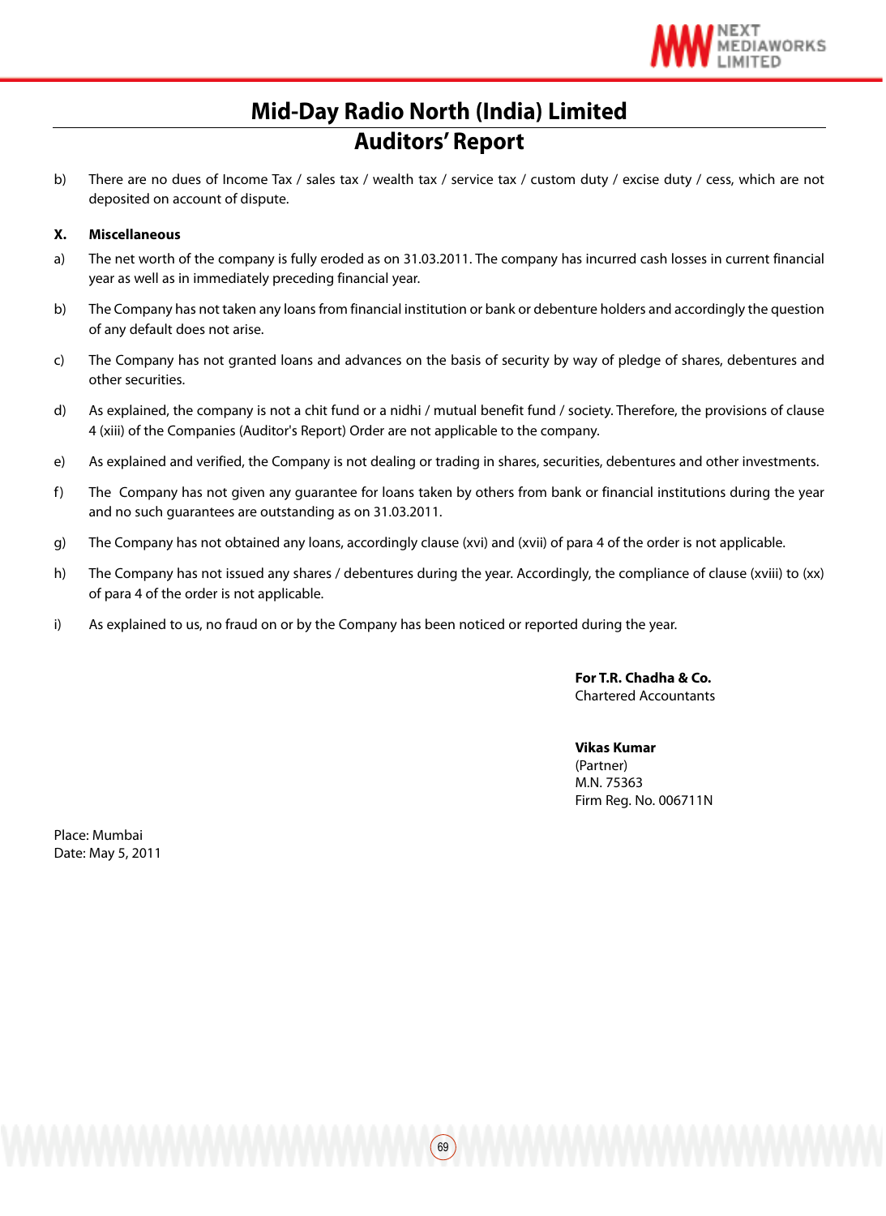# Mid-Day Radio North (India) Limited

## Auditors' Report

b) There are no dues of Income Tax / sales tax / wealth tax / service tax / custom duty / excise duty / cess, which are not deposited on account of dispute.

**X. Miscellaneous**

a) The net worth of the company is fully eroded as on 31.03.2011. The company has incurred cash losses in current financial year as well as in immediately preceding financial year.

b) The Company has not taken any loans from financial institution or bank or debenture holders and accordingly the question of any default does not arise.

c) The Company has not granted loans and advances on the basis of security by way of pledge of shares, debentures and other securities.

d) As explained, the company is not a chit fund or a nidhi / mutual benefit fund / society. Therefore, the provisions of clause 4 (xiii) of the Companies (Auditor's Report) Order are not applicable to the company.

e) As explained and verified, the Company is not dealing or trading in shares, securities, debentures and other investments.

f) The Company has not given any guarantee for loans taken by others from bank or financial institutions during the year and no such guarantees are outstanding as on 31.03.2011.

g) The Company has not obtained any loans, accordingly clause (xvi) and (xvii) of para 4 of the order is not applicable.

h) The Company has not issued any shares / debentures during the year. Accordingly, the compliance of clause (xviii) to (xx) of para 4 of the order is not applicable.

i) As explained to us, no fraud on or by the Company has been noticed or reported during the year.

**For T.R. Chadha & Co.**
Chartered Accountants

**Vikas Kumar**
(Partner)
M.N. 75363
Firm Reg. No. 006711N

Place: Mumbai
Date: May 5, 2011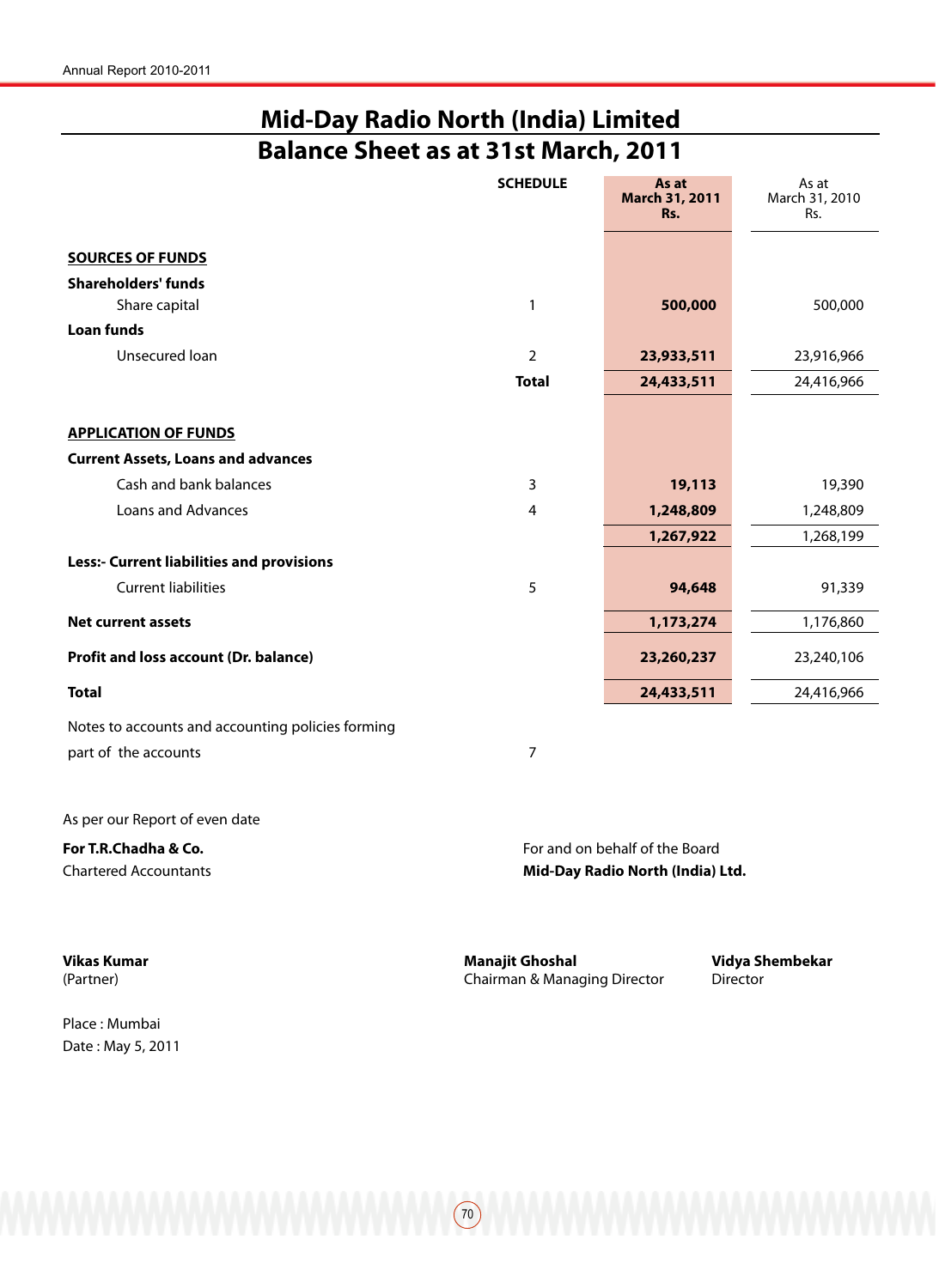# Mid-Day Radio North (India) Limited

## Balance Sheet as at 31st March, 2011

| | SCHEDULE | As at March 31, 2011 Rs. | As at March 31, 2010 Rs. |
|---|---|---|---|
| **SOURCES OF FUNDS** | | | |
| **Shareholders' funds** | | | |
| Share capital | 1 | **500,000** | 500,000 |
| **Loan funds** | | | |
| Unsecured loan | 2 | **23,933,511** | 23,916,966 |
| | **Total** | **24,433,511** | 24,416,966 |
| **APPLICATION OF FUNDS** | | | |
| **Current Assets, Loans and advances** | | | |
| Cash and bank balances | 3 | **19,113** | 19,390 |
| Loans and Advances | 4 | **1,248,809** | 1,248,809 |
| | | **1,267,922** | 1,268,199 |
| **Less:- Current liabilities and provisions** | | | |
| Current liabilities | 5 | **94,648** | 91,339 |
| **Net current assets** | | **1,173,274** | 1,176,860 |
| **Profit and loss account (Dr. balance)** | | **23,260,237** | 23,240,106 |
| **Total** | | **24,433,511** | 24,416,966 |
| Notes to accounts and accounting policies forming part of the accounts | 7 | | |

As per our Report of even date

**For T.R.Chadha & Co.**
Chartered Accountants

For and on behalf of the Board
**Mid-Day Radio North (India) Ltd.**

**Vikas Kumar**
(Partner)

**Manajit Ghoshal**
Chairman & Managing Director

**Vidya Shembekar**
Director

Place : Mumbai
Date : May 5, 2011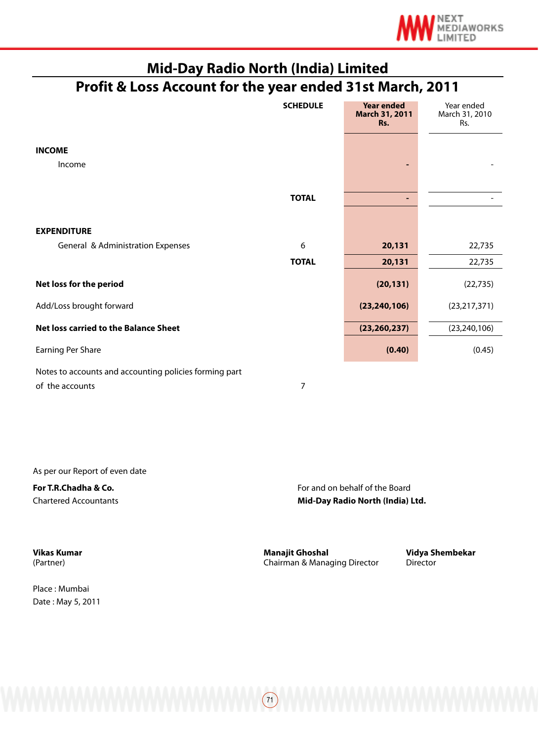# Mid-Day Radio North (India) Limited

## Profit & Loss Account for the year ended 31st March, 2011

| | SCHEDULE | Year ended March 31, 2011 Rs. | Year ended March 31, 2010 Rs. |
|---|---|---|---|
| **INCOME** | | | |
| Income | | **-** | - |
| | **TOTAL** | **-** | - |
| **EXPENDITURE** | | | |
| General & Administration Expenses | 6 | **20,131** | 22,735 |
| | **TOTAL** | **20,131** | 22,735 |
| **Net loss for the period** | | **(20,131)** | (22,735) |
| Add/Loss brought forward | | **(23,240,106)** | (23,217,371) |
| **Net loss carried to the Balance Sheet** | | **(23,260,237)** | (23,240,106) |
| Earning Per Share | | **(0.40)** | (0.45) |
| Notes to accounts and accounting policies forming part of the accounts | 7 | | |

As per our Report of even date

**For T.R.Chadha & Co.**
Chartered Accountants

For and on behalf of the Board
**Mid-Day Radio North (India) Ltd.**

**Vikas Kumar**
(Partner)

**Manajit Ghoshal**
Chairman & Managing Director

**Vidya Shembekar**
Director

Place : Mumbai
Date : May 5, 2011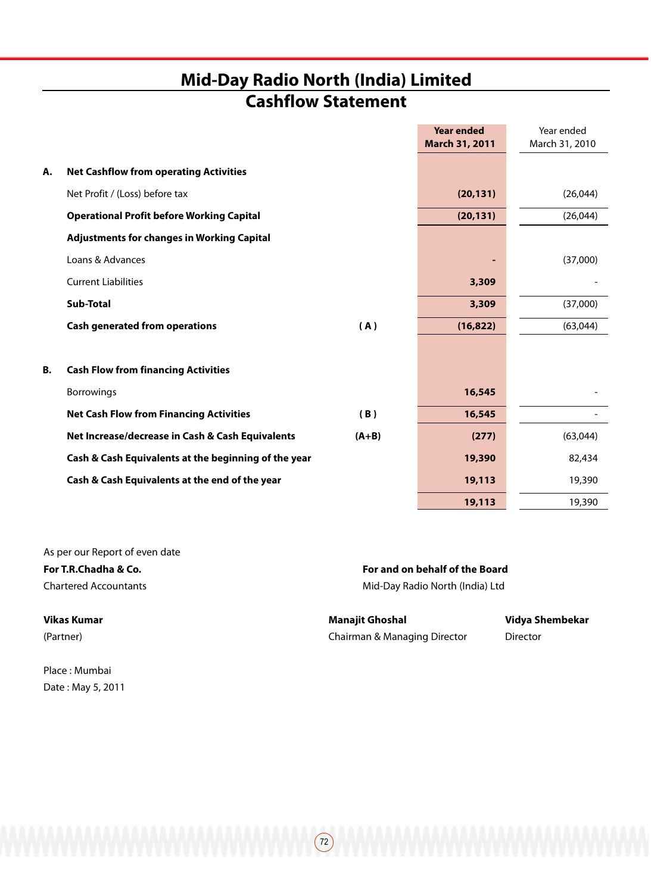# Mid-Day Radio North (India) Limited

## Cashflow Statement

| | | | Year ended March 31, 2011 | Year ended March 31, 2010 |
|---|---|---|---|---|
| **A.** | **Net Cashflow from operating Activities** | | | |
| | Net Profit / (Loss) before tax | | **(20,131)** | (26,044) |
| | **Operational Profit before Working Capital** | | **(20,131)** | (26,044) |
| | **Adjustments for changes in Working Capital** | | | |
| | Loans & Advances | | **-** | (37,000) |
| | Current Liabilities | | **3,309** | - |
| | **Sub-Total** | | **3,309** | (37,000) |
| | **Cash generated from operations** | **( A )** | **(16,822)** | (63,044) |
| **B.** | **Cash Flow from financing Activities** | | | |
| | Borrowings | | **16,545** | - |
| | **Net Cash Flow from Financing Activities** | **( B )** | **16,545** | - |
| | **Net Increase/decrease in Cash & Cash Equivalents** | **(A+B)** | **(277)** | (63,044) |
| | **Cash & Cash Equivalents at the beginning of the year** | | **19,390** | 82,434 |
| | **Cash & Cash Equivalents at the end of the year** | | **19,113** | 19,390 |
| | | | **19,113** | 19,390 |

As per our Report of even date

**For T.R.Chadha & Co.**
Chartered Accountants

**Vikas Kumar**
(Partner)

Place : Mumbai
Date : May 5, 2011

**For and on behalf of the Board**
Mid-Day Radio North (India) Ltd

**Manajit Ghoshal**
Chairman & Managing Director

**Vidya Shembekar**
Director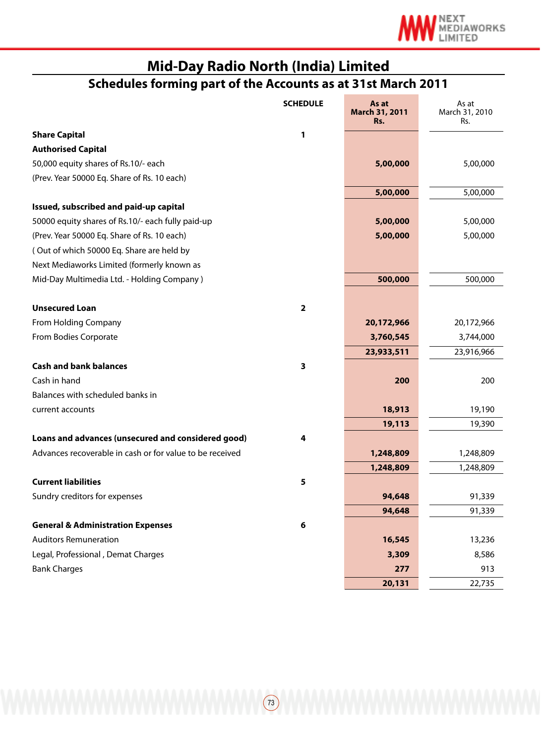# Mid-Day Radio North (India) Limited

## Schedules forming part of the Accounts as at 31st March 2011

| | SCHEDULE | As at March 31, 2011 Rs. | As at March 31, 2010 Rs. |
|---|---|---|---|
| **Share Capital** | 1 | | |
| **Authorised Capital** | | | |
| 50,000 equity shares of Rs.10/- each | | **5,00,000** | 5,00,000 |
| (Prev. Year 50000 Eq. Share of Rs. 10 each) | | | |
| | | **5,00,000** | 5,00,000 |
| **Issued, subscribed and paid-up capital** | | | |
| 50000 equity shares of Rs.10/- each fully paid-up | | **5,00,000** | 5,00,000 |
| (Prev. Year 50000 Eq. Share of Rs. 10 each) | | **5,00,000** | 5,00,000 |
| ( Out of which 50000 Eq. Share are held by Next Mediaworks Limited (formerly known as Mid-Day Multimedia Ltd. - Holding Company ) | | | |
| | | **500,000** | 500,000 |
| **Unsecured Loan** | 2 | | |
| From Holding Company | | **20,172,966** | 20,172,966 |
| From Bodies Corporate | | **3,760,545** | 3,744,000 |
| | | **23,933,511** | 23,916,966 |
| **Cash and bank balances** | 3 | | |
| Cash in hand | | **200** | 200 |
| Balances with scheduled banks in current accounts | | **18,913** | 19,190 |
| | | **19,113** | 19,390 |
| **Loans and advances (unsecured and considered good)** | 4 | | |
| Advances recoverable in cash or for value to be received | | **1,248,809** | 1,248,809 |
| | | **1,248,809** | 1,248,809 |
| **Current liabilities** | 5 | | |
| Sundry creditors for expenses | | **94,648** | 91,339 |
| | | **94,648** | 91,339 |
| **General & Administration Expenses** | 6 | | |
| Auditors Remuneration | | **16,545** | 13,236 |
| Legal, Professional , Demat Charges | | **3,309** | 8,586 |
| Bank Charges | | **277** | 913 |
| | | **20,131** | 22,735 |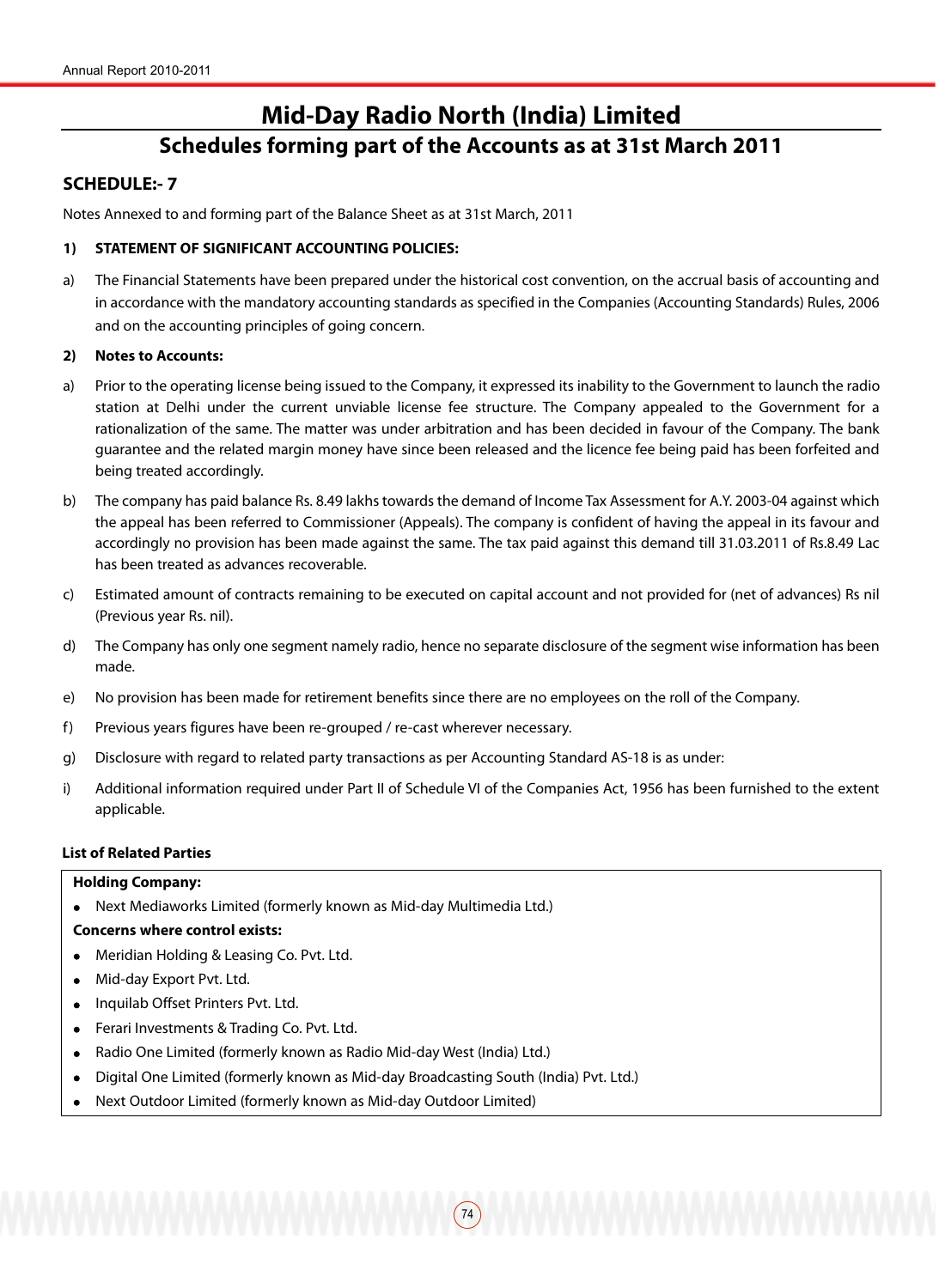# Mid-Day Radio North (India) Limited

## Schedules forming part of the Accounts as at 31st March 2011

### SCHEDULE:- 7

Notes Annexed to and forming part of the Balance Sheet as at 31st March, 2011

**1) STATEMENT OF SIGNIFICANT ACCOUNTING POLICIES:**

a) The Financial Statements have been prepared under the historical cost convention, on the accrual basis of accounting and in accordance with the mandatory accounting standards as specified in the Companies (Accounting Standards) Rules, 2006 and on the accounting principles of going concern.

**2) Notes to Accounts:**

a) Prior to the operating license being issued to the Company, it expressed its inability to the Government to launch the radio station at Delhi under the current unviable license fee structure. The Company appealed to the Government for a rationalization of the same. The matter was under arbitration and has been decided in favour of the Company. The bank guarantee and the related margin money have since been released and the licence fee being paid has been forfeited and being treated accordingly.

b) The company has paid balance Rs. 8.49 lakhs towards the demand of Income Tax Assessment for A.Y. 2003-04 against which the appeal has been referred to Commissioner (Appeals). The company is confident of having the appeal in its favour and accordingly no provision has been made against the same. The tax paid against this demand till 31.03.2011 of Rs.8.49 Lac has been treated as advances recoverable.

c) Estimated amount of contracts remaining to be executed on capital account and not provided for (net of advances) Rs nil (Previous year Rs. nil).

d) The Company has only one segment namely radio, hence no separate disclosure of the segment wise information has been made.

e) No provision has been made for retirement benefits since there are no employees on the roll of the Company.

f) Previous years figures have been re-grouped / re-cast wherever necessary.

g) Disclosure with regard to related party transactions as per Accounting Standard AS-18 is as under:

i) Additional information required under Part II of Schedule VI of the Companies Act, 1956 has been furnished to the extent applicable.

**List of Related Parties**

**Holding Company:**

- Next Mediaworks Limited (formerly known as Mid-day Multimedia Ltd.)

**Concerns where control exists:**

- Meridian Holding & Leasing Co. Pvt. Ltd.
- Mid-day Export Pvt. Ltd.
- Inquilab Offset Printers Pvt. Ltd.
- Ferari Investments & Trading Co. Pvt. Ltd.
- Radio One Limited (formerly known as Radio Mid-day West (India) Ltd.)
- Digital One Limited (formerly known as Mid-day Broadcasting South (India) Pvt. Ltd.)
- Next Outdoor Limited (formerly known as Mid-day Outdoor Limited)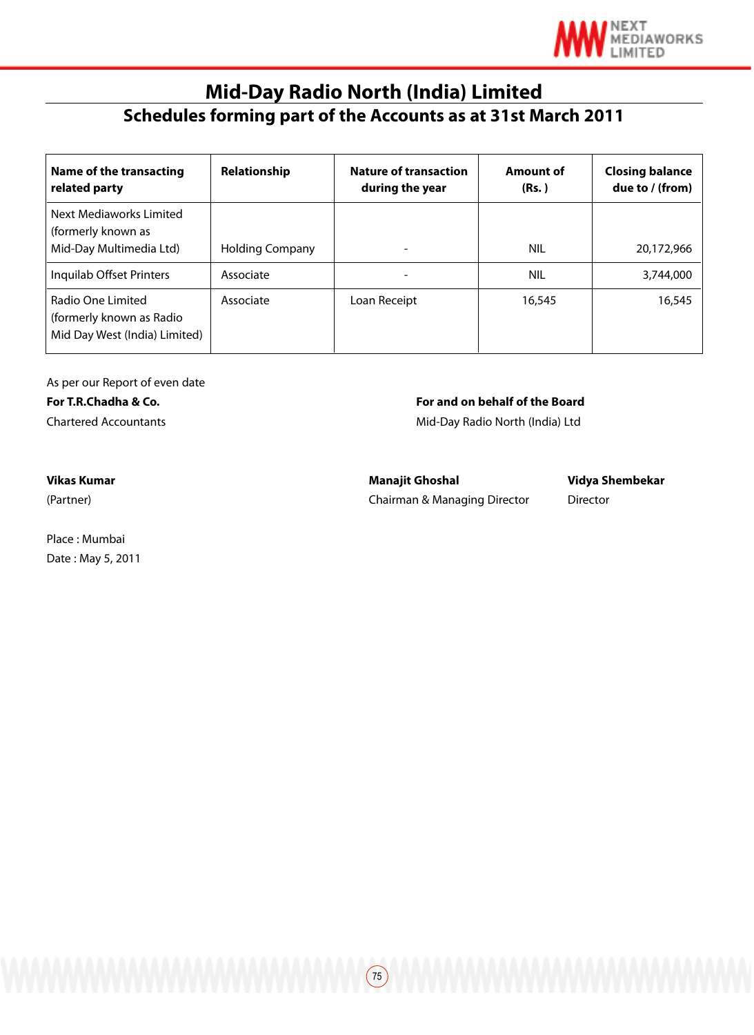# Mid-Day Radio North (India) Limited

## Schedules forming part of the Accounts as at 31st March 2011

| Name of the transacting related party | Relationship | Nature of transaction during the year | Amount of (Rs. ) | Closing balance due to / (from) |
|---|---|---|---|---|
| Next Mediaworks Limited (formerly known as Mid-Day Multimedia Ltd) | Holding Company | - | NIL | 20,172,966 |
| Inquilab Offset Printers | Associate | - | NIL | 3,744,000 |
| Radio One Limited (formerly known as Radio Mid Day West (India) Limited) | Associate | Loan Receipt | 16,545 | 16,545 |

As per our Report of even date

**For T.R.Chadha & Co.**
Chartered Accountants

**Vikas Kumar**
(Partner)

Place : Mumbai
Date : May 5, 2011

**For and on behalf of the Board**
Mid-Day Radio North (India) Ltd

**Manajit Ghoshal**
Chairman & Managing Director

**Vidya Shembekar**
Director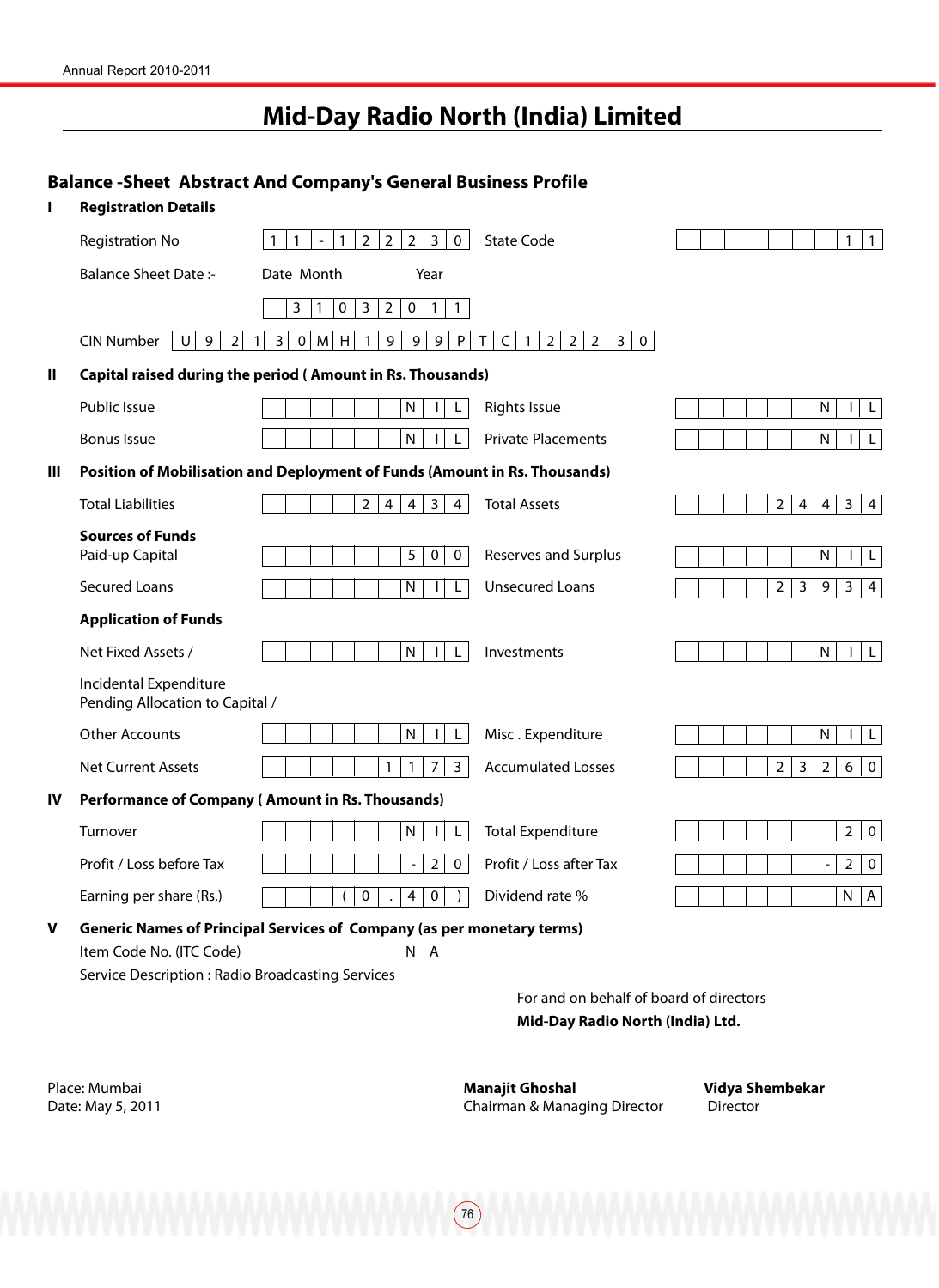# Mid-Day Radio North (India) Limited

## Balance -Sheet Abstract And Company's General Business Profile

**I Registration Details**

| | | | |
|---|---|---|---|
| Registration No | 11-122230 | State Code | 11 |
| Balance Sheet Date :- | Date Month Year 31032011 | | |
| CIN Number | U92130MH1999PTC122230 | | |

**II Capital raised during the period ( Amount in Rs. Thousands)**

| | | | |
|---|---|---|---|
| Public Issue | NIL | Rights Issue | NIL |
| Bonus Issue | NIL | Private Placements | NIL |

**III Position of Mobilisation and Deployment of Funds (Amount in Rs. Thousands)**

| | | | |
|---|---|---|---|
| Total Liabilities | 24434 | Total Assets | 24434 |
| **Sources of Funds** | | | |
| Paid-up Capital | 500 | Reserves and Surplus | NIL |
| Secured Loans | NIL | Unsecured Loans | 23934 |
| **Application of Funds** | | | |
| Net Fixed Assets / | NIL | Investments | NIL |
| Incidental Expenditure Pending Allocation to Capital / | | | |
| Other Accounts | NIL | Misc . Expenditure | NIL |
| Net Current Assets | 1173 | Accumulated Losses | 23260 |

**IV Performance of Company ( Amount in Rs. Thousands)**

| | | | |
|---|---|---|---|
| Turnover | NIL | Total Expenditure | 20 |
| Profit / Loss before Tax | -20 | Profit / Loss after Tax | -20 |
| Earning per share (Rs.) | (0.40) | Dividend rate % | NA |

**V Generic Names of Principal Services of Company (as per monetary terms)**

Item Code No. (ITC Code) N A

Service Description : Radio Broadcasting Services

For and on behalf of board of directors
**Mid-Day Radio North (India) Ltd.**

Place: Mumbai
Date: May 5, 2011

**Manajit Ghoshal**
Chairman & Managing Director

**Vidya Shembekar**
Director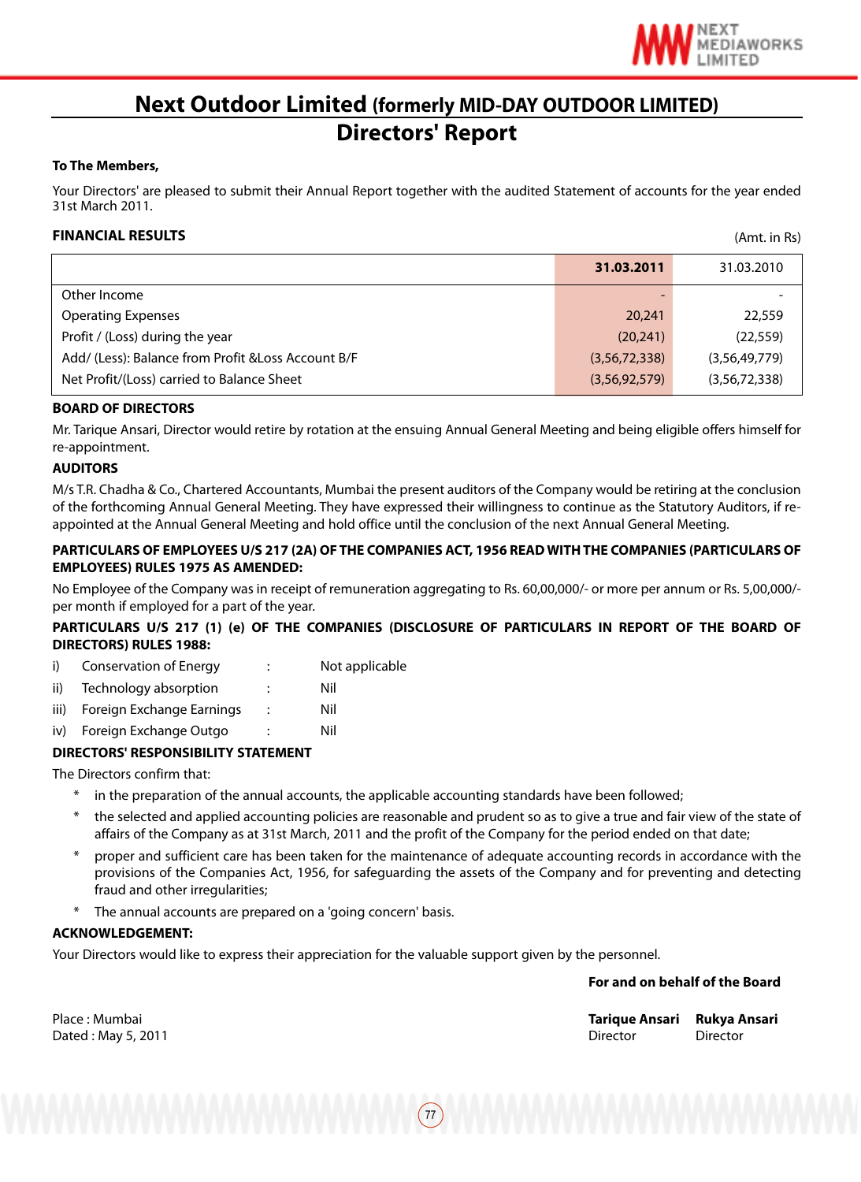# Next Outdoor Limited (formerly MID-DAY OUTDOOR LIMITED)

## Directors' Report

**To The Members,**

Your Directors' are pleased to submit their Annual Report together with the audited Statement of accounts for the year ended 31st March 2011.

**FINANCIAL RESULTS** (Amt. in Rs)

| | **31.03.2011** | 31.03.2010 |
|---|---|---|
| Other Income | - | - |
| Operating Expenses | 20,241 | 22,559 |
| Profit / (Loss) during the year | (20,241) | (22,559) |
| Add/ (Less): Balance from Profit &Loss Account B/F | (3,56,72,338) | (3,56,49,779) |
| Net Profit/(Loss) carried to Balance Sheet | (3,56,92,579) | (3,56,72,338) |

**BOARD OF DIRECTORS**

Mr. Tarique Ansari, Director would retire by rotation at the ensuing Annual General Meeting and being eligible offers himself for re-appointment.

**AUDITORS**

M/s T.R. Chadha & Co., Chartered Accountants, Mumbai the present auditors of the Company would be retiring at the conclusion of the forthcoming Annual General Meeting. They have expressed their willingness to continue as the Statutory Auditors, if re-appointed at the Annual General Meeting and hold office until the conclusion of the next Annual General Meeting.

**PARTICULARS OF EMPLOYEES U/S 217 (2A) OF THE COMPANIES ACT, 1956 READ WITH THE COMPANIES (PARTICULARS OF EMPLOYEES) RULES 1975 AS AMENDED:**

No Employee of the Company was in receipt of remuneration aggregating to Rs. 60,00,000/- or more per annum or Rs. 5,00,000/- per month if employed for a part of the year.

**PARTICULARS U/S 217 (1) (e) OF THE COMPANIES (DISCLOSURE OF PARTICULARS IN REPORT OF THE BOARD OF DIRECTORS) RULES 1988:**

i) Conservation of Energy : Not applicable

ii) Technology absorption : Nil

iii) Foreign Exchange Earnings : Nil

iv) Foreign Exchange Outgo : Nil

**DIRECTORS' RESPONSIBILITY STATEMENT**

The Directors confirm that:

* in the preparation of the annual accounts, the applicable accounting standards have been followed;
* the selected and applied accounting policies are reasonable and prudent so as to give a true and fair view of the state of affairs of the Company as at 31st March, 2011 and the profit of the Company for the period ended on that date;
* proper and sufficient care has been taken for the maintenance of adequate accounting records in accordance with the provisions of the Companies Act, 1956, for safeguarding the assets of the Company and for preventing and detecting fraud and other irregularities;
* The annual accounts are prepared on a 'going concern' basis.

**ACKNOWLEDGEMENT:**

Your Directors would like to express their appreciation for the valuable support given by the personnel.

**For and on behalf of the Board**

Place : Mumbai
Dated : May 5, 2011

**Tarique Ansari** — Director
**Rukya Ansari** — Director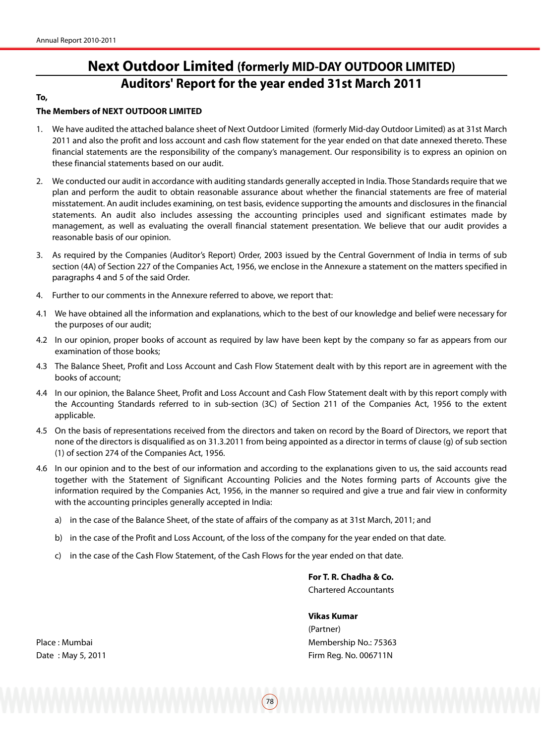# Next Outdoor Limited (formerly MID-DAY OUTDOOR LIMITED)

## Auditors' Report for the year ended 31st March 2011

**To,**

**The Members of NEXT OUTDOOR LIMITED**

1. We have audited the attached balance sheet of Next Outdoor Limited (formerly Mid-day Outdoor Limited) as at 31st March 2011 and also the profit and loss account and cash flow statement for the year ended on that date annexed thereto. These financial statements are the responsibility of the company's management. Our responsibility is to express an opinion on these financial statements based on our audit.

2. We conducted our audit in accordance with auditing standards generally accepted in India. Those Standards require that we plan and perform the audit to obtain reasonable assurance about whether the financial statements are free of material misstatement. An audit includes examining, on test basis, evidence supporting the amounts and disclosures in the financial statements. An audit also includes assessing the accounting principles used and significant estimates made by management, as well as evaluating the overall financial statement presentation. We believe that our audit provides a reasonable basis of our opinion.

3. As required by the Companies (Auditor's Report) Order, 2003 issued by the Central Government of India in terms of sub section (4A) of Section 227 of the Companies Act, 1956, we enclose in the Annexure a statement on the matters specified in paragraphs 4 and 5 of the said Order.

4. Further to our comments in the Annexure referred to above, we report that:

4.1 We have obtained all the information and explanations, which to the best of our knowledge and belief were necessary for the purposes of our audit;

4.2 In our opinion, proper books of account as required by law have been kept by the company so far as appears from our examination of those books;

4.3 The Balance Sheet, Profit and Loss Account and Cash Flow Statement dealt with by this report are in agreement with the books of account;

4.4 In our opinion, the Balance Sheet, Profit and Loss Account and Cash Flow Statement dealt with by this report comply with the Accounting Standards referred to in sub-section (3C) of Section 211 of the Companies Act, 1956 to the extent applicable.

4.5 On the basis of representations received from the directors and taken on record by the Board of Directors, we report that none of the directors is disqualified as on 31.3.2011 from being appointed as a director in terms of clause (g) of sub section (1) of section 274 of the Companies Act, 1956.

4.6 In our opinion and to the best of our information and according to the explanations given to us, the said accounts read together with the Statement of Significant Accounting Policies and the Notes forming parts of Accounts give the information required by the Companies Act, 1956, in the manner so required and give a true and fair view in conformity with the accounting principles generally accepted in India:

   a) in the case of the Balance Sheet, of the state of affairs of the company as at 31st March, 2011; and

   b) in the case of the Profit and Loss Account, of the loss of the company for the year ended on that date.

   c) in the case of the Cash Flow Statement, of the Cash Flows for the year ended on that date.

**For T. R. Chadha & Co.**
Chartered Accountants

**Vikas Kumar**
(Partner)
Membership No.: 75363
Firm Reg. No. 006711N

Place : Mumbai
Date : May 5, 2011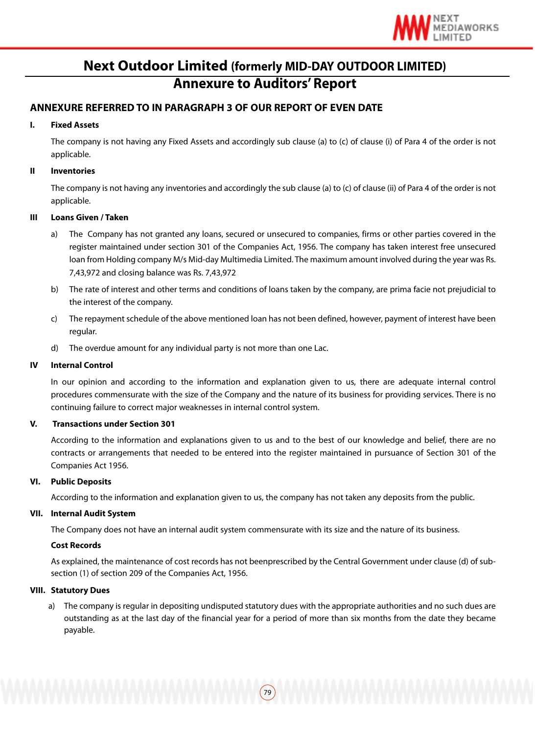# Next Outdoor Limited (formerly MID-DAY OUTDOOR LIMITED)

## Annexure to Auditors' Report

### ANNEXURE REFERRED TO IN PARAGRAPH 3 OF OUR REPORT OF EVEN DATE

**I. Fixed Assets**

The company is not having any Fixed Assets and accordingly sub clause (a) to (c) of clause (i) of Para 4 of the order is not applicable.

**II Inventories**

The company is not having any inventories and accordingly the sub clause (a) to (c) of clause (ii) of Para 4 of the order is not applicable.

**III Loans Given / Taken**

a) The Company has not granted any loans, secured or unsecured to companies, firms or other parties covered in the register maintained under section 301 of the Companies Act, 1956. The company has taken interest free unsecured loan from Holding company M/s Mid-day Multimedia Limited. The maximum amount involved during the year was Rs. 7,43,972 and closing balance was Rs. 7,43,972

b) The rate of interest and other terms and conditions of loans taken by the company, are prima facie not prejudicial to the interest of the company.

c) The repayment schedule of the above mentioned loan has not been defined, however, payment of interest have been regular.

d) The overdue amount for any individual party is not more than one Lac.

**IV Internal Control**

In our opinion and according to the information and explanation given to us, there are adequate internal control procedures commensurate with the size of the Company and the nature of its business for providing services. There is no continuing failure to correct major weaknesses in internal control system.

**V. Transactions under Section 301**

According to the information and explanations given to us and to the best of our knowledge and belief, there are no contracts or arrangements that needed to be entered into the register maintained in pursuance of Section 301 of the Companies Act 1956.

**VI. Public Deposits**

According to the information and explanation given to us, the company has not taken any deposits from the public.

**VII. Internal Audit System**

The Company does not have an internal audit system commensurate with its size and the nature of its business.

**Cost Records**

As explained, the maintenance of cost records has not beenprescribed by the Central Government under clause (d) of sub-section (1) of section 209 of the Companies Act, 1956.

**VIII. Statutory Dues**

a) The company is regular in depositing undisputed statutory dues with the appropriate authorities and no such dues are outstanding as at the last day of the financial year for a period of more than six months from the date they became payable.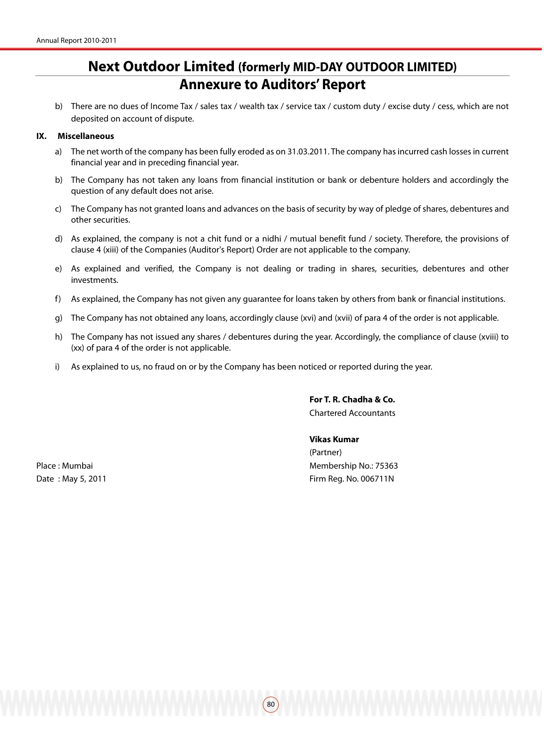# Next Outdoor Limited (formerly MID-DAY OUTDOOR LIMITED)

## Annexure to Auditors' Report

b) There are no dues of Income Tax / sales tax / wealth tax / service tax / custom duty / excise duty / cess, which are not deposited on account of dispute.

**IX. Miscellaneous**

a) The net worth of the company has been fully eroded as on 31.03.2011. The company has incurred cash losses in current financial year and in preceding financial year.

b) The Company has not taken any loans from financial institution or bank or debenture holders and accordingly the question of any default does not arise.

c) The Company has not granted loans and advances on the basis of security by way of pledge of shares, debentures and other securities.

d) As explained, the company is not a chit fund or a nidhi / mutual benefit fund / society. Therefore, the provisions of clause 4 (xiii) of the Companies (Auditor's Report) Order are not applicable to the company.

e) As explained and verified, the Company is not dealing or trading in shares, securities, debentures and other investments.

f) As explained, the Company has not given any guarantee for loans taken by others from bank or financial institutions.

g) The Company has not obtained any loans, accordingly clause (xvi) and (xvii) of para 4 of the order is not applicable.

h) The Company has not issued any shares / debentures during the year. Accordingly, the compliance of clause (xviii) to (xx) of para 4 of the order is not applicable.

i) As explained to us, no fraud on or by the Company has been noticed or reported during the year.

**For T. R. Chadha & Co.**
Chartered Accountants

**Vikas Kumar**
(Partner)
Membership No.: 75363
Firm Reg. No. 006711N

Place : Mumbai
Date : May 5, 2011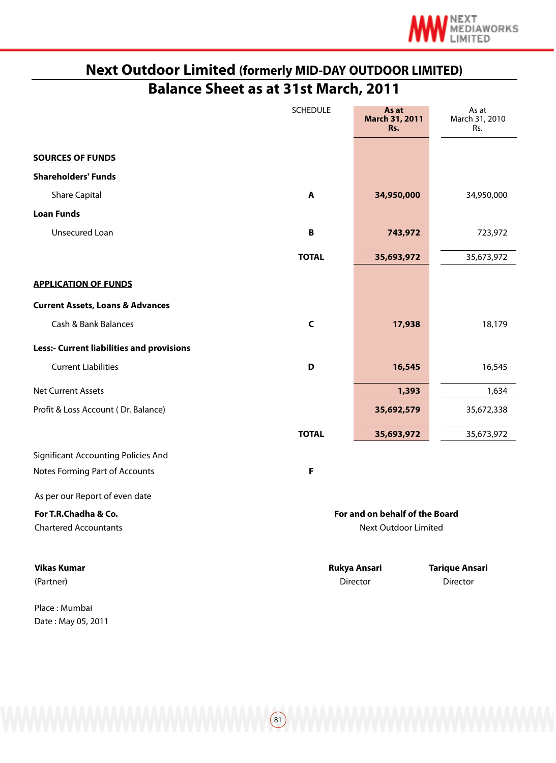# Next Outdoor Limited (formerly MID-DAY OUTDOOR LIMITED)

## Balance Sheet as at 31st March, 2011

| | SCHEDULE | As at March 31, 2011 Rs. | As at March 31, 2010 Rs. |
|---|---|---|---|
| **SOURCES OF FUNDS** | | | |
| **Shareholders' Funds** | | | |
| Share Capital | A | **34,950,000** | 34,950,000 |
| **Loan Funds** | | | |
| Unsecured Loan | B | **743,972** | 723,972 |
| | **TOTAL** | **35,693,972** | 35,673,972 |
| **APPLICATION OF FUNDS** | | | |
| **Current Assets, Loans & Advances** | | | |
| Cash & Bank Balances | C | **17,938** | 18,179 |
| **Less:- Current liabilities and provisions** | | | |
| Current Liabilities | D | **16,545** | 16,545 |
| Net Current Assets | | **1,393** | 1,634 |
| Profit & Loss Account ( Dr. Balance) | | **35,692,579** | 35,672,338 |
| | **TOTAL** | **35,693,972** | 35,673,972 |
| Significant Accounting Policies And Notes Forming Part of Accounts | F | | |

As per our Report of even date

**For T.R.Chadha & Co.**
Chartered Accountants

**For and on behalf of the Board**
Next Outdoor Limited

**Vikas Kumar**
(Partner)

**Rukya Ansari**
Director

**Tarique Ansari**
Director

Place : Mumbai
Date : May 05, 2011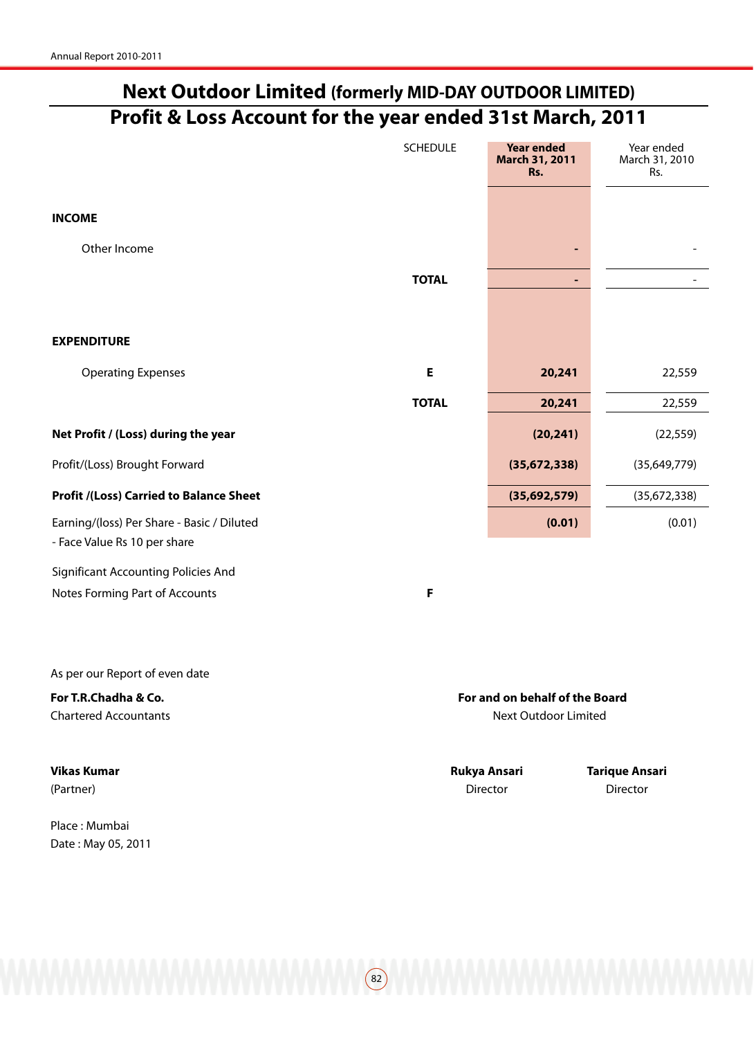# Next Outdoor Limited (formerly MID-DAY OUTDOOR LIMITED)

## Profit & Loss Account for the year ended 31st March, 2011

| | SCHEDULE | Year ended March 31, 2011 Rs. | Year ended March 31, 2010 Rs. |
|---|---|---|---|
| **INCOME** | | | |
| Other Income | | - | - |
| | **TOTAL** | - | - |
| **EXPENDITURE** | | | |
| Operating Expenses | **E** | **20,241** | 22,559 |
| | **TOTAL** | **20,241** | 22,559 |
| **Net Profit / (Loss) during the year** | | **(20,241)** | (22,559) |
| Profit/(Loss) Brought Forward | | **(35,672,338)** | (35,649,779) |
| **Profit /(Loss) Carried to Balance Sheet** | | **(35,692,579)** | (35,672,338) |
| Earning/(loss) Per Share - Basic / Diluted - Face Value Rs 10 per share | | **(0.01)** | (0.01) |
| Significant Accounting Policies And Notes Forming Part of Accounts | **F** | | |

As per our Report of even date

**For T.R.Chadha & Co.**
Chartered Accountants

**Vikas Kumar**
(Partner)

Place : Mumbai
Date : May 05, 2011

**For and on behalf of the Board**
Next Outdoor Limited

**Rukya Ansari**
Director

**Tarique Ansari**
Director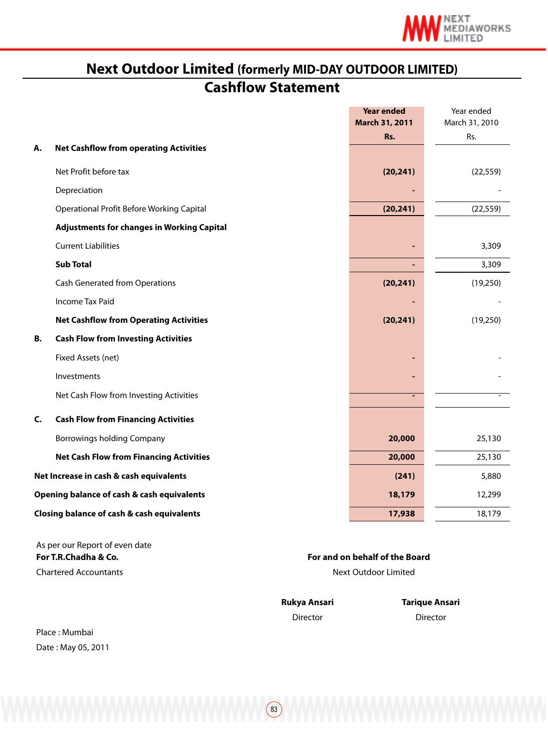# Next Outdoor Limited (formerly MID-DAY OUTDOOR LIMITED)

## Cashflow Statement

| | | Year ended March 31, 2011 Rs. | Year ended March 31, 2010 Rs. |
|---|---|---|---|
| **A.** | **Net Cashflow from operating Activities** | | |
| | Net Profit before tax | **(20,241)** | (22,559) |
| | Depreciation | **-** | - |
| | Operational Profit Before Working Capital | **(20,241)** | (22,559) |
| | **Adjustments for changes in Working Capital** | | |
| | Current Liabilities | **-** | 3,309 |
| | **Sub Total** | **-** | 3,309 |
| | Cash Generated from Operations | **(20,241)** | (19,250) |
| | Income Tax Paid | **-** | - |
| | **Net Cashflow from Operating Activities** | **(20,241)** | (19,250) |
| **B.** | **Cash Flow from Investing Activities** | | |
| | Fixed Assets (net) | **-** | - |
| | Investments | **-** | - |
| | Net Cash Flow from Investing Activities | **-** | - |
| **C.** | **Cash Flow from Financing Activities** | | |
| | Borrowings holding Company | **20,000** | 25,130 |
| | **Net Cash Flow from Financing Activities** | **20,000** | 25,130 |
| **Net Increase in cash & cash equivalents** | | **(241)** | 5,880 |
| **Opening balance of cash & cash equivalents** | | **18,179** | 12,299 |
| **Closing balance of cash & cash equivalents** | | **17,938** | 18,179 |

As per our Report of even date
**For T.R.Chadha & Co.**
Chartered Accountants

**For and on behalf of the Board**
Next Outdoor Limited

**Rukya Ansari**
Director

**Tarique Ansari**
Director

Place : Mumbai
Date : May 05, 2011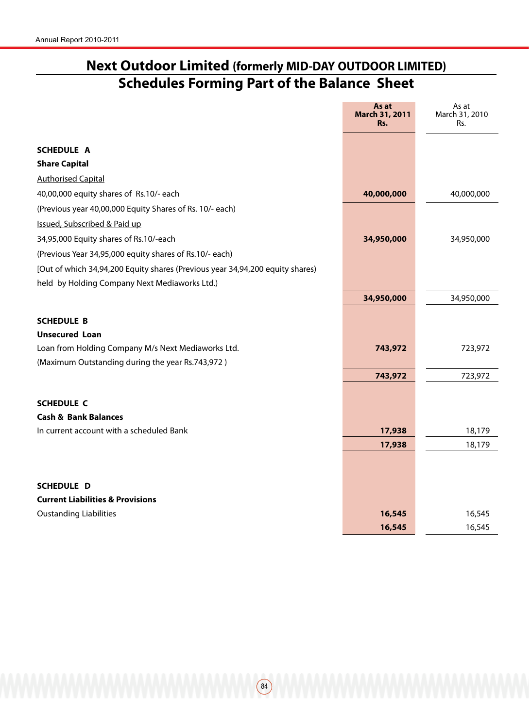# Next Outdoor Limited (formerly MID-DAY OUTDOOR LIMITED)

## Schedules Forming Part of the Balance Sheet

| | **As at March 31, 2011 Rs.** | As at March 31, 2010 Rs. |
|---|---|---|
| **SCHEDULE A** | | |
| **Share Capital** | | |
| Authorised Capital | | |
| 40,00,000 equity shares of Rs.10/- each | **40,000,000** | 40,000,000 |
| (Previous year 40,00,000 Equity Shares of Rs. 10/- each) | | |
| Issued, Subscribed & Paid up | | |
| 34,95,000 Equity shares of Rs.10/-each | **34,950,000** | 34,950,000 |
| (Previous Year 34,95,000 equity shares of Rs.10/- each) | | |
| [Out of which 34,94,200 Equity shares (Previous year 34,94,200 equity shares) held by Holding Company Next Mediaworks Ltd.) | | |
| | **34,950,000** | 34,950,000 |
| **SCHEDULE B** | | |
| **Unsecured Loan** | | |
| Loan from Holding Company M/s Next Mediaworks Ltd. | **743,972** | 723,972 |
| (Maximum Outstanding during the year Rs.743,972 ) | | |
| | **743,972** | 723,972 |
| **SCHEDULE C** | | |
| **Cash & Bank Balances** | | |
| In current account with a scheduled Bank | **17,938** | 18,179 |
| | **17,938** | 18,179 |
| **SCHEDULE D** | | |
| **Current Liabilities & Provisions** | | |
| Oustanding Liabilities | **16,545** | 16,545 |
| | **16,545** | 16,545 |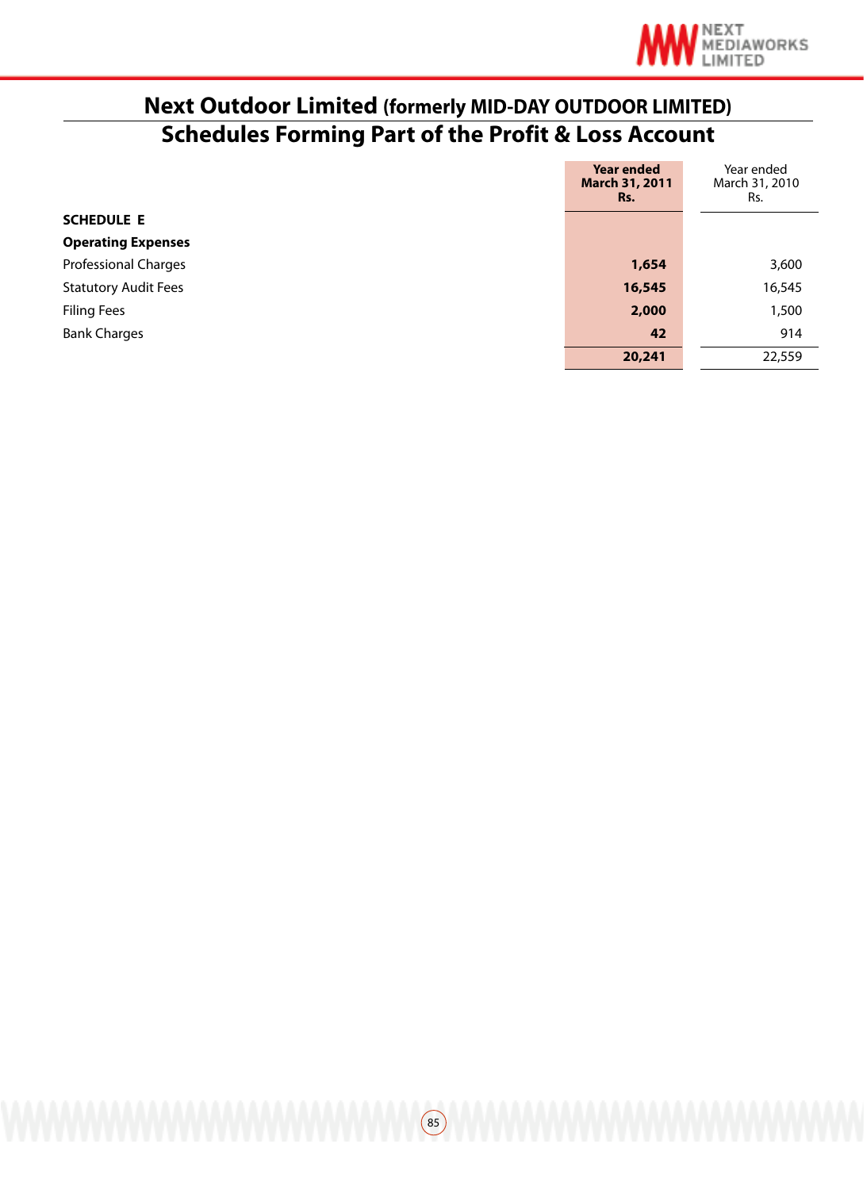# Next Outdoor Limited (formerly MID-DAY OUTDOOR LIMITED)

## Schedules Forming Part of the Profit & Loss Account

| | **Year ended March 31, 2011 Rs.** | Year ended March 31, 2010 Rs. |
|---|---|---|
| **SCHEDULE E** | | |
| **Operating Expenses** | | |
| Professional Charges | **1,654** | 3,600 |
| Statutory Audit Fees | **16,545** | 16,545 |
| Filing Fees | **2,000** | 1,500 |
| Bank Charges | **42** | 914 |
| | **20,241** | 22,559 |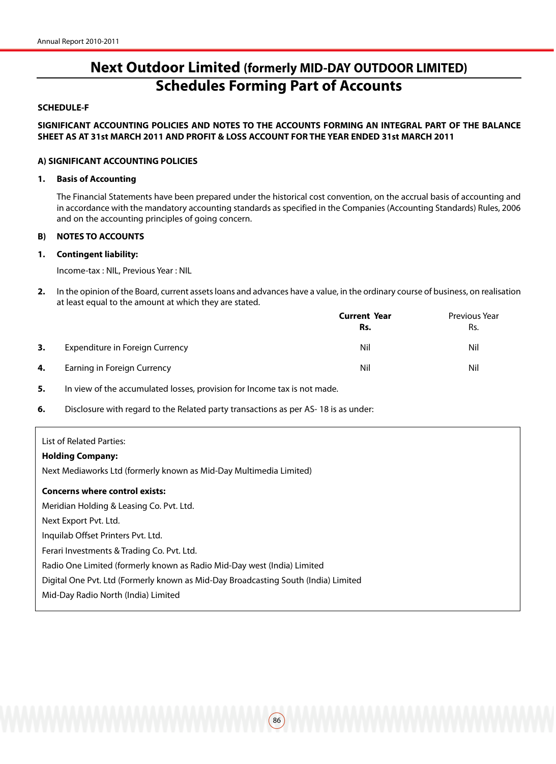# Next Outdoor Limited (formerly MID-DAY OUTDOOR LIMITED)

## Schedules Forming Part of Accounts

**SCHEDULE-F**

**SIGNIFICANT ACCOUNTING POLICIES AND NOTES TO THE ACCOUNTS FORMING AN INTEGRAL PART OF THE BALANCE SHEET AS AT 31st MARCH 2011 AND PROFIT & LOSS ACCOUNT FOR THE YEAR ENDED 31st MARCH 2011**

**A) SIGNIFICANT ACCOUNTING POLICIES**

**1. Basis of Accounting**

The Financial Statements have been prepared under the historical cost convention, on the accrual basis of accounting and in accordance with the mandatory accounting standards as specified in the Companies (Accounting Standards) Rules, 2006 and on the accounting principles of going concern.

**B) NOTES TO ACCOUNTS**

**1. Contingent liability:**

Income-tax : NIL, Previous Year : NIL

**2.** In the opinion of the Board, current assets loans and advances have a value, in the ordinary course of business, on realisation at least equal to the amount at which they are stated.

| | | **Current Year Rs.** | Previous Year Rs. |
|---|---|---|---|
| **3.** | Expenditure in Foreign Currency | Nil | Nil |
| **4.** | Earning in Foreign Currency | Nil | Nil |

**5.** In view of the accumulated losses, provision for Income tax is not made.

**6.** Disclosure with regard to the Related party transactions as per AS- 18 is as under:

List of Related Parties:

**Holding Company:**

Next Mediaworks Ltd (formerly known as Mid-Day Multimedia Limited)

**Concerns where control exists:**

Meridian Holding & Leasing Co. Pvt. Ltd.

Next Export Pvt. Ltd.

Inquilab Offset Printers Pvt. Ltd.

Ferari Investments & Trading Co. Pvt. Ltd.

Radio One Limited (formerly known as Radio Mid-Day west (India) Limited

Digital One Pvt. Ltd (Formerly known as Mid-Day Broadcasting South (India) Limited

Mid-Day Radio North (India) Limited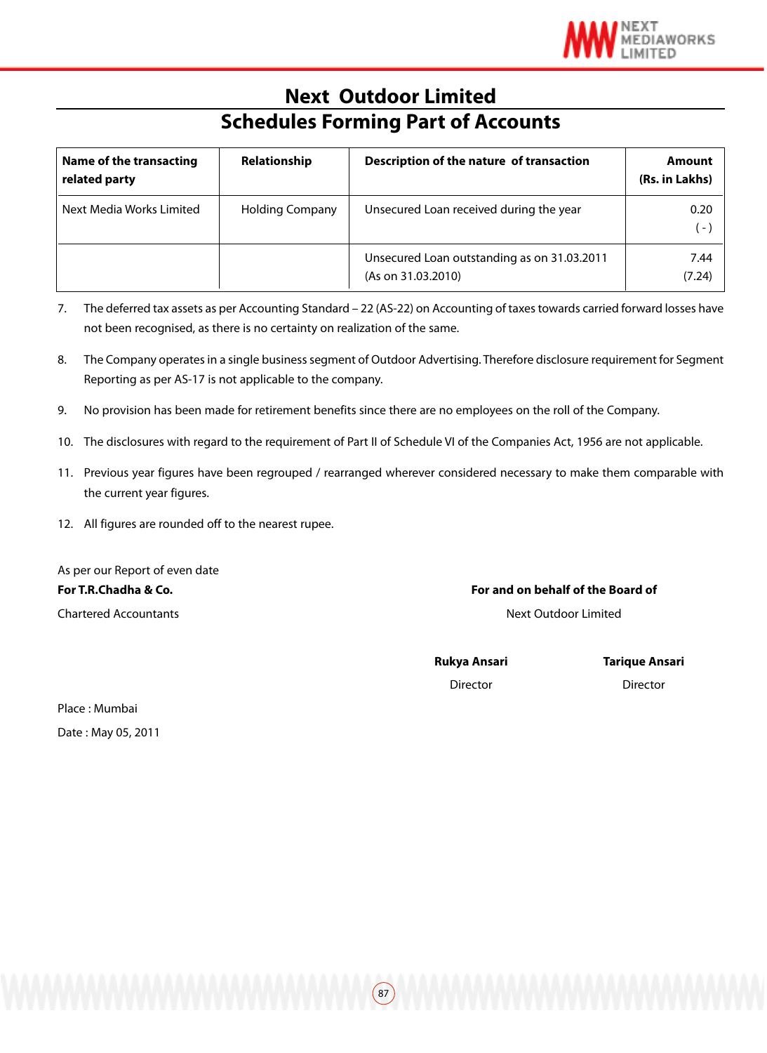# Next Outdoor Limited

## Schedules Forming Part of Accounts

| Name of the transacting related party | Relationship | Description of the nature of transaction | Amount (Rs. in Lakhs) |
|---|---|---|---|
| Next Media Works Limited | Holding Company | Unsecured Loan received during the year | 0.20 ( - ) |
| | | Unsecured Loan outstanding as on 31.03.2011 (As on 31.03.2010) | 7.44 (7.24) |

7. The deferred tax assets as per Accounting Standard – 22 (AS-22) on Accounting of taxes towards carried forward losses have not been recognised, as there is no certainty on realization of the same.

8. The Company operates in a single business segment of Outdoor Advertising. Therefore disclosure requirement for Segment Reporting as per AS-17 is not applicable to the company.

9. No provision has been made for retirement benefits since there are no employees on the roll of the Company.

10. The disclosures with regard to the requirement of Part II of Schedule VI of the Companies Act, 1956 are not applicable.

11. Previous year figures have been regrouped / rearranged wherever considered necessary to make them comparable with the current year figures.

12. All figures are rounded off to the nearest rupee.

As per our Report of even date

**For T.R.Chadha & Co.**

Chartered Accountants

**For and on behalf of the Board of**

Next Outdoor Limited

**Rukya Ansari**
Director

**Tarique Ansari**
Director

Place : Mumbai

Date : May 05, 2011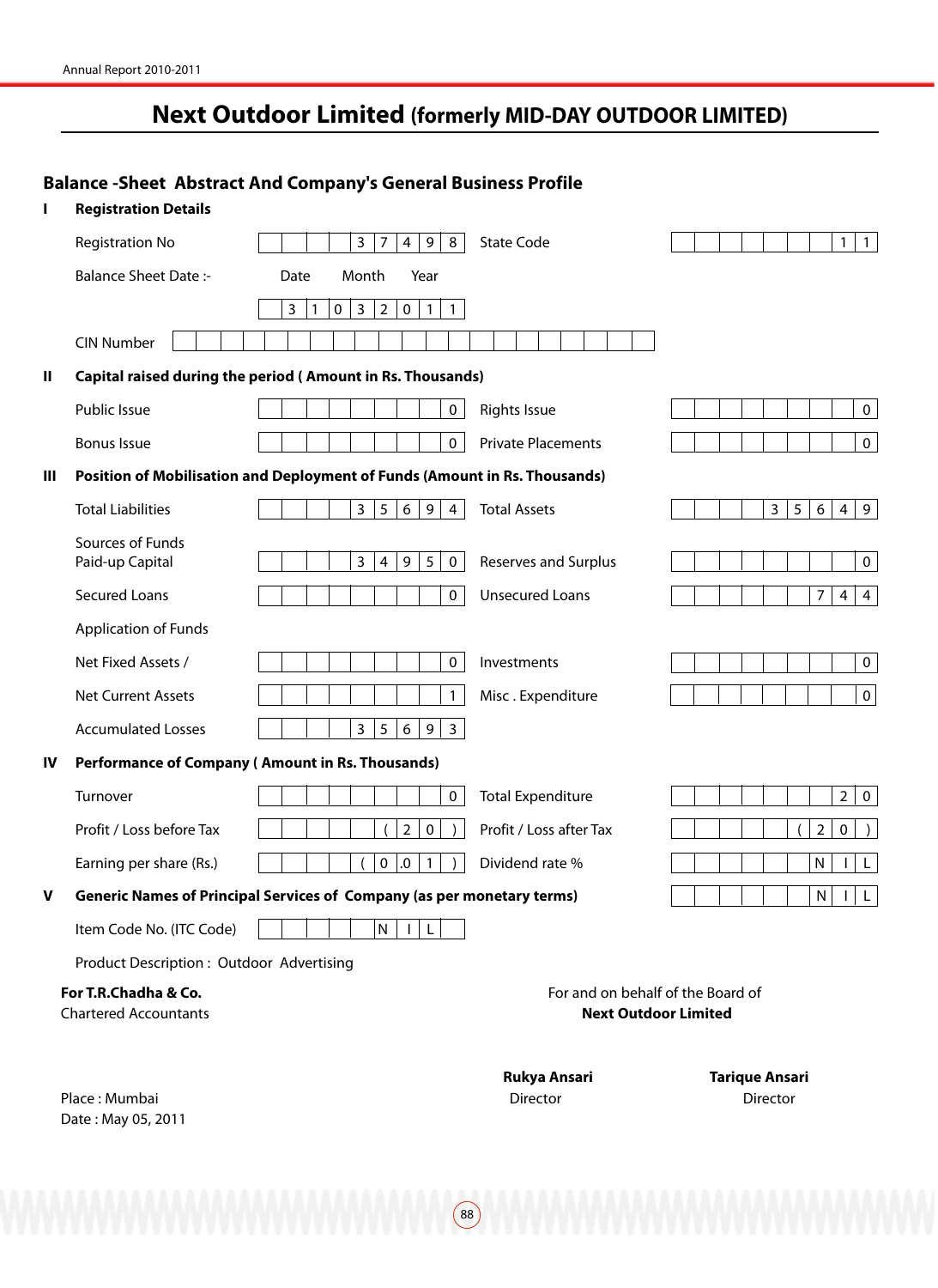# Next Outdoor Limited (formerly MID-DAY OUTDOOR LIMITED)

## Balance -Sheet Abstract And Company's General Business Profile

**I Registration Details**

| | | | |
|---|---|---|---|
| Registration No | 37498 | State Code | 11 |
| Balance Sheet Date :- | Date Month Year | | |
| | 31032011 | | |
| CIN Number | | | |

**II Capital raised during the period ( Amount in Rs. Thousands)**

| | | | |
|---|---|---|---|
| Public Issue | 0 | Rights Issue | 0 |
| Bonus Issue | 0 | Private Placements | 0 |

**III Position of Mobilisation and Deployment of Funds (Amount in Rs. Thousands)**

| | | | |
|---|---|---|---|
| Total Liabilities | 35694 | Total Assets | 35649 |
| Sources of Funds Paid-up Capital | 34950 | Reserves and Surplus | 0 |
| Secured Loans | 0 | Unsecured Loans | 744 |
| Application of Funds | | | |
| Net Fixed Assets / | 0 | Investments | 0 |
| Net Current Assets | 1 | Misc . Expenditure | 0 |
| Accumulated Losses | 35693 | | |

**IV Performance of Company ( Amount in Rs. Thousands)**

| | | | |
|---|---|---|---|
| Turnover | 0 | Total Expenditure | 20 |
| Profit / Loss before Tax | (20) | Profit / Loss after Tax | (20) |
| Earning per share (Rs.) | (0.01) | Dividend rate % | NIL |

**V Generic Names of Principal Services of Company (as per monetary terms)** NIL

Item Code No. (ITC Code) NIL

Product Description : Outdoor Advertising

**For T.R.Chadha & Co.**
Chartered Accountants

For and on behalf of the Board of
**Next Outdoor Limited**

**Rukya Ansari**
Director

**Tarique Ansari**
Director

Place : Mumbai
Date : May 05, 2011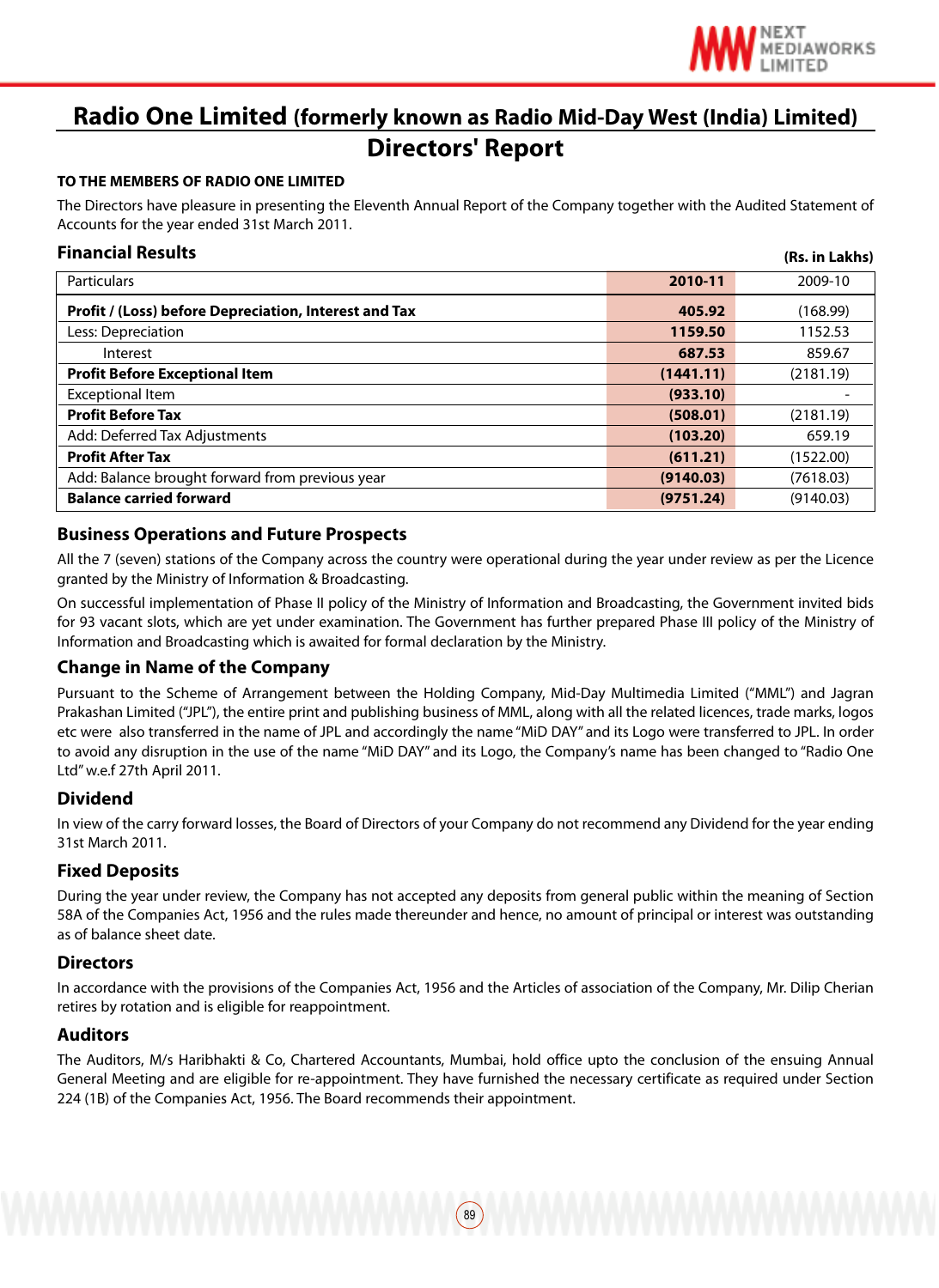# Radio One Limited (formerly known as Radio Mid-Day West (India) Limited)

## Directors' Report

**TO THE MEMBERS OF RADIO ONE LIMITED**

The Directors have pleasure in presenting the Eleventh Annual Report of the Company together with the Audited Statement of Accounts for the year ended 31st March 2011.

### Financial Results

**(Rs. in Lakhs)**

| Particulars | 2010-11 | 2009-10 |
|---|---|---|
| **Profit / (Loss) before Depreciation, Interest and Tax** | **405.92** | (168.99) |
| Less: Depreciation | **1159.50** | 1152.53 |
| Interest | **687.53** | 859.67 |
| **Profit Before Exceptional Item** | **(1441.11)** | (2181.19) |
| Exceptional Item | **(933.10)** | - |
| **Profit Before Tax** | **(508.01)** | (2181.19) |
| Add: Deferred Tax Adjustments | **(103.20)** | 659.19 |
| **Profit After Tax** | **(611.21)** | (1522.00) |
| Add: Balance brought forward from previous year | **(9140.03)** | (7618.03) |
| **Balance carried forward** | **(9751.24)** | (9140.03) |

### Business Operations and Future Prospects

All the 7 (seven) stations of the Company across the country were operational during the year under review as per the Licence granted by the Ministry of Information & Broadcasting.

On successful implementation of Phase II policy of the Ministry of Information and Broadcasting, the Government invited bids for 93 vacant slots, which are yet under examination. The Government has further prepared Phase III policy of the Ministry of Information and Broadcasting which is awaited for formal declaration by the Ministry.

### Change in Name of the Company

Pursuant to the Scheme of Arrangement between the Holding Company, Mid-Day Multimedia Limited ("MML") and Jagran Prakashan Limited ("JPL"), the entire print and publishing business of MML, along with all the related licences, trade marks, logos etc were also transferred in the name of JPL and accordingly the name "MiD DAY" and its Logo were transferred to JPL. In order to avoid any disruption in the use of the name "MiD DAY" and its Logo, the Company's name has been changed to "Radio One Ltd" w.e.f 27th April 2011.

### Dividend

In view of the carry forward losses, the Board of Directors of your Company do not recommend any Dividend for the year ending 31st March 2011.

### Fixed Deposits

During the year under review, the Company has not accepted any deposits from general public within the meaning of Section 58A of the Companies Act, 1956 and the rules made thereunder and hence, no amount of principal or interest was outstanding as of balance sheet date.

### Directors

In accordance with the provisions of the Companies Act, 1956 and the Articles of association of the Company, Mr. Dilip Cherian retires by rotation and is eligible for reappointment.

### Auditors

The Auditors, M/s Haribhakti & Co, Chartered Accountants, Mumbai, hold office upto the conclusion of the ensuing Annual General Meeting and are eligible for re-appointment. They have furnished the necessary certificate as required under Section 224 (1B) of the Companies Act, 1956. The Board recommends their appointment.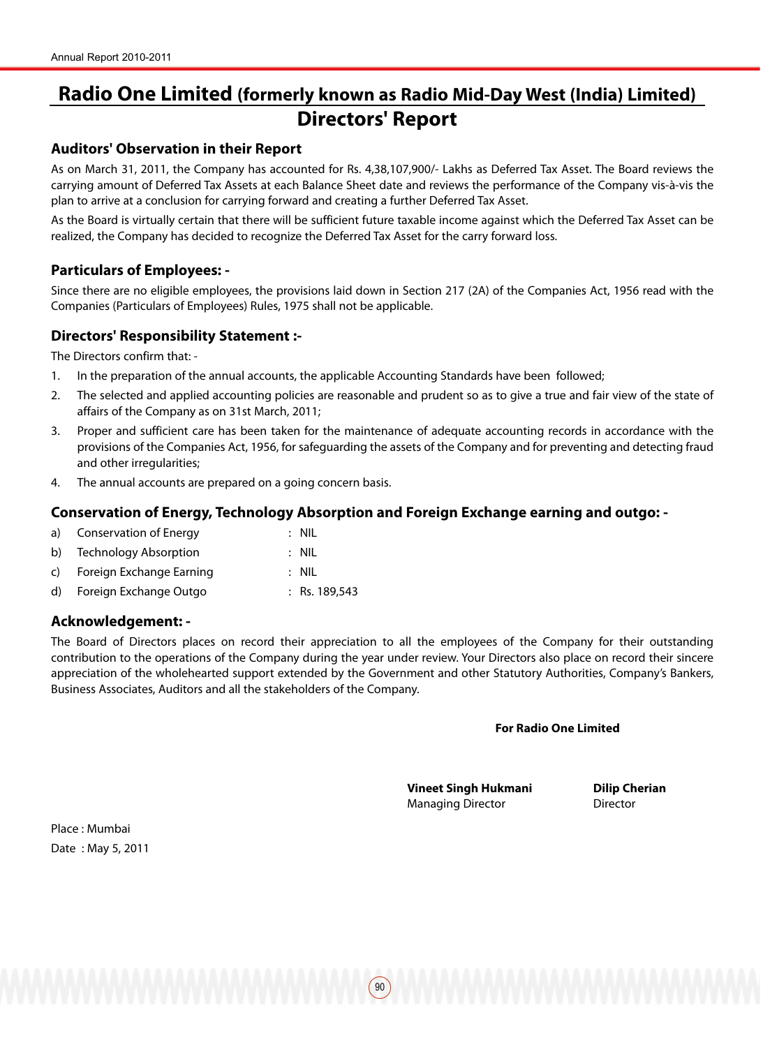# Radio One Limited (formerly known as Radio Mid-Day West (India) Limited)

# Directors' Report

### Auditors' Observation in their Report

As on March 31, 2011, the Company has accounted for Rs. 4,38,107,900/- Lakhs as Deferred Tax Asset. The Board reviews the carrying amount of Deferred Tax Assets at each Balance Sheet date and reviews the performance of the Company vis-à-vis the plan to arrive at a conclusion for carrying forward and creating a further Deferred Tax Asset.

As the Board is virtually certain that there will be sufficient future taxable income against which the Deferred Tax Asset can be realized, the Company has decided to recognize the Deferred Tax Asset for the carry forward loss.

### Particulars of Employees: -

Since there are no eligible employees, the provisions laid down in Section 217 (2A) of the Companies Act, 1956 read with the Companies (Particulars of Employees) Rules, 1975 shall not be applicable.

### Directors' Responsibility Statement :-

The Directors confirm that: -

1. In the preparation of the annual accounts, the applicable Accounting Standards have been followed;
2. The selected and applied accounting policies are reasonable and prudent so as to give a true and fair view of the state of affairs of the Company as on 31st March, 2011;
3. Proper and sufficient care has been taken for the maintenance of adequate accounting records in accordance with the provisions of the Companies Act, 1956, for safeguarding the assets of the Company and for preventing and detecting fraud and other irregularities;
4. The annual accounts are prepared on a going concern basis.

### Conservation of Energy, Technology Absorption and Foreign Exchange earning and outgo: -

a) Conservation of Energy : NIL

b) Technology Absorption : NIL

c) Foreign Exchange Earning : NIL

d) Foreign Exchange Outgo : Rs. 189,543

### Acknowledgement: -

The Board of Directors places on record their appreciation to all the employees of the Company for their outstanding contribution to the operations of the Company during the year under review. Your Directors also place on record their sincere appreciation of the wholehearted support extended by the Government and other Statutory Authorities, Company's Bankers, Business Associates, Auditors and all the stakeholders of the Company.

**For Radio One Limited**

**Vineet Singh Hukmani**
Managing Director

**Dilip Cherian**
Director

Place : Mumbai
Date : May 5, 2011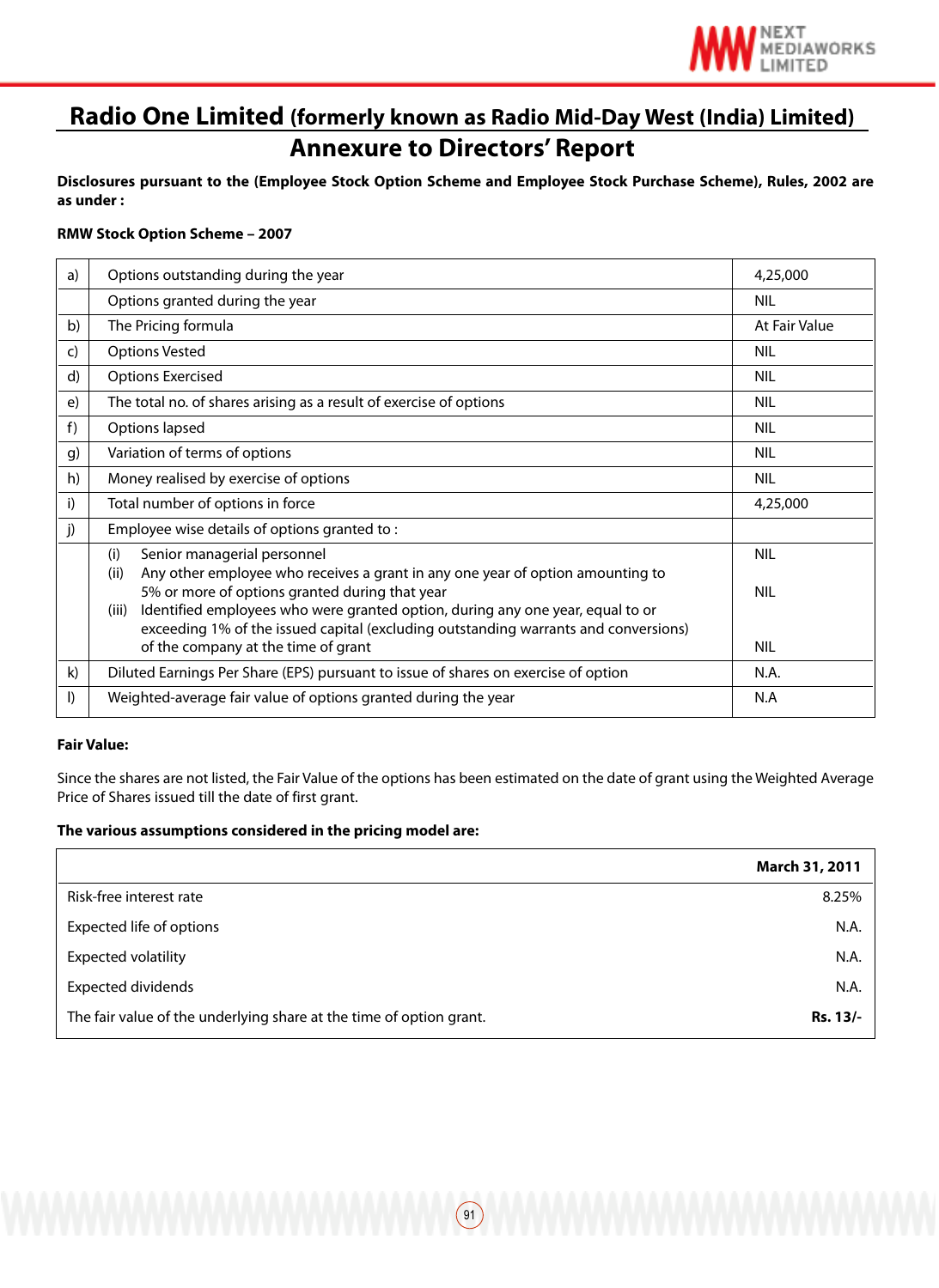# Radio One Limited (formerly known as Radio Mid-Day West (India) Limited)

## Annexure to Directors' Report

**Disclosures pursuant to the (Employee Stock Option Scheme and Employee Stock Purchase Scheme), Rules, 2002 are as under :**

**RMW Stock Option Scheme – 2007**

| | | |
|---|---|---|
| a) | Options outstanding during the year | 4,25,000 |
| | Options granted during the year | NIL |
| b) | The Pricing formula | At Fair Value |
| c) | Options Vested | NIL |
| d) | Options Exercised | NIL |
| e) | The total no. of shares arising as a result of exercise of options | NIL |
| f) | Options lapsed | NIL |
| g) | Variation of terms of options | NIL |
| h) | Money realised by exercise of options | NIL |
| i) | Total number of options in force | 4,25,000 |
| j) | Employee wise details of options granted to : | |
| | (i) Senior managerial personnel | NIL |
| | (ii) Any other employee who receives a grant in any one year of option amounting to 5% or more of options granted during that year | NIL |
| | (iii) Identified employees who were granted option, during any one year, equal to or exceeding 1% of the issued capital (excluding outstanding warrants and conversions) of the company at the time of grant | NIL |
| k) | Diluted Earnings Per Share (EPS) pursuant to issue of shares on exercise of option | N.A. |
| l) | Weighted-average fair value of options granted during the year | N.A |

**Fair Value:**

Since the shares are not listed, the Fair Value of the options has been estimated on the date of grant using the Weighted Average Price of Shares issued till the date of first grant.

**The various assumptions considered in the pricing model are:**

| | **March 31, 2011** |
|---|---|
| Risk-free interest rate | 8.25% |
| Expected life of options | N.A. |
| Expected volatility | N.A. |
| Expected dividends | N.A. |
| The fair value of the underlying share at the time of option grant. | **Rs. 13/-** |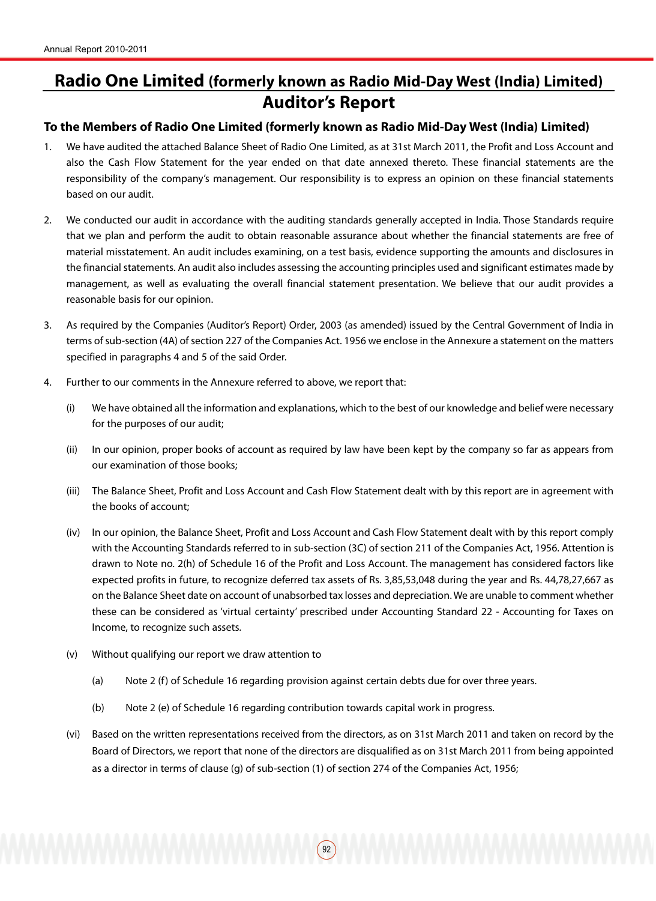# Radio One Limited (formerly known as Radio Mid-Day West (India) Limited)

## Auditor's Report

### To the Members of Radio One Limited (formerly known as Radio Mid-Day West (India) Limited)

1. We have audited the attached Balance Sheet of Radio One Limited, as at 31st March 2011, the Profit and Loss Account and also the Cash Flow Statement for the year ended on that date annexed thereto. These financial statements are the responsibility of the company's management. Our responsibility is to express an opinion on these financial statements based on our audit.

2. We conducted our audit in accordance with the auditing standards generally accepted in India. Those Standards require that we plan and perform the audit to obtain reasonable assurance about whether the financial statements are free of material misstatement. An audit includes examining, on a test basis, evidence supporting the amounts and disclosures in the financial statements. An audit also includes assessing the accounting principles used and significant estimates made by management, as well as evaluating the overall financial statement presentation. We believe that our audit provides a reasonable basis for our opinion.

3. As required by the Companies (Auditor's Report) Order, 2003 (as amended) issued by the Central Government of India in terms of sub-section (4A) of section 227 of the Companies Act. 1956 we enclose in the Annexure a statement on the matters specified in paragraphs 4 and 5 of the said Order.

4. Further to our comments in the Annexure referred to above, we report that:

   (i) We have obtained all the information and explanations, which to the best of our knowledge and belief were necessary for the purposes of our audit;

   (ii) In our opinion, proper books of account as required by law have been kept by the company so far as appears from our examination of those books;

   (iii) The Balance Sheet, Profit and Loss Account and Cash Flow Statement dealt with by this report are in agreement with the books of account;

   (iv) In our opinion, the Balance Sheet, Profit and Loss Account and Cash Flow Statement dealt with by this report comply with the Accounting Standards referred to in sub-section (3C) of section 211 of the Companies Act, 1956. Attention is drawn to Note no. 2(h) of Schedule 16 of the Profit and Loss Account. The management has considered factors like expected profits in future, to recognize deferred tax assets of Rs. 3,85,53,048 during the year and Rs. 44,78,27,667 as on the Balance Sheet date on account of unabsorbed tax losses and depreciation. We are unable to comment whether these can be considered as 'virtual certainty' prescribed under Accounting Standard 22 - Accounting for Taxes on Income, to recognize such assets.

   (v) Without qualifying our report we draw attention to

      (a) Note 2 (f) of Schedule 16 regarding provision against certain debts due for over three years.

      (b) Note 2 (e) of Schedule 16 regarding contribution towards capital work in progress.

   (vi) Based on the written representations received from the directors, as on 31st March 2011 and taken on record by the Board of Directors, we report that none of the directors are disqualified as on 31st March 2011 from being appointed as a director in terms of clause (g) of sub-section (1) of section 274 of the Companies Act, 1956;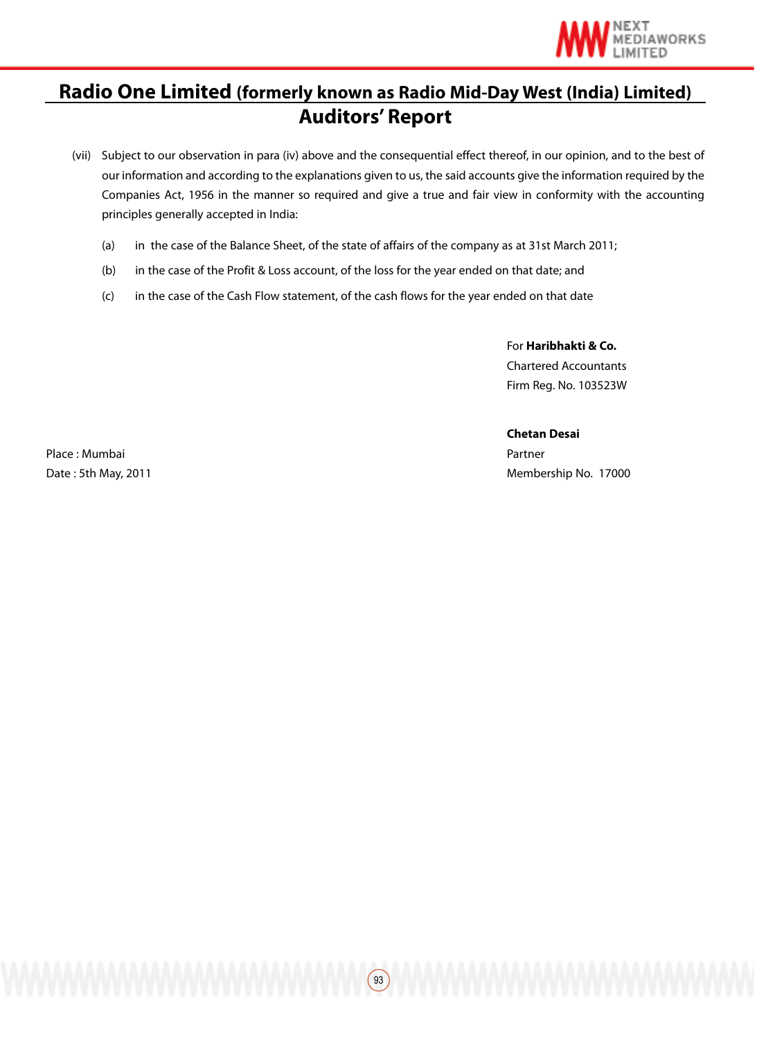## Radio One Limited (formerly known as Radio Mid-Day West (India) Limited)

## Auditors' Report

(vii) Subject to our observation in para (iv) above and the consequential effect thereof, in our opinion, and to the best of our information and according to the explanations given to us, the said accounts give the information required by the Companies Act, 1956 in the manner so required and give a true and fair view in conformity with the accounting principles generally accepted in India:

(a) in the case of the Balance Sheet, of the state of affairs of the company as at 31st March 2011;

(b) in the case of the Profit & Loss account, of the loss for the year ended on that date; and

(c) in the case of the Cash Flow statement, of the cash flows for the year ended on that date

For **Haribhakti & Co.**
Chartered Accountants
Firm Reg. No. 103523W

**Chetan Desai**
Partner
Membership No. 17000

Place : Mumbai
Date : 5th May, 2011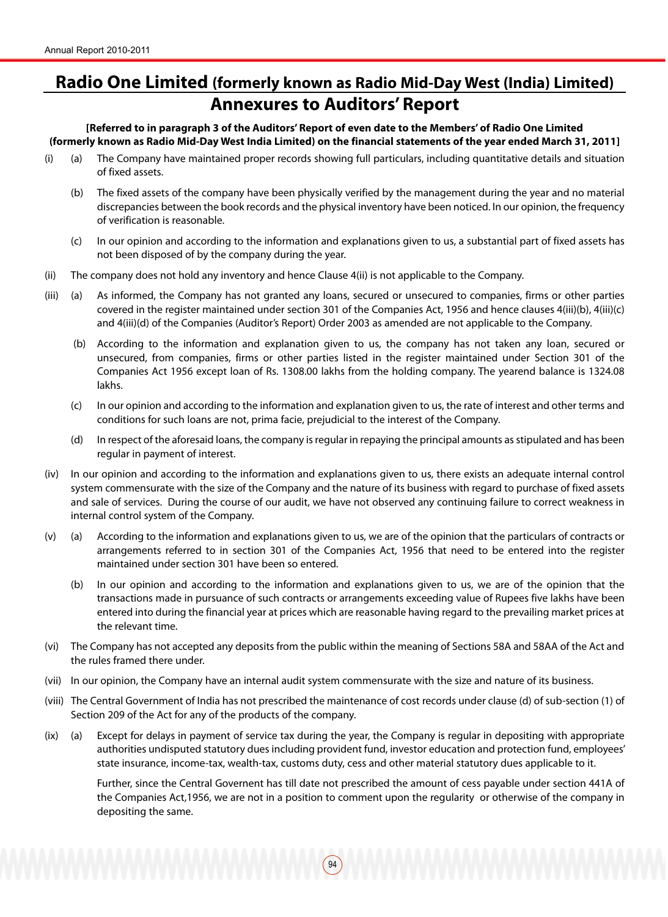# Radio One Limited (formerly known as Radio Mid-Day West (India) Limited)

## Annexures to Auditors' Report

**[Referred to in paragraph 3 of the Auditors' Report of even date to the Members' of Radio One Limited (formerly known as Radio Mid-Day West India Limited) on the financial statements of the year ended March 31, 2011]**

(i) (a) The Company have maintained proper records showing full particulars, including quantitative details and situation of fixed assets.

(b) The fixed assets of the company have been physically verified by the management during the year and no material discrepancies between the book records and the physical inventory have been noticed. In our opinion, the frequency of verification is reasonable.

(c) In our opinion and according to the information and explanations given to us, a substantial part of fixed assets has not been disposed of by the company during the year.

(ii) The company does not hold any inventory and hence Clause 4(ii) is not applicable to the Company.

(iii) (a) As informed, the Company has not granted any loans, secured or unsecured to companies, firms or other parties covered in the register maintained under section 301 of the Companies Act, 1956 and hence clauses 4(iii)(b), 4(iii)(c) and 4(iii)(d) of the Companies (Auditor's Report) Order 2003 as amended are not applicable to the Company.

(b) According to the information and explanation given to us, the company has not taken any loan, secured or unsecured, from companies, firms or other parties listed in the register maintained under Section 301 of the Companies Act 1956 except loan of Rs. 1308.00 lakhs from the holding company. The yearend balance is 1324.08 lakhs.

(c) In our opinion and according to the information and explanation given to us, the rate of interest and other terms and conditions for such loans are not, prima facie, prejudicial to the interest of the Company.

(d) In respect of the aforesaid loans, the company is regular in repaying the principal amounts as stipulated and has been regular in payment of interest.

(iv) In our opinion and according to the information and explanations given to us, there exists an adequate internal control system commensurate with the size of the Company and the nature of its business with regard to purchase of fixed assets and sale of services. During the course of our audit, we have not observed any continuing failure to correct weakness in internal control system of the Company.

(v) (a) According to the information and explanations given to us, we are of the opinion that the particulars of contracts or arrangements referred to in section 301 of the Companies Act, 1956 that need to be entered into the register maintained under section 301 have been so entered.

(b) In our opinion and according to the information and explanations given to us, we are of the opinion that the transactions made in pursuance of such contracts or arrangements exceeding value of Rupees five lakhs have been entered into during the financial year at prices which are reasonable having regard to the prevailing market prices at the relevant time.

(vi) The Company has not accepted any deposits from the public within the meaning of Sections 58A and 58AA of the Act and the rules framed there under.

(vii) In our opinion, the Company have an internal audit system commensurate with the size and nature of its business.

(viii) The Central Government of India has not prescribed the maintenance of cost records under clause (d) of sub-section (1) of Section 209 of the Act for any of the products of the company.

(ix) (a) Except for delays in payment of service tax during the year, the Company is regular in depositing with appropriate authorities undisputed statutory dues including provident fund, investor education and protection fund, employees' state insurance, income-tax, wealth-tax, customs duty, cess and other material statutory dues applicable to it.

Further, since the Central Governent has till date not prescribed the amount of cess payable under section 441A of the Companies Act,1956, we are not in a position to comment upon the regularity or otherwise of the company in depositing the same.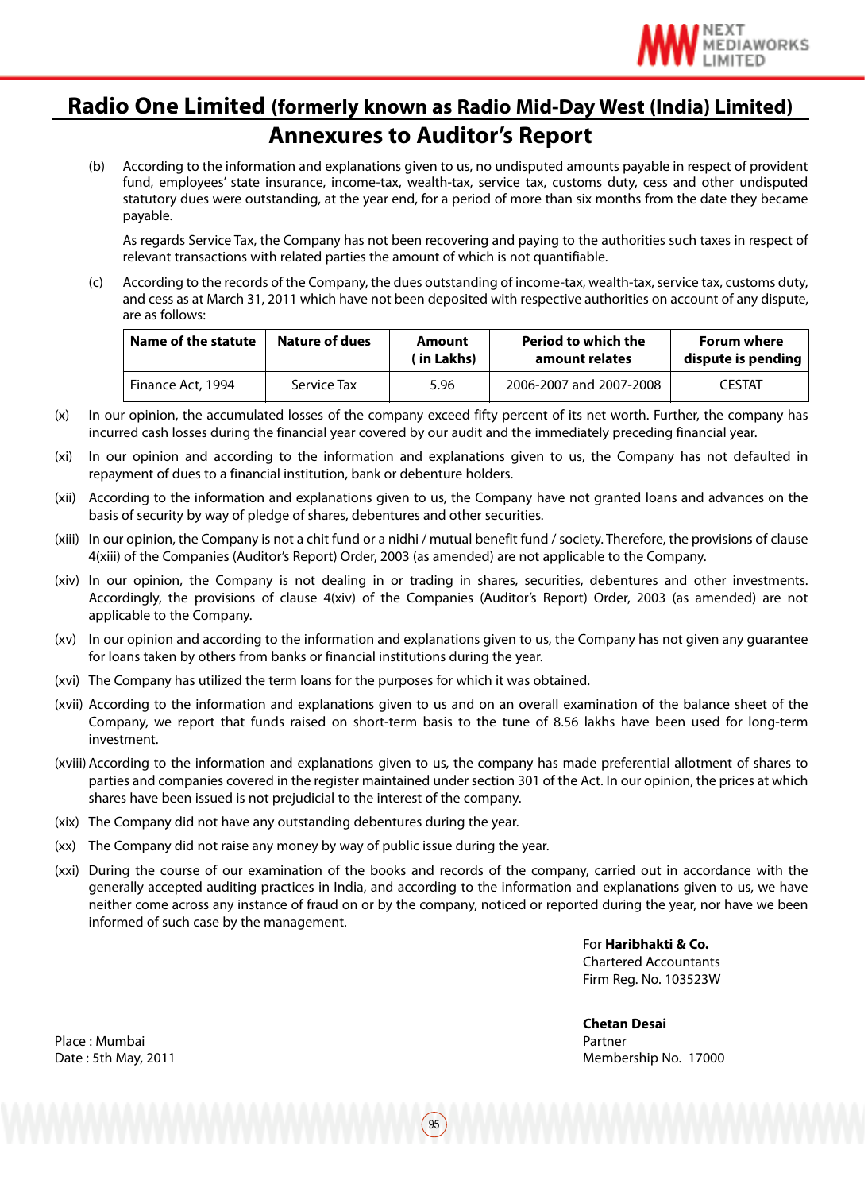# Radio One Limited (formerly known as Radio Mid-Day West (India) Limited)

## Annexures to Auditor's Report

(b) According to the information and explanations given to us, no undisputed amounts payable in respect of provident fund, employees' state insurance, income-tax, wealth-tax, service tax, customs duty, cess and other undisputed statutory dues were outstanding, at the year end, for a period of more than six months from the date they became payable.

As regards Service Tax, the Company has not been recovering and paying to the authorities such taxes in respect of relevant transactions with related parties the amount of which is not quantifiable.

(c) According to the records of the Company, the dues outstanding of income-tax, wealth-tax, service tax, customs duty, and cess as at March 31, 2011 which have not been deposited with respective authorities on account of any dispute, are as follows:

| Name of the statute | Nature of dues | Amount ( in Lakhs) | Period to which the amount relates | Forum where dispute is pending |
|---|---|---|---|---|
| Finance Act, 1994 | Service Tax | 5.96 | 2006-2007 and 2007-2008 | CESTAT |

(x) In our opinion, the accumulated losses of the company exceed fifty percent of its net worth. Further, the company has incurred cash losses during the financial year covered by our audit and the immediately preceding financial year.

(xi) In our opinion and according to the information and explanations given to us, the Company has not defaulted in repayment of dues to a financial institution, bank or debenture holders.

(xii) According to the information and explanations given to us, the Company have not granted loans and advances on the basis of security by way of pledge of shares, debentures and other securities.

(xiii) In our opinion, the Company is not a chit fund or a nidhi / mutual benefit fund / society. Therefore, the provisions of clause 4(xiii) of the Companies (Auditor's Report) Order, 2003 (as amended) are not applicable to the Company.

(xiv) In our opinion, the Company is not dealing in or trading in shares, securities, debentures and other investments. Accordingly, the provisions of clause 4(xiv) of the Companies (Auditor's Report) Order, 2003 (as amended) are not applicable to the Company.

(xv) In our opinion and according to the information and explanations given to us, the Company has not given any guarantee for loans taken by others from banks or financial institutions during the year.

(xvi) The Company has utilized the term loans for the purposes for which it was obtained.

(xvii) According to the information and explanations given to us and on an overall examination of the balance sheet of the Company, we report that funds raised on short-term basis to the tune of 8.56 lakhs have been used for long-term investment.

(xviii) According to the information and explanations given to us, the company has made preferential allotment of shares to parties and companies covered in the register maintained under section 301 of the Act. In our opinion, the prices at which shares have been issued is not prejudicial to the interest of the company.

(xix) The Company did not have any outstanding debentures during the year.

(xx) The Company did not raise any money by way of public issue during the year.

(xxi) During the course of our examination of the books and records of the company, carried out in accordance with the generally accepted auditing practices in India, and according to the information and explanations given to us, we have neither come across any instance of fraud on or by the company, noticed or reported during the year, nor have we been informed of such case by the management.

For **Haribhakti & Co.**
Chartered Accountants
Firm Reg. No. 103523W

**Chetan Desai**
Partner
Membership No. 17000

Place : Mumbai
Date : 5th May, 2011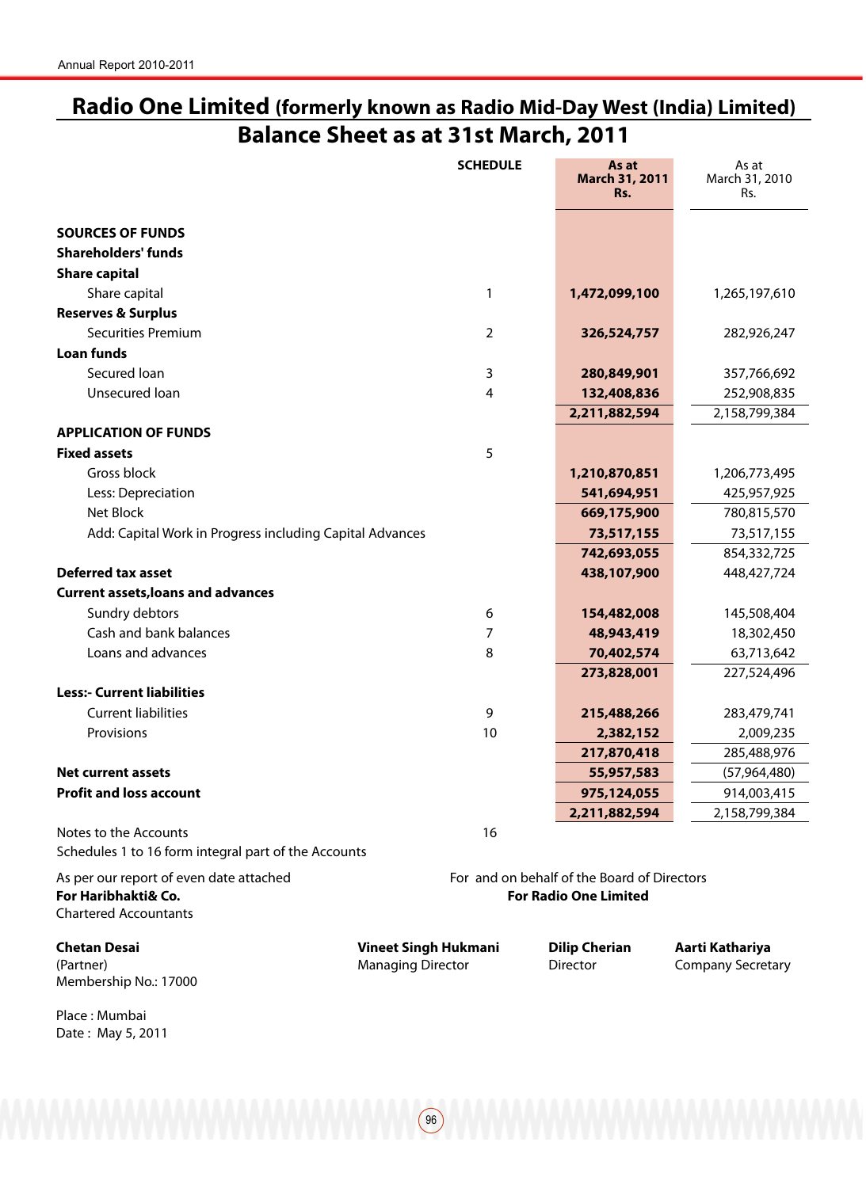# Radio One Limited (formerly known as Radio Mid-Day West (India) Limited)

## Balance Sheet as at 31st March, 2011

| | SCHEDULE | As at March 31, 2011 Rs. | As at March 31, 2010 Rs. |
|---|---|---|---|
| **SOURCES OF FUNDS** | | | |
| **Shareholders' funds** | | | |
| **Share capital** | | | |
| Share capital | 1 | **1,472,099,100** | 1,265,197,610 |
| **Reserves & Surplus** | | | |
| Securities Premium | 2 | **326,524,757** | 282,926,247 |
| **Loan funds** | | | |
| Secured loan | 3 | **280,849,901** | 357,766,692 |
| Unsecured loan | 4 | **132,408,836** | 252,908,835 |
| | | **2,211,882,594** | 2,158,799,384 |
| **APPLICATION OF FUNDS** | | | |
| **Fixed assets** | 5 | | |
| Gross block | | **1,210,870,851** | 1,206,773,495 |
| Less: Depreciation | | **541,694,951** | 425,957,925 |
| Net Block | | **669,175,900** | 780,815,570 |
| Add: Capital Work in Progress including Capital Advances | | **73,517,155** | 73,517,155 |
| | | **742,693,055** | 854,332,725 |
| **Deferred tax asset** | | **438,107,900** | 448,427,724 |
| **Current assets,loans and advances** | | | |
| Sundry debtors | 6 | **154,482,008** | 145,508,404 |
| Cash and bank balances | 7 | **48,943,419** | 18,302,450 |
| Loans and advances | 8 | **70,402,574** | 63,713,642 |
| | | **273,828,001** | 227,524,496 |
| **Less:- Current liabilities** | | | |
| Current liabilities | 9 | **215,488,266** | 283,479,741 |
| Provisions | 10 | **2,382,152** | 2,009,235 |
| | | **217,870,418** | 285,488,976 |
| **Net current assets** | | **55,957,583** | (57,964,480) |
| **Profit and loss account** | | **975,124,055** | 914,003,415 |
| | | **2,211,882,594** | 2,158,799,384 |
| Notes to the Accounts | 16 | | |

Schedules 1 to 16 form integral part of the Accounts

As per our report of even date attached
**For Haribhakti& Co.**
Chartered Accountants

For and on behalf of the Board of Directors
**For Radio One Limited**

**Chetan Desai**
(Partner)
Membership No.: 17000

**Vineet Singh Hukmani**
Managing Director

**Dilip Cherian**
Director

**Aarti Kathariya**
Company Secretary

Place : Mumbai
Date : May 5, 2011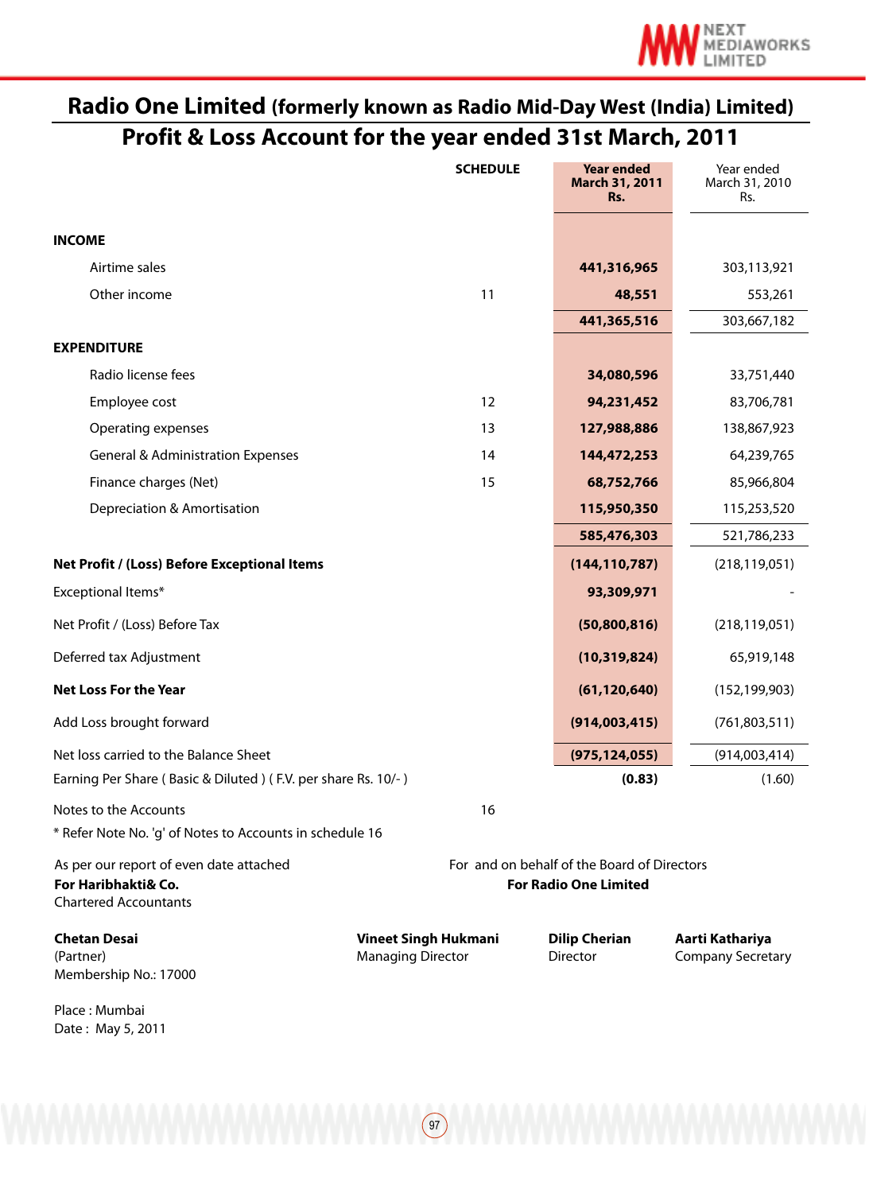# Radio One Limited (formerly known as Radio Mid-Day West (India) Limited)

## Profit & Loss Account for the year ended 31st March, 2011

| | SCHEDULE | Year ended March 31, 2011 Rs. | Year ended March 31, 2010 Rs. |
|---|---|---|---|
| **INCOME** | | | |
| Airtime sales | | **441,316,965** | 303,113,921 |
| Other income | 11 | **48,551** | 553,261 |
| | | **441,365,516** | 303,667,182 |
| **EXPENDITURE** | | | |
| Radio license fees | | **34,080,596** | 33,751,440 |
| Employee cost | 12 | **94,231,452** | 83,706,781 |
| Operating expenses | 13 | **127,988,886** | 138,867,923 |
| General & Administration Expenses | 14 | **144,472,253** | 64,239,765 |
| Finance charges (Net) | 15 | **68,752,766** | 85,966,804 |
| Depreciation & Amortisation | | **115,950,350** | 115,253,520 |
| | | **585,476,303** | 521,786,233 |
| **Net Profit / (Loss) Before Exceptional Items** | | **(144,110,787)** | (218,119,051) |
| Exceptional Items* | | **93,309,971** | - |
| Net Profit / (Loss) Before Tax | | **(50,800,816)** | (218,119,051) |
| Deferred tax Adjustment | | **(10,319,824)** | 65,919,148 |
| **Net Loss For the Year** | | **(61,120,640)** | (152,199,903) |
| Add Loss brought forward | | **(914,003,415)** | (761,803,511) |
| Net loss carried to the Balance Sheet | | **(975,124,055)** | (914,003,414) |
| Earning Per Share ( Basic & Diluted ) ( F.V. per share Rs. 10/- ) | | **(0.83)** | (1.60) |
| Notes to the Accounts | 16 | | |

* Refer Note No. 'g' of Notes to Accounts in schedule 16

As per our report of even date attached
**For Haribhakti& Co.**
Chartered Accountants

For and on behalf of the Board of Directors
**For Radio One Limited**

**Chetan Desai**
(Partner)
Membership No.: 17000

**Vineet Singh Hukmani**
Managing Director

**Dilip Cherian**
Director

**Aarti Kathariya**
Company Secretary

Place : Mumbai
Date : May 5, 2011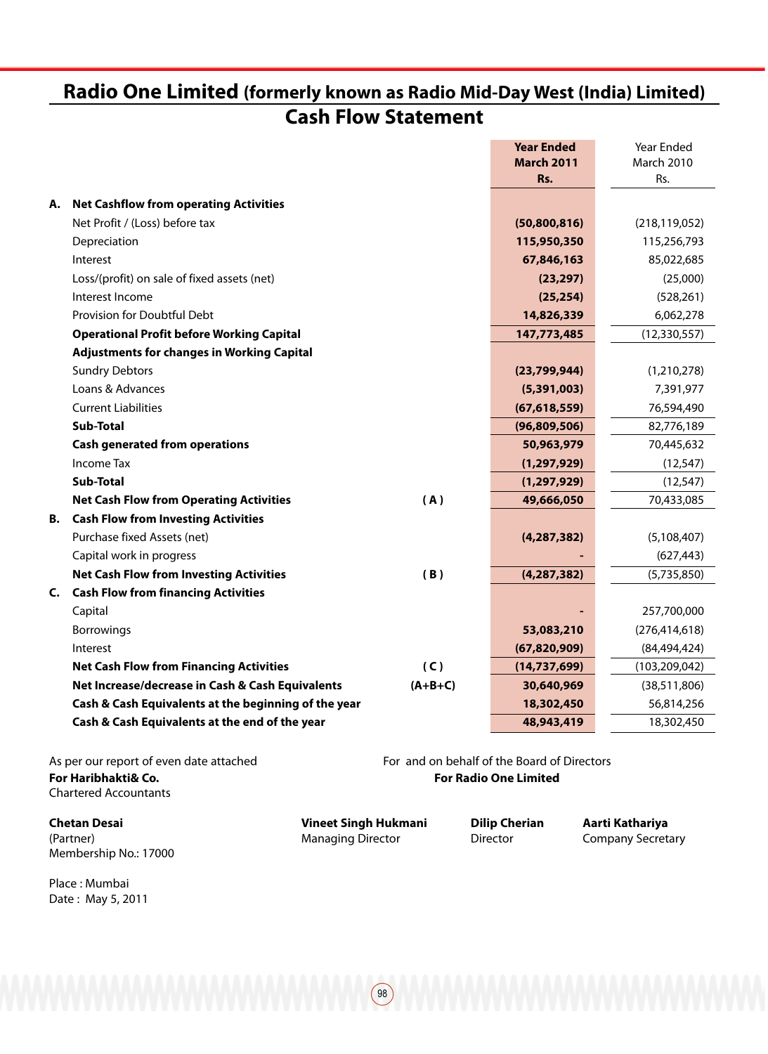# Radio One Limited (formerly known as Radio Mid-Day West (India) Limited)

## Cash Flow Statement

| | | | Year Ended March 2011 Rs. | Year Ended March 2010 Rs. |
|---|---|---|---|---|
| **A.** | **Net Cashflow from operating Activities** | | | |
| | Net Profit / (Loss) before tax | | **(50,800,816)** | (218,119,052) |
| | Depreciation | | **115,950,350** | 115,256,793 |
| | Interest | | **67,846,163** | 85,022,685 |
| | Loss/(profit) on sale of fixed assets (net) | | **(23,297)** | (25,000) |
| | Interest Income | | **(25,254)** | (528,261) |
| | Provision for Doubtful Debt | | **14,826,339** | 6,062,278 |
| | **Operational Profit before Working Capital** | | **147,773,485** | (12,330,557) |
| | **Adjustments for changes in Working Capital** | | | |
| | Sundry Debtors | | **(23,799,944)** | (1,210,278) |
| | Loans & Advances | | **(5,391,003)** | 7,391,977 |
| | Current Liabilities | | **(67,618,559)** | 76,594,490 |
| | **Sub-Total** | | **(96,809,506)** | 82,776,189 |
| | **Cash generated from operations** | | **50,963,979** | 70,445,632 |
| | Income Tax | | **(1,297,929)** | (12,547) |
| | **Sub-Total** | | **(1,297,929)** | (12,547) |
| | **Net Cash Flow from Operating Activities** | **( A )** | **49,666,050** | 70,433,085 |
| **B.** | **Cash Flow from Investing Activities** | | | |
| | Purchase fixed Assets (net) | | **(4,287,382)** | (5,108,407) |
| | Capital work in progress | | **-** | (627,443) |
| | **Net Cash Flow from Investing Activities** | **( B )** | **(4,287,382)** | (5,735,850) |
| **C.** | **Cash Flow from financing Activities** | | | |
| | Capital | | **-** | 257,700,000 |
| | Borrowings | | **53,083,210** | (276,414,618) |
| | Interest | | **(67,820,909)** | (84,494,424) |
| | **Net Cash Flow from Financing Activities** | **( C )** | **(14,737,699)** | (103,209,042) |
| | **Net Increase/decrease in Cash & Cash Equivalents** | **(A+B+C)** | **30,640,969** | (38,511,806) |
| | **Cash & Cash Equivalents at the beginning of the year** | | **18,302,450** | 56,814,256 |
| | **Cash & Cash Equivalents at the end of the year** | | **48,943,419** | 18,302,450 |

As per our report of even date attached
**For Haribhakti& Co.**
Chartered Accountants

**Chetan Desai**
(Partner)
Membership No.: 17000

Place : Mumbai
Date : May 5, 2011

For and on behalf of the Board of Directors
**For Radio One Limited**

**Vineet Singh Hukmani**
Managing Director

**Dilip Cherian**
Director

**Aarti Kathariya**
Company Secretary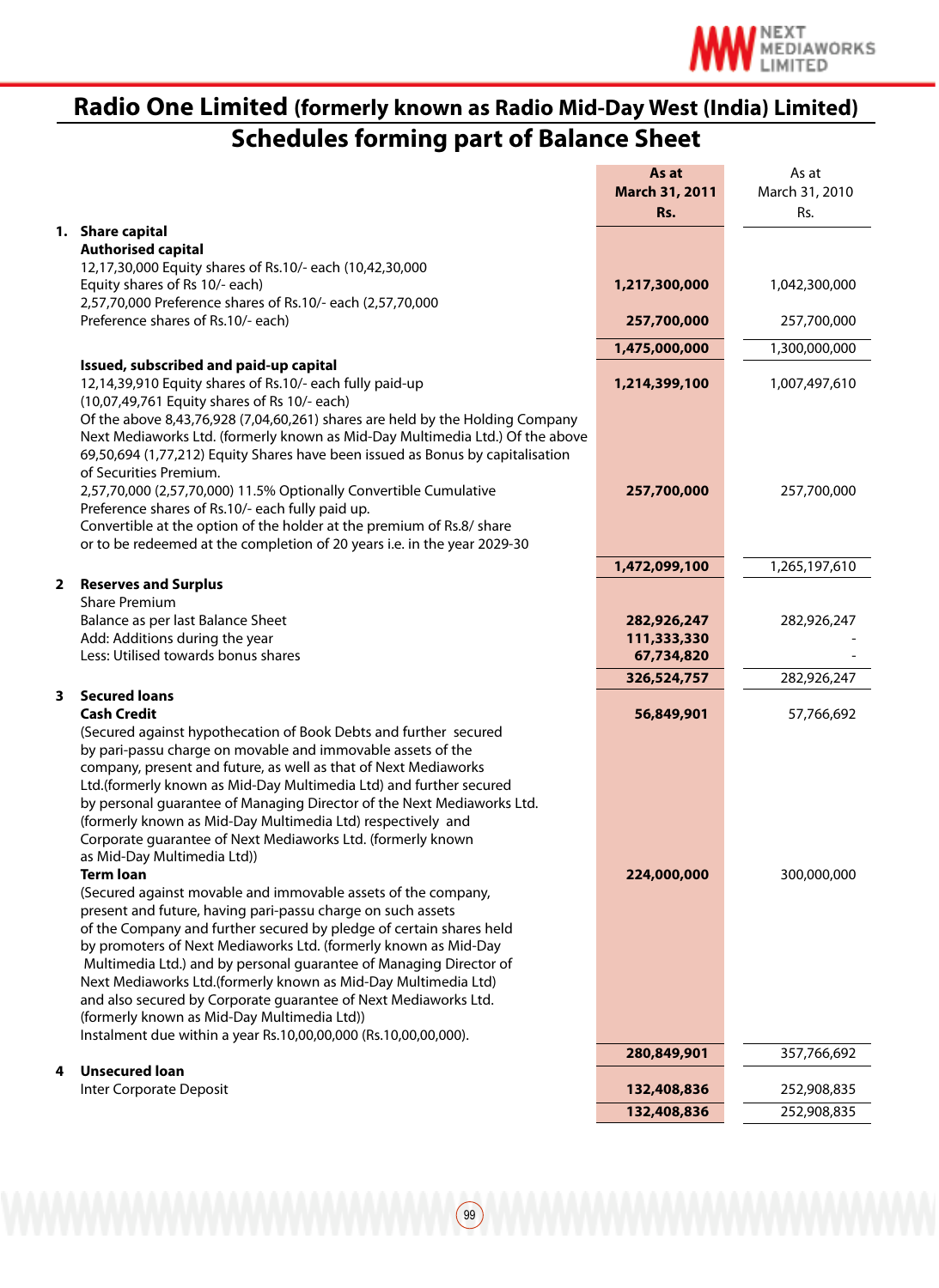# Radio One Limited (formerly known as Radio Mid-Day West (India) Limited)

## Schedules forming part of Balance Sheet

| | As at March 31, 2011 Rs. | As at March 31, 2010 Rs. |
|---|---|---|
| **1. Share capital** | | |
| **Authorised capital** | | |
| 12,17,30,000 Equity shares of Rs.10/- each (10,42,30,000 Equity shares of Rs 10/- each) | **1,217,300,000** | 1,042,300,000 |
| 2,57,70,000 Preference shares of Rs.10/- each (2,57,70,000 Preference shares of Rs.10/- each) | **257,700,000** | 257,700,000 |
| | **1,475,000,000** | 1,300,000,000 |
| **Issued, subscribed and paid-up capital** | | |
| 12,14,39,910 Equity shares of Rs.10/- each fully paid-up (10,07,49,761 Equity shares of Rs 10/- each) Of the above 8,43,76,928 (7,04,60,261) shares are held by the Holding Company Next Mediaworks Ltd. (formerly known as Mid-Day Multimedia Ltd.) Of the above 69,50,694 (1,77,212) Equity Shares have been issued as Bonus by capitalisation of Securities Premium. | **1,214,399,100** | 1,007,497,610 |
| 2,57,70,000 (2,57,70,000) 11.5% Optionally Convertible Cumulative Preference shares of Rs.10/- each fully paid up. Convertible at the option of the holder at the premium of Rs.8/ share or to be redeemed at the completion of 20 years i.e. in the year 2029-30 | **257,700,000** | 257,700,000 |
| | **1,472,099,100** | 1,265,197,610 |
| **2 Reserves and Surplus** | | |
| Share Premium | | |
| Balance as per last Balance Sheet | **282,926,247** | 282,926,247 |
| Add: Additions during the year | **111,333,330** | - |
| Less: Utilised towards bonus shares | **67,734,820** | - |
| | **326,524,757** | 282,926,247 |
| **3 Secured loans** | | |
| **Cash Credit** (Secured against hypothecation of Book Debts and further secured by pari-passu charge on movable and immovable assets of the company, present and future, as well as that of Next Mediaworks Ltd.(formerly known as Mid-Day Multimedia Ltd) and further secured by personal guarantee of Managing Director of the Next Mediaworks Ltd. (formerly known as Mid-Day Multimedia Ltd) respectively and Corporate guarantee of Next Mediaworks Ltd. (formerly known as Mid-Day Multimedia Ltd)) | **56,849,901** | 57,766,692 |
| **Term loan** (Secured against movable and immovable assets of the company, present and future, having pari-passu charge on such assets of the Company and further secured by pledge of certain shares held by promoters of Next Mediaworks Ltd. (formerly known as Mid-Day Multimedia Ltd.) and by personal guarantee of Managing Director of Next Mediaworks Ltd.(formerly known as Mid-Day Multimedia Ltd) and also secured by Corporate guarantee of Next Mediaworks Ltd. (formerly known as Mid-Day Multimedia Ltd)) Instalment due within a year Rs.10,00,00,000 (Rs.10,00,00,000). | **224,000,000** | 300,000,000 |
| | **280,849,901** | 357,766,692 |
| **4 Unsecured loan** | | |
| Inter Corporate Deposit | **132,408,836** | 252,908,835 |
| | **132,408,836** | 252,908,835 |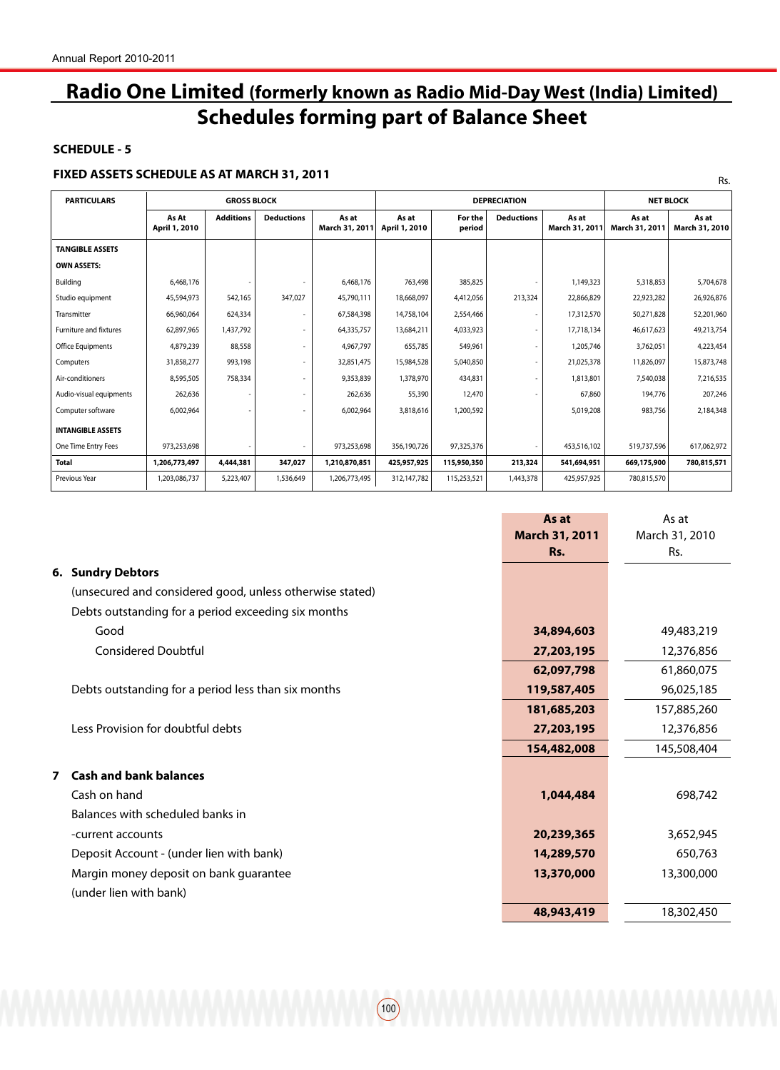# Radio One Limited (formerly known as Radio Mid-Day West (India) Limited)
## Schedules forming part of Balance Sheet

**SCHEDULE - 5**

**FIXED ASSETS SCHEDULE AS AT MARCH 31, 2011**

Rs.

| PARTICULARS | GROSS BLOCK | | | | DEPRECIATION | | | | NET BLOCK | |
|---|---|---|---|---|---|---|---|---|---|---|
| | As At April 1, 2010 | Additions | Deductions | As at March 31, 2011 | As at April 1, 2010 | For the period | Deductions | As at March 31, 2011 | As at March 31, 2011 | As at March 31, 2010 |
| **TANGIBLE ASSETS** | | | | | | | | | | |
| **OWN ASSETS:** | | | | | | | | | | |
| Building | 6,468,176 | - | - | 6,468,176 | 763,498 | 385,825 | - | 1,149,323 | 5,318,853 | 5,704,678 |
| Studio equipment | 45,594,973 | 542,165 | 347,027 | 45,790,111 | 18,668,097 | 4,412,056 | 213,324 | 22,866,829 | 22,923,282 | 26,926,876 |
| Transmitter | 66,960,064 | 624,334 | - | 67,584,398 | 14,758,104 | 2,554,466 | - | 17,312,570 | 50,271,828 | 52,201,960 |
| Furniture and fixtures | 62,897,965 | 1,437,792 | - | 64,335,757 | 13,684,211 | 4,033,923 | - | 17,718,134 | 46,617,623 | 49,213,754 |
| Office Equipments | 4,879,239 | 88,558 | - | 4,967,797 | 655,785 | 549,961 | - | 1,205,746 | 3,762,051 | 4,223,454 |
| Computers | 31,858,277 | 993,198 | - | 32,851,475 | 15,984,528 | 5,040,850 | - | 21,025,378 | 11,826,097 | 15,873,748 |
| Air-conditioners | 8,595,505 | 758,334 | - | 9,353,839 | 1,378,970 | 434,831 | - | 1,813,801 | 7,540,038 | 7,216,535 |
| Audio-visual equipments | 262,636 | - | - | 262,636 | 55,390 | 12,470 | - | 67,860 | 194,776 | 207,246 |
| Computer software | 6,002,964 | - | - | 6,002,964 | 3,818,616 | 1,200,592 | - | 5,019,208 | 983,756 | 2,184,348 |
| **INTANGIBLE ASSETS** | | | | | | | | | | |
| One Time Entry Fees | 973,253,698 | - | - | 973,253,698 | 356,190,726 | 97,325,376 | - | 453,516,102 | 519,737,596 | 617,062,972 |
| **Total** | **1,206,773,497** | **4,444,381** | **347,027** | **1,210,870,851** | **425,957,925** | **115,950,350** | **213,324** | **541,694,951** | **669,175,900** | **780,815,571** |
| Previous Year | 1,203,086,737 | 5,223,407 | 1,536,649 | 1,206,773,495 | 312,147,782 | 115,253,521 | 1,443,378 | 425,957,925 | 780,815,570 | |

| | **As at March 31, 2011 Rs.** | As at March 31, 2010 Rs. |
|---|---|---|
| **6. Sundry Debtors** | | |
| (unsecured and considered good, unless otherwise stated) | | |
| Debts outstanding for a period exceeding six months | | |
| Good | **34,894,603** | 49,483,219 |
| Considered Doubtful | **27,203,195** | 12,376,856 |
| | **62,097,798** | 61,860,075 |
| Debts outstanding for a period less than six months | **119,587,405** | 96,025,185 |
| | **181,685,203** | 157,885,260 |
| Less Provision for doubtful debts | **27,203,195** | 12,376,856 |
| | **154,482,008** | 145,508,404 |
| **7 Cash and bank balances** | | |
| Cash on hand | **1,044,484** | 698,742 |
| Balances with scheduled banks in | | |
| -current accounts | **20,239,365** | 3,652,945 |
| Deposit Account - (under lien with bank) | **14,289,570** | 650,763 |
| Margin money deposit on bank guarantee (under lien with bank) | **13,370,000** | 13,300,000 |
| | **48,943,419** | 18,302,450 |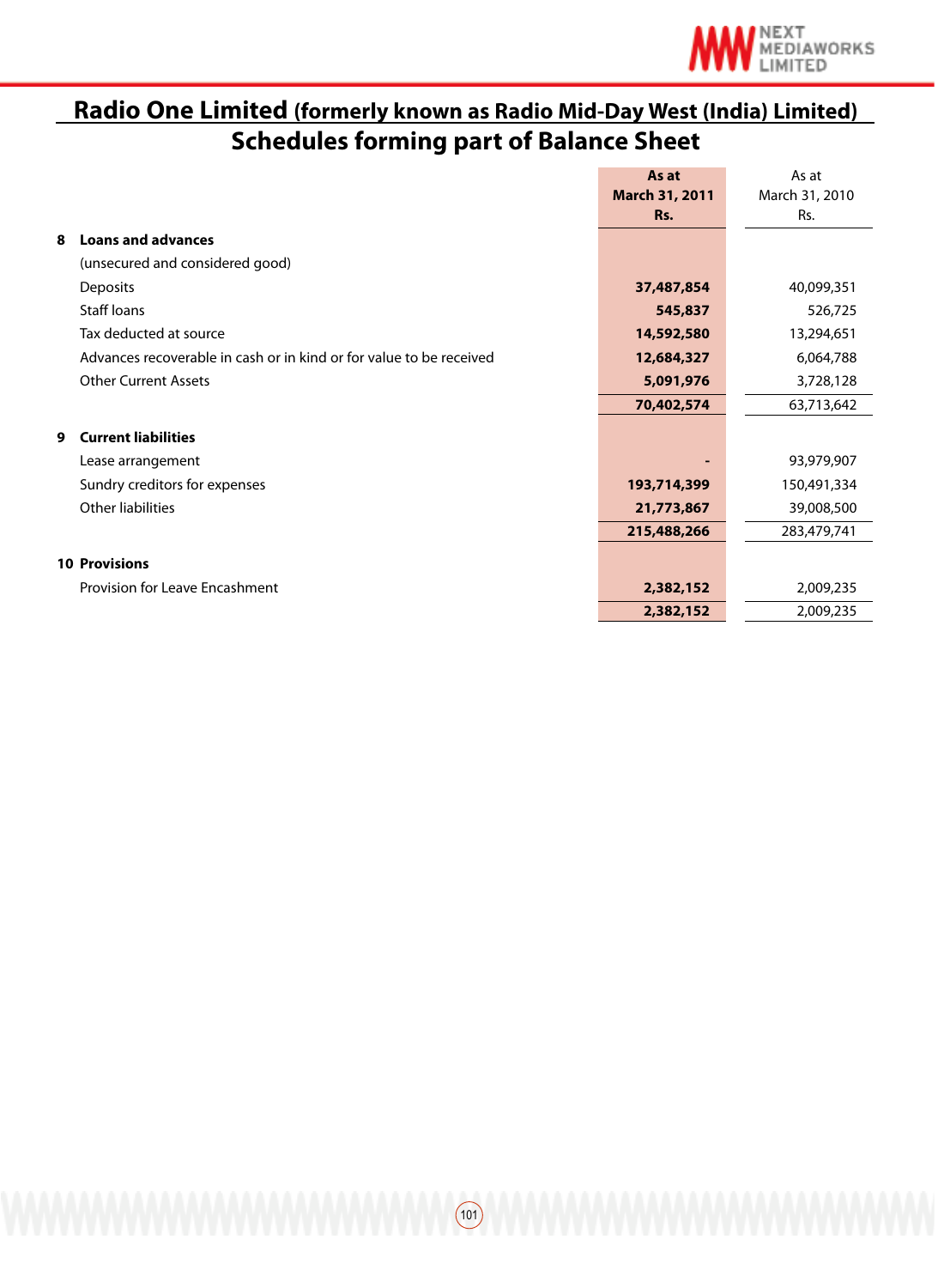## Radio One Limited (formerly known as Radio Mid-Day West (India) Limited)

## Schedules forming part of Balance Sheet

| | | As at March 31, 2011 Rs. | As at March 31, 2010 Rs. |
|---|---|---|---|
| **8** | **Loans and advances** | | |
| | (unsecured and considered good) | | |
| | Deposits | **37,487,854** | 40,099,351 |
| | Staff loans | **545,837** | 526,725 |
| | Tax deducted at source | **14,592,580** | 13,294,651 |
| | Advances recoverable in cash or in kind or for value to be received | **12,684,327** | 6,064,788 |
| | Other Current Assets | **5,091,976** | 3,728,128 |
| | | **70,402,574** | 63,713,642 |
| **9** | **Current liabilities** | | |
| | Lease arrangement | **-** | 93,979,907 |
| | Sundry creditors for expenses | **193,714,399** | 150,491,334 |
| | Other liabilities | **21,773,867** | 39,008,500 |
| | | **215,488,266** | 283,479,741 |
| **10** | **Provisions** | | |
| | Provision for Leave Encashment | **2,382,152** | 2,009,235 |
| | | **2,382,152** | 2,009,235 |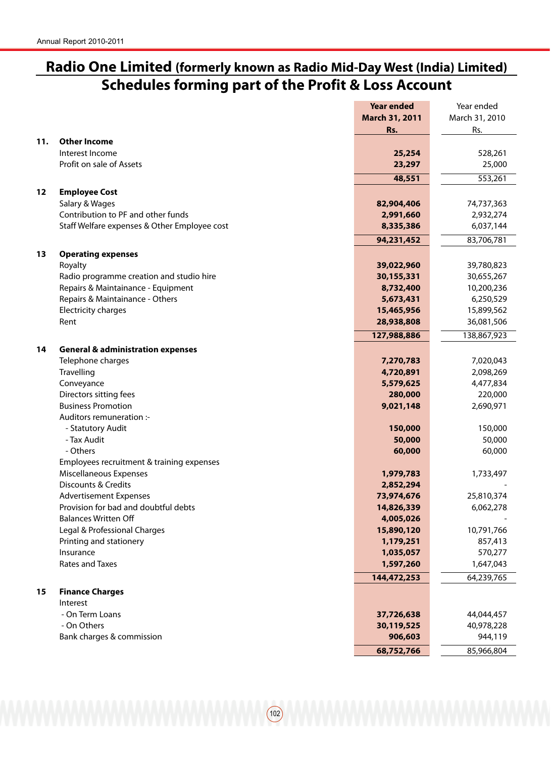# Radio One Limited (formerly known as Radio Mid-Day West (India) Limited)

## Schedules forming part of the Profit & Loss Account

| | | Year ended March 31, 2011 Rs. | Year ended March 31, 2010 Rs. |
|---|---|---|---|
| **11.** | **Other Income** | | |
| | Interest Income | **25,254** | 528,261 |
| | Profit on sale of Assets | **23,297** | 25,000 |
| | | **48,551** | 553,261 |
| **12** | **Employee Cost** | | |
| | Salary & Wages | **82,904,406** | 74,737,363 |
| | Contribution to PF and other funds | **2,991,660** | 2,932,274 |
| | Staff Welfare expenses & Other Employee cost | **8,335,386** | 6,037,144 |
| | | **94,231,452** | 83,706,781 |
| **13** | **Operating expenses** | | |
| | Royalty | **39,022,960** | 39,780,823 |
| | Radio programme creation and studio hire | **30,155,331** | 30,655,267 |
| | Repairs & Maintainance - Equipment | **8,732,400** | 10,200,236 |
| | Repairs & Maintainance - Others | **5,673,431** | 6,250,529 |
| | Electricity charges | **15,465,956** | 15,899,562 |
| | Rent | **28,938,808** | 36,081,506 |
| | | **127,988,886** | 138,867,923 |
| **14** | **General & administration expenses** | | |
| | Telephone charges | **7,270,783** | 7,020,043 |
| | Travelling | **4,720,891** | 2,098,269 |
| | Conveyance | **5,579,625** | 4,477,834 |
| | Directors sitting fees | **280,000** | 220,000 |
| | Business Promotion | **9,021,148** | 2,690,971 |
| | Auditors remuneration :- | | |
| | - Statutory Audit | **150,000** | 150,000 |
| | - Tax Audit | **50,000** | 50,000 |
| | - Others | **60,000** | 60,000 |
| | Employees recruitment & training expenses | | |
| | Miscellaneous Expenses | **1,979,783** | 1,733,497 |
| | Discounts & Credits | **2,852,294** | - |
| | Advertisement Expenses | **73,974,676** | 25,810,374 |
| | Provision for bad and doubtful debts | **14,826,339** | 6,062,278 |
| | Balances Written Off | **4,005,026** | - |
| | Legal & Professional Charges | **15,890,120** | 10,791,766 |
| | Printing and stationery | **1,179,251** | 857,413 |
| | Insurance | **1,035,057** | 570,277 |
| | Rates and Taxes | **1,597,260** | 1,647,043 |
| | | **144,472,253** | 64,239,765 |
| **15** | **Finance Charges** | | |
| | Interest | | |
| | - On Term Loans | **37,726,638** | 44,044,457 |
| | - On Others | **30,119,525** | 40,978,228 |
| | Bank charges & commission | **906,603** | 944,119 |
| | | **68,752,766** | 85,966,804 |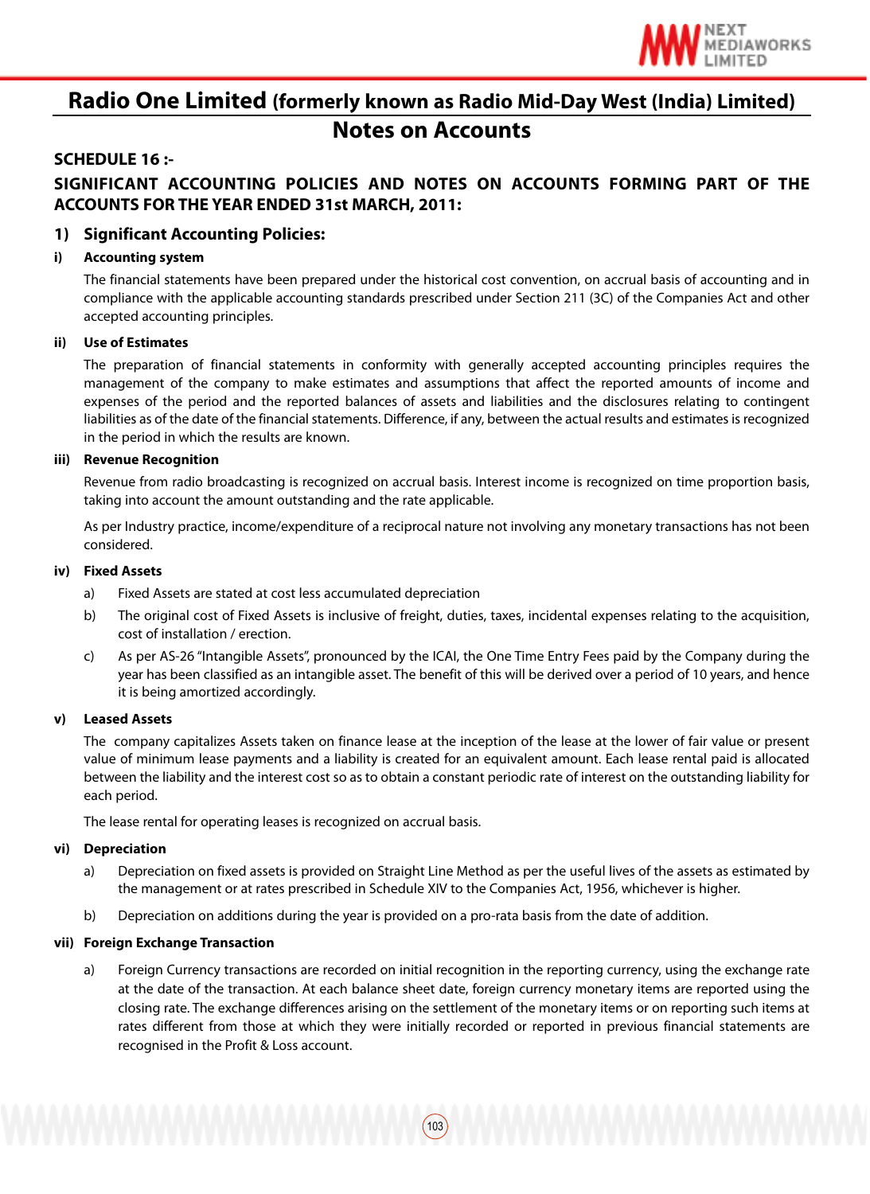# Radio One Limited (formerly known as Radio Mid-Day West (India) Limited)

## Notes on Accounts

### SCHEDULE 16 :-

### SIGNIFICANT ACCOUNTING POLICIES AND NOTES ON ACCOUNTS FORMING PART OF THE ACCOUNTS FOR THE YEAR ENDED 31st MARCH, 2011:

### 1) Significant Accounting Policies:

**i) Accounting system**

The financial statements have been prepared under the historical cost convention, on accrual basis of accounting and in compliance with the applicable accounting standards prescribed under Section 211 (3C) of the Companies Act and other accepted accounting principles.

**ii) Use of Estimates**

The preparation of financial statements in conformity with generally accepted accounting principles requires the management of the company to make estimates and assumptions that affect the reported amounts of income and expenses of the period and the reported balances of assets and liabilities and the disclosures relating to contingent liabilities as of the date of the financial statements. Difference, if any, between the actual results and estimates is recognized in the period in which the results are known.

**iii) Revenue Recognition**

Revenue from radio broadcasting is recognized on accrual basis. Interest income is recognized on time proportion basis, taking into account the amount outstanding and the rate applicable.

As per Industry practice, income/expenditure of a reciprocal nature not involving any monetary transactions has not been considered.

**iv) Fixed Assets**

a) Fixed Assets are stated at cost less accumulated depreciation

b) The original cost of Fixed Assets is inclusive of freight, duties, taxes, incidental expenses relating to the acquisition, cost of installation / erection.

c) As per AS-26 "Intangible Assets", pronounced by the ICAI, the One Time Entry Fees paid by the Company during the year has been classified as an intangible asset. The benefit of this will be derived over a period of 10 years, and hence it is being amortized accordingly.

**v) Leased Assets**

The company capitalizes Assets taken on finance lease at the inception of the lease at the lower of fair value or present value of minimum lease payments and a liability is created for an equivalent amount. Each lease rental paid is allocated between the liability and the interest cost so as to obtain a constant periodic rate of interest on the outstanding liability for each period.

The lease rental for operating leases is recognized on accrual basis.

**vi) Depreciation**

a) Depreciation on fixed assets is provided on Straight Line Method as per the useful lives of the assets as estimated by the management or at rates prescribed in Schedule XIV to the Companies Act, 1956, whichever is higher.

b) Depreciation on additions during the year is provided on a pro-rata basis from the date of addition.

**vii) Foreign Exchange Transaction**

a) Foreign Currency transactions are recorded on initial recognition in the reporting currency, using the exchange rate at the date of the transaction. At each balance sheet date, foreign currency monetary items are reported using the closing rate. The exchange differences arising on the settlement of the monetary items or on reporting such items at rates different from those at which they were initially recorded or reported in previous financial statements are recognised in the Profit & Loss account.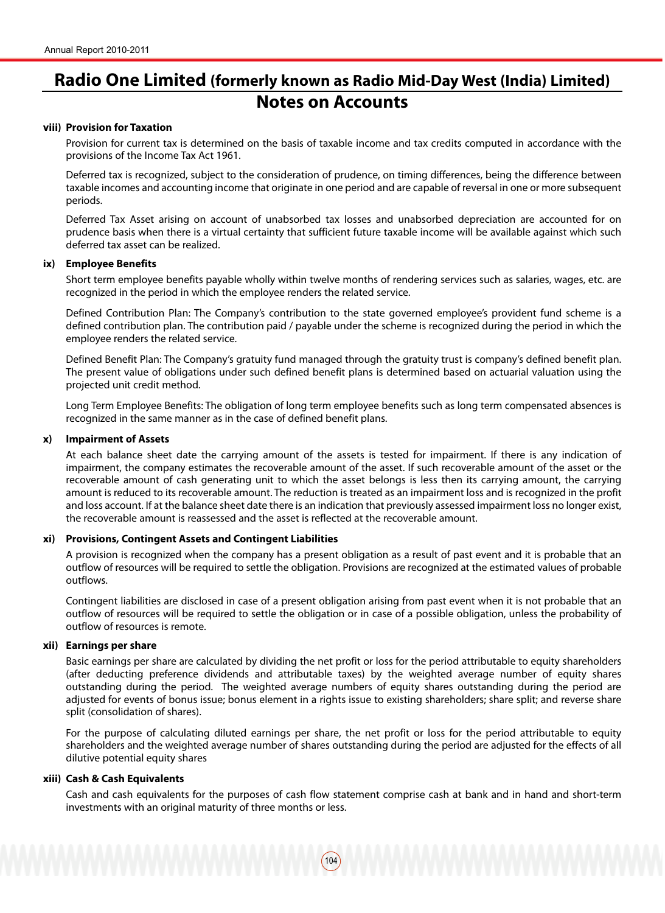# Radio One Limited (formerly known as Radio Mid-Day West (India) Limited)

## Notes on Accounts

**viii) Provision for Taxation**

Provision for current tax is determined on the basis of taxable income and tax credits computed in accordance with the provisions of the Income Tax Act 1961.

Deferred tax is recognized, subject to the consideration of prudence, on timing differences, being the difference between taxable incomes and accounting income that originate in one period and are capable of reversal in one or more subsequent periods.

Deferred Tax Asset arising on account of unabsorbed tax losses and unabsorbed depreciation are accounted for on prudence basis when there is a virtual certainty that sufficient future taxable income will be available against which such deferred tax asset can be realized.

**ix) Employee Benefits**

Short term employee benefits payable wholly within twelve months of rendering services such as salaries, wages, etc. are recognized in the period in which the employee renders the related service.

Defined Contribution Plan: The Company's contribution to the state governed employee's provident fund scheme is a defined contribution plan. The contribution paid / payable under the scheme is recognized during the period in which the employee renders the related service.

Defined Benefit Plan: The Company's gratuity fund managed through the gratuity trust is company's defined benefit plan. The present value of obligations under such defined benefit plans is determined based on actuarial valuation using the projected unit credit method.

Long Term Employee Benefits: The obligation of long term employee benefits such as long term compensated absences is recognized in the same manner as in the case of defined benefit plans.

**x) Impairment of Assets**

At each balance sheet date the carrying amount of the assets is tested for impairment. If there is any indication of impairment, the company estimates the recoverable amount of the asset. If such recoverable amount of the asset or the recoverable amount of cash generating unit to which the asset belongs is less then its carrying amount, the carrying amount is reduced to its recoverable amount. The reduction is treated as an impairment loss and is recognized in the profit and loss account. If at the balance sheet date there is an indication that previously assessed impairment loss no longer exist, the recoverable amount is reassessed and the asset is reflected at the recoverable amount.

**xi) Provisions, Contingent Assets and Contingent Liabilities**

A provision is recognized when the company has a present obligation as a result of past event and it is probable that an outflow of resources will be required to settle the obligation. Provisions are recognized at the estimated values of probable outflows.

Contingent liabilities are disclosed in case of a present obligation arising from past event when it is not probable that an outflow of resources will be required to settle the obligation or in case of a possible obligation, unless the probability of outflow of resources is remote.

**xii) Earnings per share**

Basic earnings per share are calculated by dividing the net profit or loss for the period attributable to equity shareholders (after deducting preference dividends and attributable taxes) by the weighted average number of equity shares outstanding during the period. The weighted average numbers of equity shares outstanding during the period are adjusted for events of bonus issue; bonus element in a rights issue to existing shareholders; share split; and reverse share split (consolidation of shares).

For the purpose of calculating diluted earnings per share, the net profit or loss for the period attributable to equity shareholders and the weighted average number of shares outstanding during the period are adjusted for the effects of all dilutive potential equity shares

**xiii) Cash & Cash Equivalents**

Cash and cash equivalents for the purposes of cash flow statement comprise cash at bank and in hand and short-term investments with an original maturity of three months or less.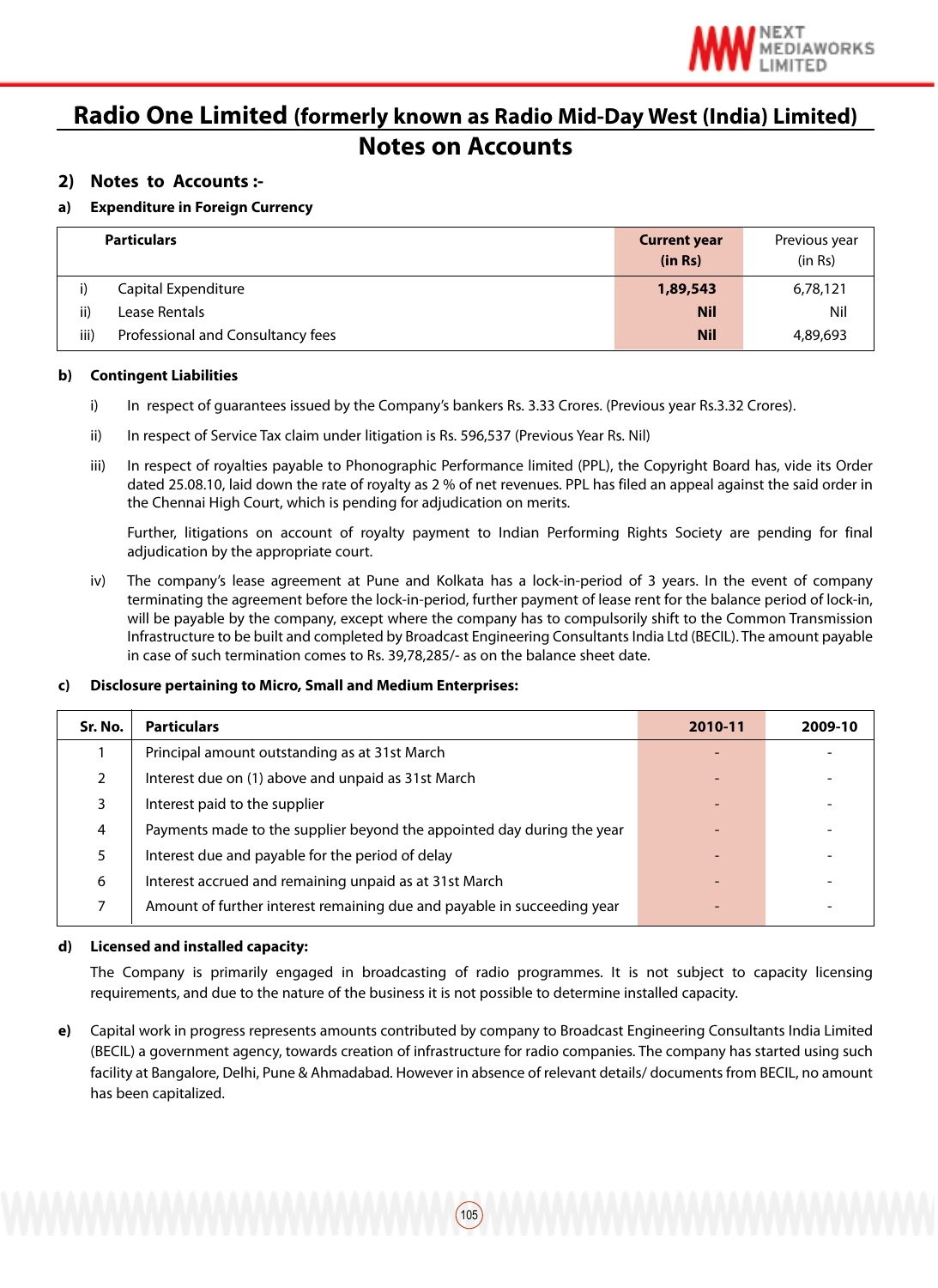# Radio One Limited (formerly known as Radio Mid-Day West (India) Limited)

## Notes on Accounts

### 2) Notes to Accounts :-

**a) Expenditure in Foreign Currency**

| | Particulars | Current year (in Rs) | Previous year (in Rs) |
|---|---|---|---|
| i) | Capital Expenditure | **1,89,543** | 6,78,121 |
| ii) | Lease Rentals | **Nil** | Nil |
| iii) | Professional and Consultancy fees | **Nil** | 4,89,693 |

**b) Contingent Liabilities**

i) In respect of guarantees issued by the Company's bankers Rs. 3.33 Crores. (Previous year Rs.3.32 Crores).

ii) In respect of Service Tax claim under litigation is Rs. 596,537 (Previous Year Rs. Nil)

iii) In respect of royalties payable to Phonographic Performance limited (PPL), the Copyright Board has, vide its Order dated 25.08.10, laid down the rate of royalty as 2 % of net revenues. PPL has filed an appeal against the said order in the Chennai High Court, which is pending for adjudication on merits.

Further, litigations on account of royalty payment to Indian Performing Rights Society are pending for final adjudication by the appropriate court.

iv) The company's lease agreement at Pune and Kolkata has a lock-in-period of 3 years. In the event of company terminating the agreement before the lock-in-period, further payment of lease rent for the balance period of lock-in, will be payable by the company, except where the company has to compulsorily shift to the Common Transmission Infrastructure to be built and completed by Broadcast Engineering Consultants India Ltd (BECIL). The amount payable in case of such termination comes to Rs. 39,78,285/- as on the balance sheet date.

**c) Disclosure pertaining to Micro, Small and Medium Enterprises:**

| Sr. No. | Particulars | 2010-11 | 2009-10 |
|---|---|---|---|
| 1 | Principal amount outstanding as at 31st March | - | - |
| 2 | Interest due on (1) above and unpaid as 31st March | - | - |
| 3 | Interest paid to the supplier | - | - |
| 4 | Payments made to the supplier beyond the appointed day during the year | - | - |
| 5 | Interest due and payable for the period of delay | - | - |
| 6 | Interest accrued and remaining unpaid as at 31st March | - | - |
| 7 | Amount of further interest remaining due and payable in succeeding year | - | - |

**d) Licensed and installed capacity:**

The Company is primarily engaged in broadcasting of radio programmes. It is not subject to capacity licensing requirements, and due to the nature of the business it is not possible to determine installed capacity.

**e)** Capital work in progress represents amounts contributed by company to Broadcast Engineering Consultants India Limited (BECIL) a government agency, towards creation of infrastructure for radio companies. The company has started using such facility at Bangalore, Delhi, Pune & Ahmadabad. However in absence of relevant details/ documents from BECIL, no amount has been capitalized.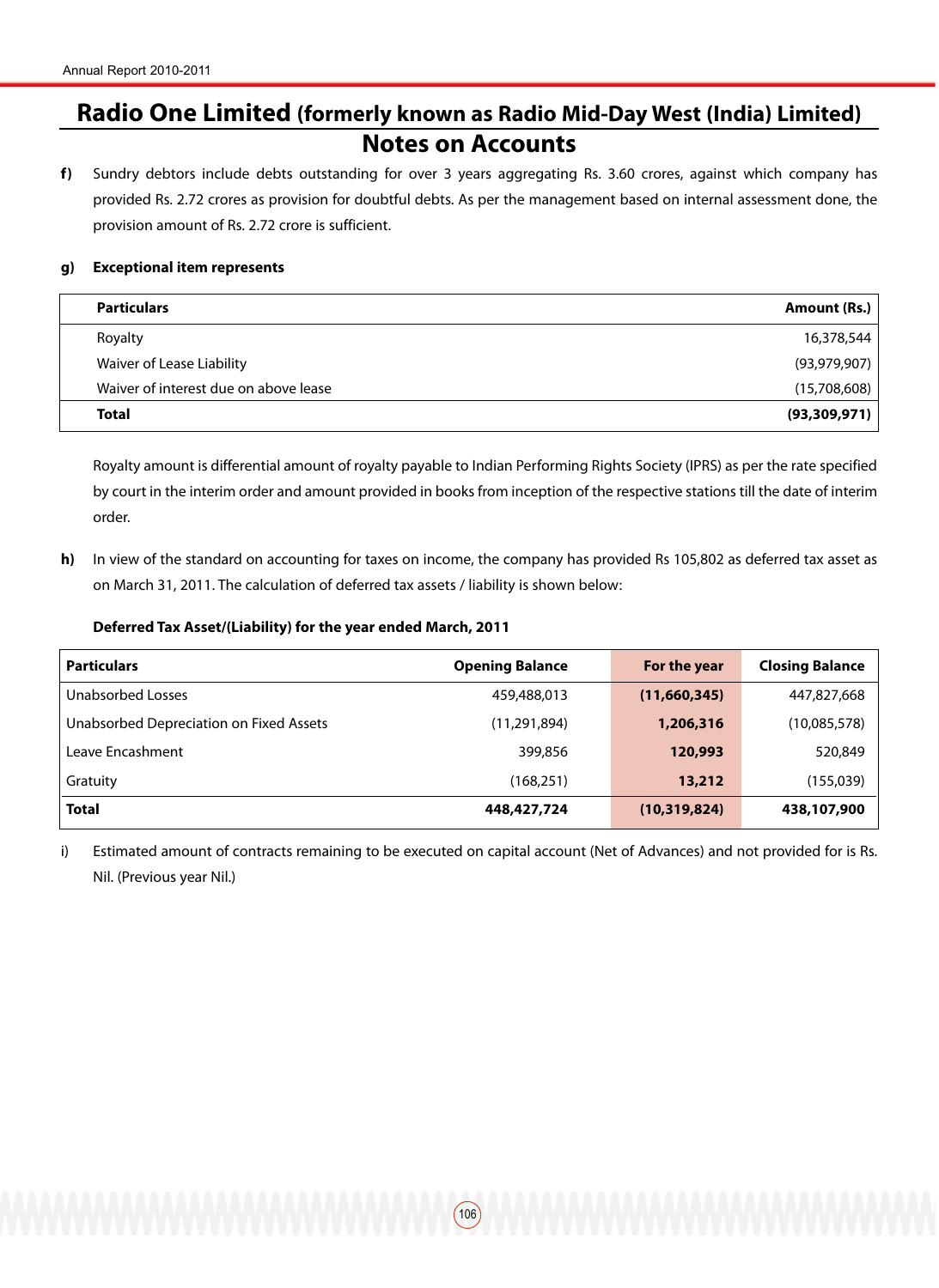# Radio One Limited (formerly known as Radio Mid-Day West (India) Limited)

## Notes on Accounts

**f)** Sundry debtors include debts outstanding for over 3 years aggregating Rs. 3.60 crores, against which company has provided Rs. 2.72 crores as provision for doubtful debts. As per the management based on internal assessment done, the provision amount of Rs. 2.72 crore is sufficient.

**g)** **Exceptional item represents**

| Particulars | Amount (Rs.) |
|---|---:|
| Royalty | 16,378,544 |
| Waiver of Lease Liability | (93,979,907) |
| Waiver of interest due on above lease | (15,708,608) |
| **Total** | **(93,309,971)** |

Royalty amount is differential amount of royalty payable to Indian Performing Rights Society (IPRS) as per the rate specified by court in the interim order and amount provided in books from inception of the respective stations till the date of interim order.

**h)** In view of the standard on accounting for taxes on income, the company has provided Rs 105,802 as deferred tax asset as on March 31, 2011. The calculation of deferred tax assets / liability is shown below:

**Deferred Tax Asset/(Liability) for the year ended March, 2011**

| Particulars | Opening Balance | For the year | Closing Balance |
|---|---:|---:|---:|
| Unabsorbed Losses | 459,488,013 | **(11,660,345)** | 447,827,668 |
| Unabsorbed Depreciation on Fixed Assets | (11,291,894) | **1,206,316** | (10,085,578) |
| Leave Encashment | 399,856 | **120,993** | 520,849 |
| Gratuity | (168,251) | **13,212** | (155,039) |
| **Total** | **448,427,724** | **(10,319,824)** | **438,107,900** |

i) Estimated amount of contracts remaining to be executed on capital account (Net of Advances) and not provided for is Rs. Nil. (Previous year Nil.)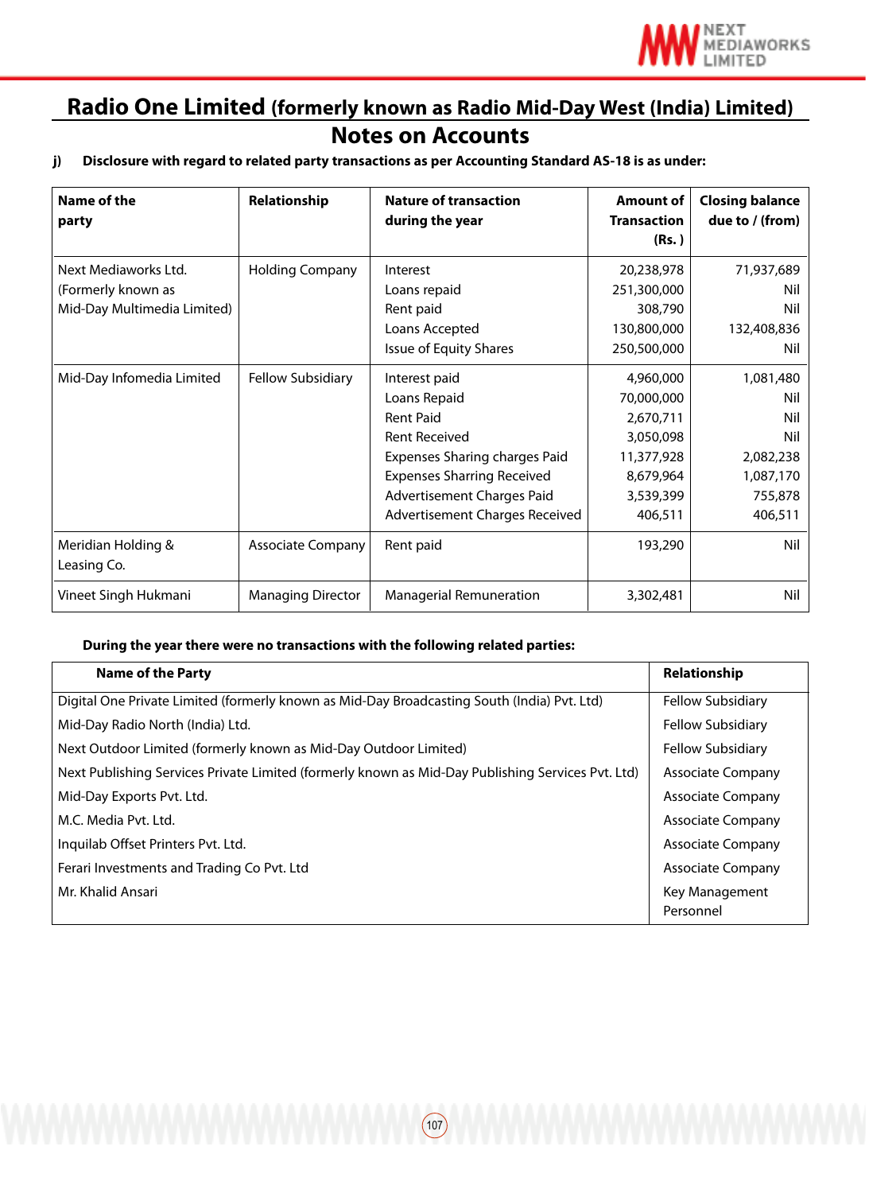# Radio One Limited (formerly known as Radio Mid-Day West (India) Limited)

## Notes on Accounts

**j) Disclosure with regard to related party transactions as per Accounting Standard AS-18 is as under:**

| Name of the party | Relationship | Nature of transaction during the year | Amount of Transaction (Rs. ) | Closing balance due to / (from) |
|---|---|---|---|---|
| Next Mediaworks Ltd. (Formerly known as Mid-Day Multimedia Limited) | Holding Company | Interest | 20,238,978 | 71,937,689 |
| | | Loans repaid | 251,300,000 | Nil |
| | | Rent paid | 308,790 | Nil |
| | | Loans Accepted | 130,800,000 | 132,408,836 |
| | | Issue of Equity Shares | 250,500,000 | Nil |
| Mid-Day Infomedia Limited | Fellow Subsidiary | Interest paid | 4,960,000 | 1,081,480 |
| | | Loans Repaid | 70,000,000 | Nil |
| | | Rent Paid | 2,670,711 | Nil |
| | | Rent Received | 3,050,098 | Nil |
| | | Expenses Sharing charges Paid | 11,377,928 | 2,082,238 |
| | | Expenses Sharring Received | 8,679,964 | 1,087,170 |
| | | Advertisement Charges Paid | 3,539,399 | 755,878 |
| | | Advertisement Charges Received | 406,511 | 406,511 |
| Meridian Holding & Leasing Co. | Associate Company | Rent paid | 193,290 | Nil |
| Vineet Singh Hukmani | Managing Director | Managerial Remuneration | 3,302,481 | Nil |

**During the year there were no transactions with the following related parties:**

| Name of the Party | Relationship |
|---|---|
| Digital One Private Limited (formerly known as Mid-Day Broadcasting South (India) Pvt. Ltd) | Fellow Subsidiary |
| Mid-Day Radio North (India) Ltd. | Fellow Subsidiary |
| Next Outdoor Limited (formerly known as Mid-Day Outdoor Limited) | Fellow Subsidiary |
| Next Publishing Services Private Limited (formerly known as Mid-Day Publishing Services Pvt. Ltd) | Associate Company |
| Mid-Day Exports Pvt. Ltd. | Associate Company |
| M.C. Media Pvt. Ltd. | Associate Company |
| Inquilab Offset Printers Pvt. Ltd. | Associate Company |
| Ferari Investments and Trading Co Pvt. Ltd | Associate Company |
| Mr. Khalid Ansari | Key Management Personnel |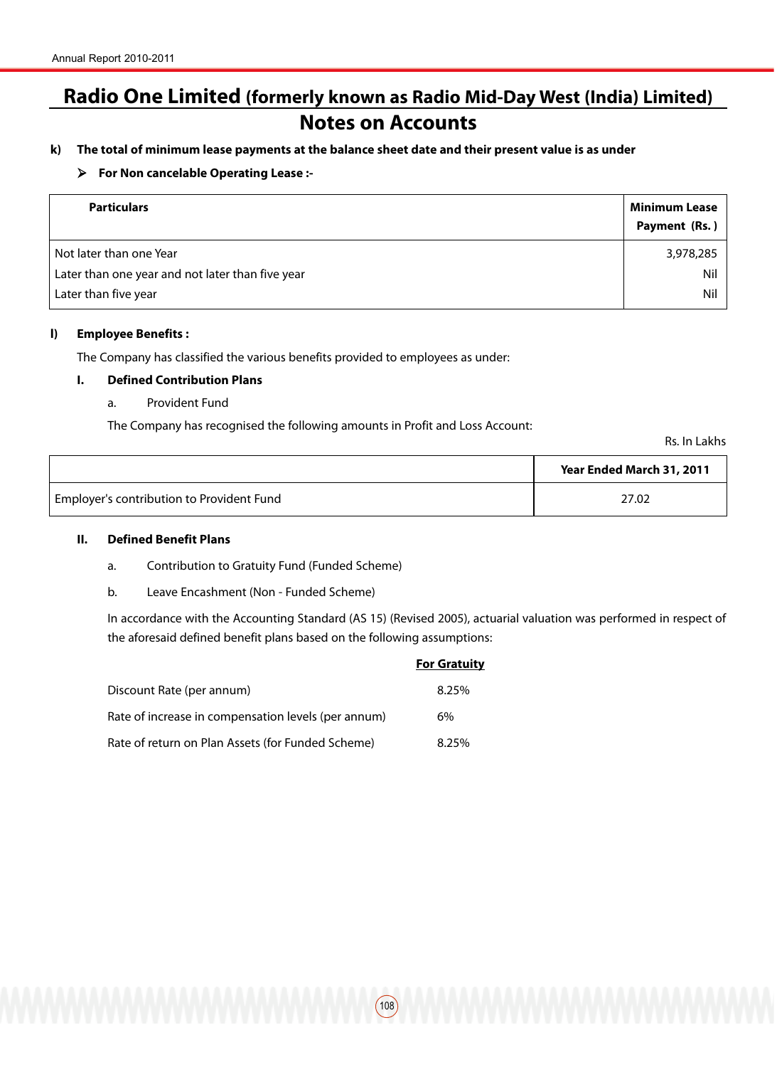# Radio One Limited (formerly known as Radio Mid-Day West (India) Limited)

## Notes on Accounts

**k) The total of minimum lease payments at the balance sheet date and their present value is as under**

➢ **For Non cancelable Operating Lease :-**

| Particulars | Minimum Lease Payment (Rs. ) |
|---|---|
| Not later than one Year | 3,978,285 |
| Later than one year and not later than five year | Nil |
| Later than five year | Nil |

**l) Employee Benefits :**

The Company has classified the various benefits provided to employees as under:

**I. Defined Contribution Plans**

a. Provident Fund

The Company has recognised the following amounts in Profit and Loss Account:

Rs. In Lakhs

| | Year Ended March 31, 2011 |
|---|---|
| Employer's contribution to Provident Fund | 27.02 |

**II. Defined Benefit Plans**

a. Contribution to Gratuity Fund (Funded Scheme)

b. Leave Encashment (Non - Funded Scheme)

In accordance with the Accounting Standard (AS 15) (Revised 2005), actuarial valuation was performed in respect of the aforesaid defined benefit plans based on the following assumptions:

| | For Gratuity |
|---|---|
| Discount Rate (per annum) | 8.25% |
| Rate of increase in compensation levels (per annum) | 6% |
| Rate of return on Plan Assets (for Funded Scheme) | 8.25% |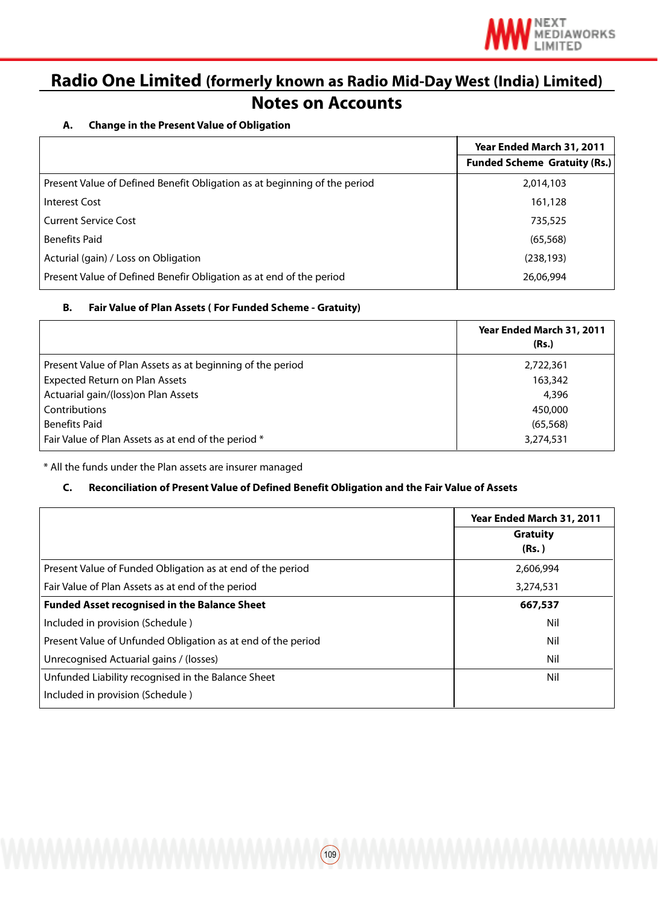# Radio One Limited (formerly known as Radio Mid-Day West (India) Limited)

## Notes on Accounts

**A. Change in the Present Value of Obligation**

| | Year Ended March 31, 2011 |
|---|---|
| | **Funded Scheme Gratuity (Rs.)** |
| Present Value of Defined Benefit Obligation as at beginning of the period | 2,014,103 |
| Interest Cost | 161,128 |
| Current Service Cost | 735,525 |
| Benefits Paid | (65,568) |
| Acturial (gain) / Loss on Obligation | (238,193) |
| Present Value of Defined Benefir Obligation as at end of the period | 26,06,994 |

**B. Fair Value of Plan Assets ( For Funded Scheme - Gratuity)**

| | Year Ended March 31, 2011 (Rs.) |
|---|---|
| Present Value of Plan Assets as at beginning of the period | 2,722,361 |
| Expected Return on Plan Assets | 163,342 |
| Actuarial gain/(loss)on Plan Assets | 4,396 |
| Contributions | 450,000 |
| Benefits Paid | (65,568) |
| Fair Value of Plan Assets as at end of the period * | 3,274,531 |

* All the funds under the Plan assets are insurer managed

**C. Reconciliation of Present Value of Defined Benefit Obligation and the Fair Value of Assets**

| | Year Ended March 31, 2011 |
|---|---|
| | **Gratuity (Rs. )** |
| Present Value of Funded Obligation as at end of the period | 2,606,994 |
| Fair Value of Plan Assets as at end of the period | 3,274,531 |
| **Funded Asset recognised in the Balance Sheet** | **667,537** |
| Included in provision (Schedule ) | Nil |
| Present Value of Unfunded Obligation as at end of the period | Nil |
| Unrecognised Actuarial gains / (losses) | Nil |
| Unfunded Liability recognised in the Balance Sheet | Nil |
| Included in provision (Schedule ) | |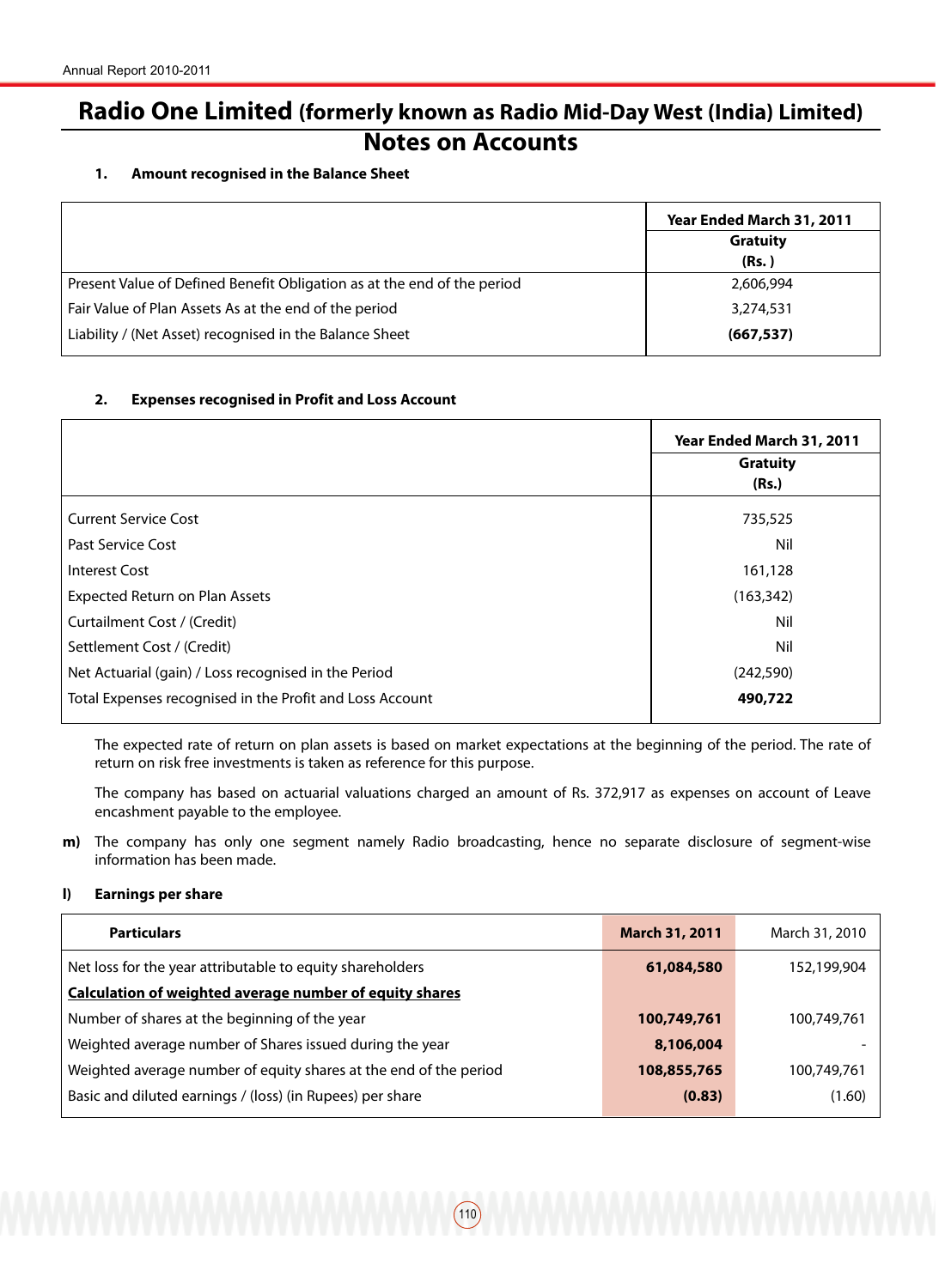# Radio One Limited (formerly known as Radio Mid-Day West (India) Limited)

## Notes on Accounts

**1. Amount recognised in the Balance Sheet**

| | Year Ended March 31, 2011 Gratuity (Rs. ) |
|---|---|
| Present Value of Defined Benefit Obligation as at the end of the period | 2,606,994 |
| Fair Value of Plan Assets As at the end of the period | 3,274,531 |
| Liability / (Net Asset) recognised in the Balance Sheet | **(667,537)** |

**2. Expenses recognised in Profit and Loss Account**

| | Year Ended March 31, 2011 Gratuity (Rs.) |
|---|---|
| Current Service Cost | 735,525 |
| Past Service Cost | Nil |
| Interest Cost | 161,128 |
| Expected Return on Plan Assets | (163,342) |
| Curtailment Cost / (Credit) | Nil |
| Settlement Cost / (Credit) | Nil |
| Net Actuarial (gain) / Loss recognised in the Period | (242,590) |
| Total Expenses recognised in the Profit and Loss Account | **490,722** |

The expected rate of return on plan assets is based on market expectations at the beginning of the period. The rate of return on risk free investments is taken as reference for this purpose.

The company has based on actuarial valuations charged an amount of Rs. 372,917 as expenses on account of Leave encashment payable to the employee.

**m)** The company has only one segment namely Radio broadcasting, hence no separate disclosure of segment-wise information has been made.

**l) Earnings per share**

| Particulars | March 31, 2011 | March 31, 2010 |
|---|---|---|
| Net loss for the year attributable to equity shareholders | **61,084,580** | 152,199,904 |
| **Calculation of weighted average number of equity shares** | | |
| Number of shares at the beginning of the year | **100,749,761** | 100,749,761 |
| Weighted average number of Shares issued during the year | **8,106,004** | - |
| Weighted average number of equity shares at the end of the period | **108,855,765** | 100,749,761 |
| Basic and diluted earnings / (loss) (in Rupees) per share | **(0.83)** | (1.60) |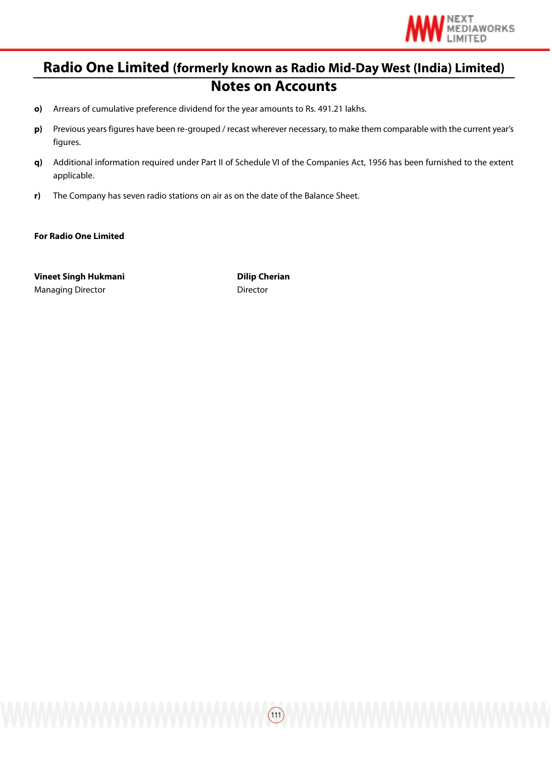# Radio One Limited (formerly known as Radio Mid-Day West (India) Limited)

## Notes on Accounts

**o)** Arrears of cumulative preference dividend for the year amounts to Rs. 491.21 lakhs.

**p)** Previous years figures have been re-grouped / recast wherever necessary, to make them comparable with the current year's figures.

**q)** Additional information required under Part II of Schedule VI of the Companies Act, 1956 has been furnished to the extent applicable.

**r)** The Company has seven radio stations on air as on the date of the Balance Sheet.

**For Radio One Limited**

**Vineet Singh Hukmani**
Managing Director

**Dilip Cherian**
Director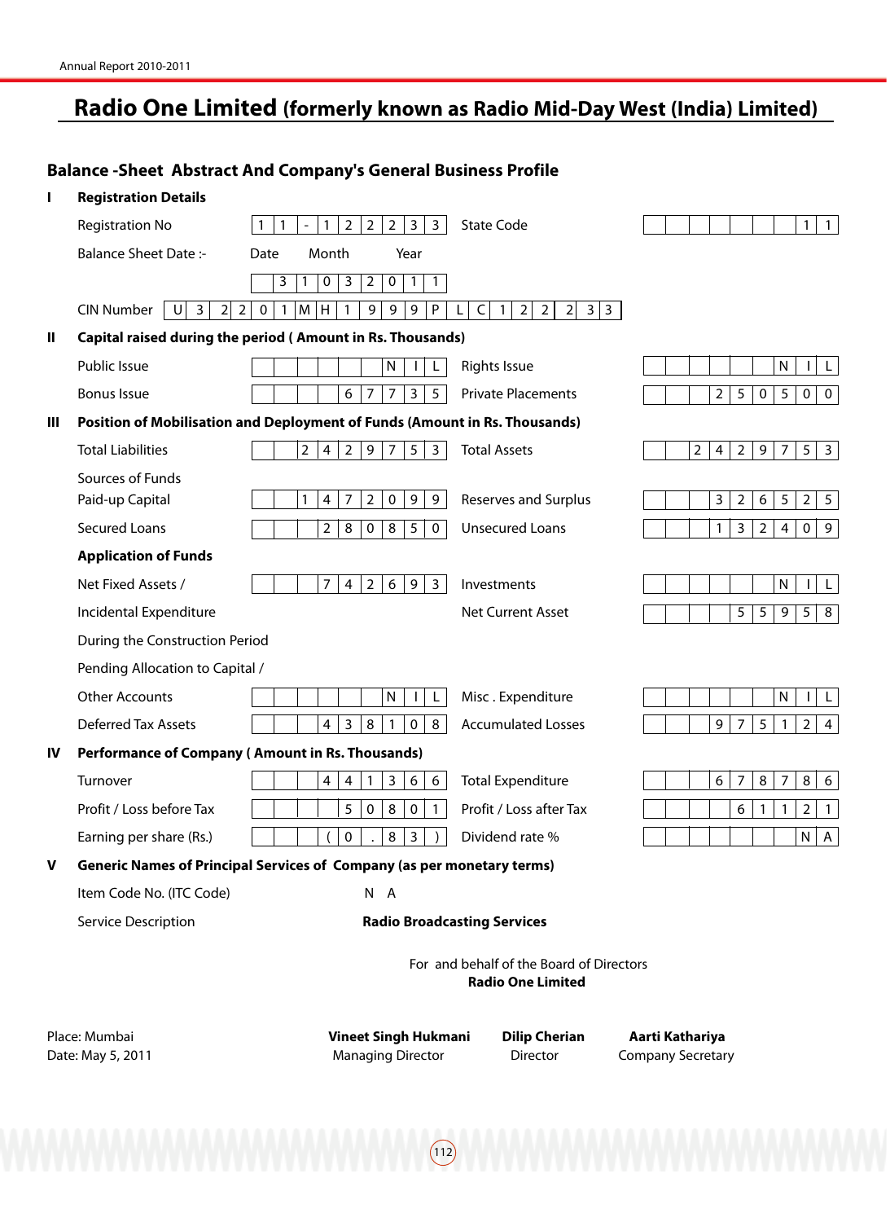# Radio One Limited (formerly known as Radio Mid-Day West (India) Limited)

## Balance -Sheet Abstract And Company's General Business Profile

**I Registration Details**

| | | | |
|---|---|---|---|
| Registration No | 11-122233 | State Code | 11 |
| Balance Sheet Date :- | Date Month Year<br>31032011 | | |
| CIN Number | U32201MH1999PLC122233 | | |

**II Capital raised during the period ( Amount in Rs. Thousands)**

| | | | |
|---|---|---|---|
| Public Issue | NIL | Rights Issue | NIL |
| Bonus Issue | 67735 | Private Placements | 250500 |

**III Position of Mobilisation and Deployment of Funds (Amount in Rs. Thousands)**

| | | | |
|---|---|---|---|
| Total Liabilities | 2429753 | Total Assets | 2429753 |
| **Sources of Funds** | | | |
| Paid-up Capital | 1472099 | Reserves and Surplus | 326525 |
| Secured Loans | 280850 | Unsecured Loans | 132409 |
| **Application of Funds** | | | |
| Net Fixed Assets / | 742693 | Investments | NIL |
| Incidental Expenditure During the Construction Period Pending Allocation to Capital / Other Accounts | NIL | Net Current Asset | 55958 |
| | | Misc . Expenditure | NIL |
| Deferred Tax Assets | 438108 | Accumulated Losses | 975124 |

**IV Performance of Company ( Amount in Rs. Thousands)**

| | | | |
|---|---|---|---|
| Turnover | 441366 | Total Expenditure | 678786 |
| Profit / Loss before Tax | 50801 | Profit / Loss after Tax | 61121 |
| Earning per share (Rs.) | (0.83) | Dividend rate % | NA |

**V Generic Names of Principal Services of Company (as per monetary terms)**

| | |
|---|---|
| Item Code No. (ITC Code) | N A |
| Service Description | **Radio Broadcasting Services** |

For and behalf of the Board of Directors
**Radio One Limited**

Place: Mumbai
Date: May 5, 2011

**Vineet Singh Hukmani**
Managing Director

**Dilip Cherian**
Director

**Aarti Kathariya**
Company Secretary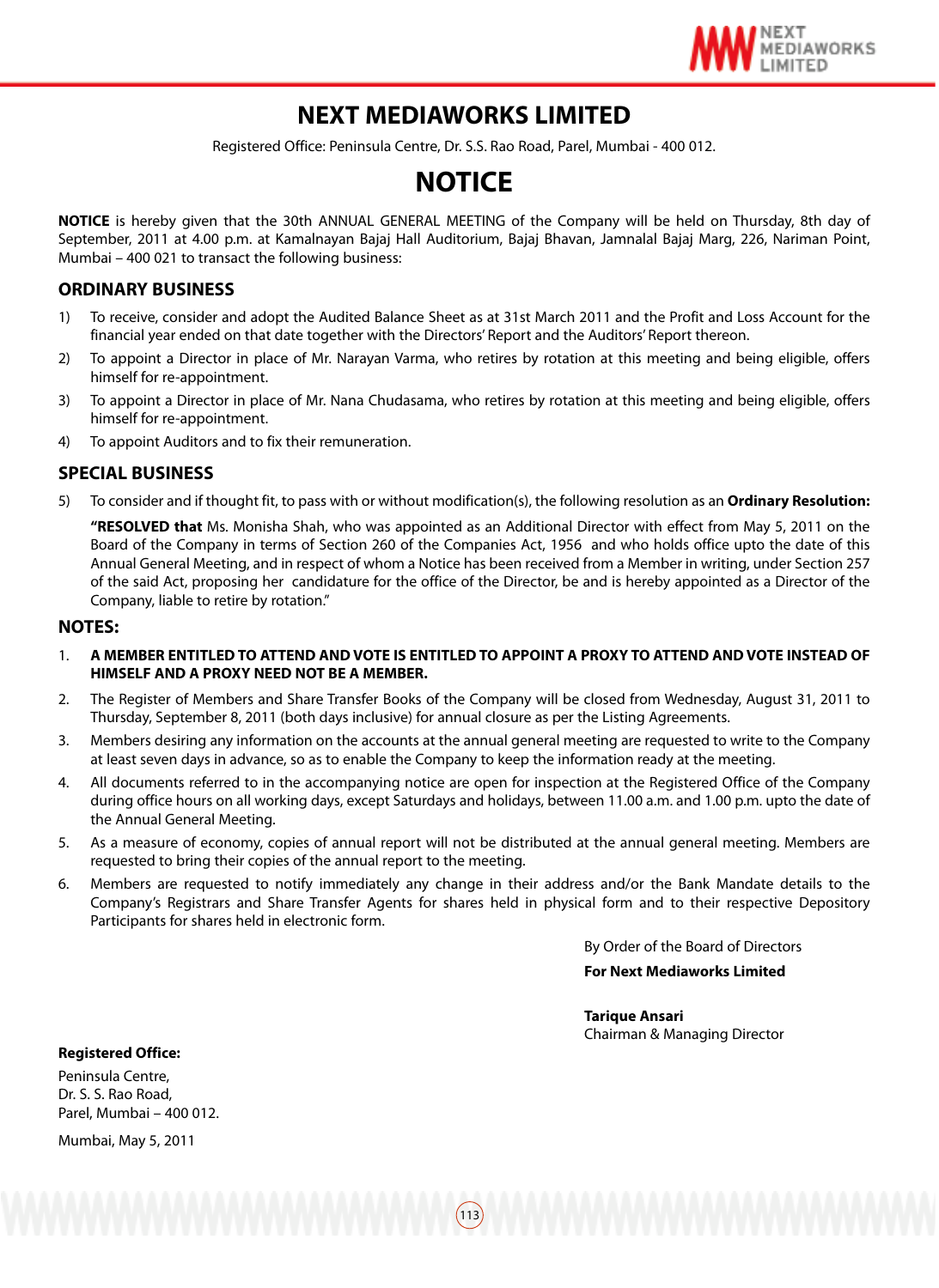# NEXT MEDIAWORKS LIMITED

Registered Office: Peninsula Centre, Dr. S.S. Rao Road, Parel, Mumbai - 400 012.

# NOTICE

**NOTICE** is hereby given that the 30th ANNUAL GENERAL MEETING of the Company will be held on Thursday, 8th day of September, 2011 at 4.00 p.m. at Kamalnayan Bajaj Hall Auditorium, Bajaj Bhavan, Jamnalal Bajaj Marg, 226, Nariman Point, Mumbai – 400 021 to transact the following business:

## ORDINARY BUSINESS

1) To receive, consider and adopt the Audited Balance Sheet as at 31st March 2011 and the Profit and Loss Account for the financial year ended on that date together with the Directors' Report and the Auditors' Report thereon.
2) To appoint a Director in place of Mr. Narayan Varma, who retires by rotation at this meeting and being eligible, offers himself for re-appointment.
3) To appoint a Director in place of Mr. Nana Chudasama, who retires by rotation at this meeting and being eligible, offers himself for re-appointment.
4) To appoint Auditors and to fix their remuneration.

## SPECIAL BUSINESS

5) To consider and if thought fit, to pass with or without modification(s), the following resolution as an **Ordinary Resolution:**

   **"RESOLVED that** Ms. Monisha Shah, who was appointed as an Additional Director with effect from May 5, 2011 on the Board of the Company in terms of Section 260 of the Companies Act, 1956 and who holds office upto the date of this Annual General Meeting, and in respect of whom a Notice has been received from a Member in writing, under Section 257 of the said Act, proposing her candidature for the office of the Director, be and is hereby appointed as a Director of the Company, liable to retire by rotation."

## NOTES:

1. **A MEMBER ENTITLED TO ATTEND AND VOTE IS ENTITLED TO APPOINT A PROXY TO ATTEND AND VOTE INSTEAD OF HIMSELF AND A PROXY NEED NOT BE A MEMBER.**
2. The Register of Members and Share Transfer Books of the Company will be closed from Wednesday, August 31, 2011 to Thursday, September 8, 2011 (both days inclusive) for annual closure as per the Listing Agreements.
3. Members desiring any information on the accounts at the annual general meeting are requested to write to the Company at least seven days in advance, so as to enable the Company to keep the information ready at the meeting.
4. All documents referred to in the accompanying notice are open for inspection at the Registered Office of the Company during office hours on all working days, except Saturdays and holidays, between 11.00 a.m. and 1.00 p.m. upto the date of the Annual General Meeting.
5. As a measure of economy, copies of annual report will not be distributed at the annual general meeting. Members are requested to bring their copies of the annual report to the meeting.
6. Members are requested to notify immediately any change in their address and/or the Bank Mandate details to the Company's Registrars and Share Transfer Agents for shares held in physical form and to their respective Depository Participants for shares held in electronic form.

By Order of the Board of Directors

**For Next Mediaworks Limited**

**Tarique Ansari**
Chairman & Managing Director

**Registered Office:**

Peninsula Centre,
Dr. S. S. Rao Road,
Parel, Mumbai – 400 012.

Mumbai, May 5, 2011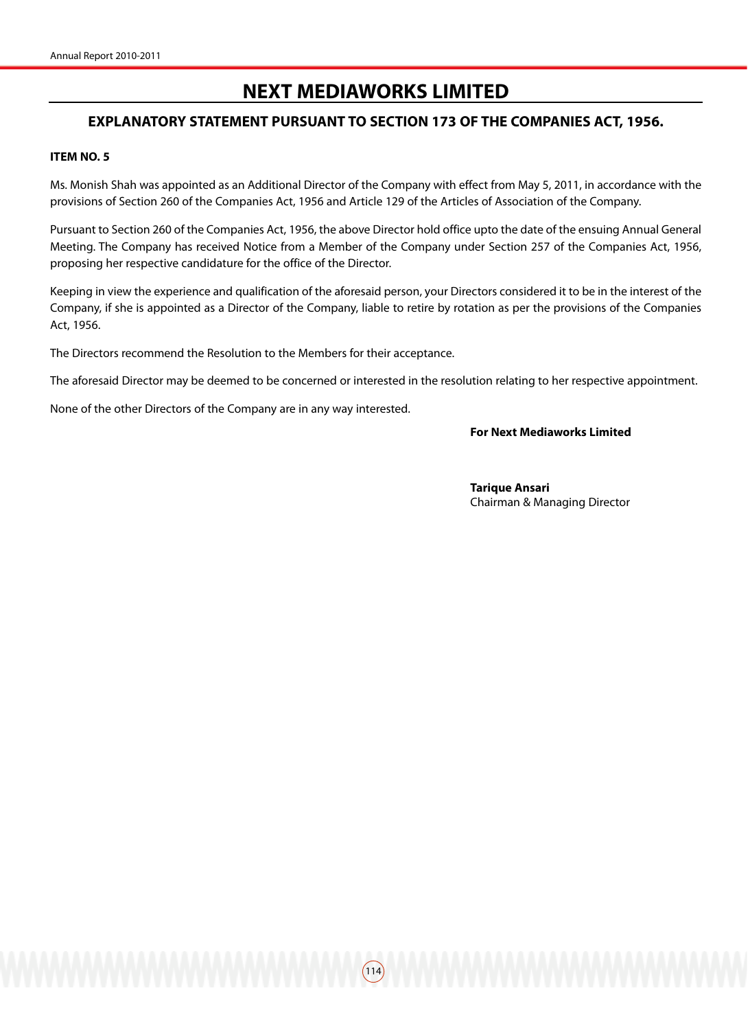# NEXT MEDIAWORKS LIMITED

## EXPLANATORY STATEMENT PURSUANT TO SECTION 173 OF THE COMPANIES ACT, 1956.

**ITEM NO. 5**

Ms. Monish Shah was appointed as an Additional Director of the Company with effect from May 5, 2011, in accordance with the provisions of Section 260 of the Companies Act, 1956 and Article 129 of the Articles of Association of the Company.

Pursuant to Section 260 of the Companies Act, 1956, the above Director hold office upto the date of the ensuing Annual General Meeting. The Company has received Notice from a Member of the Company under Section 257 of the Companies Act, 1956, proposing her respective candidature for the office of the Director.

Keeping in view the experience and qualification of the aforesaid person, your Directors considered it to be in the interest of the Company, if she is appointed as a Director of the Company, liable to retire by rotation as per the provisions of the Companies Act, 1956.

The Directors recommend the Resolution to the Members for their acceptance.

The aforesaid Director may be deemed to be concerned or interested in the resolution relating to her respective appointment.

None of the other Directors of the Company are in any way interested.

**For Next Mediaworks Limited**

**Tarique Ansari**
Chairman & Managing Director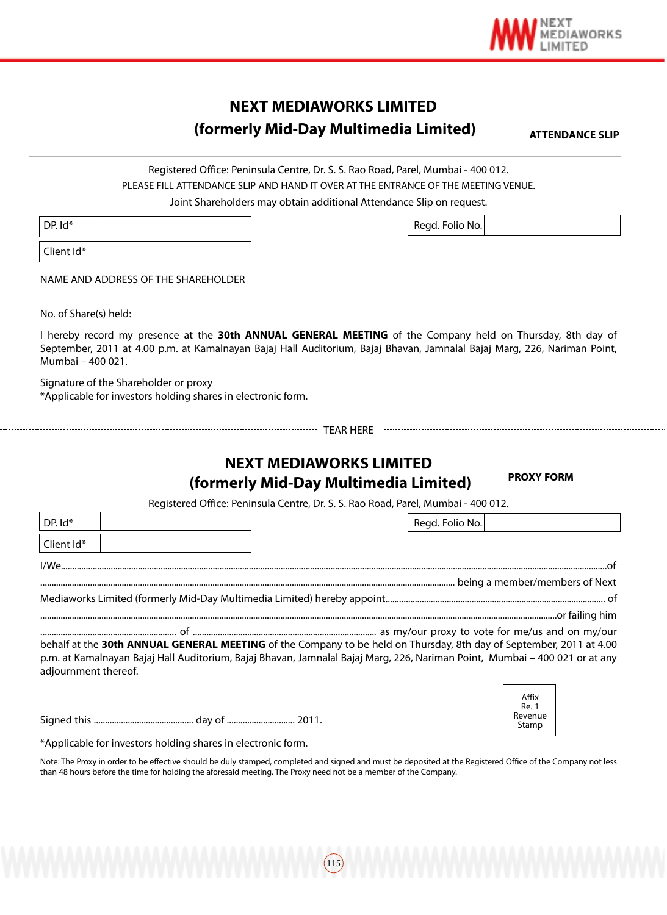# NEXT MEDIAWORKS LIMITED

## (formerly Mid-Day Multimedia Limited)

**ATTENDANCE SLIP**

Registered Office: Peninsula Centre, Dr. S. S. Rao Road, Parel, Mumbai - 400 012.

PLEASE FILL ATTENDANCE SLIP AND HAND IT OVER AT THE ENTRANCE OF THE MEETING VENUE.

Joint Shareholders may obtain additional Attendance Slip on request.

| DP. Id* | |
|---|---|
| Client Id* | |

| Regd. Folio No. | |
|---|---|

NAME AND ADDRESS OF THE SHAREHOLDER

No. of Share(s) held:

I hereby record my presence at the **30th ANNUAL GENERAL MEETING** of the Company held on Thursday, 8th day of September, 2011 at 4.00 p.m. at Kamalnayan Bajaj Hall Auditorium, Bajaj Bhavan, Jamnalal Bajaj Marg, 226, Nariman Point, Mumbai – 400 021.

Signature of the Shareholder or proxy

*Applicable for investors holding shares in electronic form.

TEAR HERE

# NEXT MEDIAWORKS LIMITED

## (formerly Mid-Day Multimedia Limited)

**PROXY FORM**

Registered Office: Peninsula Centre, Dr. S. S. Rao Road, Parel, Mumbai - 400 012.

| DP. Id* | |
|---|---|
| Client Id* | |

| Regd. Folio No. | |
|---|---|

I/We.......................................................................................................................................of

.................................................................................................... being a member/members of Next Mediaworks Limited (formerly Mid-Day Multimedia Limited) hereby appoint........................................................ of

.......................................................................................................................................or failing him

.............................................. of .............................................................. as my/our proxy to vote for me/us and on my/our behalf at the **30th ANNUAL GENERAL MEETING** of the Company to be held on Thursday, 8th day of September, 2011 at 4.00 p.m. at Kamalnayan Bajaj Hall Auditorium, Bajaj Bhavan, Jamnalal Bajaj Marg, 226, Nariman Point, Mumbai – 400 021 or at any adjournment thereof.

Signed this ........................................ day of ........................... 2011.

Affix Re. 1 Revenue Stamp

*Applicable for investors holding shares in electronic form.

Note: The Proxy in order to be effective should be duly stamped, completed and signed and must be deposited at the Registered Office of the Company not less than 48 hours before the time for holding the aforesaid meeting. The Proxy need not be a member of the Company.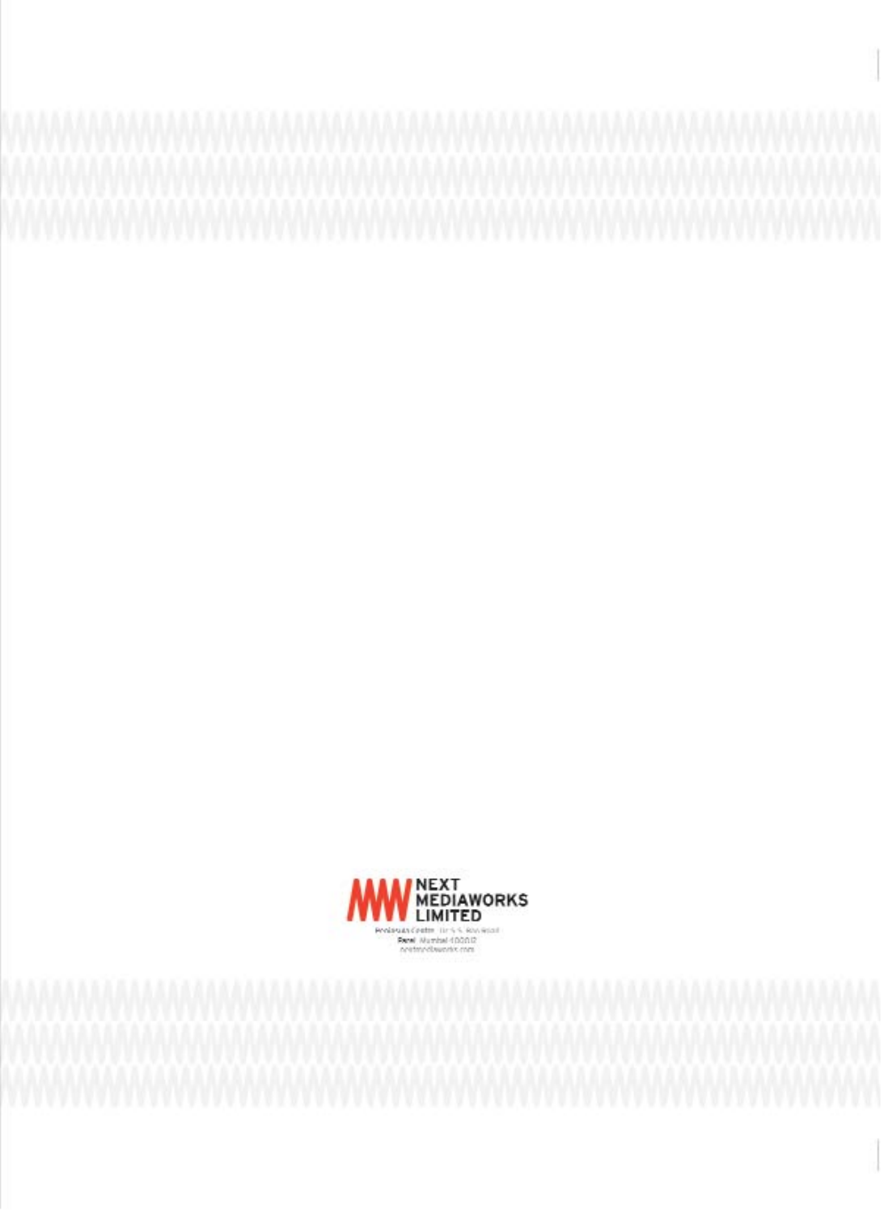NEXT MEDIAWORKS LIMITED

Peninsula Centre, Dr. S. S. Rao Road

Parel, Mumbai 400012

nextmediaworks.com